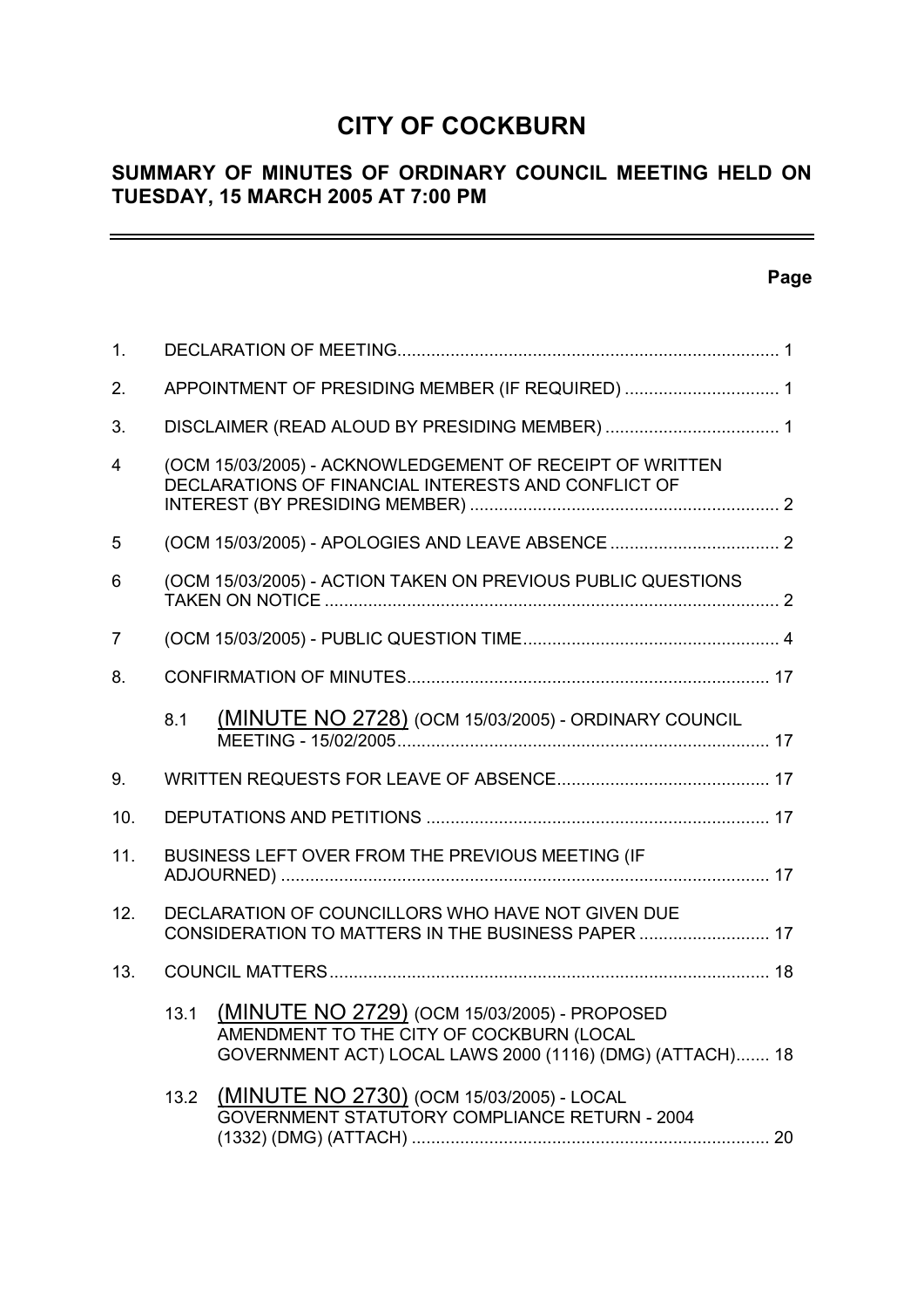# CITY OF COCKBURN

## SUMMARY OF MINUTES OF ORDINARY COUNCIL MEETING HELD ON TUESDAY, 15 MARCH 2005 AT 7:00 PM

**Page**

| | | | |
|---|---|---|---|
| 1. | DECLARATION OF MEETING | | 1 |
| 2. | APPOINTMENT OF PRESIDING MEMBER (IF REQUIRED) | | 1 |
| 3. | DISCLAIMER (READ ALOUD BY PRESIDING MEMBER) | | 1 |
| 4 | (OCM 15/03/2005) - ACKNOWLEDGEMENT OF RECEIPT OF WRITTEN DECLARATIONS OF FINANCIAL INTERESTS AND CONFLICT OF INTEREST (BY PRESIDING MEMBER) | | 2 |
| 5 | (OCM 15/03/2005) - APOLOGIES AND LEAVE ABSENCE | | 2 |
| 6 | (OCM 15/03/2005) - ACTION TAKEN ON PREVIOUS PUBLIC QUESTIONS TAKEN ON NOTICE | | 2 |
| 7 | (OCM 15/03/2005) - PUBLIC QUESTION TIME | | 4 |
| 8. | CONFIRMATION OF MINUTES | | 17 |
| | 8.1 | (MINUTE NO 2728) (OCM 15/03/2005) - ORDINARY COUNCIL MEETING - 15/02/2005 | 17 |
| 9. | WRITTEN REQUESTS FOR LEAVE OF ABSENCE | | 17 |
| 10. | DEPUTATIONS AND PETITIONS | | 17 |
| 11. | BUSINESS LEFT OVER FROM THE PREVIOUS MEETING (IF ADJOURNED) | | 17 |
| 12. | DECLARATION OF COUNCILLORS WHO HAVE NOT GIVEN DUE CONSIDERATION TO MATTERS IN THE BUSINESS PAPER | | 17 |
| 13. | COUNCIL MATTERS | | 18 |
| | 13.1 | (MINUTE NO 2729) (OCM 15/03/2005) - PROPOSED AMENDMENT TO THE CITY OF COCKBURN (LOCAL GOVERNMENT ACT) LOCAL LAWS 2000 (1116) (DMG) (ATTACH) | 18 |
| | 13.2 | (MINUTE NO 2730) (OCM 15/03/2005) - LOCAL GOVERNMENT STATUTORY COMPLIANCE RETURN - 2004 (1332) (DMG) (ATTACH) | 20 |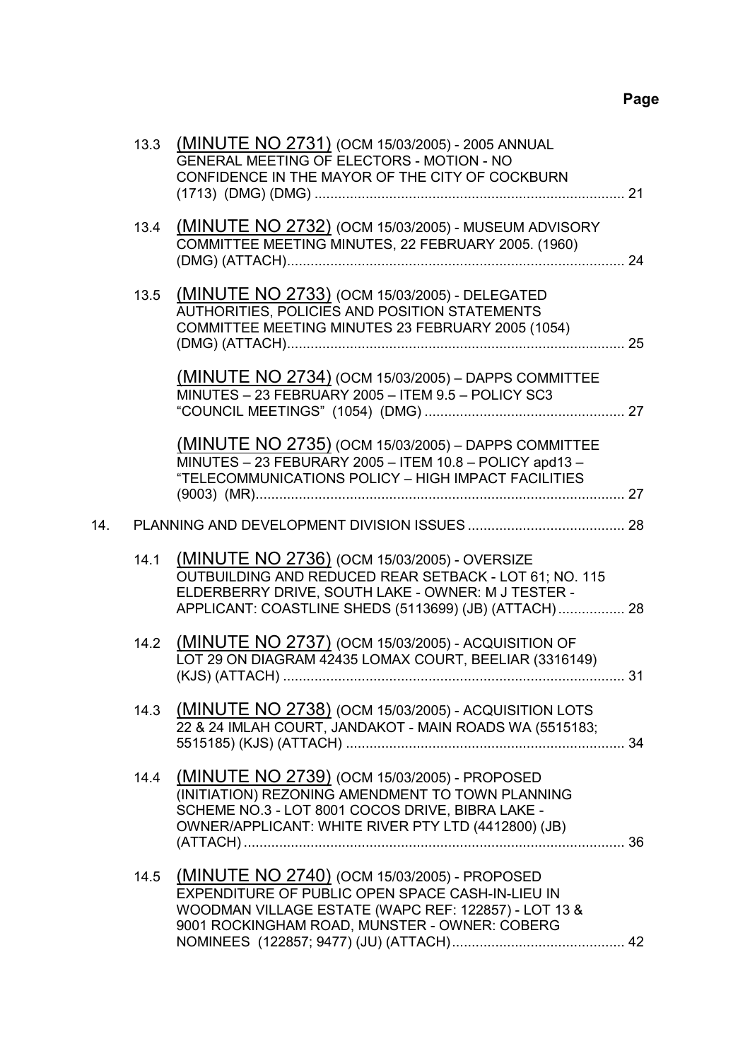| | | | Page |
|---|---|---|---|
| | 13.3 | (MINUTE NO 2731) (OCM 15/03/2005) - 2005 ANNUAL GENERAL MEETING OF ELECTORS - MOTION - NO CONFIDENCE IN THE MAYOR OF THE CITY OF COCKBURN (1713) (DMG) (DMG) | 21 |
| | 13.4 | (MINUTE NO 2732) (OCM 15/03/2005) - MUSEUM ADVISORY COMMITTEE MEETING MINUTES, 22 FEBRUARY 2005. (1960) (DMG) (ATTACH) | 24 |
| | 13.5 | (MINUTE NO 2733) (OCM 15/03/2005) - DELEGATED AUTHORITIES, POLICIES AND POSITION STATEMENTS COMMITTEE MEETING MINUTES 23 FEBRUARY 2005 (1054) (DMG) (ATTACH) | 25 |
| | | (MINUTE NO 2734) (OCM 15/03/2005) – DAPPS COMMITTEE MINUTES – 23 FEBRUARY 2005 – ITEM 9.5 – POLICY SC3 "COUNCIL MEETINGS" (1054) (DMG) | 27 |
| | | (MINUTE NO 2735) (OCM 15/03/2005) – DAPPS COMMITTEE MINUTES – 23 FEBURARY 2005 – ITEM 10.8 – POLICY apd13 – "TELECOMMUNICATIONS POLICY – HIGH IMPACT FACILITIES (9003) (MR) | 27 |
| 14. | | PLANNING AND DEVELOPMENT DIVISION ISSUES | 28 |
| | 14.1 | (MINUTE NO 2736) (OCM 15/03/2005) - OVERSIZE OUTBUILDING AND REDUCED REAR SETBACK - LOT 61; NO. 115 ELDERBERRY DRIVE, SOUTH LAKE - OWNER: M J TESTER - APPLICANT: COASTLINE SHEDS (5113699) (JB) (ATTACH) | 28 |
| | 14.2 | (MINUTE NO 2737) (OCM 15/03/2005) - ACQUISITION OF LOT 29 ON DIAGRAM 42435 LOMAX COURT, BEELIAR (3316149) (KJS) (ATTACH) | 31 |
| | 14.3 | (MINUTE NO 2738) (OCM 15/03/2005) - ACQUISITION LOTS 22 & 24 IMLAH COURT, JANDAKOT - MAIN ROADS WA (5515183; 5515185) (KJS) (ATTACH) | 34 |
| | 14.4 | (MINUTE NO 2739) (OCM 15/03/2005) - PROPOSED (INITIATION) REZONING AMENDMENT TO TOWN PLANNING SCHEME NO.3 - LOT 8001 COCOS DRIVE, BIBRA LAKE - OWNER/APPLICANT: WHITE RIVER PTY LTD (4412800) (JB) (ATTACH) | 36 |
| | 14.5 | (MINUTE NO 2740) (OCM 15/03/2005) - PROPOSED EXPENDITURE OF PUBLIC OPEN SPACE CASH-IN-LIEU IN WOODMAN VILLAGE ESTATE (WAPC REF: 122857) - LOT 13 & 9001 ROCKINGHAM ROAD, MUNSTER - OWNER: COBERG NOMINEES (122857; 9477) (JU) (ATTACH) | 42 |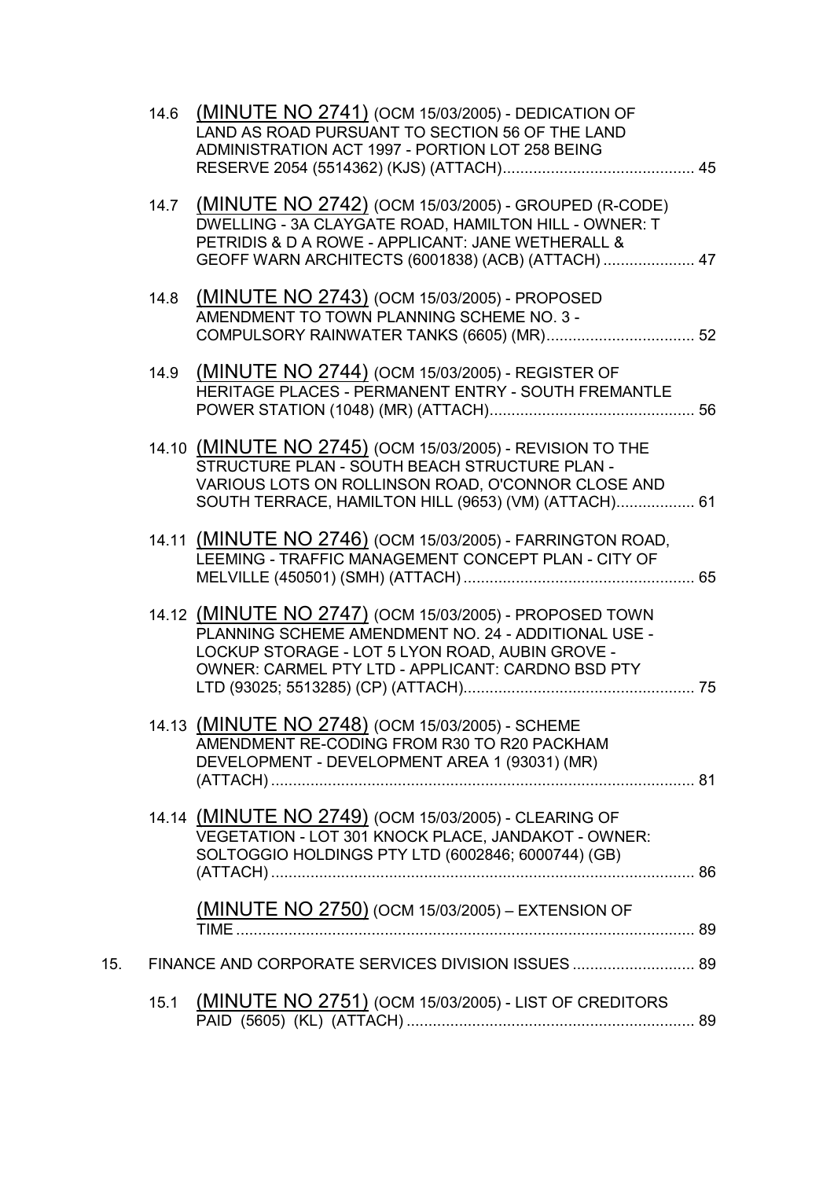14.6 (MINUTE NO 2741) (OCM 15/03/2005) - DEDICATION OF LAND AS ROAD PURSUANT TO SECTION 56 OF THE LAND ADMINISTRATION ACT 1997 - PORTION LOT 258 BEING RESERVE 2054 (5514362) (KJS) (ATTACH)............................................ 45

14.7 (MINUTE NO 2742) (OCM 15/03/2005) - GROUPED (R-CODE) DWELLING - 3A CLAYGATE ROAD, HAMILTON HILL - OWNER: T PETRIDIS & D A ROWE - APPLICANT: JANE WETHERALL & GEOFF WARN ARCHITECTS (6001838) (ACB) (ATTACH) ..................... 47

14.8 (MINUTE NO 2743) (OCM 15/03/2005) - PROPOSED AMENDMENT TO TOWN PLANNING SCHEME NO. 3 - COMPULSORY RAINWATER TANKS (6605) (MR).................................. 52

14.9 (MINUTE NO 2744) (OCM 15/03/2005) - REGISTER OF HERITAGE PLACES - PERMANENT ENTRY - SOUTH FREMANTLE POWER STATION (1048) (MR) (ATTACH)............................................... 56

14.10 (MINUTE NO 2745) (OCM 15/03/2005) - REVISION TO THE STRUCTURE PLAN - SOUTH BEACH STRUCTURE PLAN - VARIOUS LOTS ON ROLLINSON ROAD, O'CONNOR CLOSE AND SOUTH TERRACE, HAMILTON HILL (9653) (VM) (ATTACH).................. 61

14.11 (MINUTE NO 2746) (OCM 15/03/2005) - FARRINGTON ROAD, LEEMING - TRAFFIC MANAGEMENT CONCEPT PLAN - CITY OF MELVILLE (450501) (SMH) (ATTACH) ..................................................... 65

14.12 (MINUTE NO 2747) (OCM 15/03/2005) - PROPOSED TOWN PLANNING SCHEME AMENDMENT NO. 24 - ADDITIONAL USE - LOCKUP STORAGE - LOT 5 LYON ROAD, AUBIN GROVE - OWNER: CARMEL PTY LTD - APPLICANT: CARDNO BSD PTY LTD (93025; 5513285) (CP) (ATTACH)...................................................... 75

14.13 (MINUTE NO 2748) (OCM 15/03/2005) - SCHEME AMENDMENT RE-CODING FROM R30 TO R20 PACKHAM DEVELOPMENT - DEVELOPMENT AREA 1 (93031) (MR) (ATTACH) .................................................................................................. 81

14.14 (MINUTE NO 2749) (OCM 15/03/2005) - CLEARING OF VEGETATION - LOT 301 KNOCK PLACE, JANDAKOT - OWNER: SOLTOGGIO HOLDINGS PTY LTD (6002846; 6000744) (GB) (ATTACH) .................................................................................................. 86

(MINUTE NO 2750) (OCM 15/03/2005) – EXTENSION OF TIME .......................................................................................................... 89

15. FINANCE AND CORPORATE SERVICES DIVISION ISSUES ............................ 89

15.1 (MINUTE NO 2751) (OCM 15/03/2005) - LIST OF CREDITORS PAID (5605) (KL) (ATTACH) .................................................................. 89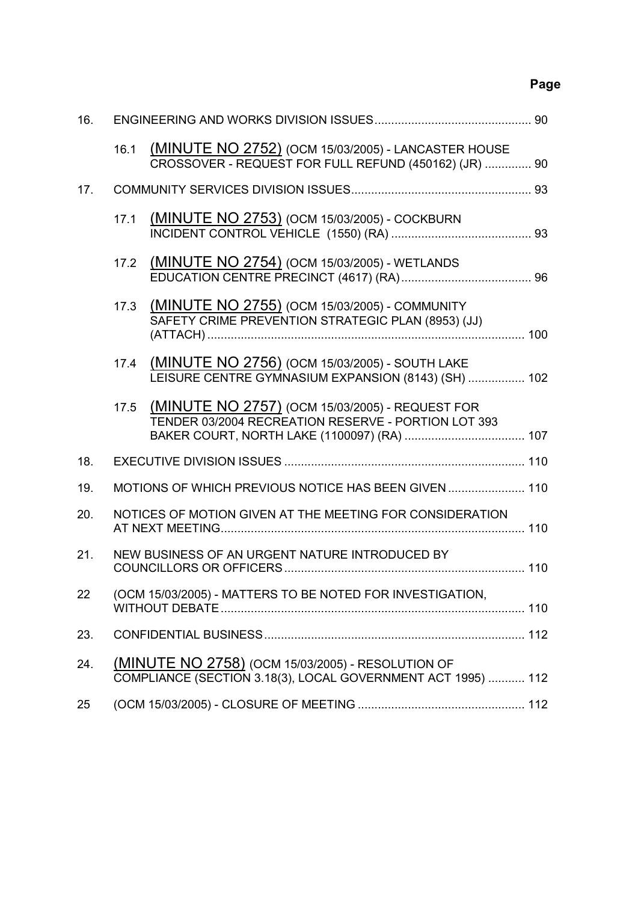**Page**

16. ENGINEERING AND WORKS DIVISION ISSUES ............................................... 90

 16.1 (MINUTE NO 2752) (OCM 15/03/2005) - LANCASTER HOUSE CROSSOVER - REQUEST FOR FULL REFUND (450162) (JR) .............. 90

17. COMMUNITY SERVICES DIVISION ISSUES ..................................................... 93

 17.1 (MINUTE NO 2753) (OCM 15/03/2005) - COCKBURN INCIDENT CONTROL VEHICLE (1550) (RA) .......................................... 93

 17.2 (MINUTE NO 2754) (OCM 15/03/2005) - WETLANDS EDUCATION CENTRE PRECINCT (4617) (RA) ....................................... 96

 17.3 (MINUTE NO 2755) (OCM 15/03/2005) - COMMUNITY SAFETY CRIME PREVENTION STRATEGIC PLAN (8953) (JJ) (ATTACH) ............................................................................................... 100

 17.4 (MINUTE NO 2756) (OCM 15/03/2005) - SOUTH LAKE LEISURE CENTRE GYMNASIUM EXPANSION (8143) (SH) ................. 102

 17.5 (MINUTE NO 2757) (OCM 15/03/2005) - REQUEST FOR TENDER 03/2004 RECREATION RESERVE - PORTION LOT 393 BAKER COURT, NORTH LAKE (1100097) (RA) .................................... 107

18. EXECUTIVE DIVISION ISSUES ........................................................................ 110

19. MOTIONS OF WHICH PREVIOUS NOTICE HAS BEEN GIVEN ....................... 110

20. NOTICES OF MOTION GIVEN AT THE MEETING FOR CONSIDERATION AT NEXT MEETING.......................................................................................... 110

21. NEW BUSINESS OF AN URGENT NATURE INTRODUCED BY COUNCILLORS OR OFFICERS ........................................................................ 110

22 (OCM 15/03/2005) - MATTERS TO BE NOTED FOR INVESTIGATION, WITHOUT DEBATE .......................................................................................... 110

23. CONFIDENTIAL BUSINESS .............................................................................. 112

24. (MINUTE NO 2758) (OCM 15/03/2005) - RESOLUTION OF COMPLIANCE (SECTION 3.18(3), LOCAL GOVERNMENT ACT 1995) ........... 112

25 (OCM 15/03/2005) - CLOSURE OF MEETING .................................................. 112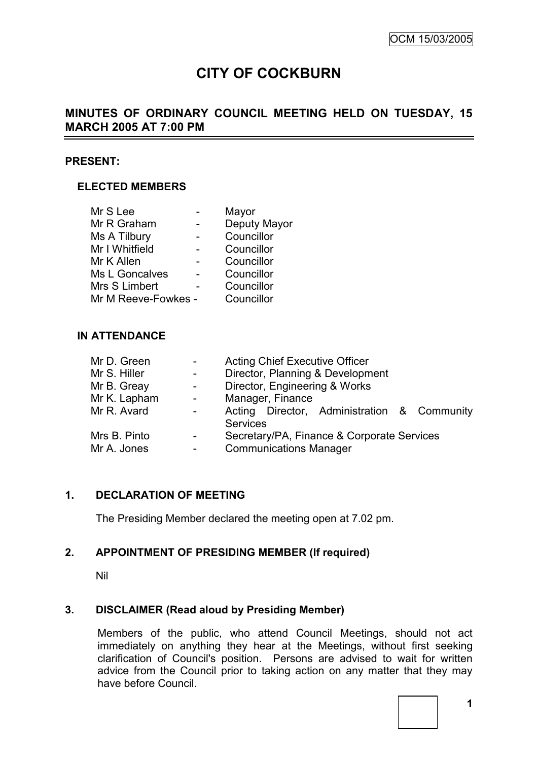# CITY OF COCKBURN

## MINUTES OF ORDINARY COUNCIL MEETING HELD ON TUESDAY, 15 MARCH 2005 AT 7:00 PM

### PRESENT:

#### ELECTED MEMBERS

| | | |
|---|---|---|
| Mr S Lee | - | Mayor |
| Mr R Graham | - | Deputy Mayor |
| Ms A Tilbury | - | Councillor |
| Mr I Whitfield | - | Councillor |
| Mr K Allen | - | Councillor |
| Ms L Goncalves | - | Councillor |
| Mrs S Limbert | - | Councillor |
| Mr M Reeve-Fowkes | - | Councillor |

#### IN ATTENDANCE

| | | |
|---|---|---|
| Mr D. Green | - | Acting Chief Executive Officer |
| Mr S. Hiller | - | Director, Planning & Development |
| Mr B. Greay | - | Director, Engineering & Works |
| Mr K. Lapham | - | Manager, Finance |
| Mr R. Avard | - | Acting Director, Administration & Community Services |
| Mrs B. Pinto | - | Secretary/PA, Finance & Corporate Services |
| Mr A. Jones | - | Communications Manager |

### 1. DECLARATION OF MEETING

The Presiding Member declared the meeting open at 7.02 pm.

### 2. APPOINTMENT OF PRESIDING MEMBER (If required)

Nil

### 3. DISCLAIMER (Read aloud by Presiding Member)

Members of the public, who attend Council Meetings, should not act immediately on anything they hear at the Meetings, without first seeking clarification of Council's position. Persons are advised to wait for written advice from the Council prior to taking action on any matter that they may have before Council.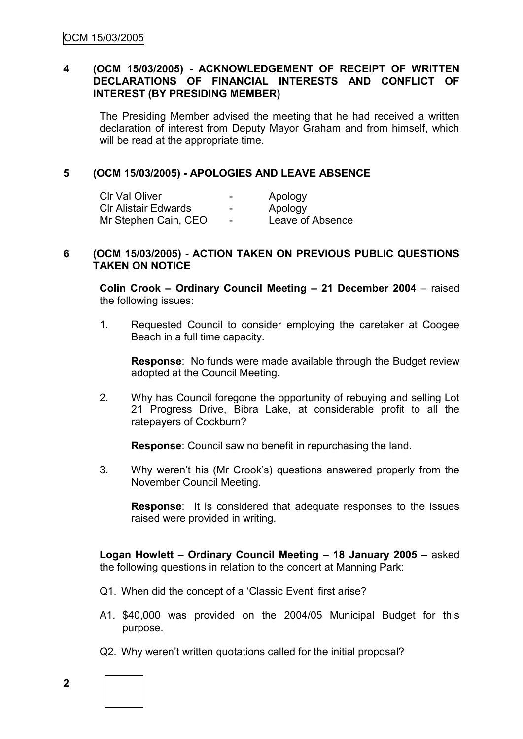## 4 (OCM 15/03/2005) - ACKNOWLEDGEMENT OF RECEIPT OF WRITTEN DECLARATIONS OF FINANCIAL INTERESTS AND CONFLICT OF INTEREST (BY PRESIDING MEMBER)

The Presiding Member advised the meeting that he had received a written declaration of interest from Deputy Mayor Graham and from himself, which will be read at the appropriate time.

## 5 (OCM 15/03/2005) - APOLOGIES AND LEAVE ABSENCE

| | | |
|---|---|---|
| Clr Val Oliver | - | Apology |
| Clr Alistair Edwards | - | Apology |
| Mr Stephen Cain, CEO | - | Leave of Absence |

## 6 (OCM 15/03/2005) - ACTION TAKEN ON PREVIOUS PUBLIC QUESTIONS TAKEN ON NOTICE

**Colin Crook – Ordinary Council Meeting – 21 December 2004** – raised the following issues:

1. Requested Council to consider employing the caretaker at Coogee Beach in a full time capacity.

   **Response**: No funds were made available through the Budget review adopted at the Council Meeting.

2. Why has Council foregone the opportunity of rebuying and selling Lot 21 Progress Drive, Bibra Lake, at considerable profit to all the ratepayers of Cockburn?

   **Response**: Council saw no benefit in repurchasing the land.

3. Why weren't his (Mr Crook's) questions answered properly from the November Council Meeting.

   **Response**: It is considered that adequate responses to the issues raised were provided in writing.

**Logan Howlett – Ordinary Council Meeting – 18 January 2005** – asked the following questions in relation to the concert at Manning Park:

Q1. When did the concept of a 'Classic Event' first arise?

A1. $40,000 was provided on the 2004/05 Municipal Budget for this purpose.

Q2. Why weren't written quotations called for the initial proposal?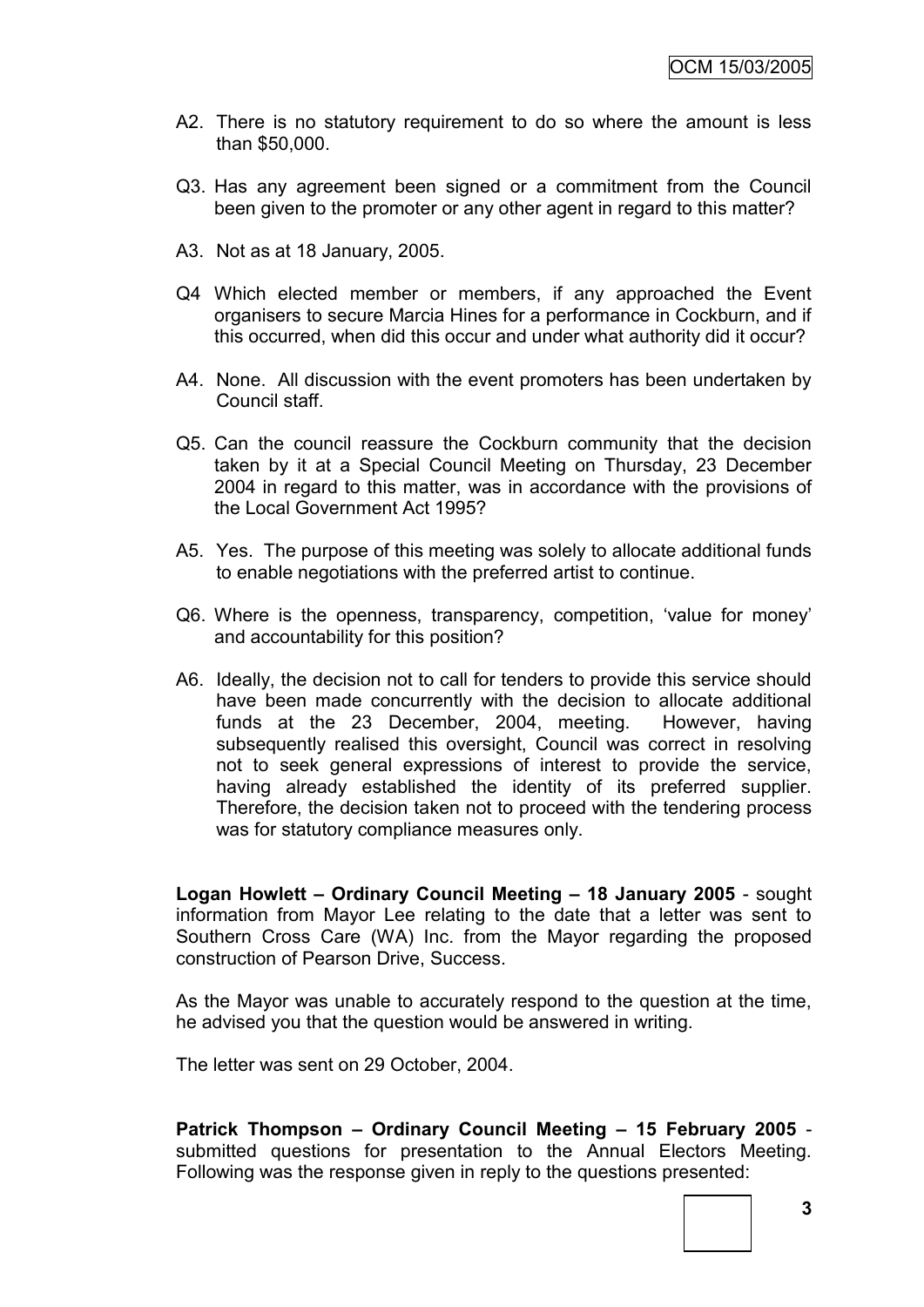A2. There is no statutory requirement to do so where the amount is less than $50,000.

Q3. Has any agreement been signed or a commitment from the Council been given to the promoter or any other agent in regard to this matter?

A3. Not as at 18 January, 2005.

Q4 Which elected member or members, if any approached the Event organisers to secure Marcia Hines for a performance in Cockburn, and if this occurred, when did this occur and under what authority did it occur?

A4. None. All discussion with the event promoters has been undertaken by Council staff.

Q5. Can the council reassure the Cockburn community that the decision taken by it at a Special Council Meeting on Thursday, 23 December 2004 in regard to this matter, was in accordance with the provisions of the Local Government Act 1995?

A5. Yes. The purpose of this meeting was solely to allocate additional funds to enable negotiations with the preferred artist to continue.

Q6. Where is the openness, transparency, competition, 'value for money' and accountability for this position?

A6. Ideally, the decision not to call for tenders to provide this service should have been made concurrently with the decision to allocate additional funds at the 23 December, 2004, meeting. However, having subsequently realised this oversight, Council was correct in resolving not to seek general expressions of interest to provide the service, having already established the identity of its preferred supplier. Therefore, the decision taken not to proceed with the tendering process was for statutory compliance measures only.

**Logan Howlett – Ordinary Council Meeting – 18 January 2005** - sought information from Mayor Lee relating to the date that a letter was sent to Southern Cross Care (WA) Inc. from the Mayor regarding the proposed construction of Pearson Drive, Success.

As the Mayor was unable to accurately respond to the question at the time, he advised you that the question would be answered in writing.

The letter was sent on 29 October, 2004.

**Patrick Thompson – Ordinary Council Meeting – 15 February 2005** - submitted questions for presentation to the Annual Electors Meeting. Following was the response given in reply to the questions presented: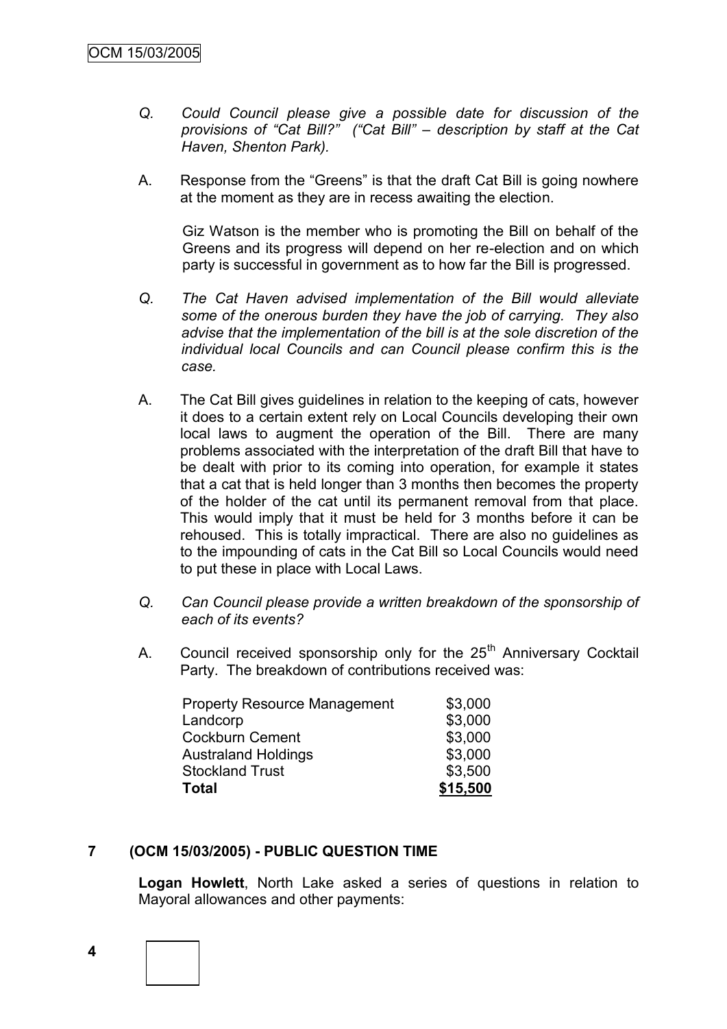*Q. Could Council please give a possible date for discussion of the provisions of "Cat Bill?" ("Cat Bill" – description by staff at the Cat Haven, Shenton Park).*

A. Response from the "Greens" is that the draft Cat Bill is going nowhere at the moment as they are in recess awaiting the election.

Giz Watson is the member who is promoting the Bill on behalf of the Greens and its progress will depend on her re-election and on which party is successful in government as to how far the Bill is progressed.

*Q. The Cat Haven advised implementation of the Bill would alleviate some of the onerous burden they have the job of carrying. They also advise that the implementation of the bill is at the sole discretion of the individual local Councils and can Council please confirm this is the case.*

A. The Cat Bill gives guidelines in relation to the keeping of cats, however it does to a certain extent rely on Local Councils developing their own local laws to augment the operation of the Bill. There are many problems associated with the interpretation of the draft Bill that have to be dealt with prior to its coming into operation, for example it states that a cat that is held longer than 3 months then becomes the property of the holder of the cat until its permanent removal from that place. This would imply that it must be held for 3 months before it can be rehoused. This is totally impractical. There are also no guidelines as to the impounding of cats in the Cat Bill so Local Councils would need to put these in place with Local Laws.

*Q. Can Council please provide a written breakdown of the sponsorship of each of its events?*

A. Council received sponsorship only for the 25th Anniversary Cocktail Party. The breakdown of contributions received was:

| | |
|---|---|
| Property Resource Management | \$3,000 |
| Landcorp | \$3,000 |
| Cockburn Cement | \$3,000 |
| Australand Holdings | \$3,000 |
| Stockland Trust | \$3,500 |
| **Total** | **\$15,500** |

## 7 (OCM 15/03/2005) - PUBLIC QUESTION TIME

**Logan Howlett**, North Lake asked a series of questions in relation to Mayoral allowances and other payments: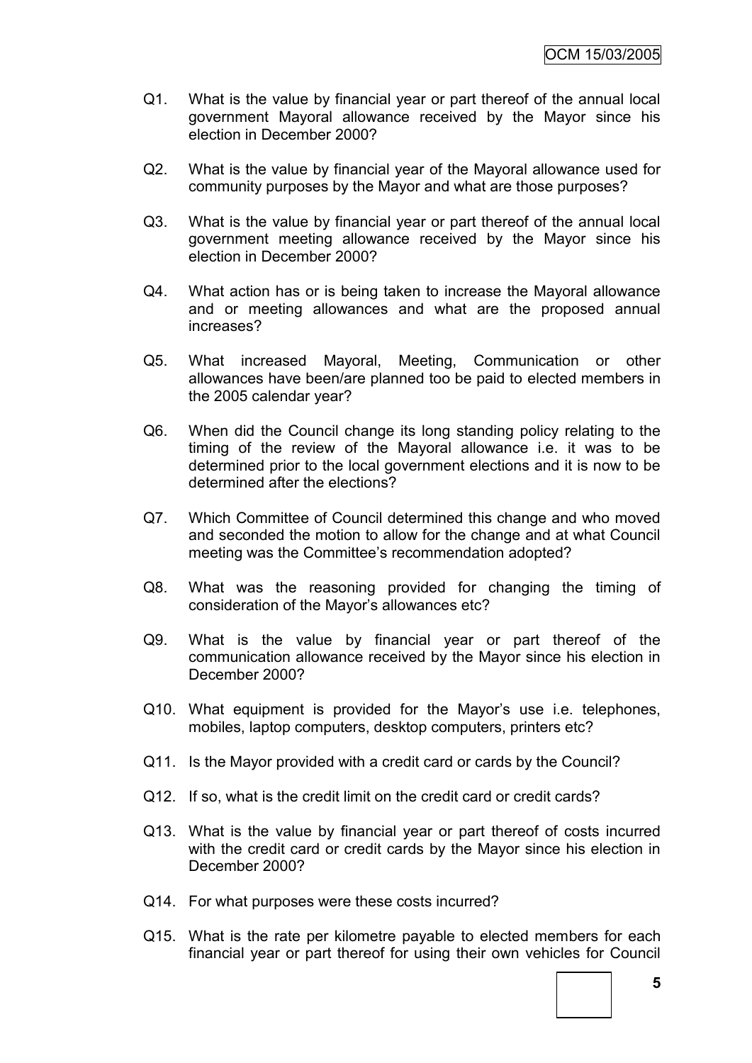Q1. What is the value by financial year or part thereof of the annual local government Mayoral allowance received by the Mayor since his election in December 2000?

Q2. What is the value by financial year of the Mayoral allowance used for community purposes by the Mayor and what are those purposes?

Q3. What is the value by financial year or part thereof of the annual local government meeting allowance received by the Mayor since his election in December 2000?

Q4. What action has or is being taken to increase the Mayoral allowance and or meeting allowances and what are the proposed annual increases?

Q5. What increased Mayoral, Meeting, Communication or other allowances have been/are planned too be paid to elected members in the 2005 calendar year?

Q6. When did the Council change its long standing policy relating to the timing of the review of the Mayoral allowance i.e. it was to be determined prior to the local government elections and it is now to be determined after the elections?

Q7. Which Committee of Council determined this change and who moved and seconded the motion to allow for the change and at what Council meeting was the Committee's recommendation adopted?

Q8. What was the reasoning provided for changing the timing of consideration of the Mayor's allowances etc?

Q9. What is the value by financial year or part thereof of the communication allowance received by the Mayor since his election in December 2000?

Q10. What equipment is provided for the Mayor's use i.e. telephones, mobiles, laptop computers, desktop computers, printers etc?

Q11. Is the Mayor provided with a credit card or cards by the Council?

Q12. If so, what is the credit limit on the credit card or credit cards?

Q13. What is the value by financial year or part thereof of costs incurred with the credit card or credit cards by the Mayor since his election in December 2000?

Q14. For what purposes were these costs incurred?

Q15. What is the rate per kilometre payable to elected members for each financial year or part thereof for using their own vehicles for Council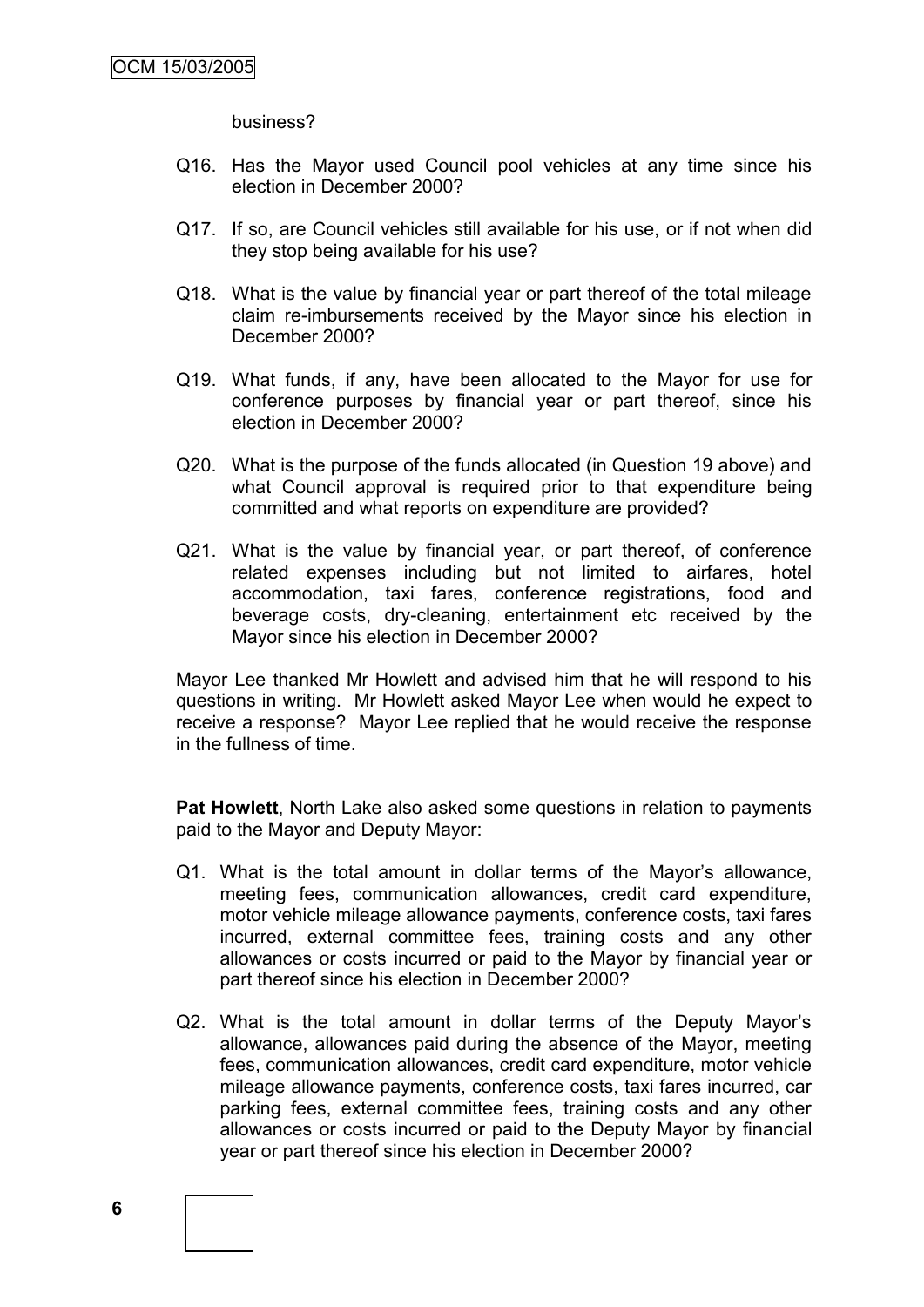business?

Q16. Has the Mayor used Council pool vehicles at any time since his election in December 2000?

Q17. If so, are Council vehicles still available for his use, or if not when did they stop being available for his use?

Q18. What is the value by financial year or part thereof of the total mileage claim re-imbursements received by the Mayor since his election in December 2000?

Q19. What funds, if any, have been allocated to the Mayor for use for conference purposes by financial year or part thereof, since his election in December 2000?

Q20. What is the purpose of the funds allocated (in Question 19 above) and what Council approval is required prior to that expenditure being committed and what reports on expenditure are provided?

Q21. What is the value by financial year, or part thereof, of conference related expenses including but not limited to airfares, hotel accommodation, taxi fares, conference registrations, food and beverage costs, dry-cleaning, entertainment etc received by the Mayor since his election in December 2000?

Mayor Lee thanked Mr Howlett and advised him that he will respond to his questions in writing. Mr Howlett asked Mayor Lee when would he expect to receive a response? Mayor Lee replied that he would receive the response in the fullness of time.

**Pat Howlett**, North Lake also asked some questions in relation to payments paid to the Mayor and Deputy Mayor:

Q1. What is the total amount in dollar terms of the Mayor's allowance, meeting fees, communication allowances, credit card expenditure, motor vehicle mileage allowance payments, conference costs, taxi fares incurred, external committee fees, training costs and any other allowances or costs incurred or paid to the Mayor by financial year or part thereof since his election in December 2000?

Q2. What is the total amount in dollar terms of the Deputy Mayor's allowance, allowances paid during the absence of the Mayor, meeting fees, communication allowances, credit card expenditure, motor vehicle mileage allowance payments, conference costs, taxi fares incurred, car parking fees, external committee fees, training costs and any other allowances or costs incurred or paid to the Deputy Mayor by financial year or part thereof since his election in December 2000?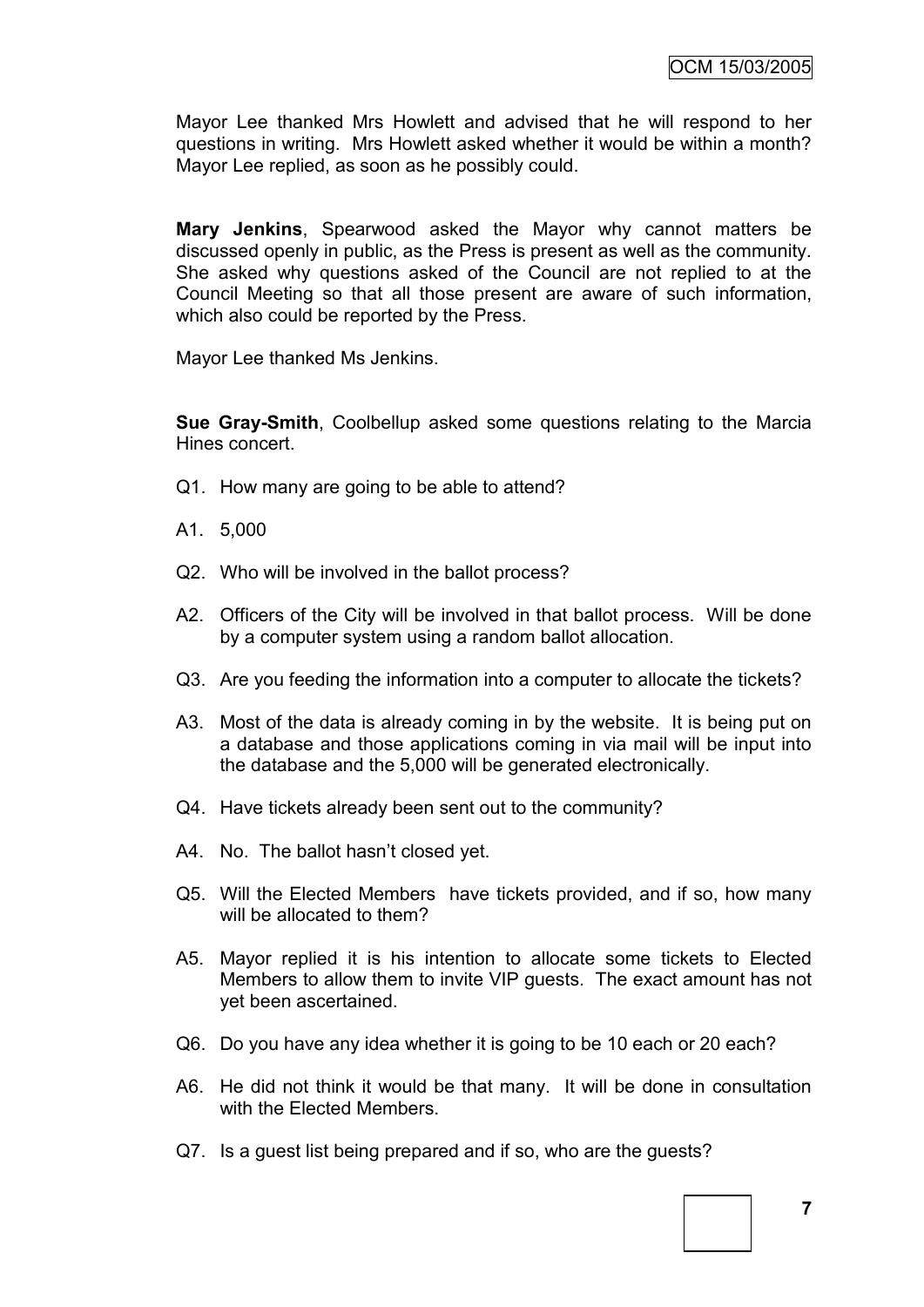Mayor Lee thanked Mrs Howlett and advised that he will respond to her questions in writing. Mrs Howlett asked whether it would be within a month? Mayor Lee replied, as soon as he possibly could.

**Mary Jenkins**, Spearwood asked the Mayor why cannot matters be discussed openly in public, as the Press is present as well as the community. She asked why questions asked of the Council are not replied to at the Council Meeting so that all those present are aware of such information, which also could be reported by the Press.

Mayor Lee thanked Ms Jenkins.

**Sue Gray-Smith**, Coolbellup asked some questions relating to the Marcia Hines concert.

Q1. How many are going to be able to attend?

A1. 5,000

Q2. Who will be involved in the ballot process?

A2. Officers of the City will be involved in that ballot process. Will be done by a computer system using a random ballot allocation.

Q3. Are you feeding the information into a computer to allocate the tickets?

A3. Most of the data is already coming in by the website. It is being put on a database and those applications coming in via mail will be input into the database and the 5,000 will be generated electronically.

Q4. Have tickets already been sent out to the community?

A4. No. The ballot hasn't closed yet.

Q5. Will the Elected Members have tickets provided, and if so, how many will be allocated to them?

A5. Mayor replied it is his intention to allocate some tickets to Elected Members to allow them to invite VIP guests. The exact amount has not yet been ascertained.

Q6. Do you have any idea whether it is going to be 10 each or 20 each?

A6. He did not think it would be that many. It will be done in consultation with the Elected Members.

Q7. Is a guest list being prepared and if so, who are the guests?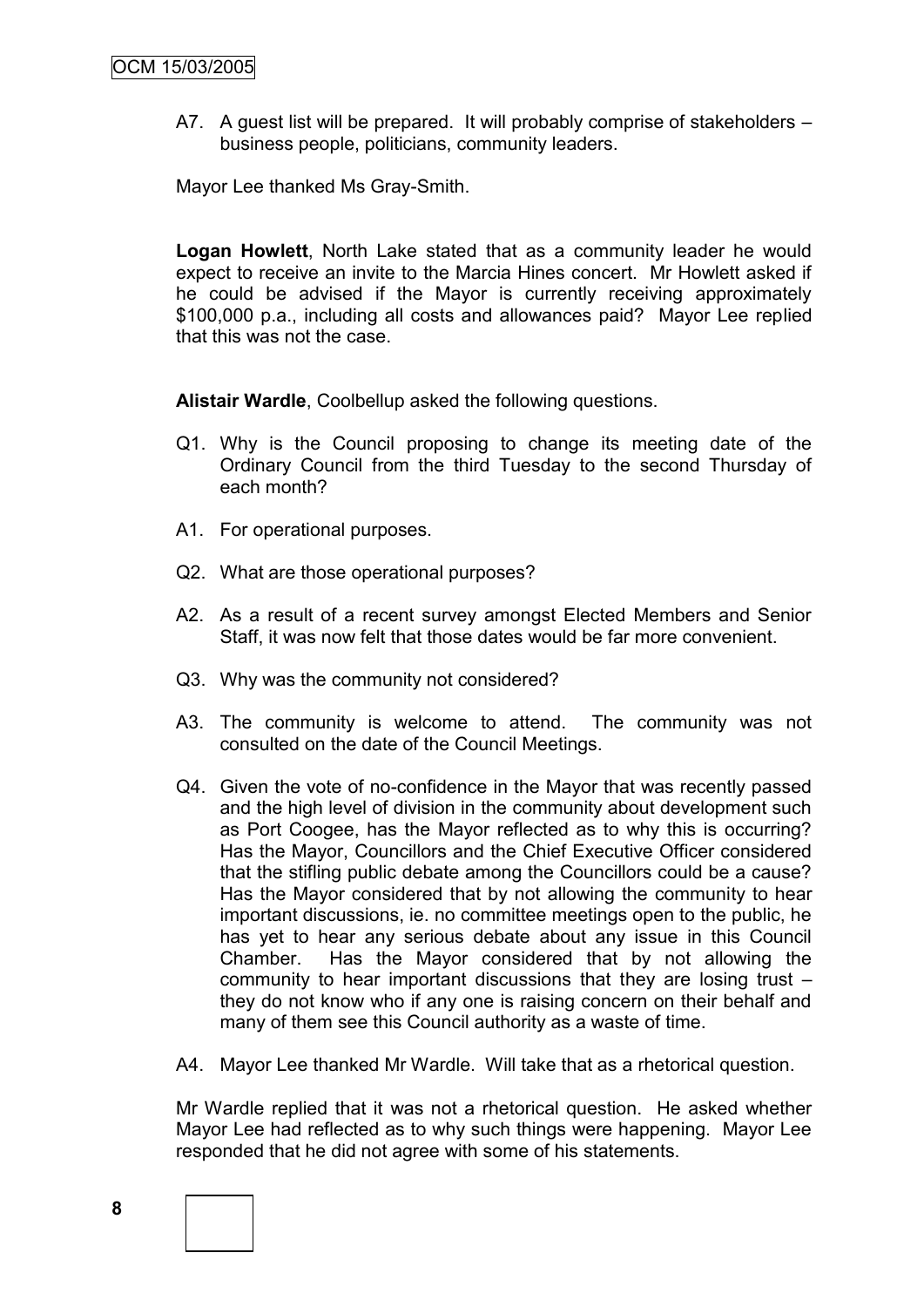A7. A guest list will be prepared. It will probably comprise of stakeholders – business people, politicians, community leaders.

Mayor Lee thanked Ms Gray-Smith.

**Logan Howlett**, North Lake stated that as a community leader he would expect to receive an invite to the Marcia Hines concert. Mr Howlett asked if he could be advised if the Mayor is currently receiving approximately $100,000 p.a., including all costs and allowances paid? Mayor Lee replied that this was not the case.

**Alistair Wardle**, Coolbellup asked the following questions.

Q1. Why is the Council proposing to change its meeting date of the Ordinary Council from the third Tuesday to the second Thursday of each month?

A1. For operational purposes.

Q2. What are those operational purposes?

A2. As a result of a recent survey amongst Elected Members and Senior Staff, it was now felt that those dates would be far more convenient.

Q3. Why was the community not considered?

A3. The community is welcome to attend. The community was not consulted on the date of the Council Meetings.

Q4. Given the vote of no-confidence in the Mayor that was recently passed and the high level of division in the community about development such as Port Coogee, has the Mayor reflected as to why this is occurring? Has the Mayor, Councillors and the Chief Executive Officer considered that the stifling public debate among the Councillors could be a cause? Has the Mayor considered that by not allowing the community to hear important discussions, ie. no committee meetings open to the public, he has yet to hear any serious debate about any issue in this Council Chamber. Has the Mayor considered that by not allowing the community to hear important discussions that they are losing trust – they do not know who if any one is raising concern on their behalf and many of them see this Council authority as a waste of time.

A4. Mayor Lee thanked Mr Wardle. Will take that as a rhetorical question.

Mr Wardle replied that it was not a rhetorical question. He asked whether Mayor Lee had reflected as to why such things were happening. Mayor Lee responded that he did not agree with some of his statements.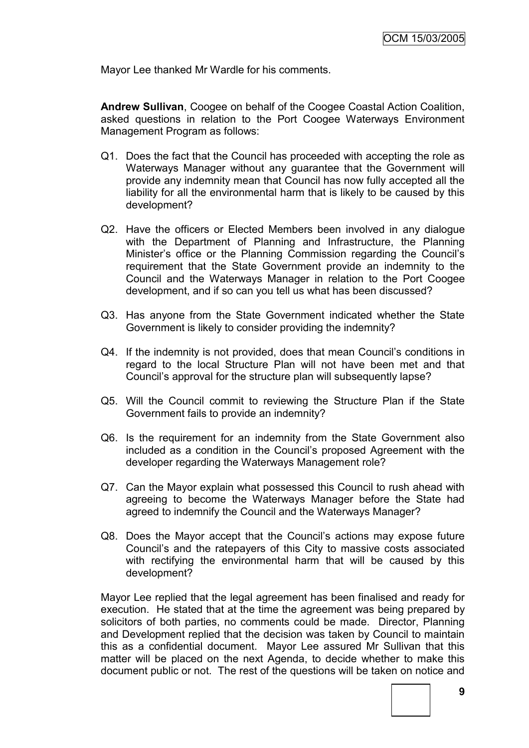Mayor Lee thanked Mr Wardle for his comments.

**Andrew Sullivan**, Coogee on behalf of the Coogee Coastal Action Coalition, asked questions in relation to the Port Coogee Waterways Environment Management Program as follows:

Q1. Does the fact that the Council has proceeded with accepting the role as Waterways Manager without any guarantee that the Government will provide any indemnity mean that Council has now fully accepted all the liability for all the environmental harm that is likely to be caused by this development?

Q2. Have the officers or Elected Members been involved in any dialogue with the Department of Planning and Infrastructure, the Planning Minister's office or the Planning Commission regarding the Council's requirement that the State Government provide an indemnity to the Council and the Waterways Manager in relation to the Port Coogee development, and if so can you tell us what has been discussed?

Q3. Has anyone from the State Government indicated whether the State Government is likely to consider providing the indemnity?

Q4. If the indemnity is not provided, does that mean Council's conditions in regard to the local Structure Plan will not have been met and that Council's approval for the structure plan will subsequently lapse?

Q5. Will the Council commit to reviewing the Structure Plan if the State Government fails to provide an indemnity?

Q6. Is the requirement for an indemnity from the State Government also included as a condition in the Council's proposed Agreement with the developer regarding the Waterways Management role?

Q7. Can the Mayor explain what possessed this Council to rush ahead with agreeing to become the Waterways Manager before the State had agreed to indemnify the Council and the Waterways Manager?

Q8. Does the Mayor accept that the Council's actions may expose future Council's and the ratepayers of this City to massive costs associated with rectifying the environmental harm that will be caused by this development?

Mayor Lee replied that the legal agreement has been finalised and ready for execution. He stated that at the time the agreement was being prepared by solicitors of both parties, no comments could be made. Director, Planning and Development replied that the decision was taken by Council to maintain this as a confidential document. Mayor Lee assured Mr Sullivan that this matter will be placed on the next Agenda, to decide whether to make this document public or not. The rest of the questions will be taken on notice and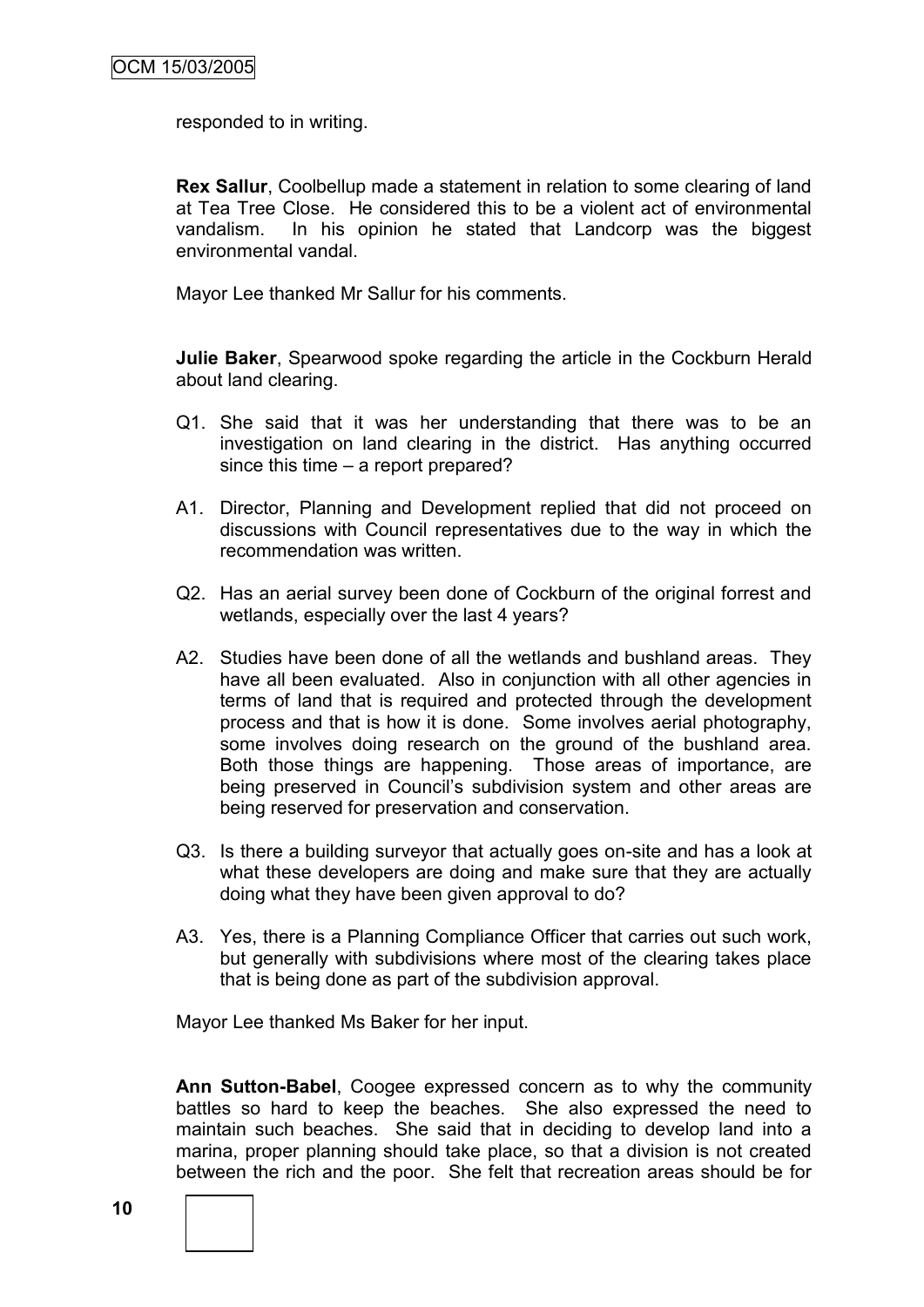responded to in writing.

**Rex Sallur**, Coolbellup made a statement in relation to some clearing of land at Tea Tree Close. He considered this to be a violent act of environmental vandalism. In his opinion he stated that Landcorp was the biggest environmental vandal.

Mayor Lee thanked Mr Sallur for his comments.

**Julie Baker**, Spearwood spoke regarding the article in the Cockburn Herald about land clearing.

Q1. She said that it was her understanding that there was to be an investigation on land clearing in the district. Has anything occurred since this time – a report prepared?

A1. Director, Planning and Development replied that did not proceed on discussions with Council representatives due to the way in which the recommendation was written.

Q2. Has an aerial survey been done of Cockburn of the original forrest and wetlands, especially over the last 4 years?

A2. Studies have been done of all the wetlands and bushland areas. They have all been evaluated. Also in conjunction with all other agencies in terms of land that is required and protected through the development process and that is how it is done. Some involves aerial photography, some involves doing research on the ground of the bushland area. Both those things are happening. Those areas of importance, are being preserved in Council's subdivision system and other areas are being reserved for preservation and conservation.

Q3. Is there a building surveyor that actually goes on-site and has a look at what these developers are doing and make sure that they are actually doing what they have been given approval to do?

A3. Yes, there is a Planning Compliance Officer that carries out such work, but generally with subdivisions where most of the clearing takes place that is being done as part of the subdivision approval.

Mayor Lee thanked Ms Baker for her input.

**Ann Sutton-Babel**, Coogee expressed concern as to why the community battles so hard to keep the beaches. She also expressed the need to maintain such beaches. She said that in deciding to develop land into a marina, proper planning should take place, so that a division is not created between the rich and the poor. She felt that recreation areas should be for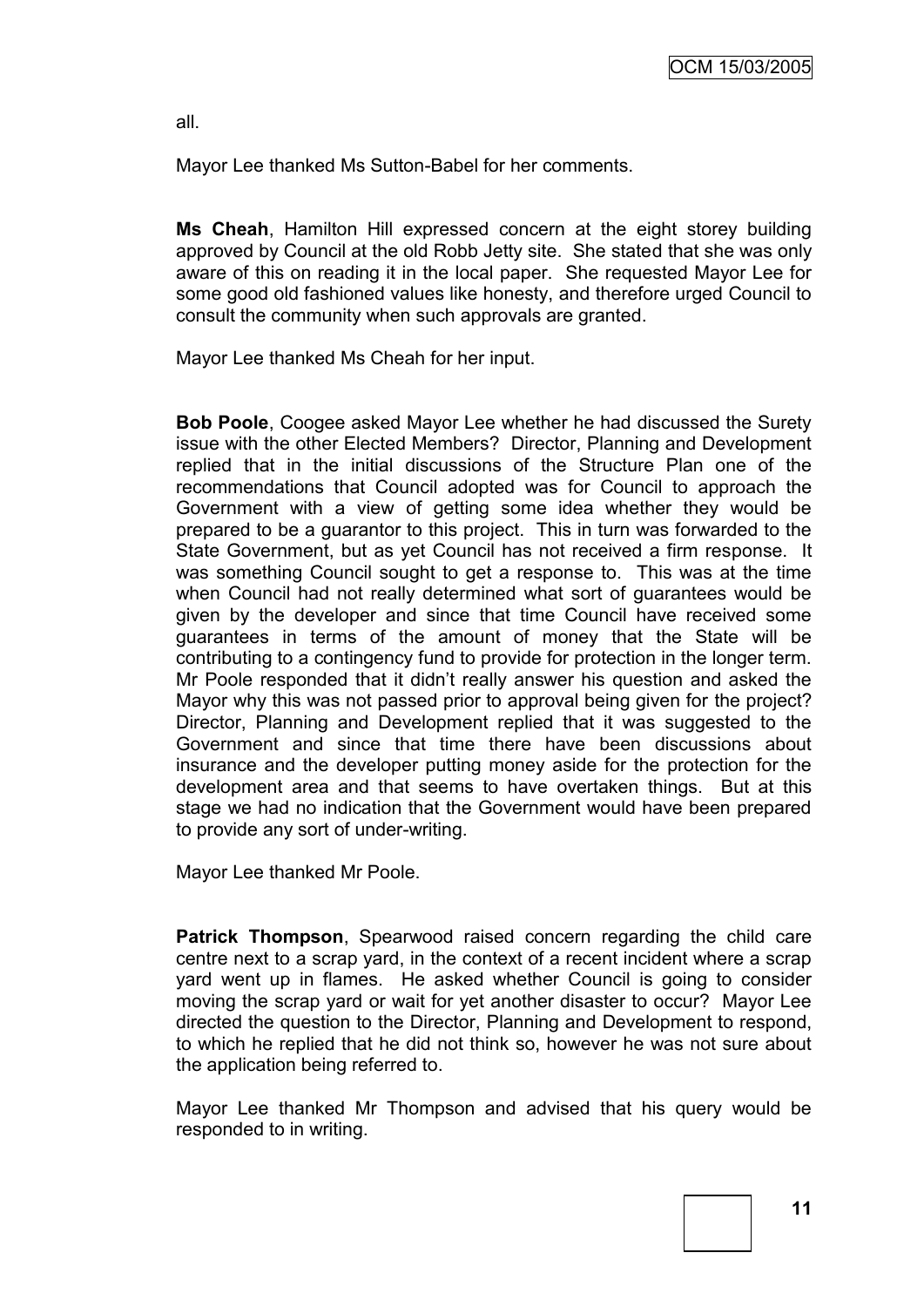all.

Mayor Lee thanked Ms Sutton-Babel for her comments.

**Ms Cheah**, Hamilton Hill expressed concern at the eight storey building approved by Council at the old Robb Jetty site. She stated that she was only aware of this on reading it in the local paper. She requested Mayor Lee for some good old fashioned values like honesty, and therefore urged Council to consult the community when such approvals are granted.

Mayor Lee thanked Ms Cheah for her input.

**Bob Poole**, Coogee asked Mayor Lee whether he had discussed the Surety issue with the other Elected Members? Director, Planning and Development replied that in the initial discussions of the Structure Plan one of the recommendations that Council adopted was for Council to approach the Government with a view of getting some idea whether they would be prepared to be a guarantor to this project. This in turn was forwarded to the State Government, but as yet Council has not received a firm response. It was something Council sought to get a response to. This was at the time when Council had not really determined what sort of guarantees would be given by the developer and since that time Council have received some guarantees in terms of the amount of money that the State will be contributing to a contingency fund to provide for protection in the longer term. Mr Poole responded that it didn't really answer his question and asked the Mayor why this was not passed prior to approval being given for the project? Director, Planning and Development replied that it was suggested to the Government and since that time there have been discussions about insurance and the developer putting money aside for the protection for the development area and that seems to have overtaken things. But at this stage we had no indication that the Government would have been prepared to provide any sort of under-writing.

Mayor Lee thanked Mr Poole.

**Patrick Thompson**, Spearwood raised concern regarding the child care centre next to a scrap yard, in the context of a recent incident where a scrap yard went up in flames. He asked whether Council is going to consider moving the scrap yard or wait for yet another disaster to occur? Mayor Lee directed the question to the Director, Planning and Development to respond, to which he replied that he did not think so, however he was not sure about the application being referred to.

Mayor Lee thanked Mr Thompson and advised that his query would be responded to in writing.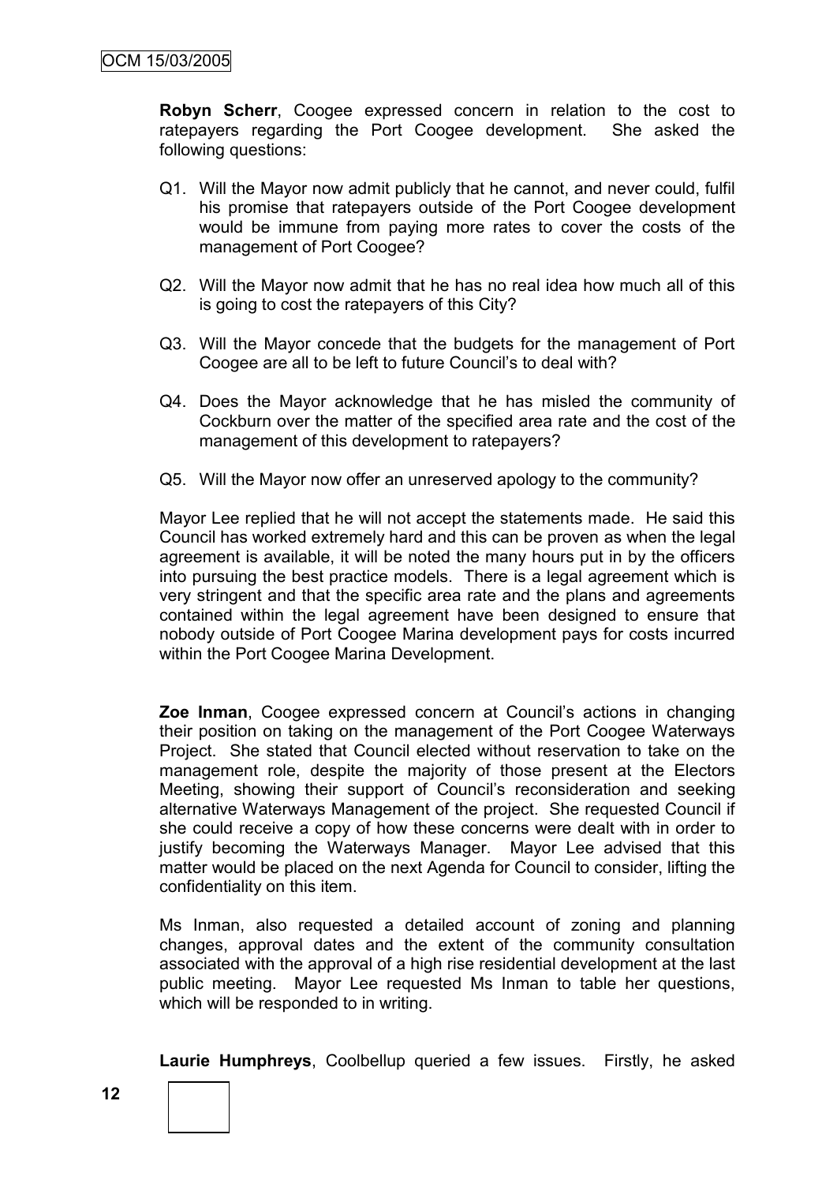**Robyn Scherr**, Coogee expressed concern in relation to the cost to ratepayers regarding the Port Coogee development. She asked the following questions:

Q1. Will the Mayor now admit publicly that he cannot, and never could, fulfil his promise that ratepayers outside of the Port Coogee development would be immune from paying more rates to cover the costs of the management of Port Coogee?

Q2. Will the Mayor now admit that he has no real idea how much all of this is going to cost the ratepayers of this City?

Q3. Will the Mayor concede that the budgets for the management of Port Coogee are all to be left to future Council's to deal with?

Q4. Does the Mayor acknowledge that he has misled the community of Cockburn over the matter of the specified area rate and the cost of the management of this development to ratepayers?

Q5. Will the Mayor now offer an unreserved apology to the community?

Mayor Lee replied that he will not accept the statements made. He said this Council has worked extremely hard and this can be proven as when the legal agreement is available, it will be noted the many hours put in by the officers into pursuing the best practice models. There is a legal agreement which is very stringent and that the specific area rate and the plans and agreements contained within the legal agreement have been designed to ensure that nobody outside of Port Coogee Marina development pays for costs incurred within the Port Coogee Marina Development.

**Zoe Inman**, Coogee expressed concern at Council's actions in changing their position on taking on the management of the Port Coogee Waterways Project. She stated that Council elected without reservation to take on the management role, despite the majority of those present at the Electors Meeting, showing their support of Council's reconsideration and seeking alternative Waterways Management of the project. She requested Council if she could receive a copy of how these concerns were dealt with in order to justify becoming the Waterways Manager. Mayor Lee advised that this matter would be placed on the next Agenda for Council to consider, lifting the confidentiality on this item.

Ms Inman, also requested a detailed account of zoning and planning changes, approval dates and the extent of the community consultation associated with the approval of a high rise residential development at the last public meeting. Mayor Lee requested Ms Inman to table her questions, which will be responded to in writing.

**Laurie Humphreys**, Coolbellup queried a few issues. Firstly, he asked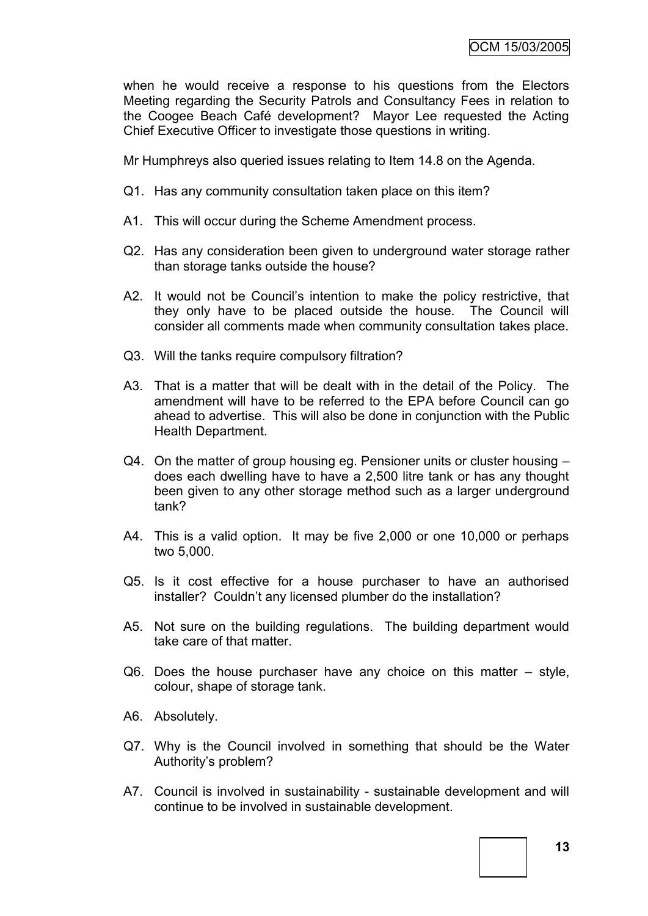when he would receive a response to his questions from the Electors Meeting regarding the Security Patrols and Consultancy Fees in relation to the Coogee Beach Café development? Mayor Lee requested the Acting Chief Executive Officer to investigate those questions in writing.

Mr Humphreys also queried issues relating to Item 14.8 on the Agenda.

Q1. Has any community consultation taken place on this item?

A1. This will occur during the Scheme Amendment process.

Q2. Has any consideration been given to underground water storage rather than storage tanks outside the house?

A2. It would not be Council's intention to make the policy restrictive, that they only have to be placed outside the house. The Council will consider all comments made when community consultation takes place.

Q3. Will the tanks require compulsory filtration?

A3. That is a matter that will be dealt with in the detail of the Policy. The amendment will have to be referred to the EPA before Council can go ahead to advertise. This will also be done in conjunction with the Public Health Department.

Q4. On the matter of group housing eg. Pensioner units or cluster housing – does each dwelling have to have a 2,500 litre tank or has any thought been given to any other storage method such as a larger underground tank?

A4. This is a valid option. It may be five 2,000 or one 10,000 or perhaps two 5,000.

Q5. Is it cost effective for a house purchaser to have an authorised installer? Couldn't any licensed plumber do the installation?

A5. Not sure on the building regulations. The building department would take care of that matter.

Q6. Does the house purchaser have any choice on this matter – style, colour, shape of storage tank.

A6. Absolutely.

Q7. Why is the Council involved in something that should be the Water Authority's problem?

A7. Council is involved in sustainability - sustainable development and will continue to be involved in sustainable development.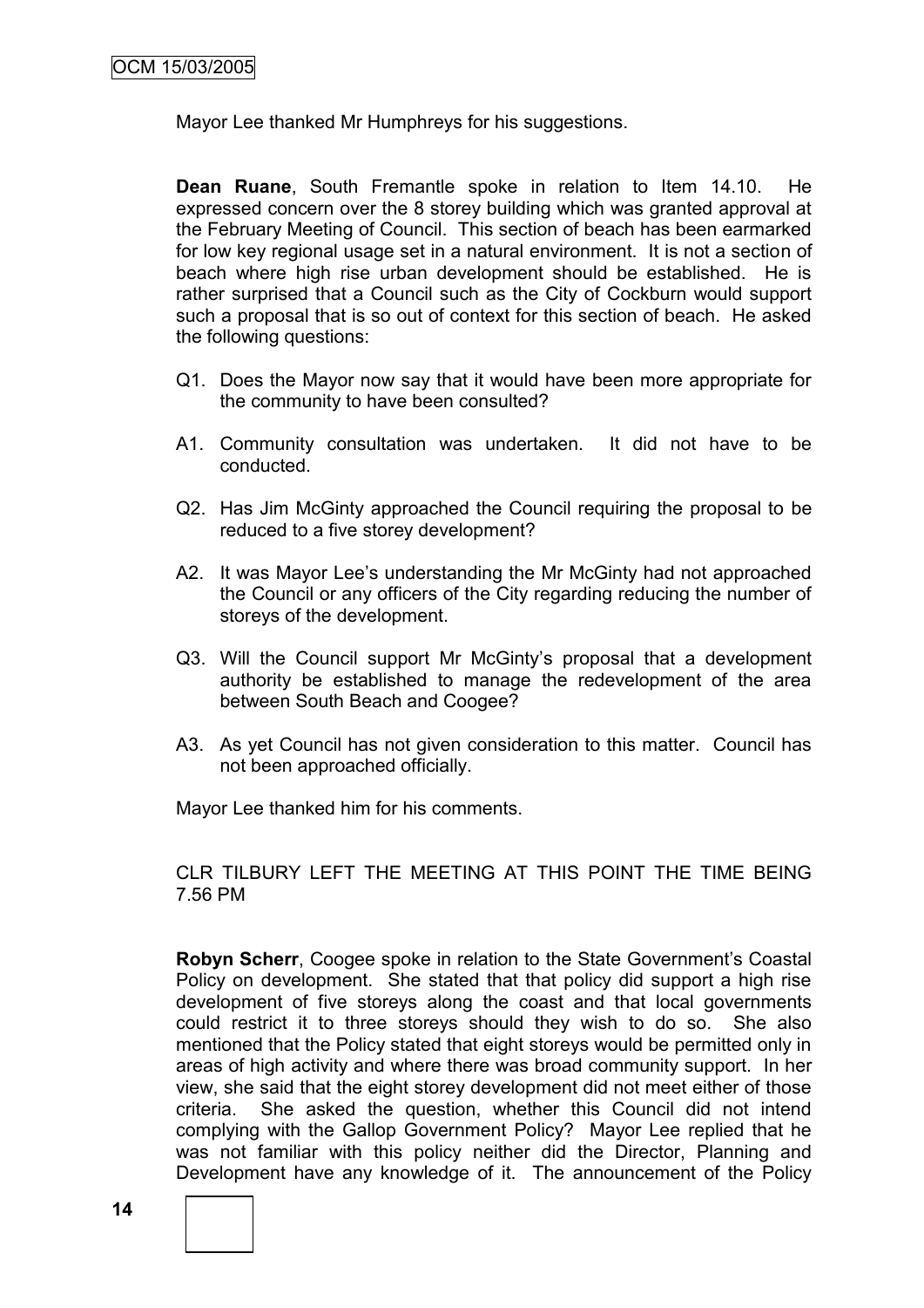Mayor Lee thanked Mr Humphreys for his suggestions.

**Dean Ruane**, South Fremantle spoke in relation to Item 14.10. He expressed concern over the 8 storey building which was granted approval at the February Meeting of Council. This section of beach has been earmarked for low key regional usage set in a natural environment. It is not a section of beach where high rise urban development should be established. He is rather surprised that a Council such as the City of Cockburn would support such a proposal that is so out of context for this section of beach. He asked the following questions:

Q1. Does the Mayor now say that it would have been more appropriate for the community to have been consulted?

A1. Community consultation was undertaken. It did not have to be conducted.

Q2. Has Jim McGinty approached the Council requiring the proposal to be reduced to a five storey development?

A2. It was Mayor Lee's understanding the Mr McGinty had not approached the Council or any officers of the City regarding reducing the number of storeys of the development.

Q3. Will the Council support Mr McGinty's proposal that a development authority be established to manage the redevelopment of the area between South Beach and Coogee?

A3. As yet Council has not given consideration to this matter. Council has not been approached officially.

Mayor Lee thanked him for his comments.

CLR TILBURY LEFT THE MEETING AT THIS POINT THE TIME BEING 7.56 PM

**Robyn Scherr**, Coogee spoke in relation to the State Government's Coastal Policy on development. She stated that that policy did support a high rise development of five storeys along the coast and that local governments could restrict it to three storeys should they wish to do so. She also mentioned that the Policy stated that eight storeys would be permitted only in areas of high activity and where there was broad community support. In her view, she said that the eight storey development did not meet either of those criteria. She asked the question, whether this Council did not intend complying with the Gallop Government Policy? Mayor Lee replied that he was not familiar with this policy neither did the Director, Planning and Development have any knowledge of it. The announcement of the Policy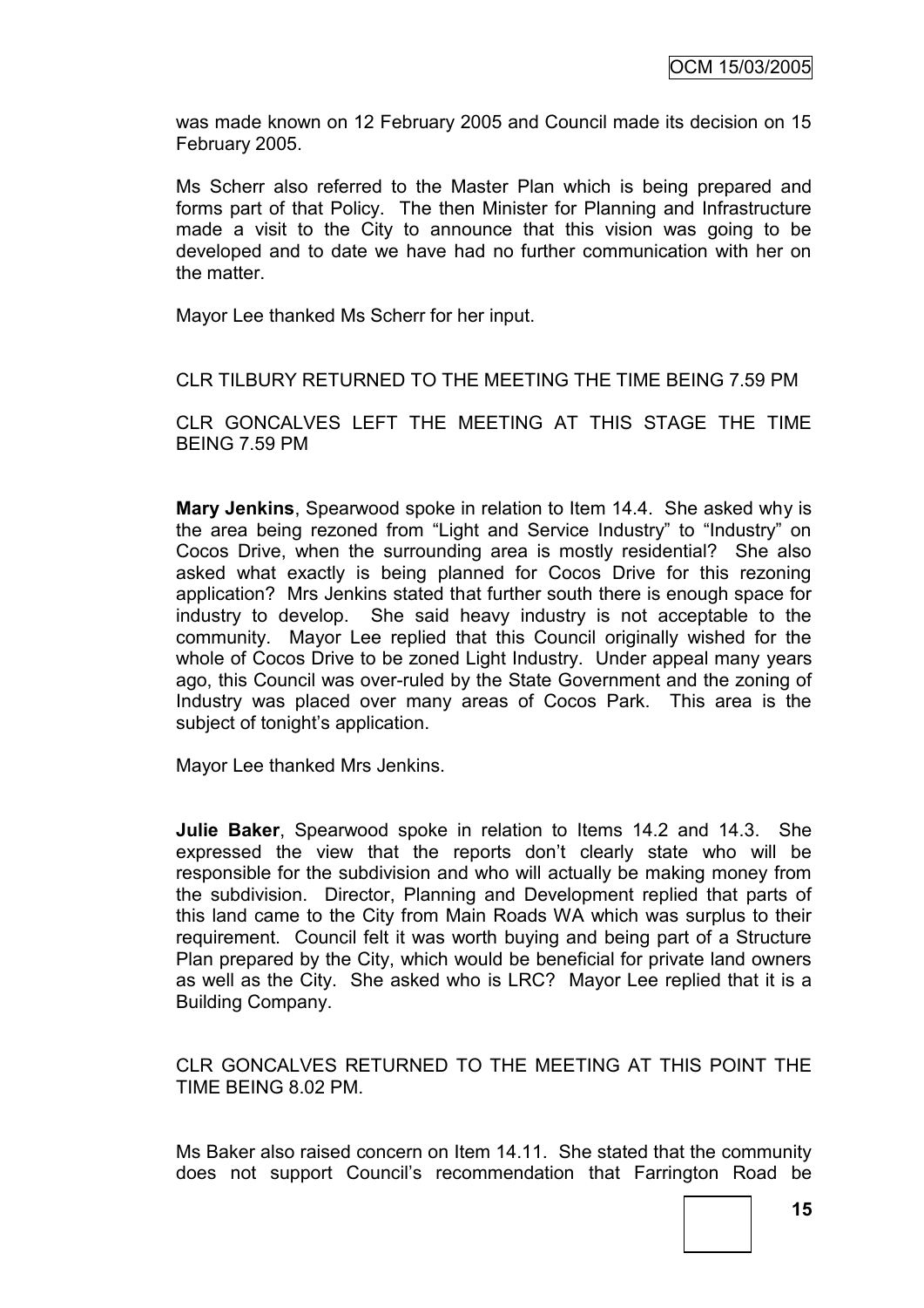was made known on 12 February 2005 and Council made its decision on 15 February 2005.

Ms Scherr also referred to the Master Plan which is being prepared and forms part of that Policy. The then Minister for Planning and Infrastructure made a visit to the City to announce that this vision was going to be developed and to date we have had no further communication with her on the matter.

Mayor Lee thanked Ms Scherr for her input.

CLR TILBURY RETURNED TO THE MEETING THE TIME BEING 7.59 PM

CLR GONCALVES LEFT THE MEETING AT THIS STAGE THE TIME BEING 7.59 PM

**Mary Jenkins**, Spearwood spoke in relation to Item 14.4. She asked why is the area being rezoned from "Light and Service Industry" to "Industry" on Cocos Drive, when the surrounding area is mostly residential? She also asked what exactly is being planned for Cocos Drive for this rezoning application? Mrs Jenkins stated that further south there is enough space for industry to develop. She said heavy industry is not acceptable to the community. Mayor Lee replied that this Council originally wished for the whole of Cocos Drive to be zoned Light Industry. Under appeal many years ago, this Council was over-ruled by the State Government and the zoning of Industry was placed over many areas of Cocos Park. This area is the subject of tonight's application.

Mayor Lee thanked Mrs Jenkins.

**Julie Baker**, Spearwood spoke in relation to Items 14.2 and 14.3. She expressed the view that the reports don't clearly state who will be responsible for the subdivision and who will actually be making money from the subdivision. Director, Planning and Development replied that parts of this land came to the City from Main Roads WA which was surplus to their requirement. Council felt it was worth buying and being part of a Structure Plan prepared by the City, which would be beneficial for private land owners as well as the City. She asked who is LRC? Mayor Lee replied that it is a Building Company.

CLR GONCALVES RETURNED TO THE MEETING AT THIS POINT THE TIME BEING 8.02 PM.

Ms Baker also raised concern on Item 14.11. She stated that the community does not support Council's recommendation that Farrington Road be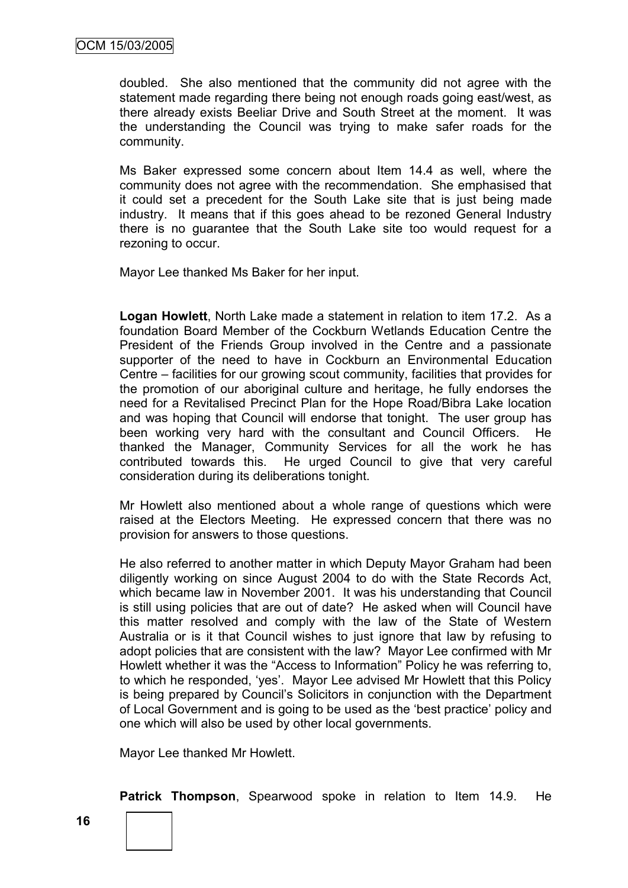doubled. She also mentioned that the community did not agree with the statement made regarding there being not enough roads going east/west, as there already exists Beeliar Drive and South Street at the moment. It was the understanding the Council was trying to make safer roads for the community.

Ms Baker expressed some concern about Item 14.4 as well, where the community does not agree with the recommendation. She emphasised that it could set a precedent for the South Lake site that is just being made industry. It means that if this goes ahead to be rezoned General Industry there is no guarantee that the South Lake site too would request for a rezoning to occur.

Mayor Lee thanked Ms Baker for her input.

**Logan Howlett**, North Lake made a statement in relation to item 17.2. As a foundation Board Member of the Cockburn Wetlands Education Centre the President of the Friends Group involved in the Centre and a passionate supporter of the need to have in Cockburn an Environmental Education Centre – facilities for our growing scout community, facilities that provides for the promotion of our aboriginal culture and heritage, he fully endorses the need for a Revitalised Precinct Plan for the Hope Road/Bibra Lake location and was hoping that Council will endorse that tonight. The user group has been working very hard with the consultant and Council Officers. He thanked the Manager, Community Services for all the work he has contributed towards this. He urged Council to give that very careful consideration during its deliberations tonight.

Mr Howlett also mentioned about a whole range of questions which were raised at the Electors Meeting. He expressed concern that there was no provision for answers to those questions.

He also referred to another matter in which Deputy Mayor Graham had been diligently working on since August 2004 to do with the State Records Act, which became law in November 2001. It was his understanding that Council is still using policies that are out of date? He asked when will Council have this matter resolved and comply with the law of the State of Western Australia or is it that Council wishes to just ignore that law by refusing to adopt policies that are consistent with the law? Mayor Lee confirmed with Mr Howlett whether it was the "Access to Information" Policy he was referring to, to which he responded, 'yes'. Mayor Lee advised Mr Howlett that this Policy is being prepared by Council's Solicitors in conjunction with the Department of Local Government and is going to be used as the 'best practice' policy and one which will also be used by other local governments.

Mayor Lee thanked Mr Howlett.

**Patrick Thompson**, Spearwood spoke in relation to Item 14.9. He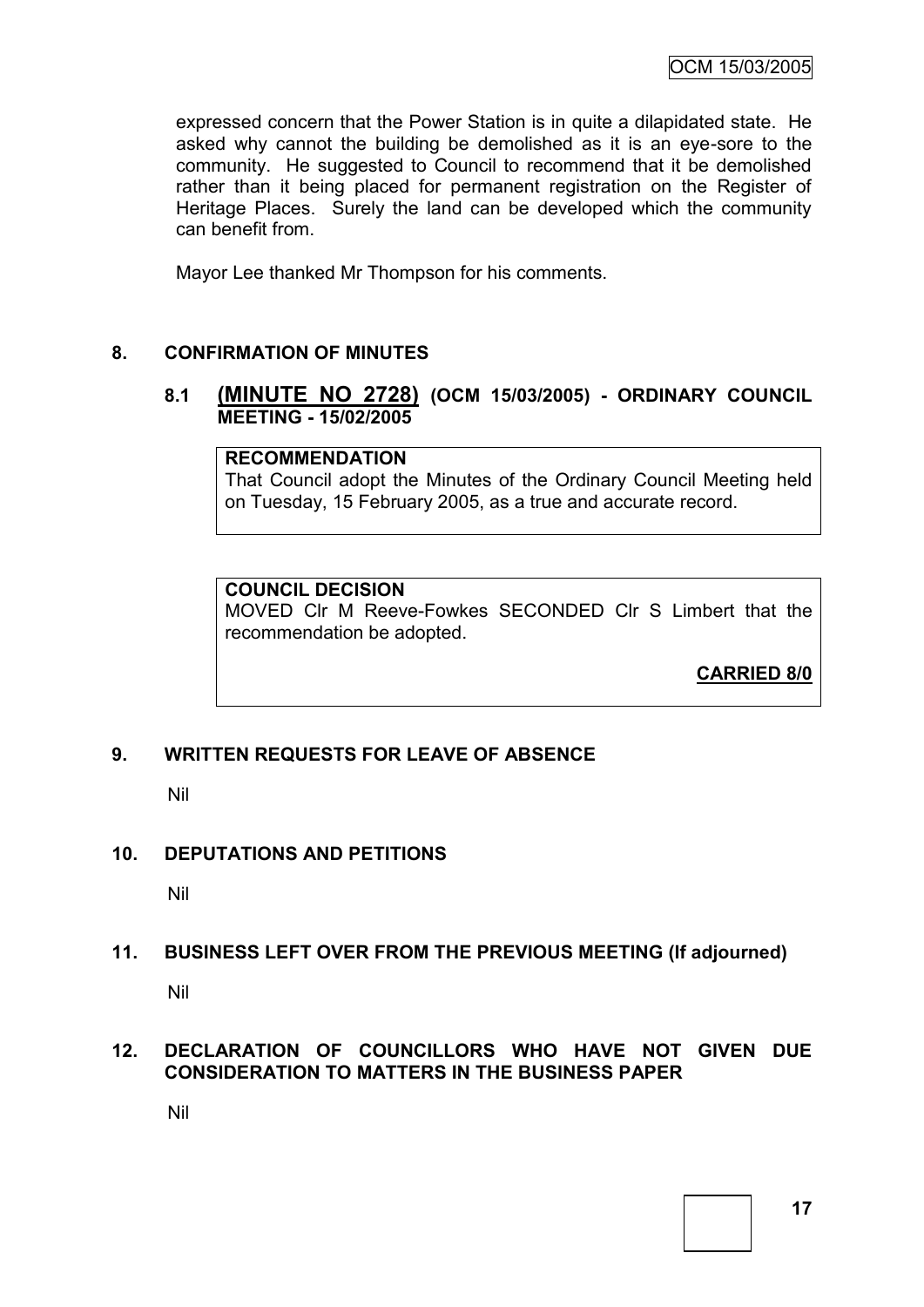expressed concern that the Power Station is in quite a dilapidated state. He asked why cannot the building be demolished as it is an eye-sore to the community. He suggested to Council to recommend that it be demolished rather than it being placed for permanent registration on the Register of Heritage Places. Surely the land can be developed which the community can benefit from.

Mayor Lee thanked Mr Thompson for his comments.

## 8. CONFIRMATION OF MINUTES

### 8.1 (MINUTE NO 2728) (OCM 15/03/2005) - ORDINARY COUNCIL MEETING - 15/02/2005

**RECOMMENDATION**
That Council adopt the Minutes of the Ordinary Council Meeting held on Tuesday, 15 February 2005, as a true and accurate record.

**COUNCIL DECISION**
MOVED Clr M Reeve-Fowkes SECONDED Clr S Limbert that the recommendation be adopted.

**CARRIED 8/0**

## 9. WRITTEN REQUESTS FOR LEAVE OF ABSENCE

Nil

## 10. DEPUTATIONS AND PETITIONS

Nil

## 11. BUSINESS LEFT OVER FROM THE PREVIOUS MEETING (If adjourned)

Nil

## 12. DECLARATION OF COUNCILLORS WHO HAVE NOT GIVEN DUE CONSIDERATION TO MATTERS IN THE BUSINESS PAPER

Nil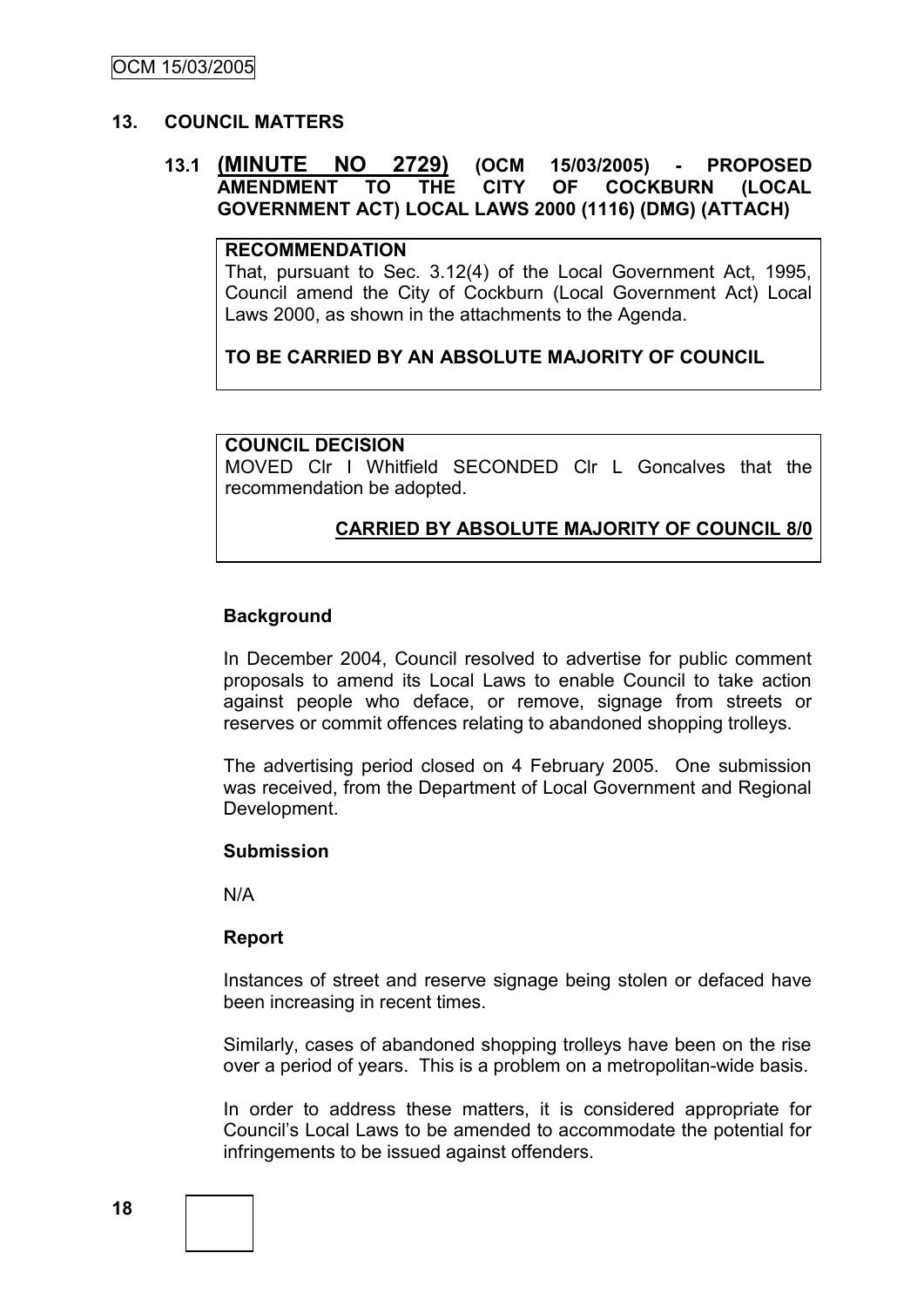## 13. COUNCIL MATTERS

### 13.1 (MINUTE NO 2729) (OCM 15/03/2005) - PROPOSED AMENDMENT TO THE CITY OF COCKBURN (LOCAL GOVERNMENT ACT) LOCAL LAWS 2000 (1116) (DMG) (ATTACH)

**RECOMMENDATION**

That, pursuant to Sec. 3.12(4) of the Local Government Act, 1995, Council amend the City of Cockburn (Local Government Act) Local Laws 2000, as shown in the attachments to the Agenda.

**TO BE CARRIED BY AN ABSOLUTE MAJORITY OF COUNCIL**

**COUNCIL DECISION**

MOVED Clr I Whitfield SECONDED Clr L Goncalves that the recommendation be adopted.

**CARRIED BY ABSOLUTE MAJORITY OF COUNCIL 8/0**

**Background**

In December 2004, Council resolved to advertise for public comment proposals to amend its Local Laws to enable Council to take action against people who deface, or remove, signage from streets or reserves or commit offences relating to abandoned shopping trolleys.

The advertising period closed on 4 February 2005. One submission was received, from the Department of Local Government and Regional Development.

**Submission**

N/A

**Report**

Instances of street and reserve signage being stolen or defaced have been increasing in recent times.

Similarly, cases of abandoned shopping trolleys have been on the rise over a period of years. This is a problem on a metropolitan-wide basis.

In order to address these matters, it is considered appropriate for Council's Local Laws to be amended to accommodate the potential for infringements to be issued against offenders.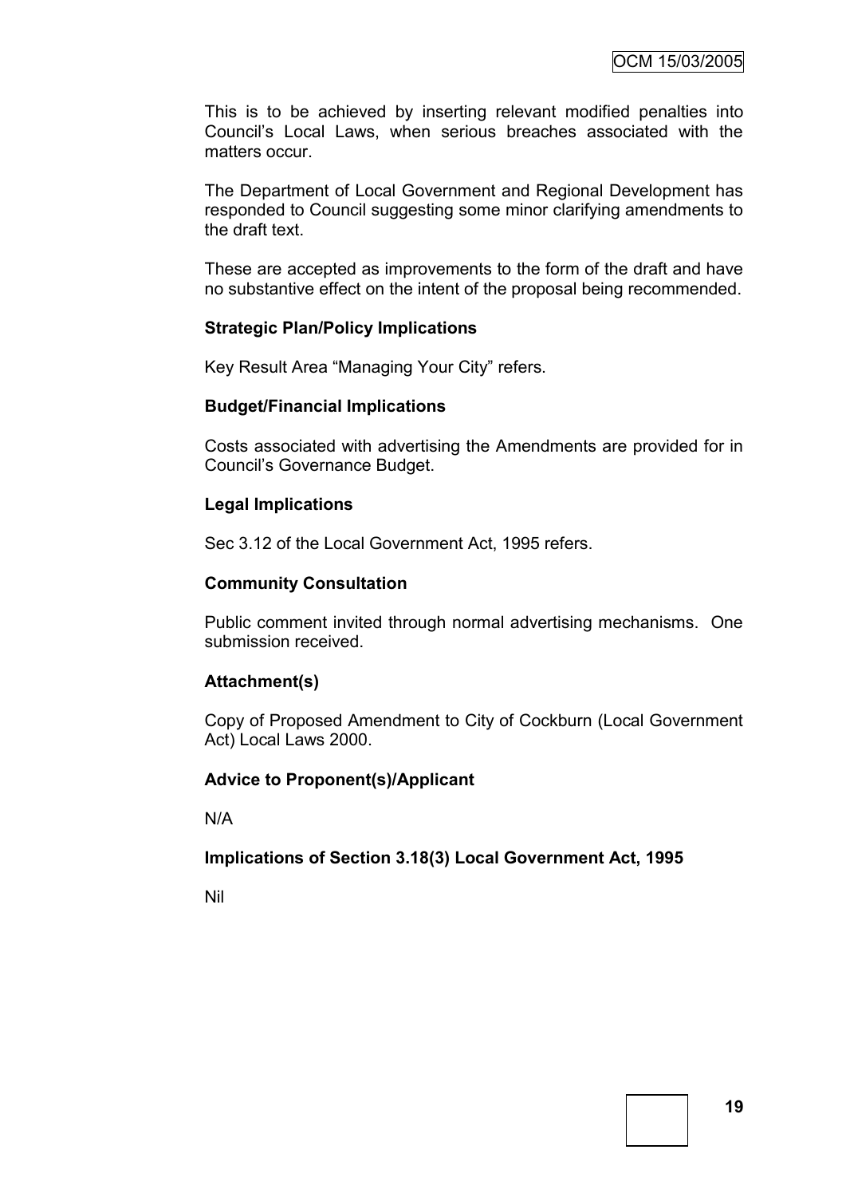This is to be achieved by inserting relevant modified penalties into Council's Local Laws, when serious breaches associated with the matters occur.

The Department of Local Government and Regional Development has responded to Council suggesting some minor clarifying amendments to the draft text.

These are accepted as improvements to the form of the draft and have no substantive effect on the intent of the proposal being recommended.

**Strategic Plan/Policy Implications**

Key Result Area "Managing Your City" refers.

**Budget/Financial Implications**

Costs associated with advertising the Amendments are provided for in Council's Governance Budget.

**Legal Implications**

Sec 3.12 of the Local Government Act, 1995 refers.

**Community Consultation**

Public comment invited through normal advertising mechanisms. One submission received.

**Attachment(s)**

Copy of Proposed Amendment to City of Cockburn (Local Government Act) Local Laws 2000.

**Advice to Proponent(s)/Applicant**

N/A

**Implications of Section 3.18(3) Local Government Act, 1995**

Nil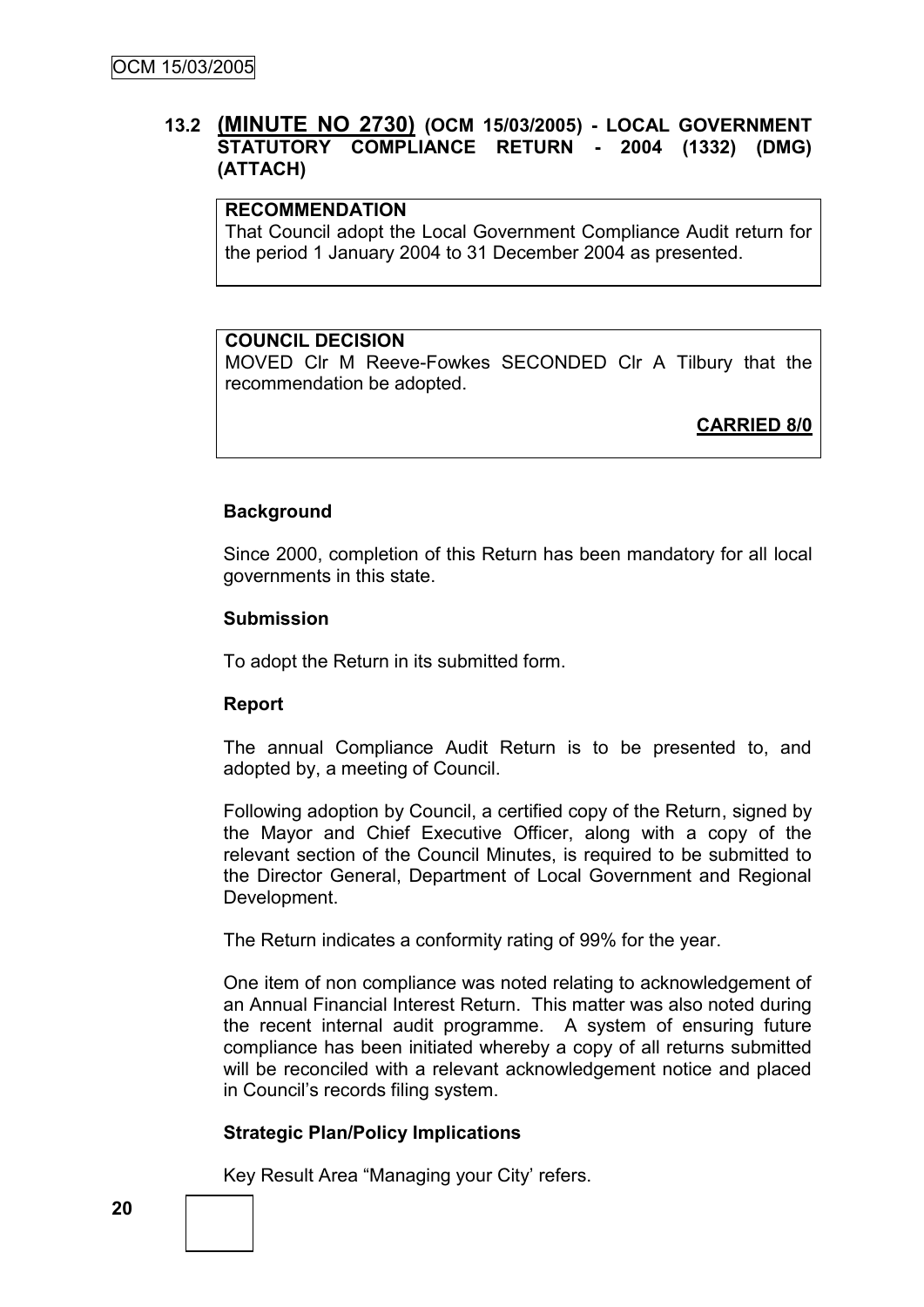## 13.2 **(MINUTE NO 2730)** (OCM 15/03/2005) - LOCAL GOVERNMENT STATUTORY COMPLIANCE RETURN - 2004 (1332) (DMG) (ATTACH)

**RECOMMENDATION**

That Council adopt the Local Government Compliance Audit return for the period 1 January 2004 to 31 December 2004 as presented.

**COUNCIL DECISION**

MOVED Clr M Reeve-Fowkes SECONDED Clr A Tilbury that the recommendation be adopted.

**CARRIED 8/0**

### Background

Since 2000, completion of this Return has been mandatory for all local governments in this state.

### Submission

To adopt the Return in its submitted form.

### Report

The annual Compliance Audit Return is to be presented to, and adopted by, a meeting of Council.

Following adoption by Council, a certified copy of the Return, signed by the Mayor and Chief Executive Officer, along with a copy of the relevant section of the Council Minutes, is required to be submitted to the Director General, Department of Local Government and Regional Development.

The Return indicates a conformity rating of 99% for the year.

One item of non compliance was noted relating to acknowledgement of an Annual Financial Interest Return. This matter was also noted during the recent internal audit programme. A system of ensuring future compliance has been initiated whereby a copy of all returns submitted will be reconciled with a relevant acknowledgement notice and placed in Council's records filing system.

### Strategic Plan/Policy Implications

Key Result Area "Managing your City' refers.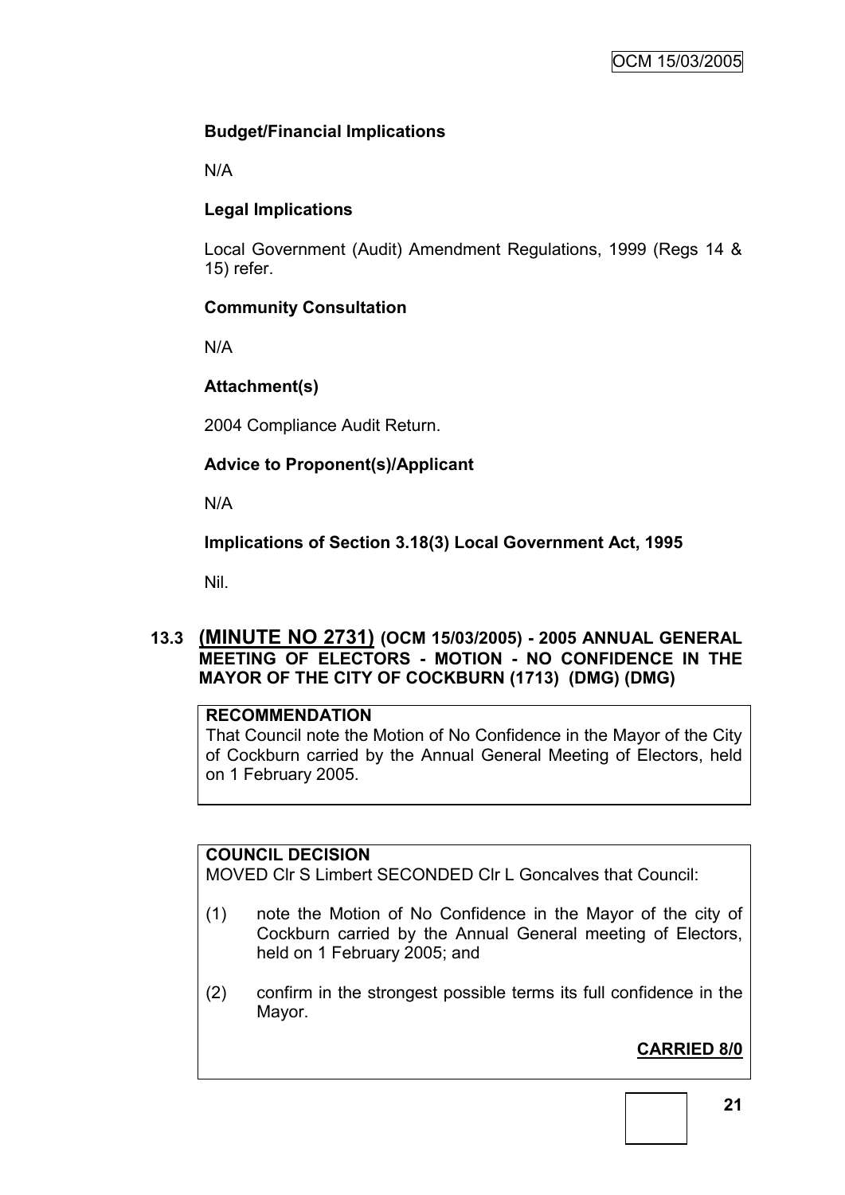**Budget/Financial Implications**

N/A

**Legal Implications**

Local Government (Audit) Amendment Regulations, 1999 (Regs 14 & 15) refer.

**Community Consultation**

N/A

**Attachment(s)**

2004 Compliance Audit Return.

**Advice to Proponent(s)/Applicant**

N/A

**Implications of Section 3.18(3) Local Government Act, 1995**

Nil.

## 13.3 (MINUTE NO 2731) (OCM 15/03/2005) - 2005 ANNUAL GENERAL MEETING OF ELECTORS - MOTION - NO CONFIDENCE IN THE MAYOR OF THE CITY OF COCKBURN (1713) (DMG) (DMG)

**RECOMMENDATION**
That Council note the Motion of No Confidence in the Mayor of the City of Cockburn carried by the Annual General Meeting of Electors, held on 1 February 2005.

**COUNCIL DECISION**
MOVED Clr S Limbert SECONDED Clr L Goncalves that Council:

(1) note the Motion of No Confidence in the Mayor of the city of Cockburn carried by the Annual General meeting of Electors, held on 1 February 2005; and

(2) confirm in the strongest possible terms its full confidence in the Mayor.

**CARRIED 8/0**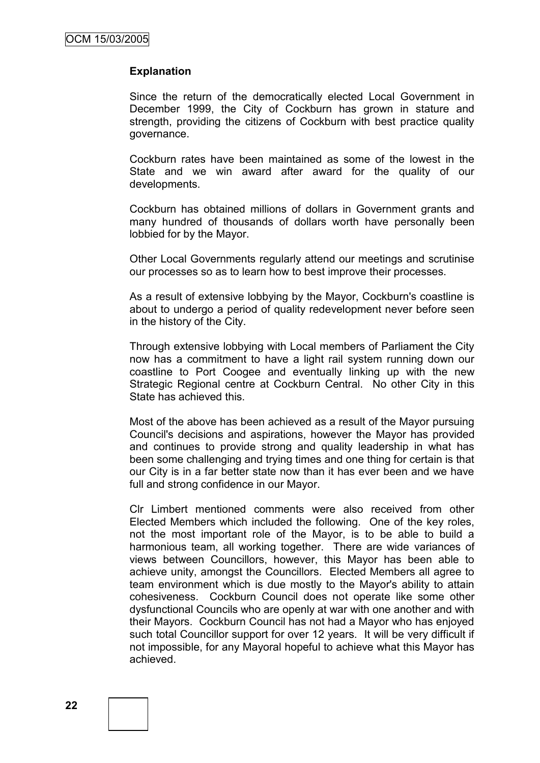**Explanation**

Since the return of the democratically elected Local Government in December 1999, the City of Cockburn has grown in stature and strength, providing the citizens of Cockburn with best practice quality governance.

Cockburn rates have been maintained as some of the lowest in the State and we win award after award for the quality of our developments.

Cockburn has obtained millions of dollars in Government grants and many hundred of thousands of dollars worth have personally been lobbied for by the Mayor.

Other Local Governments regularly attend our meetings and scrutinise our processes so as to learn how to best improve their processes.

As a result of extensive lobbying by the Mayor, Cockburn's coastline is about to undergo a period of quality redevelopment never before seen in the history of the City.

Through extensive lobbying with Local members of Parliament the City now has a commitment to have a light rail system running down our coastline to Port Coogee and eventually linking up with the new Strategic Regional centre at Cockburn Central. No other City in this State has achieved this.

Most of the above has been achieved as a result of the Mayor pursuing Council's decisions and aspirations, however the Mayor has provided and continues to provide strong and quality leadership in what has been some challenging and trying times and one thing for certain is that our City is in a far better state now than it has ever been and we have full and strong confidence in our Mayor.

Clr Limbert mentioned comments were also received from other Elected Members which included the following. One of the key roles, not the most important role of the Mayor, is to be able to build a harmonious team, all working together. There are wide variances of views between Councillors, however, this Mayor has been able to achieve unity, amongst the Councillors. Elected Members all agree to team environment which is due mostly to the Mayor's ability to attain cohesiveness. Cockburn Council does not operate like some other dysfunctional Councils who are openly at war with one another and with their Mayors. Cockburn Council has not had a Mayor who has enjoyed such total Councillor support for over 12 years. It will be very difficult if not impossible, for any Mayoral hopeful to achieve what this Mayor has achieved.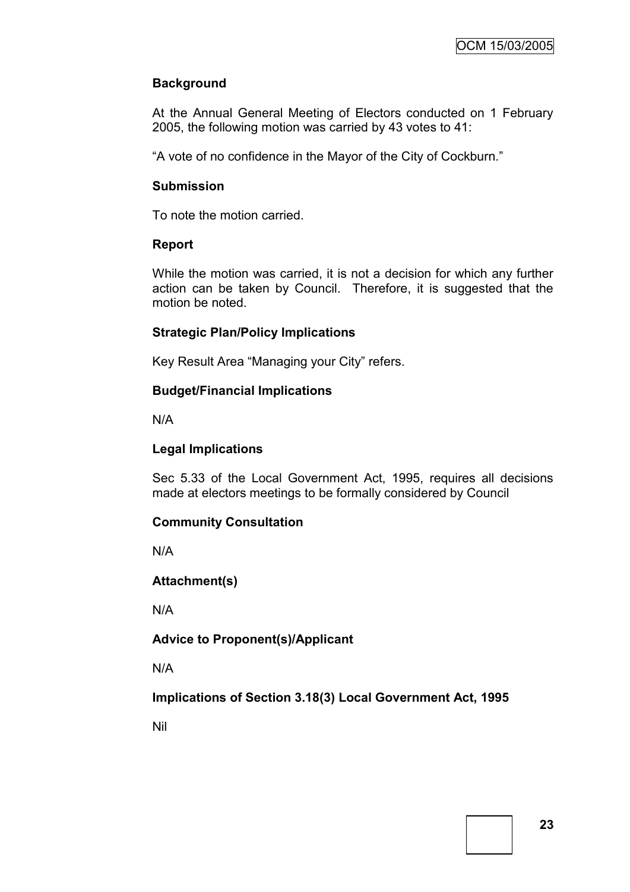**Background**

At the Annual General Meeting of Electors conducted on 1 February 2005, the following motion was carried by 43 votes to 41:

"A vote of no confidence in the Mayor of the City of Cockburn."

**Submission**

To note the motion carried.

**Report**

While the motion was carried, it is not a decision for which any further action can be taken by Council. Therefore, it is suggested that the motion be noted.

**Strategic Plan/Policy Implications**

Key Result Area "Managing your City" refers.

**Budget/Financial Implications**

N/A

**Legal Implications**

Sec 5.33 of the Local Government Act, 1995, requires all decisions made at electors meetings to be formally considered by Council

**Community Consultation**

N/A

**Attachment(s)**

N/A

**Advice to Proponent(s)/Applicant**

N/A

**Implications of Section 3.18(3) Local Government Act, 1995**

Nil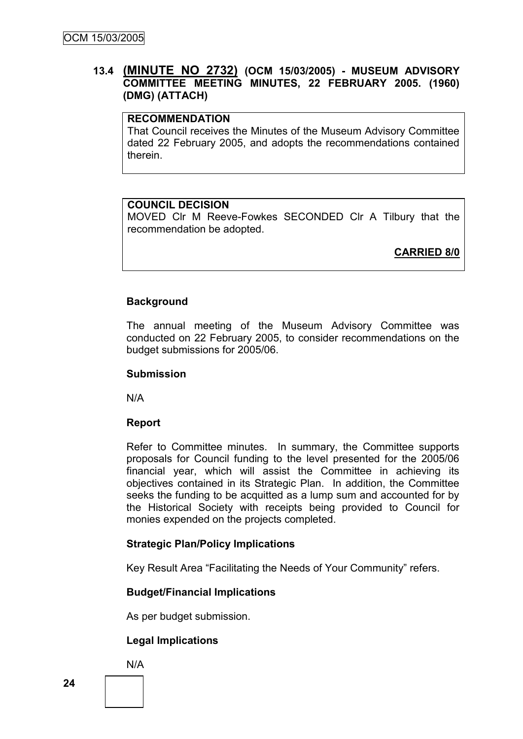## 13.4 (MINUTE NO 2732) (OCM 15/03/2005) - MUSEUM ADVISORY COMMITTEE MEETING MINUTES, 22 FEBRUARY 2005. (1960) (DMG) (ATTACH)

**RECOMMENDATION**

That Council receives the Minutes of the Museum Advisory Committee dated 22 February 2005, and adopts the recommendations contained therein.

**COUNCIL DECISION**

MOVED Clr M Reeve-Fowkes SECONDED Clr A Tilbury that the recommendation be adopted.

**CARRIED 8/0**

**Background**

The annual meeting of the Museum Advisory Committee was conducted on 22 February 2005, to consider recommendations on the budget submissions for 2005/06.

**Submission**

N/A

**Report**

Refer to Committee minutes. In summary, the Committee supports proposals for Council funding to the level presented for the 2005/06 financial year, which will assist the Committee in achieving its objectives contained in its Strategic Plan. In addition, the Committee seeks the funding to be acquitted as a lump sum and accounted for by the Historical Society with receipts being provided to Council for monies expended on the projects completed.

**Strategic Plan/Policy Implications**

Key Result Area "Facilitating the Needs of Your Community" refers.

**Budget/Financial Implications**

As per budget submission.

**Legal Implications**

N/A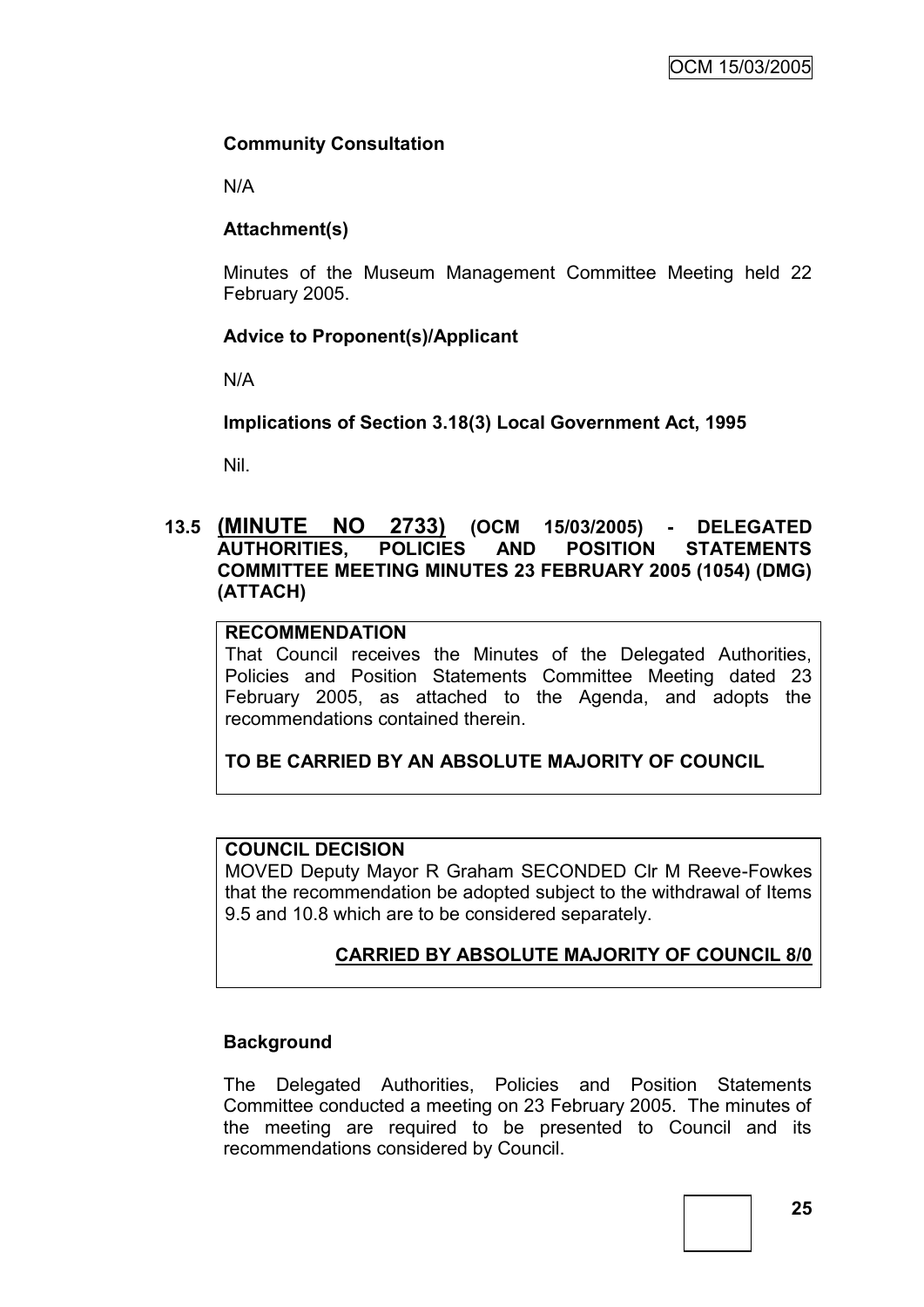**Community Consultation**

N/A

**Attachment(s)**

Minutes of the Museum Management Committee Meeting held 22 February 2005.

**Advice to Proponent(s)/Applicant**

N/A

**Implications of Section 3.18(3) Local Government Act, 1995**

Nil.

## 13.5 (MINUTE NO 2733) (OCM 15/03/2005) - DELEGATED AUTHORITIES, POLICIES AND POSITION STATEMENTS COMMITTEE MEETING MINUTES 23 FEBRUARY 2005 (1054) (DMG) (ATTACH)

**RECOMMENDATION**

That Council receives the Minutes of the Delegated Authorities, Policies and Position Statements Committee Meeting dated 23 February 2005, as attached to the Agenda, and adopts the recommendations contained therein.

**TO BE CARRIED BY AN ABSOLUTE MAJORITY OF COUNCIL**

**COUNCIL DECISION**

MOVED Deputy Mayor R Graham SECONDED Clr M Reeve-Fowkes that the recommendation be adopted subject to the withdrawal of Items 9.5 and 10.8 which are to be considered separately.

**CARRIED BY ABSOLUTE MAJORITY OF COUNCIL 8/0**

**Background**

The Delegated Authorities, Policies and Position Statements Committee conducted a meeting on 23 February 2005. The minutes of the meeting are required to be presented to Council and its recommendations considered by Council.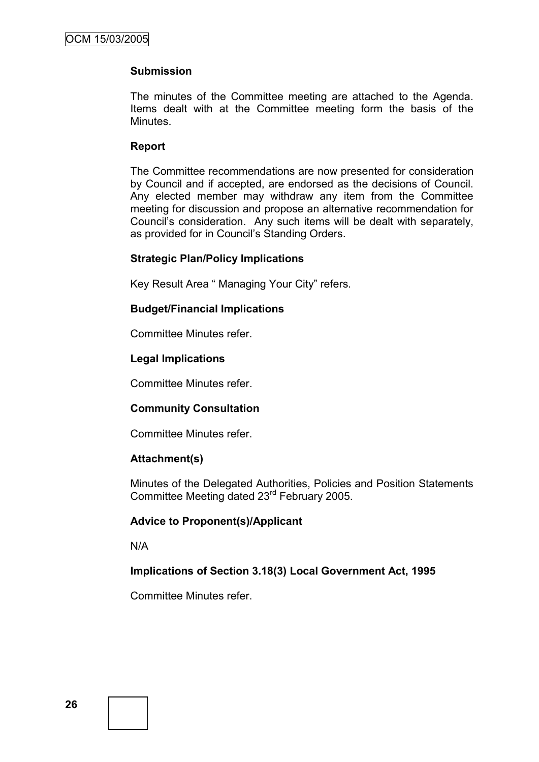**Submission**

The minutes of the Committee meeting are attached to the Agenda. Items dealt with at the Committee meeting form the basis of the Minutes.

**Report**

The Committee recommendations are now presented for consideration by Council and if accepted, are endorsed as the decisions of Council. Any elected member may withdraw any item from the Committee meeting for discussion and propose an alternative recommendation for Council's consideration. Any such items will be dealt with separately, as provided for in Council's Standing Orders.

**Strategic Plan/Policy Implications**

Key Result Area " Managing Your City" refers.

**Budget/Financial Implications**

Committee Minutes refer.

**Legal Implications**

Committee Minutes refer.

**Community Consultation**

Committee Minutes refer.

**Attachment(s)**

Minutes of the Delegated Authorities, Policies and Position Statements Committee Meeting dated 23rd February 2005.

**Advice to Proponent(s)/Applicant**

N/A

**Implications of Section 3.18(3) Local Government Act, 1995**

Committee Minutes refer.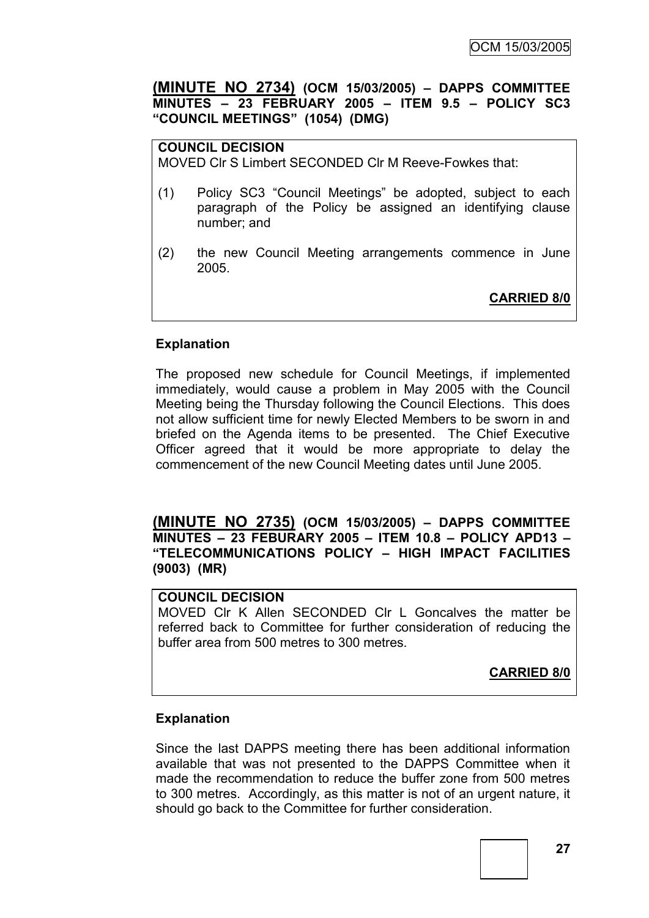## **(MINUTE NO 2734)** (OCM 15/03/2005) – DAPPS COMMITTEE MINUTES – 23 FEBRUARY 2005 – ITEM 9.5 – POLICY SC3 "COUNCIL MEETINGS" (1054) (DMG)

**COUNCIL DECISION**

MOVED Clr S Limbert SECONDED Clr M Reeve-Fowkes that:

(1) Policy SC3 "Council Meetings" be adopted, subject to each paragraph of the Policy be assigned an identifying clause number; and

(2) the new Council Meeting arrangements commence in June 2005.

**CARRIED 8/0**

**Explanation**

The proposed new schedule for Council Meetings, if implemented immediately, would cause a problem in May 2005 with the Council Meeting being the Thursday following the Council Elections. This does not allow sufficient time for newly Elected Members to be sworn in and briefed on the Agenda items to be presented. The Chief Executive Officer agreed that it would be more appropriate to delay the commencement of the new Council Meeting dates until June 2005.

## **(MINUTE NO 2735)** (OCM 15/03/2005) – DAPPS COMMITTEE MINUTES – 23 FEBURARY 2005 – ITEM 10.8 – POLICY APD13 – "TELECOMMUNICATIONS POLICY – HIGH IMPACT FACILITIES (9003) (MR)

**COUNCIL DECISION**

MOVED Clr K Allen SECONDED Clr L Goncalves the matter be referred back to Committee for further consideration of reducing the buffer area from 500 metres to 300 metres.

**CARRIED 8/0**

**Explanation**

Since the last DAPPS meeting there has been additional information available that was not presented to the DAPPS Committee when it made the recommendation to reduce the buffer zone from 500 metres to 300 metres. Accordingly, as this matter is not of an urgent nature, it should go back to the Committee for further consideration.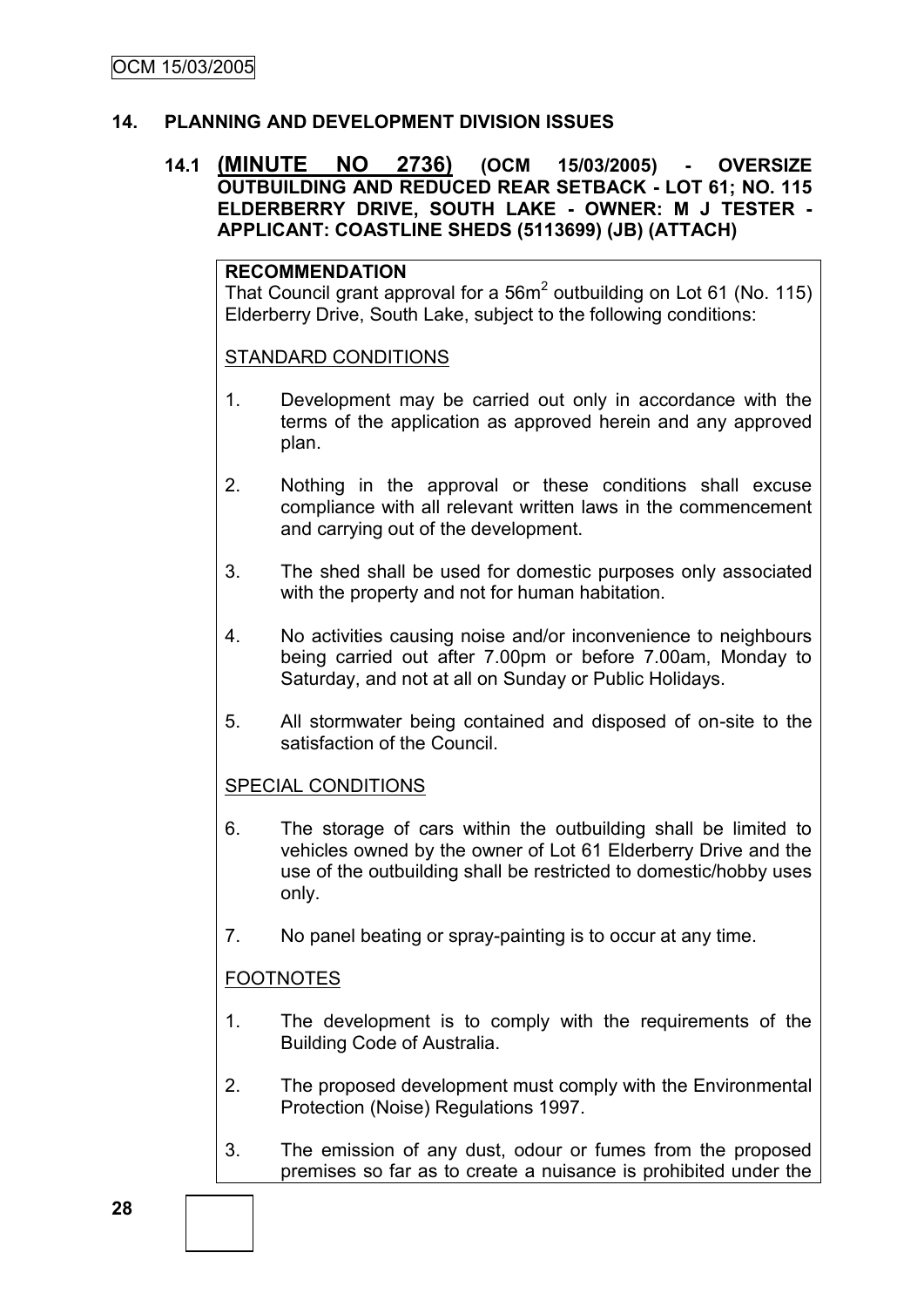## 14. PLANNING AND DEVELOPMENT DIVISION ISSUES

### 14.1 (MINUTE NO 2736) (OCM 15/03/2005) - OVERSIZE OUTBUILDING AND REDUCED REAR SETBACK - LOT 61; NO. 115 ELDERBERRY DRIVE, SOUTH LAKE - OWNER: M J TESTER - APPLICANT: COASTLINE SHEDS (5113699) (JB) (ATTACH)

**RECOMMENDATION**

That Council grant approval for a 56m$^2$ outbuilding on Lot 61 (No. 115) Elderberry Drive, South Lake, subject to the following conditions:

STANDARD CONDITIONS

1. Development may be carried out only in accordance with the terms of the application as approved herein and any approved plan.
2. Nothing in the approval or these conditions shall excuse compliance with all relevant written laws in the commencement and carrying out of the development.
3. The shed shall be used for domestic purposes only associated with the property and not for human habitation.
4. No activities causing noise and/or inconvenience to neighbours being carried out after 7.00pm or before 7.00am, Monday to Saturday, and not at all on Sunday or Public Holidays.
5. All stormwater being contained and disposed of on-site to the satisfaction of the Council.

SPECIAL CONDITIONS

6. The storage of cars within the outbuilding shall be limited to vehicles owned by the owner of Lot 61 Elderberry Drive and the use of the outbuilding shall be restricted to domestic/hobby uses only.
7. No panel beating or spray-painting is to occur at any time.

FOOTNOTES

1. The development is to comply with the requirements of the Building Code of Australia.
2. The proposed development must comply with the Environmental Protection (Noise) Regulations 1997.
3. The emission of any dust, odour or fumes from the proposed premises so far as to create a nuisance is prohibited under the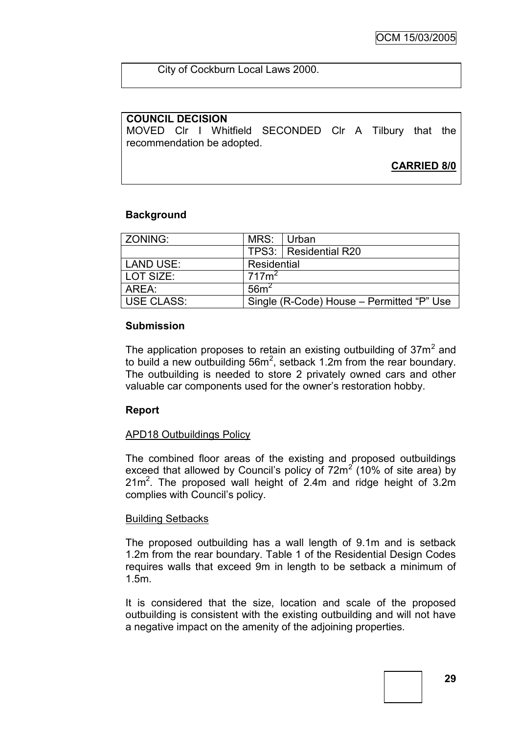City of Cockburn Local Laws 2000.

**COUNCIL DECISION**
MOVED Clr I Whitfield SECONDED Clr A Tilbury that the recommendation be adopted.

**CARRIED 8/0**

**Background**

| ZONING: | MRS: | Urban |
|---|---|---|
| | TPS3: | Residential R20 |
| LAND USE: | Residential | |
| LOT SIZE: | 717m$^2$ | |
| AREA: | 56m$^2$ | |
| USE CLASS: | Single (R-Code) House – Permitted “P” Use | |

**Submission**

The application proposes to retain an existing outbuilding of 37m$^2$ and to build a new outbuilding 56m$^2$, setback 1.2m from the rear boundary. The outbuilding is needed to store 2 privately owned cars and other valuable car components used for the owner’s restoration hobby.

**Report**

APD18 Outbuildings Policy

The combined floor areas of the existing and proposed outbuildings exceed that allowed by Council’s policy of 72m$^2$ (10% of site area) by 21m$^2$. The proposed wall height of 2.4m and ridge height of 3.2m complies with Council’s policy.

Building Setbacks

The proposed outbuilding has a wall length of 9.1m and is setback 1.2m from the rear boundary. Table 1 of the Residential Design Codes requires walls that exceed 9m in length to be setback a minimum of 1.5m.

It is considered that the size, location and scale of the proposed outbuilding is consistent with the existing outbuilding and will not have a negative impact on the amenity of the adjoining properties.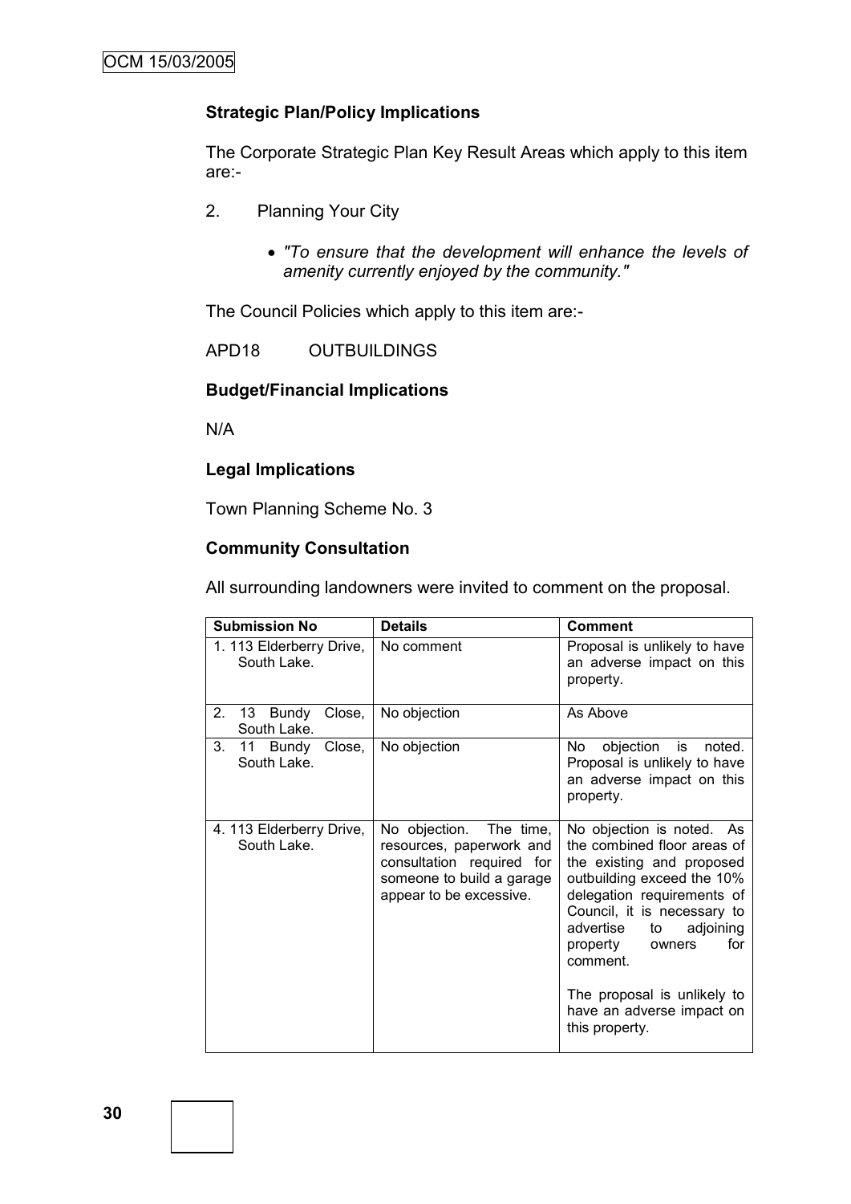**Strategic Plan/Policy Implications**

The Corporate Strategic Plan Key Result Areas which apply to this item are:-

2. Planning Your City

   - *"To ensure that the development will enhance the levels of amenity currently enjoyed by the community."*

The Council Policies which apply to this item are:-

APD18 OUTBUILDINGS

**Budget/Financial Implications**

N/A

**Legal Implications**

Town Planning Scheme No. 3

**Community Consultation**

All surrounding landowners were invited to comment on the proposal.

| Submission No | Details | Comment |
|---|---|---|
| 1. 113 Elderberry Drive, South Lake. | No comment | Proposal is unlikely to have an adverse impact on this property. |
| 2. 13 Bundy Close, South Lake. | No objection | As Above |
| 3. 11 Bundy Close, South Lake. | No objection | No objection is noted. Proposal is unlikely to have an adverse impact on this property. |
| 4. 113 Elderberry Drive, South Lake. | No objection. The time, resources, paperwork and consultation required for someone to build a garage appear to be excessive. | No objection is noted. As the combined floor areas of the existing and proposed outbuilding exceed the 10% delegation requirements of Council, it is necessary to advertise to adjoining property owners for comment.<br><br>The proposal is unlikely to have an adverse impact on this property. |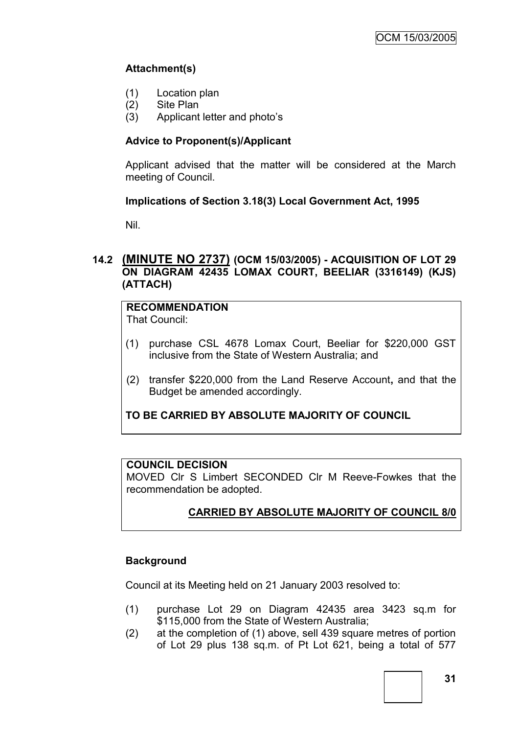**Attachment(s)**

(1) Location plan
(2) Site Plan
(3) Applicant letter and photo's

**Advice to Proponent(s)/Applicant**

Applicant advised that the matter will be considered at the March meeting of Council.

**Implications of Section 3.18(3) Local Government Act, 1995**

Nil.

## 14.2 (MINUTE NO 2737) (OCM 15/03/2005) - ACQUISITION OF LOT 29 ON DIAGRAM 42435 LOMAX COURT, BEELIAR (3316149) (KJS) (ATTACH)

**RECOMMENDATION**
That Council:

(1) purchase CSL 4678 Lomax Court, Beeliar for $220,000 GST inclusive from the State of Western Australia; and

(2) transfer $220,000 from the Land Reserve Account**,** and that the Budget be amended accordingly.

**TO BE CARRIED BY ABSOLUTE MAJORITY OF COUNCIL**

**COUNCIL DECISION**
MOVED Clr S Limbert SECONDED Clr M Reeve-Fowkes that the recommendation be adopted.

**CARRIED BY ABSOLUTE MAJORITY OF COUNCIL 8/0**

**Background**

Council at its Meeting held on 21 January 2003 resolved to:

(1) purchase Lot 29 on Diagram 42435 area 3423 sq.m for $115,000 from the State of Western Australia;
(2) at the completion of (1) above, sell 439 square metres of portion of Lot 29 plus 138 sq.m. of Pt Lot 621, being a total of 577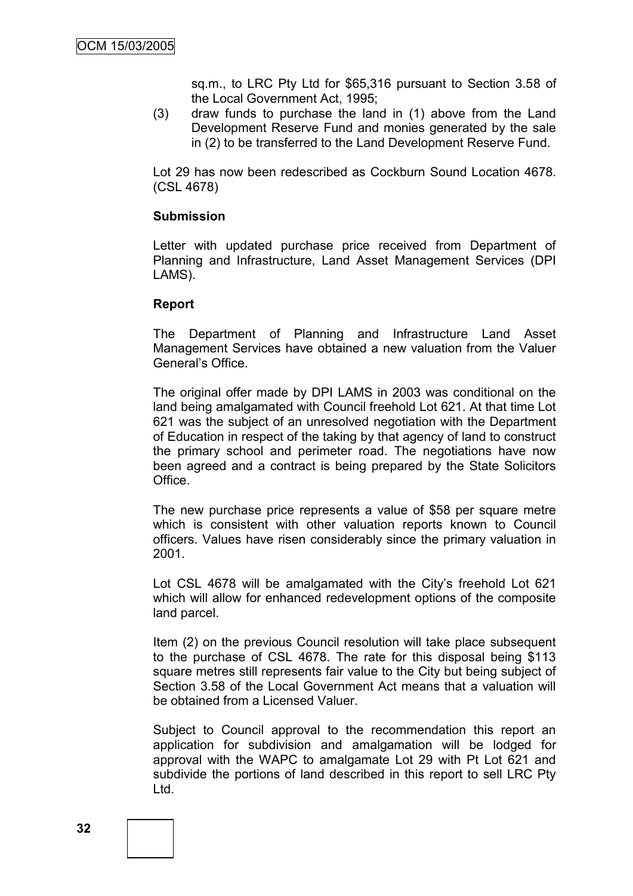sq.m., to LRC Pty Ltd for $65,316 pursuant to Section 3.58 of the Local Government Act, 1995;

(3) draw funds to purchase the land in (1) above from the Land Development Reserve Fund and monies generated by the sale in (2) to be transferred to the Land Development Reserve Fund.

Lot 29 has now been redescribed as Cockburn Sound Location 4678. (CSL 4678)

**Submission**

Letter with updated purchase price received from Department of Planning and Infrastructure, Land Asset Management Services (DPI LAMS).

**Report**

The Department of Planning and Infrastructure Land Asset Management Services have obtained a new valuation from the Valuer General's Office.

The original offer made by DPI LAMS in 2003 was conditional on the land being amalgamated with Council freehold Lot 621. At that time Lot 621 was the subject of an unresolved negotiation with the Department of Education in respect of the taking by that agency of land to construct the primary school and perimeter road. The negotiations have now been agreed and a contract is being prepared by the State Solicitors Office.

The new purchase price represents a value of $58 per square metre which is consistent with other valuation reports known to Council officers. Values have risen considerably since the primary valuation in 2001.

Lot CSL 4678 will be amalgamated with the City's freehold Lot 621 which will allow for enhanced redevelopment options of the composite land parcel.

Item (2) on the previous Council resolution will take place subsequent to the purchase of CSL 4678. The rate for this disposal being $113 square metres still represents fair value to the City but being subject of Section 3.58 of the Local Government Act means that a valuation will be obtained from a Licensed Valuer.

Subject to Council approval to the recommendation this report an application for subdivision and amalgamation will be lodged for approval with the WAPC to amalgamate Lot 29 with Pt Lot 621 and subdivide the portions of land described in this report to sell LRC Pty Ltd.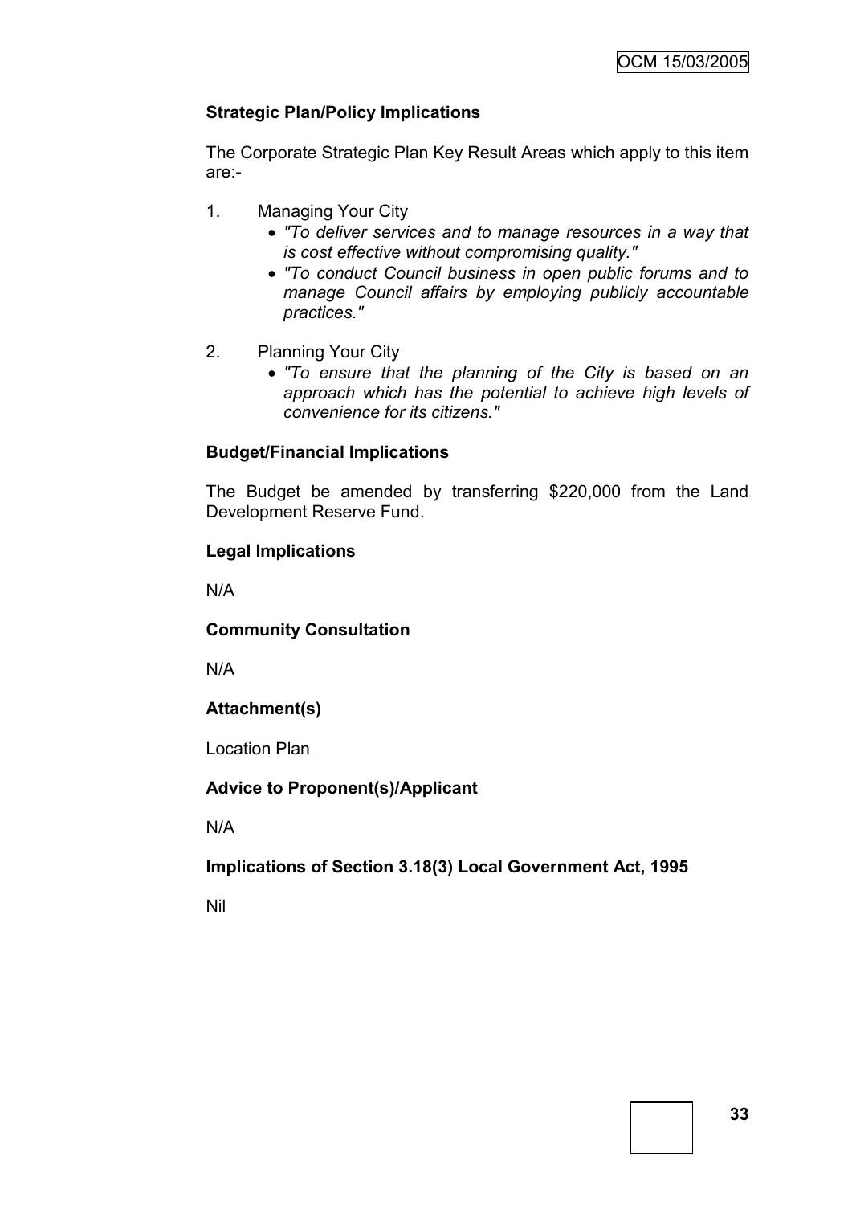**Strategic Plan/Policy Implications**

The Corporate Strategic Plan Key Result Areas which apply to this item are:-

1. Managing Your City
   - *"To deliver services and to manage resources in a way that is cost effective without compromising quality."*
   - *"To conduct Council business in open public forums and to manage Council affairs by employing publicly accountable practices."*

2. Planning Your City
   - *"To ensure that the planning of the City is based on an approach which has the potential to achieve high levels of convenience for its citizens."*

**Budget/Financial Implications**

The Budget be amended by transferring $220,000 from the Land Development Reserve Fund.

**Legal Implications**

N/A

**Community Consultation**

N/A

**Attachment(s)**

Location Plan

**Advice to Proponent(s)/Applicant**

N/A

**Implications of Section 3.18(3) Local Government Act, 1995**

Nil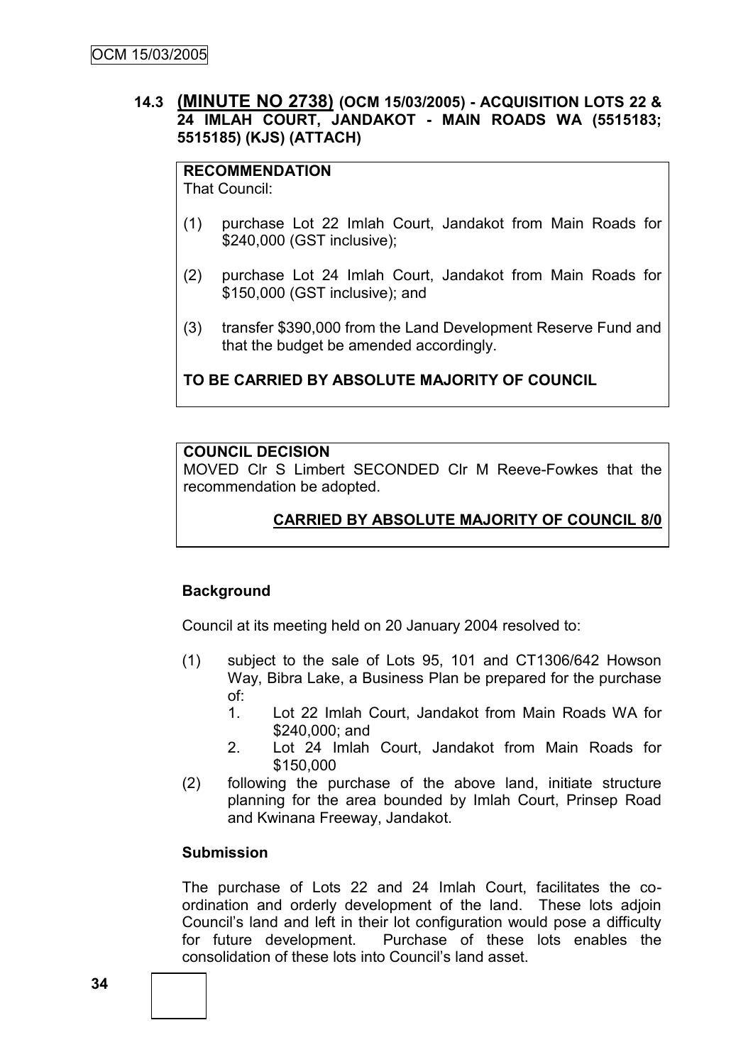### 14.3 **(MINUTE NO 2738)** (OCM 15/03/2005) - ACQUISITION LOTS 22 & 24 IMLAH COURT, JANDAKOT - MAIN ROADS WA (5515183; 5515185) (KJS) (ATTACH)

**RECOMMENDATION**

That Council:

(1) purchase Lot 22 Imlah Court, Jandakot from Main Roads for $240,000 (GST inclusive);

(2) purchase Lot 24 Imlah Court, Jandakot from Main Roads for $150,000 (GST inclusive); and

(3) transfer $390,000 from the Land Development Reserve Fund and that the budget be amended accordingly.

**TO BE CARRIED BY ABSOLUTE MAJORITY OF COUNCIL**

**COUNCIL DECISION**

MOVED Clr S Limbert SECONDED Clr M Reeve-Fowkes that the recommendation be adopted.

**CARRIED BY ABSOLUTE MAJORITY OF COUNCIL 8/0**

**Background**

Council at its meeting held on 20 January 2004 resolved to:

(1) subject to the sale of Lots 95, 101 and CT1306/642 Howson Way, Bibra Lake, a Business Plan be prepared for the purchase of:
   1. Lot 22 Imlah Court, Jandakot from Main Roads WA for $240,000; and
   2. Lot 24 Imlah Court, Jandakot from Main Roads for $150,000

(2) following the purchase of the above land, initiate structure planning for the area bounded by Imlah Court, Prinsep Road and Kwinana Freeway, Jandakot.

**Submission**

The purchase of Lots 22 and 24 Imlah Court, facilitates the co-ordination and orderly development of the land. These lots adjoin Council's land and left in their lot configuration would pose a difficulty for future development. Purchase of these lots enables the consolidation of these lots into Council's land asset.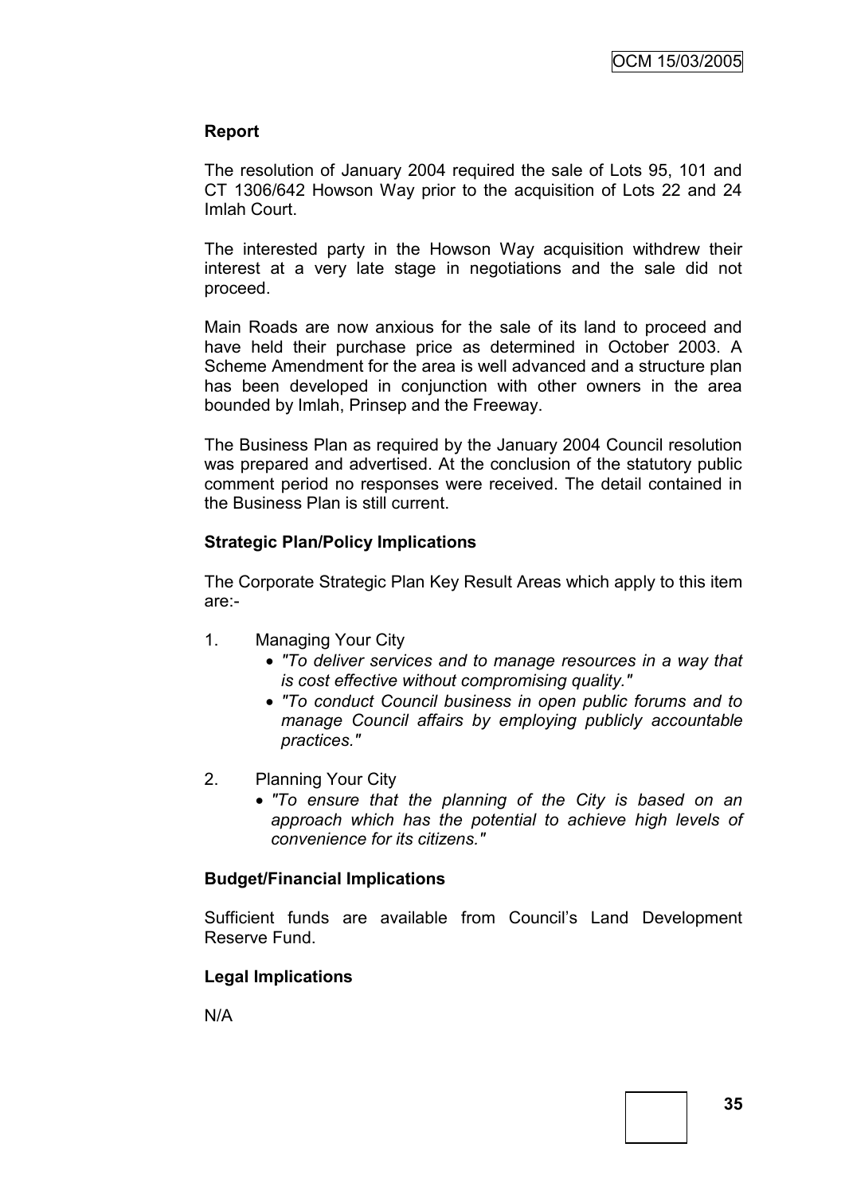**Report**

The resolution of January 2004 required the sale of Lots 95, 101 and CT 1306/642 Howson Way prior to the acquisition of Lots 22 and 24 Imlah Court.

The interested party in the Howson Way acquisition withdrew their interest at a very late stage in negotiations and the sale did not proceed.

Main Roads are now anxious for the sale of its land to proceed and have held their purchase price as determined in October 2003. A Scheme Amendment for the area is well advanced and a structure plan has been developed in conjunction with other owners in the area bounded by Imlah, Prinsep and the Freeway.

The Business Plan as required by the January 2004 Council resolution was prepared and advertised. At the conclusion of the statutory public comment period no responses were received. The detail contained in the Business Plan is still current.

**Strategic Plan/Policy Implications**

The Corporate Strategic Plan Key Result Areas which apply to this item are:-

1. Managing Your City
   - *"To deliver services and to manage resources in a way that is cost effective without compromising quality."*
   - *"To conduct Council business in open public forums and to manage Council affairs by employing publicly accountable practices."*
2. Planning Your City
   - *"To ensure that the planning of the City is based on an approach which has the potential to achieve high levels of convenience for its citizens."*

**Budget/Financial Implications**

Sufficient funds are available from Council's Land Development Reserve Fund.

**Legal Implications**

N/A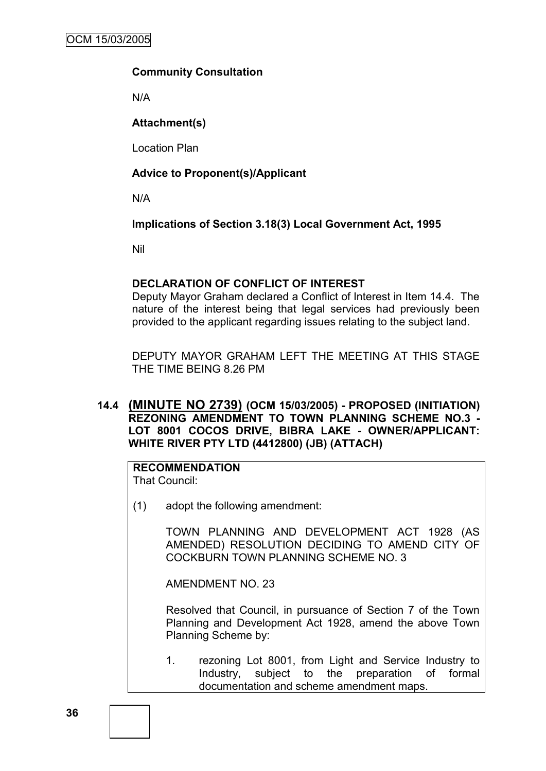**Community Consultation**

N/A

**Attachment(s)**

Location Plan

**Advice to Proponent(s)/Applicant**

N/A

**Implications of Section 3.18(3) Local Government Act, 1995**

Nil

**DECLARATION OF CONFLICT OF INTEREST**

Deputy Mayor Graham declared a Conflict of Interest in Item 14.4. The nature of the interest being that legal services had previously been provided to the applicant regarding issues relating to the subject land.

DEPUTY MAYOR GRAHAM LEFT THE MEETING AT THIS STAGE THE TIME BEING 8.26 PM

### 14.4 (MINUTE NO 2739) (OCM 15/03/2005) - PROPOSED (INITIATION) REZONING AMENDMENT TO TOWN PLANNING SCHEME NO.3 - LOT 8001 COCOS DRIVE, BIBRA LAKE - OWNER/APPLICANT: WHITE RIVER PTY LTD (4412800) (JB) (ATTACH)

**RECOMMENDATION**

That Council:

(1) adopt the following amendment:

TOWN PLANNING AND DEVELOPMENT ACT 1928 (AS AMENDED) RESOLUTION DECIDING TO AMEND CITY OF COCKBURN TOWN PLANNING SCHEME NO. 3

AMENDMENT NO. 23

Resolved that Council, in pursuance of Section 7 of the Town Planning and Development Act 1928, amend the above Town Planning Scheme by:

1. rezoning Lot 8001, from Light and Service Industry to Industry, subject to the preparation of formal documentation and scheme amendment maps.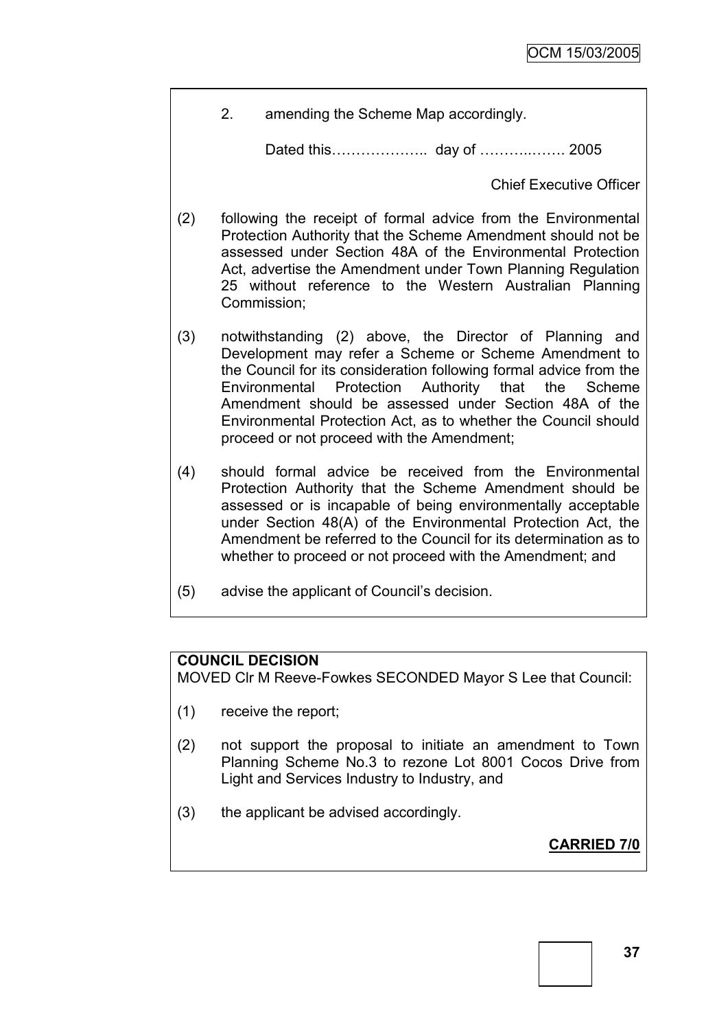2. amending the Scheme Map accordingly.

Dated this……………….. day of ………..……. 2005

Chief Executive Officer

(2) following the receipt of formal advice from the Environmental Protection Authority that the Scheme Amendment should not be assessed under Section 48A of the Environmental Protection Act, advertise the Amendment under Town Planning Regulation 25 without reference to the Western Australian Planning Commission;

(3) notwithstanding (2) above, the Director of Planning and Development may refer a Scheme or Scheme Amendment to the Council for its consideration following formal advice from the Environmental Protection Authority that the Scheme Amendment should be assessed under Section 48A of the Environmental Protection Act, as to whether the Council should proceed or not proceed with the Amendment;

(4) should formal advice be received from the Environmental Protection Authority that the Scheme Amendment should be assessed or is incapable of being environmentally acceptable under Section 48(A) of the Environmental Protection Act, the Amendment be referred to the Council for its determination as to whether to proceed or not proceed with the Amendment; and

(5) advise the applicant of Council's decision.

**COUNCIL DECISION**

MOVED Clr M Reeve-Fowkes SECONDED Mayor S Lee that Council:

(1) receive the report;

(2) not support the proposal to initiate an amendment to Town Planning Scheme No.3 to rezone Lot 8001 Cocos Drive from Light and Services Industry to Industry, and

(3) the applicant be advised accordingly.

**CARRIED 7/0**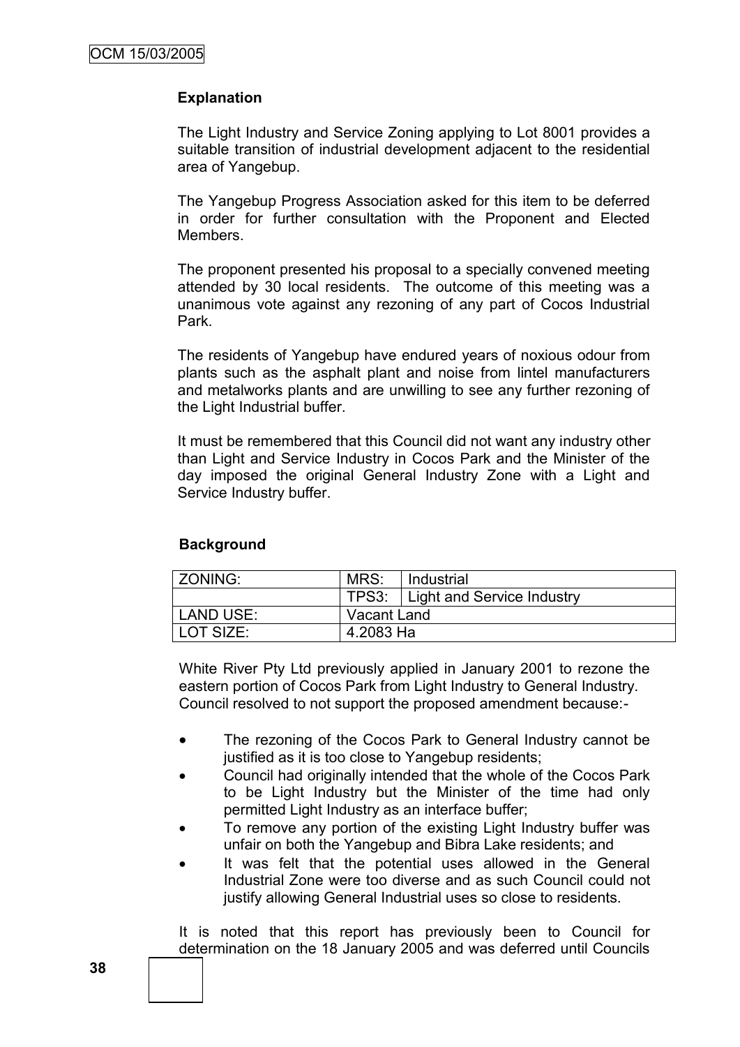### Explanation

The Light Industry and Service Zoning applying to Lot 8001 provides a suitable transition of industrial development adjacent to the residential area of Yangebup.

The Yangebup Progress Association asked for this item to be deferred in order for further consultation with the Proponent and Elected Members.

The proponent presented his proposal to a specially convened meeting attended by 30 local residents. The outcome of this meeting was a unanimous vote against any rezoning of any part of Cocos Industrial Park.

The residents of Yangebup have endured years of noxious odour from plants such as the asphalt plant and noise from lintel manufacturers and metalworks plants and are unwilling to see any further rezoning of the Light Industrial buffer.

It must be remembered that this Council did not want any industry other than Light and Service Industry in Cocos Park and the Minister of the day imposed the original General Industry Zone with a Light and Service Industry buffer.

### Background

| ZONING: | MRS: | Industrial |
|---|---|---|
| | TPS3: | Light and Service Industry |
| LAND USE: | Vacant Land | |
| LOT SIZE: | 4.2083 Ha | |

White River Pty Ltd previously applied in January 2001 to rezone the eastern portion of Cocos Park from Light Industry to General Industry. Council resolved to not support the proposed amendment because:-

- The rezoning of the Cocos Park to General Industry cannot be justified as it is too close to Yangebup residents;
- Council had originally intended that the whole of the Cocos Park to be Light Industry but the Minister of the time had only permitted Light Industry as an interface buffer;
- To remove any portion of the existing Light Industry buffer was unfair on both the Yangebup and Bibra Lake residents; and
- It was felt that the potential uses allowed in the General Industrial Zone were too diverse and as such Council could not justify allowing General Industrial uses so close to residents.

It is noted that this report has previously been to Council for determination on the 18 January 2005 and was deferred until Councils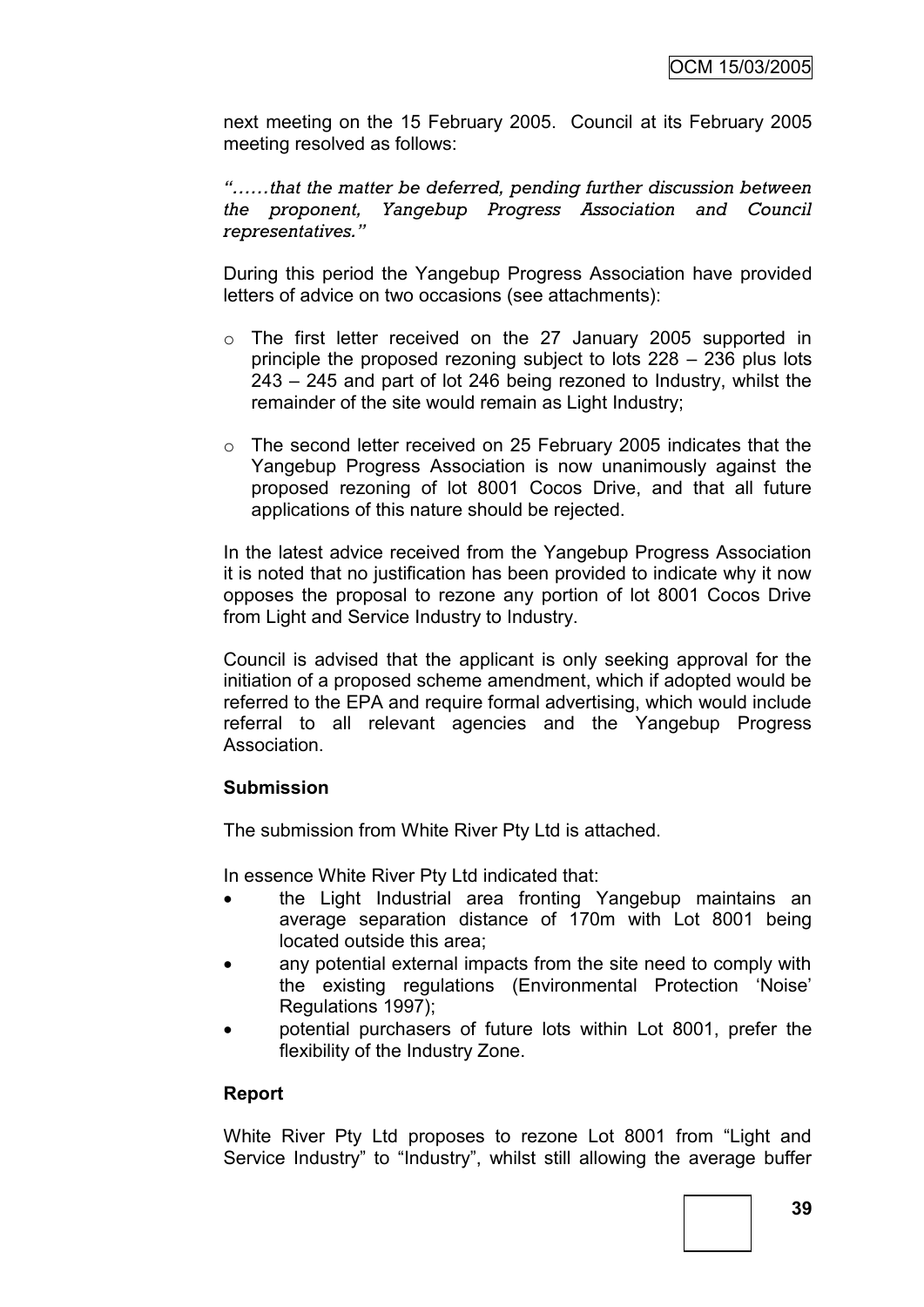next meeting on the 15 February 2005. Council at its February 2005 meeting resolved as follows:

*"……that the matter be deferred, pending further discussion between the proponent, Yangebup Progress Association and Council representatives."*

During this period the Yangebup Progress Association have provided letters of advice on two occasions (see attachments):

- The first letter received on the 27 January 2005 supported in principle the proposed rezoning subject to lots 228 – 236 plus lots 243 – 245 and part of lot 246 being rezoned to Industry, whilst the remainder of the site would remain as Light Industry;
- The second letter received on 25 February 2005 indicates that the Yangebup Progress Association is now unanimously against the proposed rezoning of lot 8001 Cocos Drive, and that all future applications of this nature should be rejected.

In the latest advice received from the Yangebup Progress Association it is noted that no justification has been provided to indicate why it now opposes the proposal to rezone any portion of lot 8001 Cocos Drive from Light and Service Industry to Industry.

Council is advised that the applicant is only seeking approval for the initiation of a proposed scheme amendment, which if adopted would be referred to the EPA and require formal advertising, which would include referral to all relevant agencies and the Yangebup Progress Association.

**Submission**

The submission from White River Pty Ltd is attached.

In essence White River Pty Ltd indicated that:

- the Light Industrial area fronting Yangebup maintains an average separation distance of 170m with Lot 8001 being located outside this area;
- any potential external impacts from the site need to comply with the existing regulations (Environmental Protection 'Noise' Regulations 1997);
- potential purchasers of future lots within Lot 8001, prefer the flexibility of the Industry Zone.

**Report**

White River Pty Ltd proposes to rezone Lot 8001 from "Light and Service Industry" to "Industry", whilst still allowing the average buffer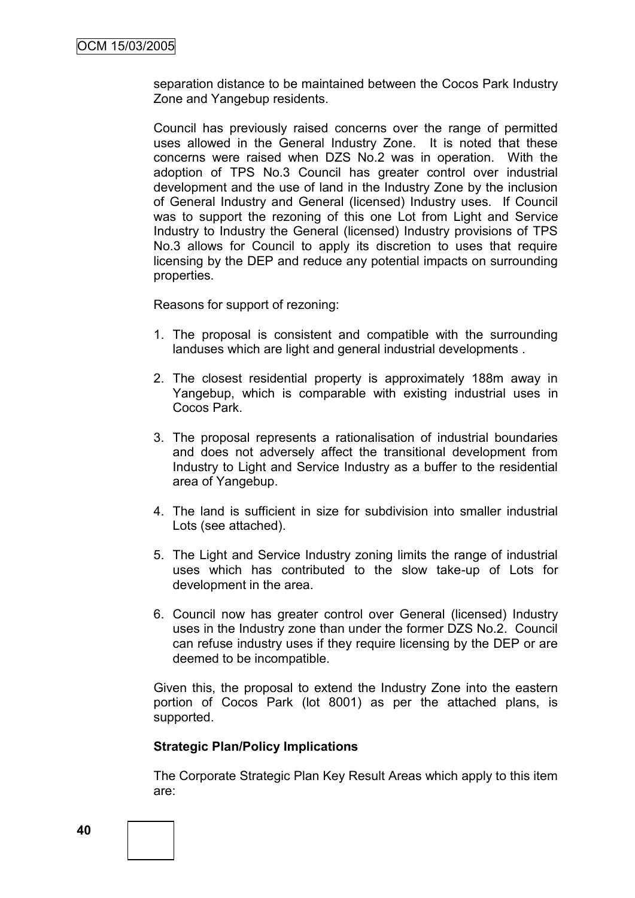separation distance to be maintained between the Cocos Park Industry Zone and Yangebup residents.

Council has previously raised concerns over the range of permitted uses allowed in the General Industry Zone. It is noted that these concerns were raised when DZS No.2 was in operation. With the adoption of TPS No.3 Council has greater control over industrial development and the use of land in the Industry Zone by the inclusion of General Industry and General (licensed) Industry uses. If Council was to support the rezoning of this one Lot from Light and Service Industry to Industry the General (licensed) Industry provisions of TPS No.3 allows for Council to apply its discretion to uses that require licensing by the DEP and reduce any potential impacts on surrounding properties.

Reasons for support of rezoning:

1. The proposal is consistent and compatible with the surrounding landuses which are light and general industrial developments .

2. The closest residential property is approximately 188m away in Yangebup, which is comparable with existing industrial uses in Cocos Park.

3. The proposal represents a rationalisation of industrial boundaries and does not adversely affect the transitional development from Industry to Light and Service Industry as a buffer to the residential area of Yangebup.

4. The land is sufficient in size for subdivision into smaller industrial Lots (see attached).

5. The Light and Service Industry zoning limits the range of industrial uses which has contributed to the slow take-up of Lots for development in the area.

6. Council now has greater control over General (licensed) Industry uses in the Industry zone than under the former DZS No.2. Council can refuse industry uses if they require licensing by the DEP or are deemed to be incompatible.

Given this, the proposal to extend the Industry Zone into the eastern portion of Cocos Park (lot 8001) as per the attached plans, is supported.

**Strategic Plan/Policy Implications**

The Corporate Strategic Plan Key Result Areas which apply to this item are: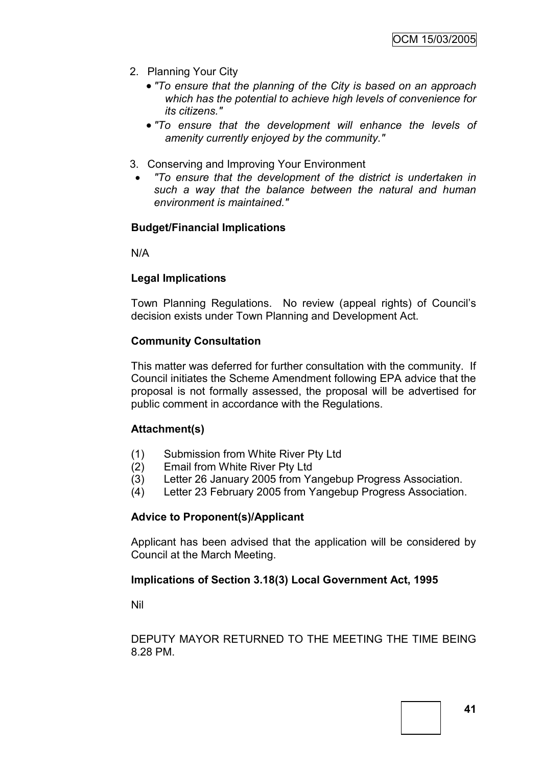2. Planning Your City
   - *"To ensure that the planning of the City is based on an approach which has the potential to achieve high levels of convenience for its citizens."*
   - *"To ensure that the development will enhance the levels of amenity currently enjoyed by the community."*

3. Conserving and Improving Your Environment
   - *"To ensure that the development of the district is undertaken in such a way that the balance between the natural and human environment is maintained."*

**Budget/Financial Implications**

N/A

**Legal Implications**

Town Planning Regulations. No review (appeal rights) of Council's decision exists under Town Planning and Development Act.

**Community Consultation**

This matter was deferred for further consultation with the community. If Council initiates the Scheme Amendment following EPA advice that the proposal is not formally assessed, the proposal will be advertised for public comment in accordance with the Regulations.

**Attachment(s)**

(1) Submission from White River Pty Ltd
(2) Email from White River Pty Ltd
(3) Letter 26 January 2005 from Yangebup Progress Association.
(4) Letter 23 February 2005 from Yangebup Progress Association.

**Advice to Proponent(s)/Applicant**

Applicant has been advised that the application will be considered by Council at the March Meeting.

**Implications of Section 3.18(3) Local Government Act, 1995**

Nil

DEPUTY MAYOR RETURNED TO THE MEETING THE TIME BEING 8.28 PM.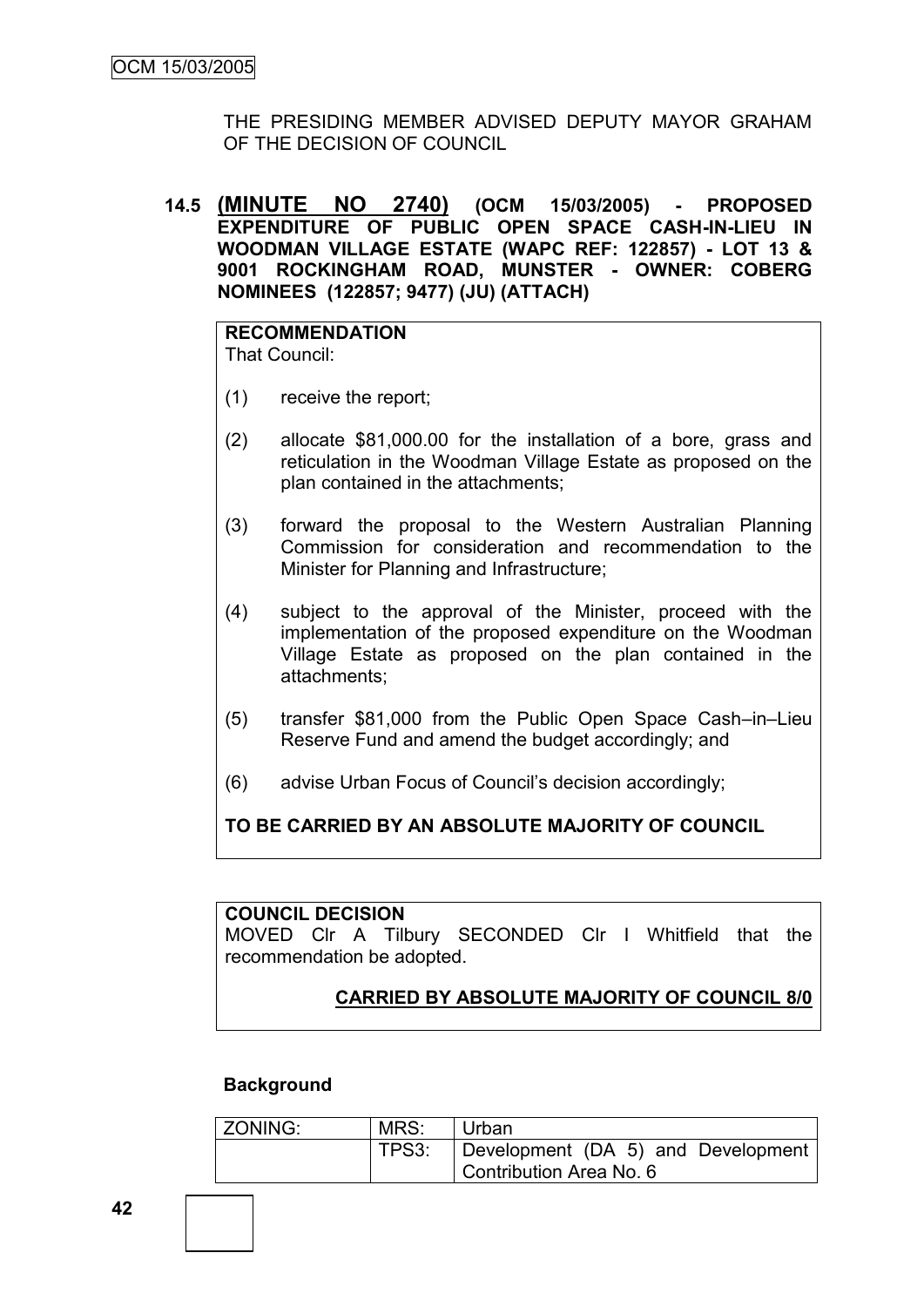THE PRESIDING MEMBER ADVISED DEPUTY MAYOR GRAHAM OF THE DECISION OF COUNCIL

### 14.5 (MINUTE NO 2740) (OCM 15/03/2005) - PROPOSED EXPENDITURE OF PUBLIC OPEN SPACE CASH-IN-LIEU IN WOODMAN VILLAGE ESTATE (WAPC REF: 122857) - LOT 13 & 9001 ROCKINGHAM ROAD, MUNSTER - OWNER: COBERG NOMINEES (122857; 9477) (JU) (ATTACH)

**RECOMMENDATION**
That Council:

(1) receive the report;

(2) allocate $81,000.00 for the installation of a bore, grass and reticulation in the Woodman Village Estate as proposed on the plan contained in the attachments;

(3) forward the proposal to the Western Australian Planning Commission for consideration and recommendation to the Minister for Planning and Infrastructure;

(4) subject to the approval of the Minister, proceed with the implementation of the proposed expenditure on the Woodman Village Estate as proposed on the plan contained in the attachments;

(5) transfer $81,000 from the Public Open Space Cash–in–Lieu Reserve Fund and amend the budget accordingly; and

(6) advise Urban Focus of Council's decision accordingly;

**TO BE CARRIED BY AN ABSOLUTE MAJORITY OF COUNCIL**

**COUNCIL DECISION**
MOVED Clr A Tilbury SECONDED Clr I Whitfield that the recommendation be adopted.

**CARRIED BY ABSOLUTE MAJORITY OF COUNCIL 8/0**

**Background**

| ZONING: | MRS: | Urban |
|---|---|---|
| | TPS3: | Development (DA 5) and Development Contribution Area No. 6 |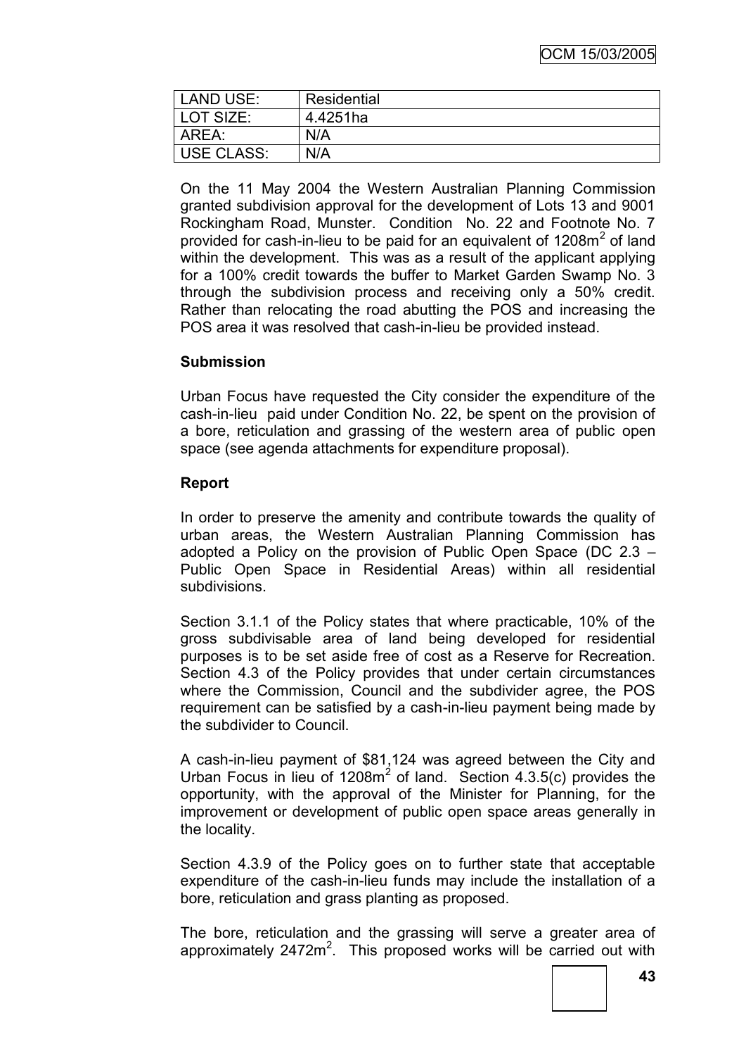| LAND USE: | Residential |
| --- | --- |
| LOT SIZE: | 4.4251ha |
| AREA: | N/A |
| USE CLASS: | N/A |

On the 11 May 2004 the Western Australian Planning Commission granted subdivision approval for the development of Lots 13 and 9001 Rockingham Road, Munster. Condition No. 22 and Footnote No. 7 provided for cash-in-lieu to be paid for an equivalent of 1208m$^2$ of land within the development. This was as a result of the applicant applying for a 100% credit towards the buffer to Market Garden Swamp No. 3 through the subdivision process and receiving only a 50% credit. Rather than relocating the road abutting the POS and increasing the POS area it was resolved that cash-in-lieu be provided instead.

**Submission**

Urban Focus have requested the City consider the expenditure of the cash-in-lieu paid under Condition No. 22, be spent on the provision of a bore, reticulation and grassing of the western area of public open space (see agenda attachments for expenditure proposal).

**Report**

In order to preserve the amenity and contribute towards the quality of urban areas, the Western Australian Planning Commission has adopted a Policy on the provision of Public Open Space (DC 2.3 – Public Open Space in Residential Areas) within all residential subdivisions.

Section 3.1.1 of the Policy states that where practicable, 10% of the gross subdivisable area of land being developed for residential purposes is to be set aside free of cost as a Reserve for Recreation. Section 4.3 of the Policy provides that under certain circumstances where the Commission, Council and the subdivider agree, the POS requirement can be satisfied by a cash-in-lieu payment being made by the subdivider to Council.

A cash-in-lieu payment of $81,124 was agreed between the City and Urban Focus in lieu of 1208m$^2$ of land. Section 4.3.5(c) provides the opportunity, with the approval of the Minister for Planning, for the improvement or development of public open space areas generally in the locality.

Section 4.3.9 of the Policy goes on to further state that acceptable expenditure of the cash-in-lieu funds may include the installation of a bore, reticulation and grass planting as proposed.

The bore, reticulation and the grassing will serve a greater area of approximately 2472m$^2$. This proposed works will be carried out with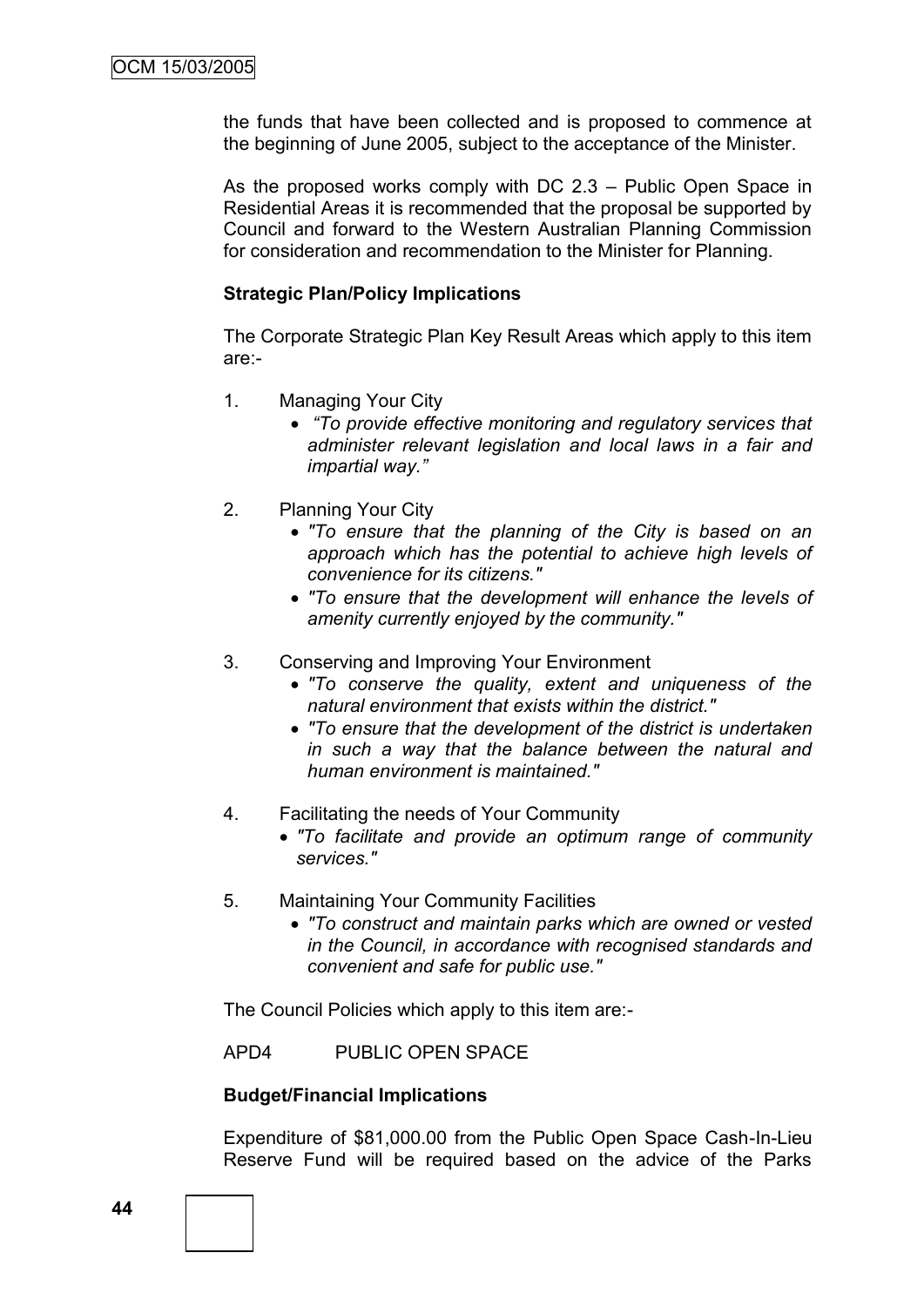the funds that have been collected and is proposed to commence at the beginning of June 2005, subject to the acceptance of the Minister.

As the proposed works comply with DC 2.3 – Public Open Space in Residential Areas it is recommended that the proposal be supported by Council and forward to the Western Australian Planning Commission for consideration and recommendation to the Minister for Planning.

**Strategic Plan/Policy Implications**

The Corporate Strategic Plan Key Result Areas which apply to this item are:-

1. Managing Your City
   - *"To provide effective monitoring and regulatory services that administer relevant legislation and local laws in a fair and impartial way."*

2. Planning Your City
   - *"To ensure that the planning of the City is based on an approach which has the potential to achieve high levels of convenience for its citizens."*
   - *"To ensure that the development will enhance the levels of amenity currently enjoyed by the community."*

3. Conserving and Improving Your Environment
   - *"To conserve the quality, extent and uniqueness of the natural environment that exists within the district."*
   - *"To ensure that the development of the district is undertaken in such a way that the balance between the natural and human environment is maintained."*

4. Facilitating the needs of Your Community
   - *"To facilitate and provide an optimum range of community services."*

5. Maintaining Your Community Facilities
   - *"To construct and maintain parks which are owned or vested in the Council, in accordance with recognised standards and convenient and safe for public use."*

The Council Policies which apply to this item are:-

APD4 PUBLIC OPEN SPACE

**Budget/Financial Implications**

Expenditure of $81,000.00 from the Public Open Space Cash-In-Lieu Reserve Fund will be required based on the advice of the Parks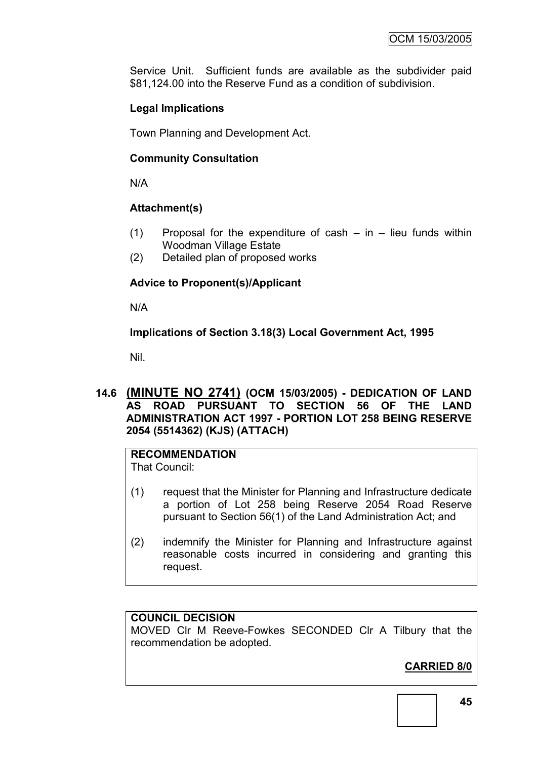Service Unit. Sufficient funds are available as the subdivider paid $81,124.00 into the Reserve Fund as a condition of subdivision.

**Legal Implications**

Town Planning and Development Act.

**Community Consultation**

N/A

**Attachment(s)**

(1) Proposal for the expenditure of cash – in – lieu funds within Woodman Village Estate
(2) Detailed plan of proposed works

**Advice to Proponent(s)/Applicant**

N/A

**Implications of Section 3.18(3) Local Government Act, 1995**

Nil.

## 14.6 (MINUTE NO 2741) (OCM 15/03/2005) - DEDICATION OF LAND AS ROAD PURSUANT TO SECTION 56 OF THE LAND ADMINISTRATION ACT 1997 - PORTION LOT 258 BEING RESERVE 2054 (5514362) (KJS) (ATTACH)

**RECOMMENDATION**
That Council:

(1) request that the Minister for Planning and Infrastructure dedicate a portion of Lot 258 being Reserve 2054 Road Reserve pursuant to Section 56(1) of the Land Administration Act; and

(2) indemnify the Minister for Planning and Infrastructure against reasonable costs incurred in considering and granting this request.

**COUNCIL DECISION**
MOVED Clr M Reeve-Fowkes SECONDED Clr A Tilbury that the recommendation be adopted.

**CARRIED 8/0**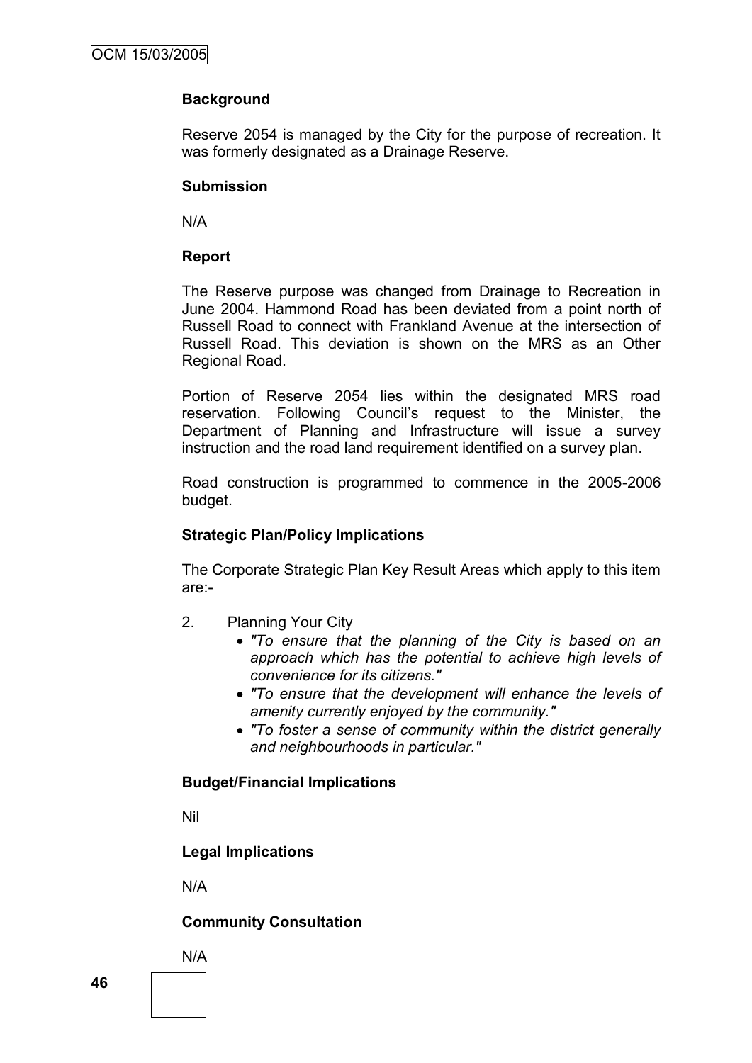**Background**

Reserve 2054 is managed by the City for the purpose of recreation. It was formerly designated as a Drainage Reserve.

**Submission**

N/A

**Report**

The Reserve purpose was changed from Drainage to Recreation in June 2004. Hammond Road has been deviated from a point north of Russell Road to connect with Frankland Avenue at the intersection of Russell Road. This deviation is shown on the MRS as an Other Regional Road.

Portion of Reserve 2054 lies within the designated MRS road reservation. Following Council's request to the Minister, the Department of Planning and Infrastructure will issue a survey instruction and the road land requirement identified on a survey plan.

Road construction is programmed to commence in the 2005-2006 budget.

**Strategic Plan/Policy Implications**

The Corporate Strategic Plan Key Result Areas which apply to this item are:-

2. Planning Your City
   - *"To ensure that the planning of the City is based on an approach which has the potential to achieve high levels of convenience for its citizens."*
   - *"To ensure that the development will enhance the levels of amenity currently enjoyed by the community."*
   - *"To foster a sense of community within the district generally and neighbourhoods in particular."*

**Budget/Financial Implications**

Nil

**Legal Implications**

N/A

**Community Consultation**

N/A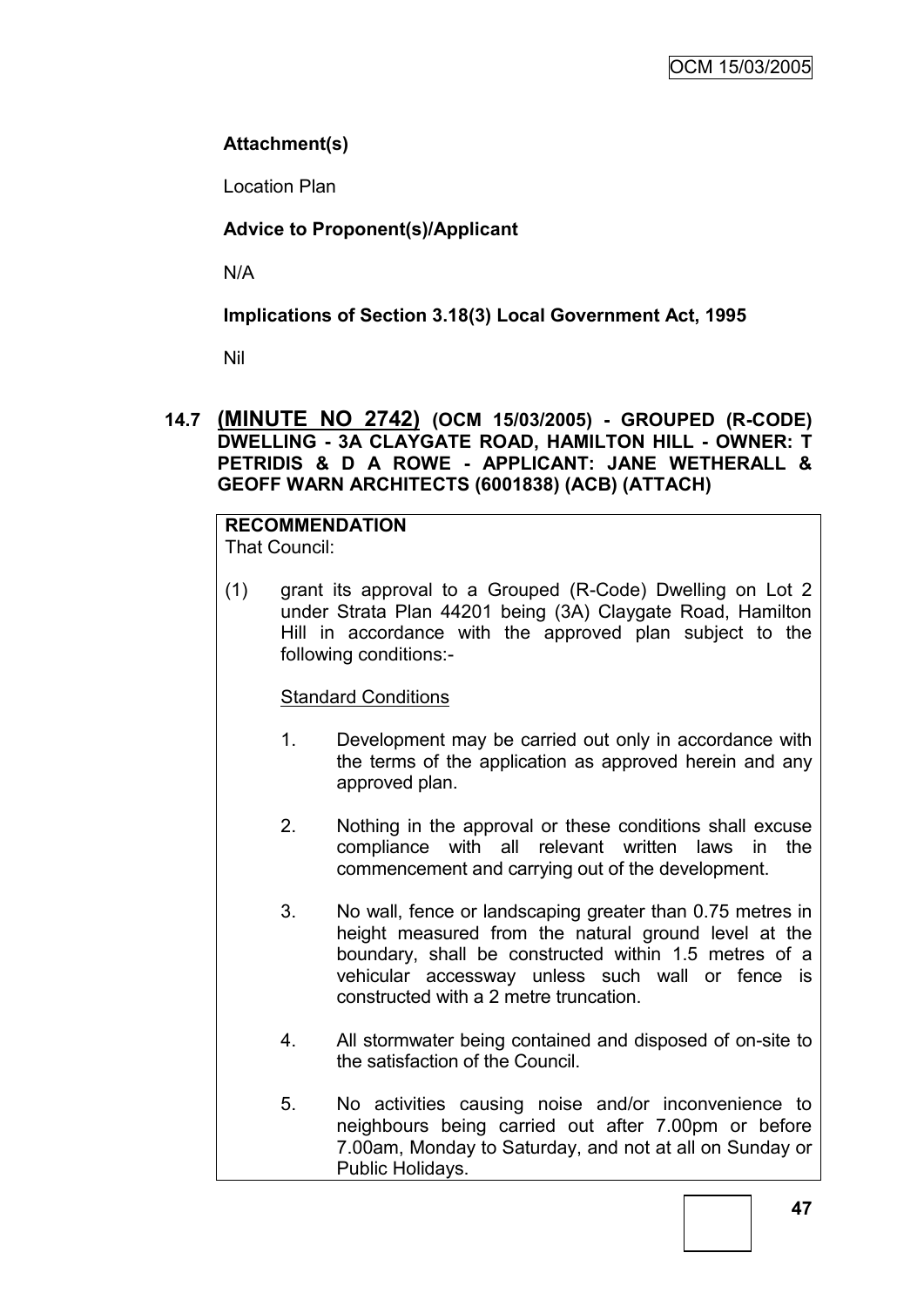**Attachment(s)**

Location Plan

**Advice to Proponent(s)/Applicant**

N/A

**Implications of Section 3.18(3) Local Government Act, 1995**

Nil

### 14.7 (MINUTE NO 2742) (OCM 15/03/2005) - GROUPED (R-CODE) DWELLING - 3A CLAYGATE ROAD, HAMILTON HILL - OWNER: T PETRIDIS & D A ROWE - APPLICANT: JANE WETHERALL & GEOFF WARN ARCHITECTS (6001838) (ACB) (ATTACH)

**RECOMMENDATION**

That Council:

(1) grant its approval to a Grouped (R-Code) Dwelling on Lot 2 under Strata Plan 44201 being (3A) Claygate Road, Hamilton Hill in accordance with the approved plan subject to the following conditions:-

Standard Conditions

1. Development may be carried out only in accordance with the terms of the application as approved herein and any approved plan.

2. Nothing in the approval or these conditions shall excuse compliance with all relevant written laws in the commencement and carrying out of the development.

3. No wall, fence or landscaping greater than 0.75 metres in height measured from the natural ground level at the boundary, shall be constructed within 1.5 metres of a vehicular accessway unless such wall or fence is constructed with a 2 metre truncation.

4. All stormwater being contained and disposed of on-site to the satisfaction of the Council.

5. No activities causing noise and/or inconvenience to neighbours being carried out after 7.00pm or before 7.00am, Monday to Saturday, and not at all on Sunday or Public Holidays.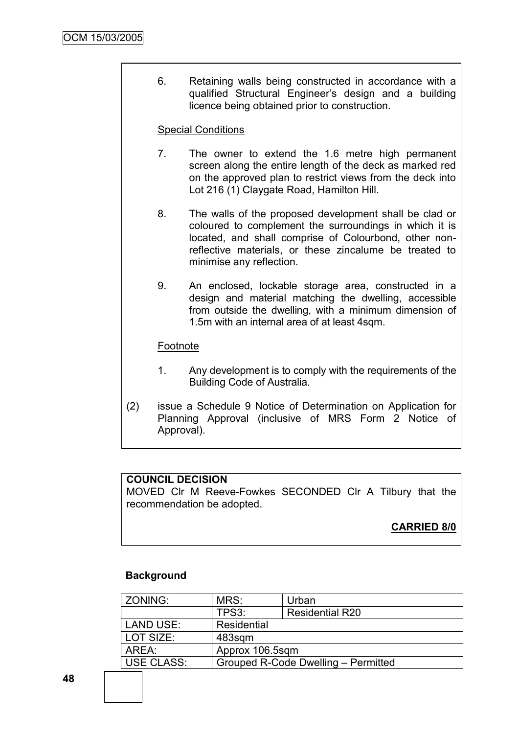6. Retaining walls being constructed in accordance with a qualified Structural Engineer's design and a building licence being obtained prior to construction.

Special Conditions

7. The owner to extend the 1.6 metre high permanent screen along the entire length of the deck as marked red on the approved plan to restrict views from the deck into Lot 216 (1) Claygate Road, Hamilton Hill.

8. The walls of the proposed development shall be clad or coloured to complement the surroundings in which it is located, and shall comprise of Colourbond, other non-reflective materials, or these zincalume be treated to minimise any reflection.

9. An enclosed, lockable storage area, constructed in a design and material matching the dwelling, accessible from outside the dwelling, with a minimum dimension of 1.5m with an internal area of at least 4sqm.

Footnote

1. Any development is to comply with the requirements of the Building Code of Australia.

(2) issue a Schedule 9 Notice of Determination on Application for Planning Approval (inclusive of MRS Form 2 Notice of Approval).

**COUNCIL DECISION**

MOVED Clr M Reeve-Fowkes SECONDED Clr A Tilbury that the recommendation be adopted.

**CARRIED 8/0**

**Background**

| ZONING: | MRS: | Urban |
|---|---|---|
| | TPS3: | Residential R20 |
| LAND USE: | Residential | |
| LOT SIZE: | 483sqm | |
| AREA: | Approx 106.5sqm | |
| USE CLASS: | Grouped R-Code Dwelling – Permitted | |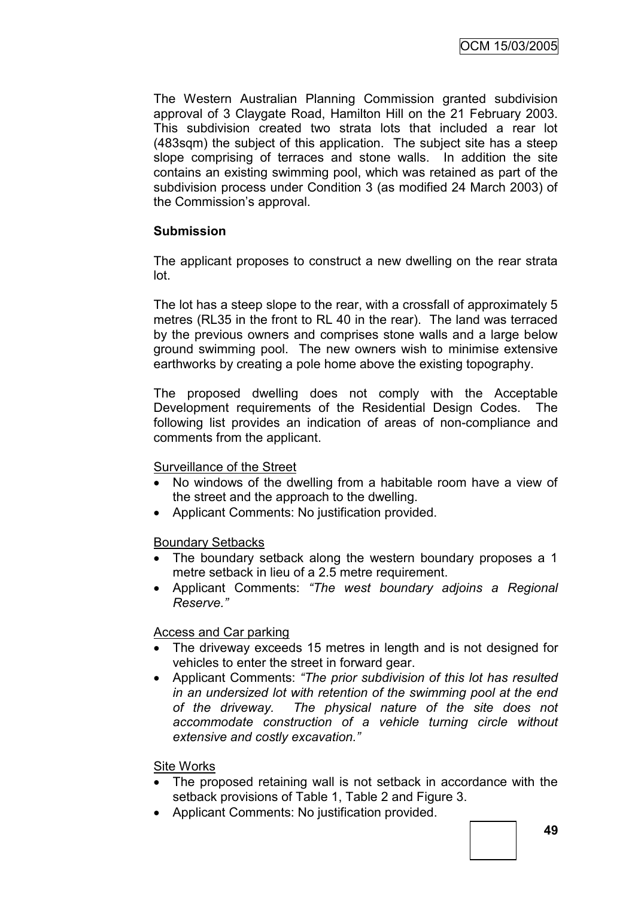The Western Australian Planning Commission granted subdivision approval of 3 Claygate Road, Hamilton Hill on the 21 February 2003. This subdivision created two strata lots that included a rear lot (483sqm) the subject of this application. The subject site has a steep slope comprising of terraces and stone walls. In addition the site contains an existing swimming pool, which was retained as part of the subdivision process under Condition 3 (as modified 24 March 2003) of the Commission's approval.

**Submission**

The applicant proposes to construct a new dwelling on the rear strata lot.

The lot has a steep slope to the rear, with a crossfall of approximately 5 metres (RL35 in the front to RL 40 in the rear). The land was terraced by the previous owners and comprises stone walls and a large below ground swimming pool. The new owners wish to minimise extensive earthworks by creating a pole home above the existing topography.

The proposed dwelling does not comply with the Acceptable Development requirements of the Residential Design Codes. The following list provides an indication of areas of non-compliance and comments from the applicant.

Surveillance of the Street

- No windows of the dwelling from a habitable room have a view of the street and the approach to the dwelling.
- Applicant Comments: No justification provided.

Boundary Setbacks

- The boundary setback along the western boundary proposes a 1 metre setback in lieu of a 2.5 metre requirement.
- Applicant Comments: *"The west boundary adjoins a Regional Reserve."*

Access and Car parking

- The driveway exceeds 15 metres in length and is not designed for vehicles to enter the street in forward gear.
- Applicant Comments: *"The prior subdivision of this lot has resulted in an undersized lot with retention of the swimming pool at the end of the driveway. The physical nature of the site does not accommodate construction of a vehicle turning circle without extensive and costly excavation."*

Site Works

- The proposed retaining wall is not setback in accordance with the setback provisions of Table 1, Table 2 and Figure 3.
- Applicant Comments: No justification provided.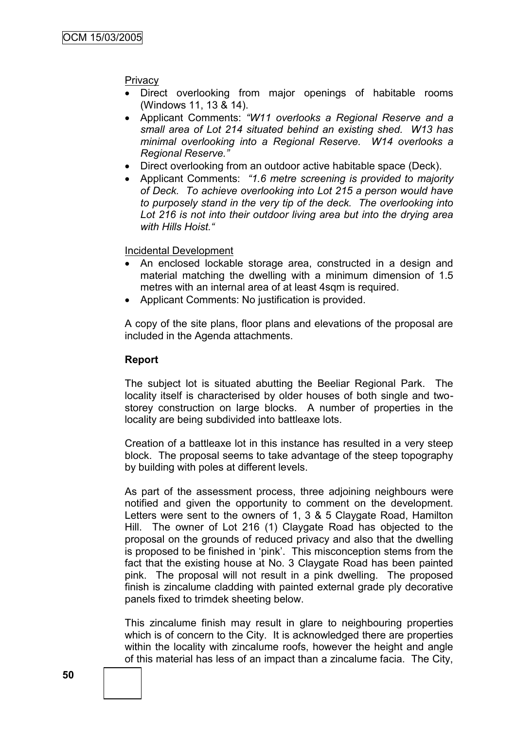Privacy

- Direct overlooking from major openings of habitable rooms (Windows 11, 13 & 14).
- Applicant Comments: *"W11 overlooks a Regional Reserve and a small area of Lot 214 situated behind an existing shed. W13 has minimal overlooking into a Regional Reserve. W14 overlooks a Regional Reserve."*
- Direct overlooking from an outdoor active habitable space (Deck).
- Applicant Comments: *"1.6 metre screening is provided to majority of Deck. To achieve overlooking into Lot 215 a person would have to purposely stand in the very tip of the deck. The overlooking into Lot 216 is not into their outdoor living area but into the drying area with Hills Hoist."*

Incidental Development

- An enclosed lockable storage area, constructed in a design and material matching the dwelling with a minimum dimension of 1.5 metres with an internal area of at least 4sqm is required.
- Applicant Comments: No justification is provided.

A copy of the site plans, floor plans and elevations of the proposal are included in the Agenda attachments.

**Report**

The subject lot is situated abutting the Beeliar Regional Park. The locality itself is characterised by older houses of both single and two-storey construction on large blocks. A number of properties in the locality are being subdivided into battleaxe lots.

Creation of a battleaxe lot in this instance has resulted in a very steep block. The proposal seems to take advantage of the steep topography by building with poles at different levels.

As part of the assessment process, three adjoining neighbours were notified and given the opportunity to comment on the development. Letters were sent to the owners of 1, 3 & 5 Claygate Road, Hamilton Hill. The owner of Lot 216 (1) Claygate Road has objected to the proposal on the grounds of reduced privacy and also that the dwelling is proposed to be finished in 'pink'. This misconception stems from the fact that the existing house at No. 3 Claygate Road has been painted pink. The proposal will not result in a pink dwelling. The proposed finish is zincalume cladding with painted external grade ply decorative panels fixed to trimdek sheeting below.

This zincalume finish may result in glare to neighbouring properties which is of concern to the City. It is acknowledged there are properties within the locality with zincalume roofs, however the height and angle of this material has less of an impact than a zincalume facia. The City,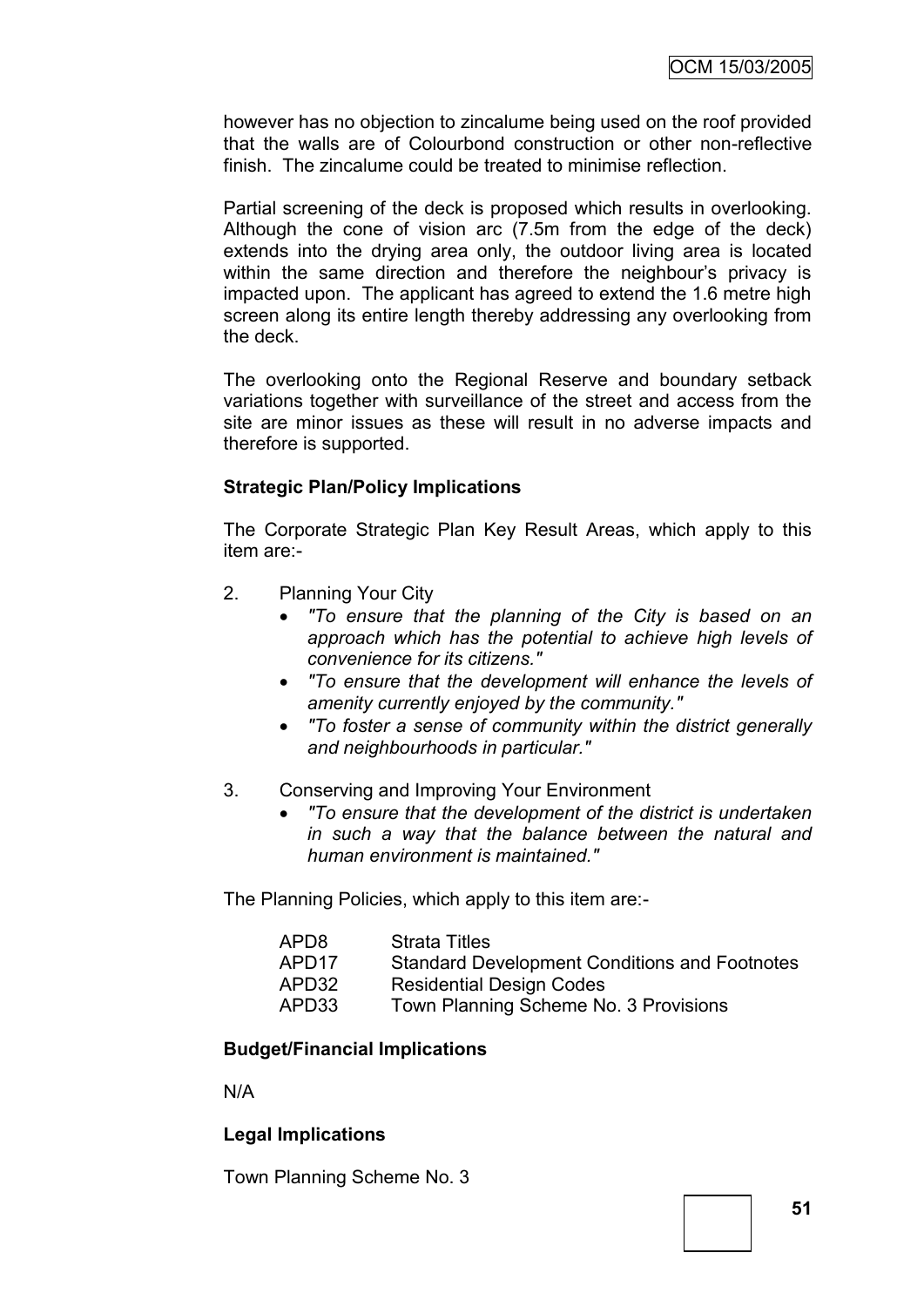however has no objection to zincalume being used on the roof provided that the walls are of Colourbond construction or other non-reflective finish. The zincalume could be treated to minimise reflection.

Partial screening of the deck is proposed which results in overlooking. Although the cone of vision arc (7.5m from the edge of the deck) extends into the drying area only, the outdoor living area is located within the same direction and therefore the neighbour's privacy is impacted upon. The applicant has agreed to extend the 1.6 metre high screen along its entire length thereby addressing any overlooking from the deck.

The overlooking onto the Regional Reserve and boundary setback variations together with surveillance of the street and access from the site are minor issues as these will result in no adverse impacts and therefore is supported.

**Strategic Plan/Policy Implications**

The Corporate Strategic Plan Key Result Areas, which apply to this item are:-

2. Planning Your City
   - *"To ensure that the planning of the City is based on an approach which has the potential to achieve high levels of convenience for its citizens."*
   - *"To ensure that the development will enhance the levels of amenity currently enjoyed by the community."*
   - *"To foster a sense of community within the district generally and neighbourhoods in particular."*

3. Conserving and Improving Your Environment
   - *"To ensure that the development of the district is undertaken in such a way that the balance between the natural and human environment is maintained."*

The Planning Policies, which apply to this item are:-

| | |
|---|---|
| APD8 | Strata Titles |
| APD17 | Standard Development Conditions and Footnotes |
| APD32 | Residential Design Codes |
| APD33 | Town Planning Scheme No. 3 Provisions |

**Budget/Financial Implications**

N/A

**Legal Implications**

Town Planning Scheme No. 3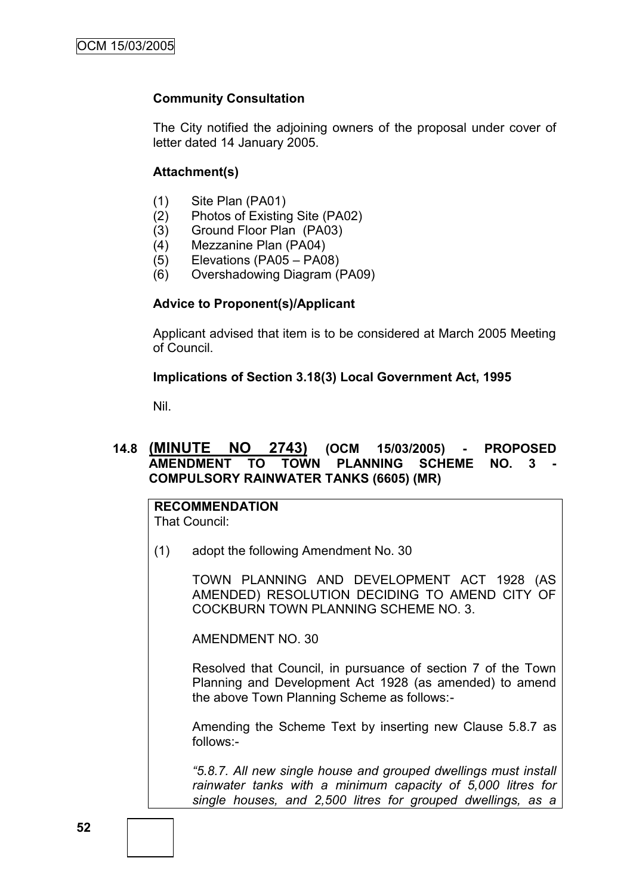### Community Consultation

The City notified the adjoining owners of the proposal under cover of letter dated 14 January 2005.

### Attachment(s)

(1) Site Plan (PA01)
(2) Photos of Existing Site (PA02)
(3) Ground Floor Plan (PA03)
(4) Mezzanine Plan (PA04)
(5) Elevations (PA05 – PA08)
(6) Overshadowing Diagram (PA09)

### Advice to Proponent(s)/Applicant

Applicant advised that item is to be considered at March 2005 Meeting of Council.

### Implications of Section 3.18(3) Local Government Act, 1995

Nil.

## 14.8 (MINUTE NO 2743) (OCM 15/03/2005) - PROPOSED AMENDMENT TO TOWN PLANNING SCHEME NO. 3 - COMPULSORY RAINWATER TANKS (6605) (MR)

**RECOMMENDATION**
That Council:

(1) adopt the following Amendment No. 30

TOWN PLANNING AND DEVELOPMENT ACT 1928 (AS AMENDED) RESOLUTION DECIDING TO AMEND CITY OF COCKBURN TOWN PLANNING SCHEME NO. 3.

AMENDMENT NO. 30

Resolved that Council, in pursuance of section 7 of the Town Planning and Development Act 1928 (as amended) to amend the above Town Planning Scheme as follows:-

Amending the Scheme Text by inserting new Clause 5.8.7 as follows:-

*"5.8.7. All new single house and grouped dwellings must install rainwater tanks with a minimum capacity of 5,000 litres for single houses, and 2,500 litres for grouped dwellings, as a*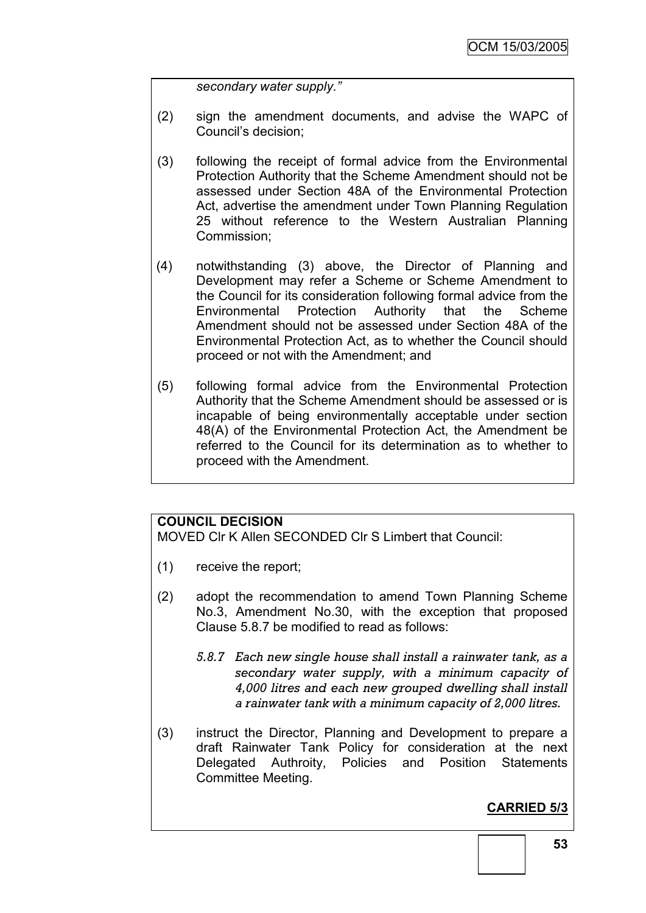*secondary water supply."*

(2) sign the amendment documents, and advise the WAPC of Council's decision;

(3) following the receipt of formal advice from the Environmental Protection Authority that the Scheme Amendment should not be assessed under Section 48A of the Environmental Protection Act, advertise the amendment under Town Planning Regulation 25 without reference to the Western Australian Planning Commission;

(4) notwithstanding (3) above, the Director of Planning and Development may refer a Scheme or Scheme Amendment to the Council for its consideration following formal advice from the Environmental Protection Authority that the Scheme Amendment should not be assessed under Section 48A of the Environmental Protection Act, as to whether the Council should proceed or not with the Amendment; and

(5) following formal advice from the Environmental Protection Authority that the Scheme Amendment should be assessed or is incapable of being environmentally acceptable under section 48(A) of the Environmental Protection Act, the Amendment be referred to the Council for its determination as to whether to proceed with the Amendment.

**COUNCIL DECISION**

MOVED Clr K Allen SECONDED Clr S Limbert that Council:

(1) receive the report;

(2) adopt the recommendation to amend Town Planning Scheme No.3, Amendment No.30, with the exception that proposed Clause 5.8.7 be modified to read as follows:

*5.8.7 Each new single house shall install a rainwater tank, as a secondary water supply, with a minimum capacity of 4,000 litres and each new grouped dwelling shall install a rainwater tank with a minimum capacity of 2,000 litres.*

(3) instruct the Director, Planning and Development to prepare a draft Rainwater Tank Policy for consideration at the next Delegated Authroity, Policies and Position Statements Committee Meeting.

**CARRIED 5/3**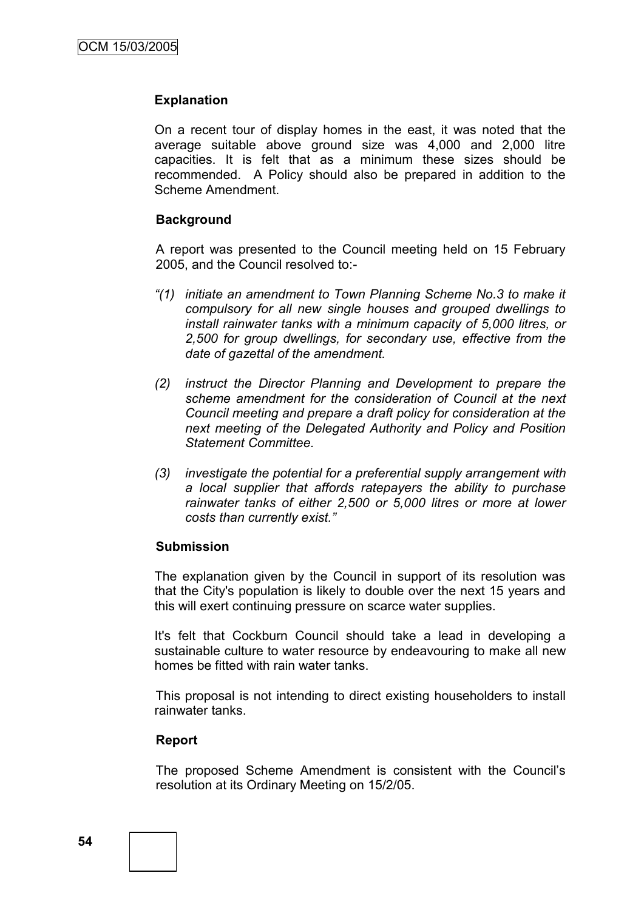**Explanation**

On a recent tour of display homes in the east, it was noted that the average suitable above ground size was 4,000 and 2,000 litre capacities. It is felt that as a minimum these sizes should be recommended. A Policy should also be prepared in addition to the Scheme Amendment.

**Background**

A report was presented to the Council meeting held on 15 February 2005, and the Council resolved to:-

*"(1) initiate an amendment to Town Planning Scheme No.3 to make it compulsory for all new single houses and grouped dwellings to install rainwater tanks with a minimum capacity of 5,000 litres, or 2,500 for group dwellings, for secondary use, effective from the date of gazettal of the amendment.*

*(2) instruct the Director Planning and Development to prepare the scheme amendment for the consideration of Council at the next Council meeting and prepare a draft policy for consideration at the next meeting of the Delegated Authority and Policy and Position Statement Committee.*

*(3) investigate the potential for a preferential supply arrangement with a local supplier that affords ratepayers the ability to purchase rainwater tanks of either 2,500 or 5,000 litres or more at lower costs than currently exist."*

**Submission**

The explanation given by the Council in support of its resolution was that the City's population is likely to double over the next 15 years and this will exert continuing pressure on scarce water supplies.

It's felt that Cockburn Council should take a lead in developing a sustainable culture to water resource by endeavouring to make all new homes be fitted with rain water tanks.

This proposal is not intending to direct existing householders to install rainwater tanks.

**Report**

The proposed Scheme Amendment is consistent with the Council's resolution at its Ordinary Meeting on 15/2/05.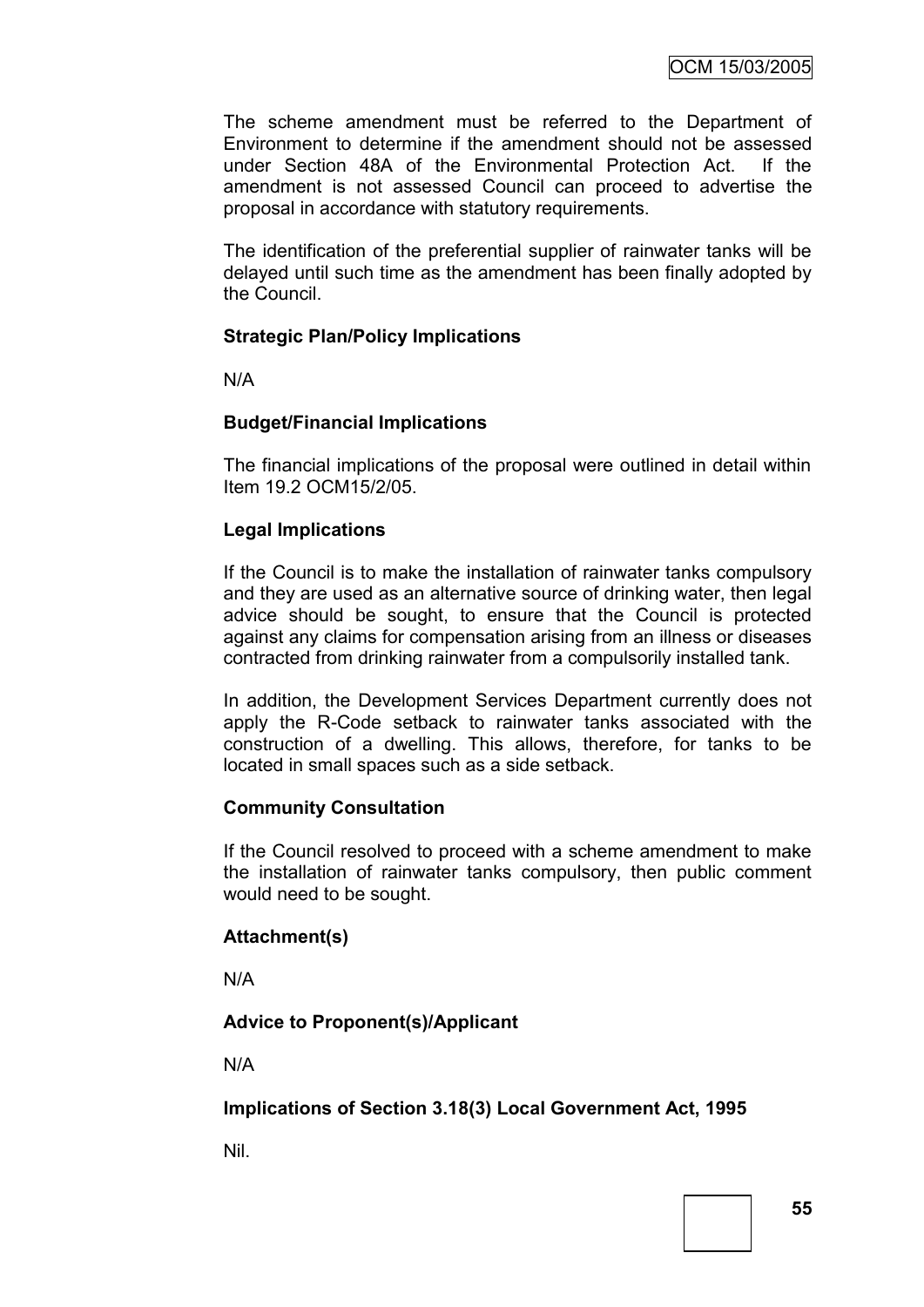The scheme amendment must be referred to the Department of Environment to determine if the amendment should not be assessed under Section 48A of the Environmental Protection Act. If the amendment is not assessed Council can proceed to advertise the proposal in accordance with statutory requirements.

The identification of the preferential supplier of rainwater tanks will be delayed until such time as the amendment has been finally adopted by the Council.

**Strategic Plan/Policy Implications**

N/A

**Budget/Financial Implications**

The financial implications of the proposal were outlined in detail within Item 19.2 OCM15/2/05.

**Legal Implications**

If the Council is to make the installation of rainwater tanks compulsory and they are used as an alternative source of drinking water, then legal advice should be sought, to ensure that the Council is protected against any claims for compensation arising from an illness or diseases contracted from drinking rainwater from a compulsorily installed tank.

In addition, the Development Services Department currently does not apply the R-Code setback to rainwater tanks associated with the construction of a dwelling. This allows, therefore, for tanks to be located in small spaces such as a side setback.

**Community Consultation**

If the Council resolved to proceed with a scheme amendment to make the installation of rainwater tanks compulsory, then public comment would need to be sought.

**Attachment(s)**

N/A

**Advice to Proponent(s)/Applicant**

N/A

**Implications of Section 3.18(3) Local Government Act, 1995**

Nil.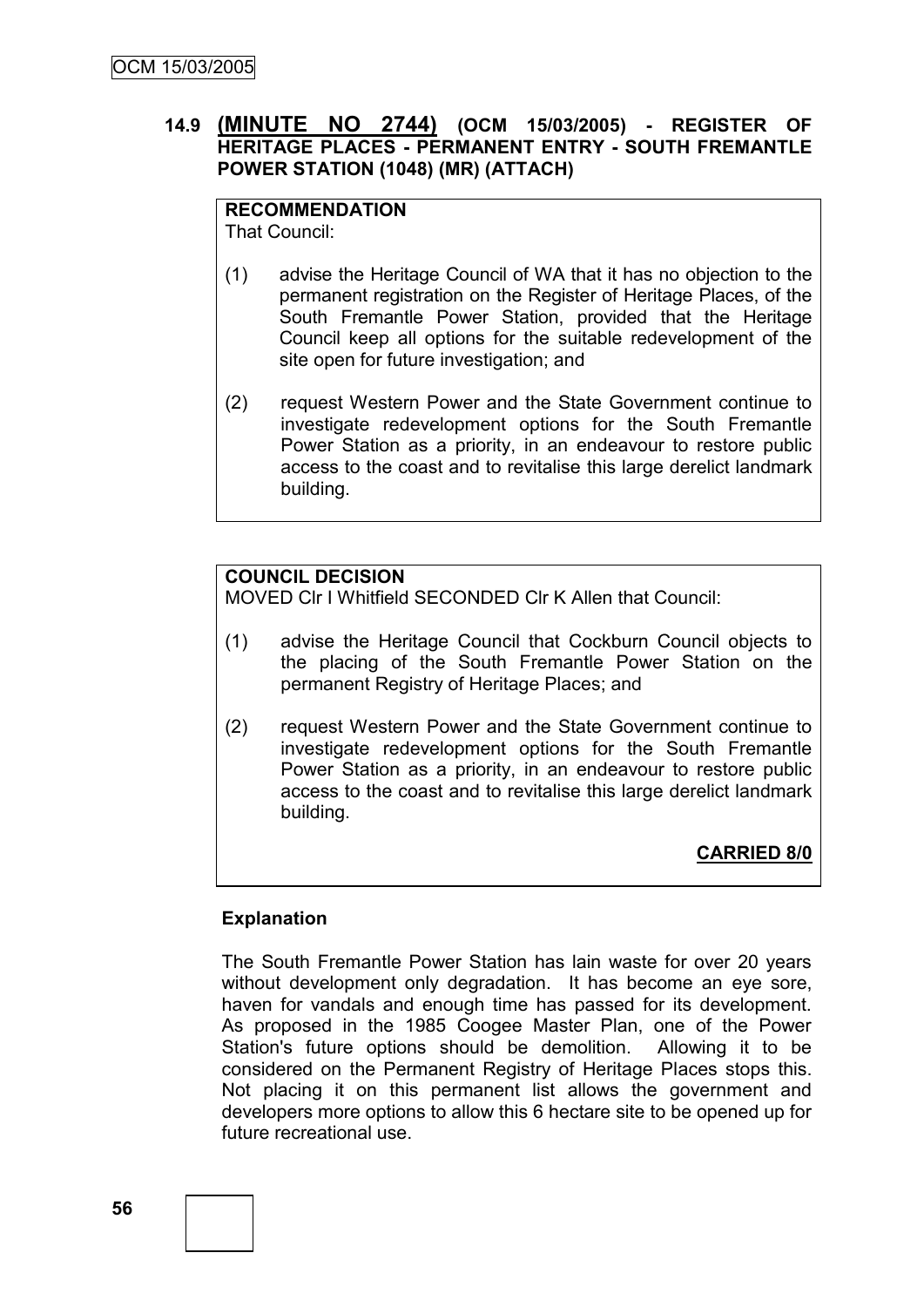### 14.9 **(MINUTE NO 2744)** (OCM 15/03/2005) - REGISTER OF HERITAGE PLACES - PERMANENT ENTRY - SOUTH FREMANTLE POWER STATION (1048) (MR) (ATTACH)

**RECOMMENDATION**
That Council:

(1) advise the Heritage Council of WA that it has no objection to the permanent registration on the Register of Heritage Places, of the South Fremantle Power Station, provided that the Heritage Council keep all options for the suitable redevelopment of the site open for future investigation; and

(2) request Western Power and the State Government continue to investigate redevelopment options for the South Fremantle Power Station as a priority, in an endeavour to restore public access to the coast and to revitalise this large derelict landmark building.

**COUNCIL DECISION**
MOVED Clr I Whitfield SECONDED Clr K Allen that Council:

(1) advise the Heritage Council that Cockburn Council objects to the placing of the South Fremantle Power Station on the permanent Registry of Heritage Places; and

(2) request Western Power and the State Government continue to investigate redevelopment options for the South Fremantle Power Station as a priority, in an endeavour to restore public access to the coast and to revitalise this large derelict landmark building.

**CARRIED 8/0**

**Explanation**

The South Fremantle Power Station has lain waste for over 20 years without development only degradation. It has become an eye sore, haven for vandals and enough time has passed for its development. As proposed in the 1985 Coogee Master Plan, one of the Power Station's future options should be demolition. Allowing it to be considered on the Permanent Registry of Heritage Places stops this. Not placing it on this permanent list allows the government and developers more options to allow this 6 hectare site to be opened up for future recreational use.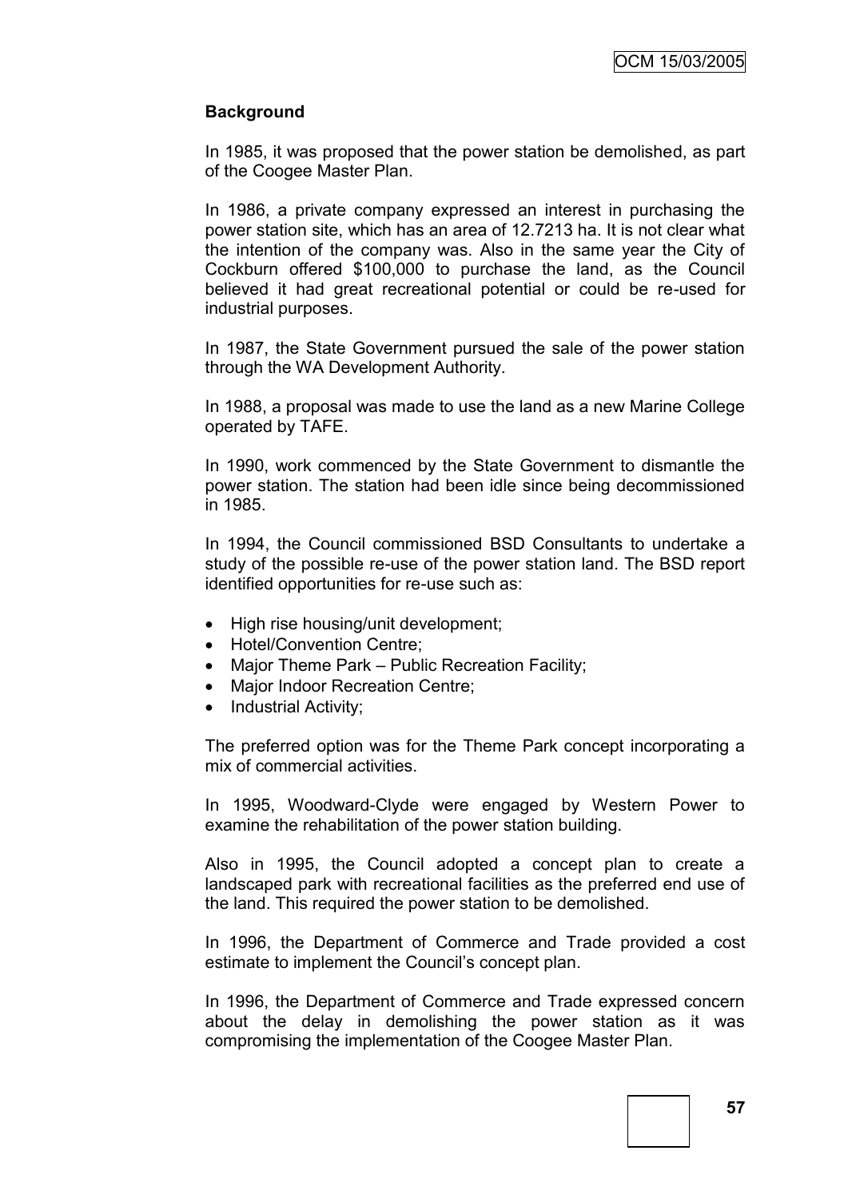**Background**

In 1985, it was proposed that the power station be demolished, as part of the Coogee Master Plan.

In 1986, a private company expressed an interest in purchasing the power station site, which has an area of 12.7213 ha. It is not clear what the intention of the company was. Also in the same year the City of Cockburn offered $100,000 to purchase the land, as the Council believed it had great recreational potential or could be re-used for industrial purposes.

In 1987, the State Government pursued the sale of the power station through the WA Development Authority.

In 1988, a proposal was made to use the land as a new Marine College operated by TAFE.

In 1990, work commenced by the State Government to dismantle the power station. The station had been idle since being decommissioned in 1985.

In 1994, the Council commissioned BSD Consultants to undertake a study of the possible re-use of the power station land. The BSD report identified opportunities for re-use such as:

- High rise housing/unit development;
- Hotel/Convention Centre;
- Major Theme Park – Public Recreation Facility;
- Major Indoor Recreation Centre;
- Industrial Activity;

The preferred option was for the Theme Park concept incorporating a mix of commercial activities.

In 1995, Woodward-Clyde were engaged by Western Power to examine the rehabilitation of the power station building.

Also in 1995, the Council adopted a concept plan to create a landscaped park with recreational facilities as the preferred end use of the land. This required the power station to be demolished.

In 1996, the Department of Commerce and Trade provided a cost estimate to implement the Council's concept plan.

In 1996, the Department of Commerce and Trade expressed concern about the delay in demolishing the power station as it was compromising the implementation of the Coogee Master Plan.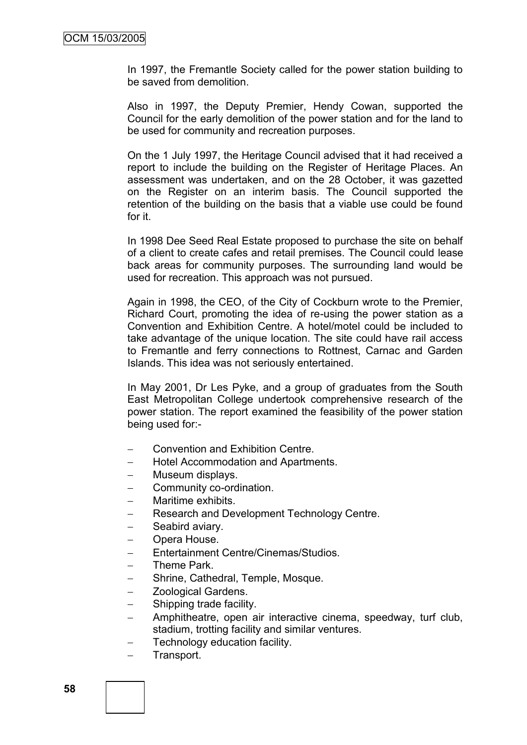In 1997, the Fremantle Society called for the power station building to be saved from demolition.

Also in 1997, the Deputy Premier, Hendy Cowan, supported the Council for the early demolition of the power station and for the land to be used for community and recreation purposes.

On the 1 July 1997, the Heritage Council advised that it had received a report to include the building on the Register of Heritage Places. An assessment was undertaken, and on the 28 October, it was gazetted on the Register on an interim basis. The Council supported the retention of the building on the basis that a viable use could be found for it.

In 1998 Dee Seed Real Estate proposed to purchase the site on behalf of a client to create cafes and retail premises. The Council could lease back areas for community purposes. The surrounding land would be used for recreation. This approach was not pursued.

Again in 1998, the CEO, of the City of Cockburn wrote to the Premier, Richard Court, promoting the idea of re-using the power station as a Convention and Exhibition Centre. A hotel/motel could be included to take advantage of the unique location. The site could have rail access to Fremantle and ferry connections to Rottnest, Carnac and Garden Islands. This idea was not seriously entertained.

In May 2001, Dr Les Pyke, and a group of graduates from the South East Metropolitan College undertook comprehensive research of the power station. The report examined the feasibility of the power station being used for:-

- Convention and Exhibition Centre.
- Hotel Accommodation and Apartments.
- Museum displays.
- Community co-ordination.
- Maritime exhibits.
- Research and Development Technology Centre.
- Seabird aviary.
- Opera House.
- Entertainment Centre/Cinemas/Studios.
- Theme Park.
- Shrine, Cathedral, Temple, Mosque.
- Zoological Gardens.
- Shipping trade facility.
- Amphitheatre, open air interactive cinema, speedway, turf club, stadium, trotting facility and similar ventures.
- Technology education facility.
- Transport.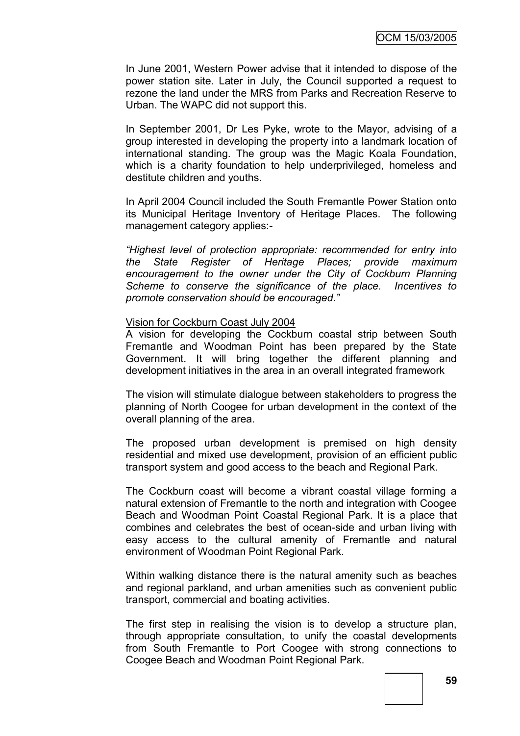In June 2001, Western Power advise that it intended to dispose of the power station site. Later in July, the Council supported a request to rezone the land under the MRS from Parks and Recreation Reserve to Urban. The WAPC did not support this.

In September 2001, Dr Les Pyke, wrote to the Mayor, advising of a group interested in developing the property into a landmark location of international standing. The group was the Magic Koala Foundation, which is a charity foundation to help underprivileged, homeless and destitute children and youths.

In April 2004 Council included the South Fremantle Power Station onto its Municipal Heritage Inventory of Heritage Places. The following management category applies:-

*"Highest level of protection appropriate: recommended for entry into the State Register of Heritage Places; provide maximum encouragement to the owner under the City of Cockburn Planning Scheme to conserve the significance of the place. Incentives to promote conservation should be encouraged."*

Vision for Cockburn Coast July 2004

A vision for developing the Cockburn coastal strip between South Fremantle and Woodman Point has been prepared by the State Government. It will bring together the different planning and development initiatives in the area in an overall integrated framework

The vision will stimulate dialogue between stakeholders to progress the planning of North Coogee for urban development in the context of the overall planning of the area.

The proposed urban development is premised on high density residential and mixed use development, provision of an efficient public transport system and good access to the beach and Regional Park.

The Cockburn coast will become a vibrant coastal village forming a natural extension of Fremantle to the north and integration with Coogee Beach and Woodman Point Coastal Regional Park. It is a place that combines and celebrates the best of ocean-side and urban living with easy access to the cultural amenity of Fremantle and natural environment of Woodman Point Regional Park.

Within walking distance there is the natural amenity such as beaches and regional parkland, and urban amenities such as convenient public transport, commercial and boating activities.

The first step in realising the vision is to develop a structure plan, through appropriate consultation, to unify the coastal developments from South Fremantle to Port Coogee with strong connections to Coogee Beach and Woodman Point Regional Park.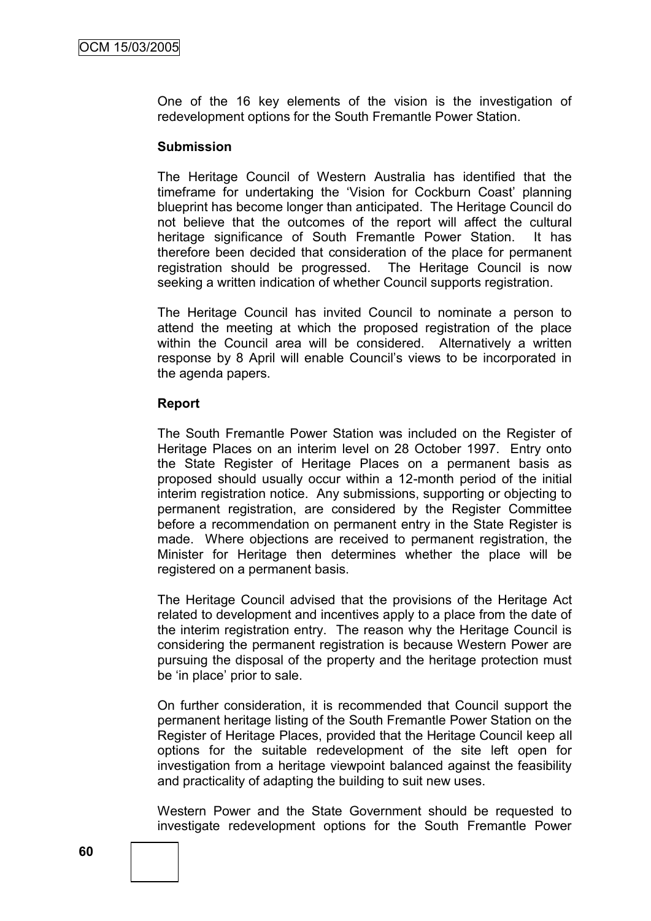One of the 16 key elements of the vision is the investigation of redevelopment options for the South Fremantle Power Station.

**Submission**

The Heritage Council of Western Australia has identified that the timeframe for undertaking the 'Vision for Cockburn Coast' planning blueprint has become longer than anticipated. The Heritage Council do not believe that the outcomes of the report will affect the cultural heritage significance of South Fremantle Power Station. It has therefore been decided that consideration of the place for permanent registration should be progressed. The Heritage Council is now seeking a written indication of whether Council supports registration.

The Heritage Council has invited Council to nominate a person to attend the meeting at which the proposed registration of the place within the Council area will be considered. Alternatively a written response by 8 April will enable Council's views to be incorporated in the agenda papers.

**Report**

The South Fremantle Power Station was included on the Register of Heritage Places on an interim level on 28 October 1997. Entry onto the State Register of Heritage Places on a permanent basis as proposed should usually occur within a 12-month period of the initial interim registration notice. Any submissions, supporting or objecting to permanent registration, are considered by the Register Committee before a recommendation on permanent entry in the State Register is made. Where objections are received to permanent registration, the Minister for Heritage then determines whether the place will be registered on a permanent basis.

The Heritage Council advised that the provisions of the Heritage Act related to development and incentives apply to a place from the date of the interim registration entry. The reason why the Heritage Council is considering the permanent registration is because Western Power are pursuing the disposal of the property and the heritage protection must be 'in place' prior to sale.

On further consideration, it is recommended that Council support the permanent heritage listing of the South Fremantle Power Station on the Register of Heritage Places, provided that the Heritage Council keep all options for the suitable redevelopment of the site left open for investigation from a heritage viewpoint balanced against the feasibility and practicality of adapting the building to suit new uses.

Western Power and the State Government should be requested to investigate redevelopment options for the South Fremantle Power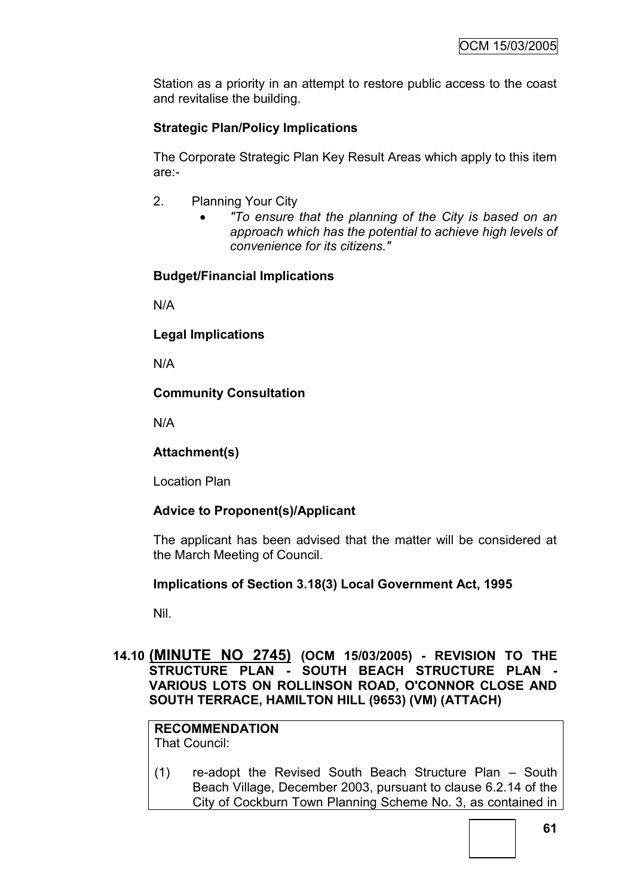Station as a priority in an attempt to restore public access to the coast and revitalise the building.

**Strategic Plan/Policy Implications**

The Corporate Strategic Plan Key Result Areas which apply to this item are:-

2. Planning Your City
   - *"To ensure that the planning of the City is based on an approach which has the potential to achieve high levels of convenience for its citizens."*

**Budget/Financial Implications**

N/A

**Legal Implications**

N/A

**Community Consultation**

N/A

**Attachment(s)**

Location Plan

**Advice to Proponent(s)/Applicant**

The applicant has been advised that the matter will be considered at the March Meeting of Council.

**Implications of Section 3.18(3) Local Government Act, 1995**

Nil.

## 14.10 (MINUTE NO 2745) (OCM 15/03/2005) - REVISION TO THE STRUCTURE PLAN - SOUTH BEACH STRUCTURE PLAN - VARIOUS LOTS ON ROLLINSON ROAD, O'CONNOR CLOSE AND SOUTH TERRACE, HAMILTON HILL (9653) (VM) (ATTACH)

**RECOMMENDATION**
That Council:

(1) re-adopt the Revised South Beach Structure Plan – South Beach Village, December 2003, pursuant to clause 6.2.14 of the City of Cockburn Town Planning Scheme No. 3, as contained in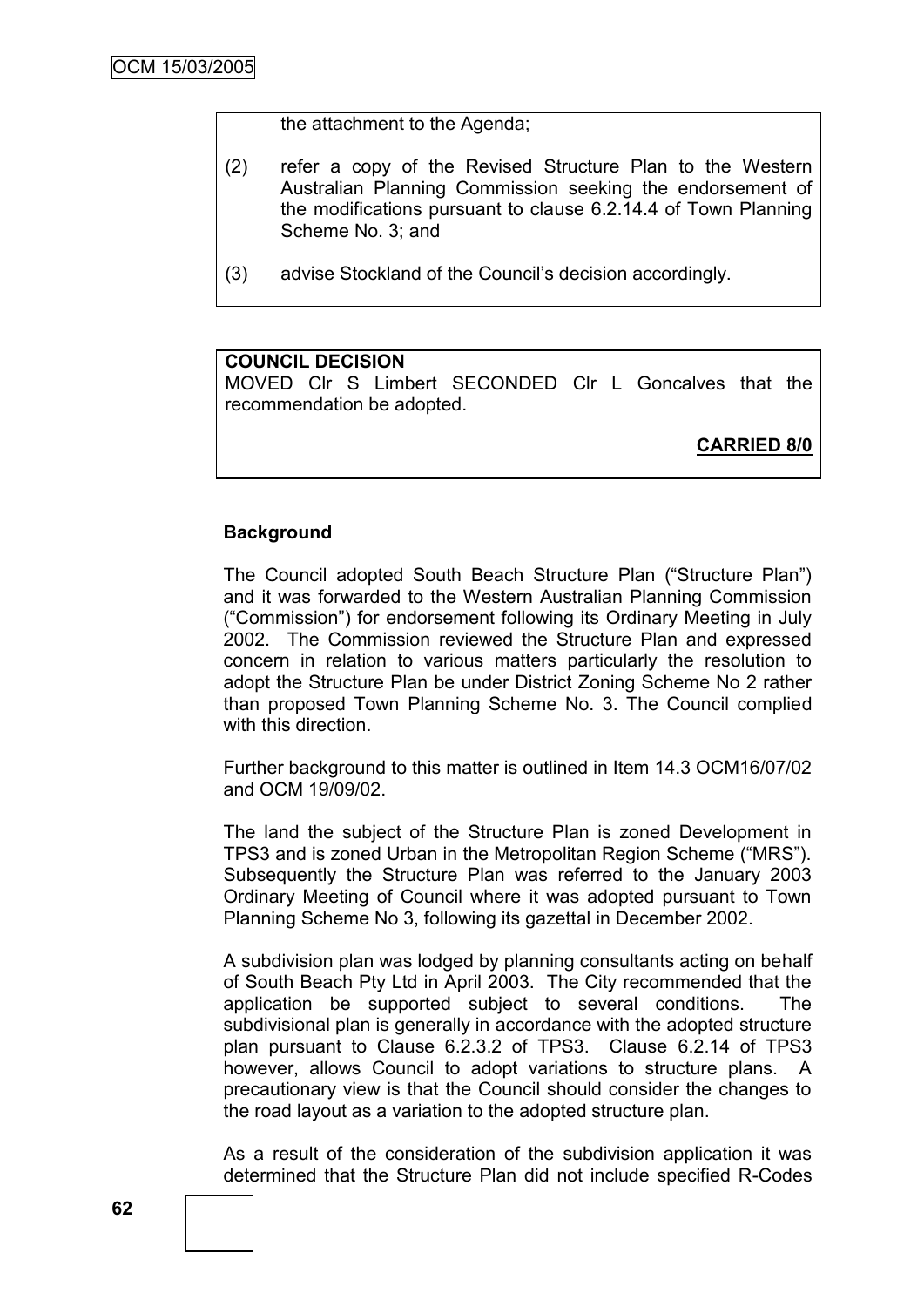the attachment to the Agenda;

(2) refer a copy of the Revised Structure Plan to the Western Australian Planning Commission seeking the endorsement of the modifications pursuant to clause 6.2.14.4 of Town Planning Scheme No. 3; and

(3) advise Stockland of the Council's decision accordingly.

**COUNCIL DECISION**
MOVED Clr S Limbert SECONDED Clr L Goncalves that the recommendation be adopted.

**CARRIED 8/0**

**Background**

The Council adopted South Beach Structure Plan ("Structure Plan") and it was forwarded to the Western Australian Planning Commission ("Commission") for endorsement following its Ordinary Meeting in July 2002. The Commission reviewed the Structure Plan and expressed concern in relation to various matters particularly the resolution to adopt the Structure Plan be under District Zoning Scheme No 2 rather than proposed Town Planning Scheme No. 3. The Council complied with this direction.

Further background to this matter is outlined in Item 14.3 OCM16/07/02 and OCM 19/09/02.

The land the subject of the Structure Plan is zoned Development in TPS3 and is zoned Urban in the Metropolitan Region Scheme ("MRS"). Subsequently the Structure Plan was referred to the January 2003 Ordinary Meeting of Council where it was adopted pursuant to Town Planning Scheme No 3, following its gazettal in December 2002.

A subdivision plan was lodged by planning consultants acting on behalf of South Beach Pty Ltd in April 2003. The City recommended that the application be supported subject to several conditions. The subdivisional plan is generally in accordance with the adopted structure plan pursuant to Clause 6.2.3.2 of TPS3. Clause 6.2.14 of TPS3 however, allows Council to adopt variations to structure plans. A precautionary view is that the Council should consider the changes to the road layout as a variation to the adopted structure plan.

As a result of the consideration of the subdivision application it was determined that the Structure Plan did not include specified R-Codes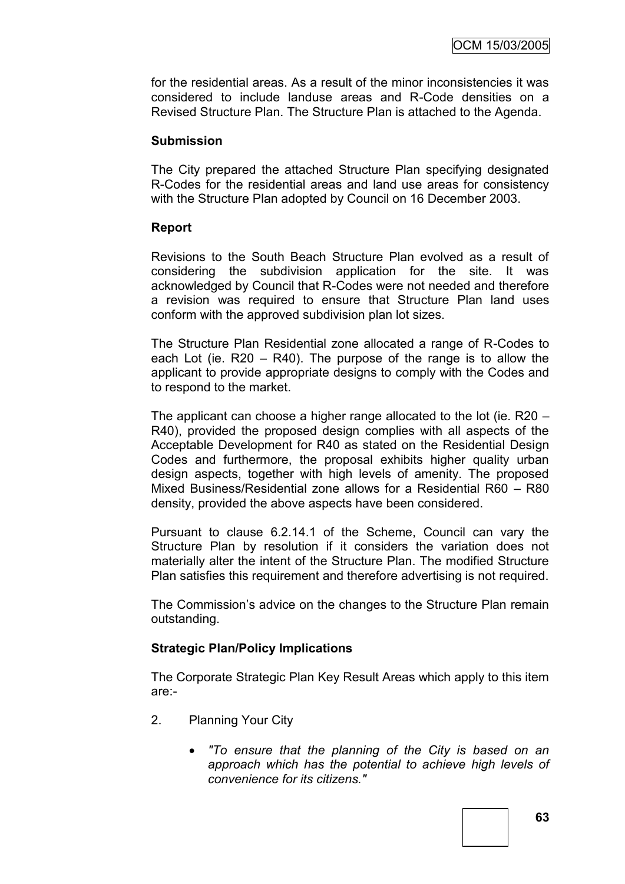for the residential areas. As a result of the minor inconsistencies it was considered to include landuse areas and R-Code densities on a Revised Structure Plan. The Structure Plan is attached to the Agenda.

**Submission**

The City prepared the attached Structure Plan specifying designated R-Codes for the residential areas and land use areas for consistency with the Structure Plan adopted by Council on 16 December 2003.

**Report**

Revisions to the South Beach Structure Plan evolved as a result of considering the subdivision application for the site. It was acknowledged by Council that R-Codes were not needed and therefore a revision was required to ensure that Structure Plan land uses conform with the approved subdivision plan lot sizes.

The Structure Plan Residential zone allocated a range of R-Codes to each Lot (ie. R20 – R40). The purpose of the range is to allow the applicant to provide appropriate designs to comply with the Codes and to respond to the market.

The applicant can choose a higher range allocated to the lot (ie. R20 – R40), provided the proposed design complies with all aspects of the Acceptable Development for R40 as stated on the Residential Design Codes and furthermore, the proposal exhibits higher quality urban design aspects, together with high levels of amenity. The proposed Mixed Business/Residential zone allows for a Residential R60 – R80 density, provided the above aspects have been considered.

Pursuant to clause 6.2.14.1 of the Scheme, Council can vary the Structure Plan by resolution if it considers the variation does not materially alter the intent of the Structure Plan. The modified Structure Plan satisfies this requirement and therefore advertising is not required.

The Commission's advice on the changes to the Structure Plan remain outstanding.

**Strategic Plan/Policy Implications**

The Corporate Strategic Plan Key Result Areas which apply to this item are:-

2. Planning Your City

   - *"To ensure that the planning of the City is based on an approach which has the potential to achieve high levels of convenience for its citizens."*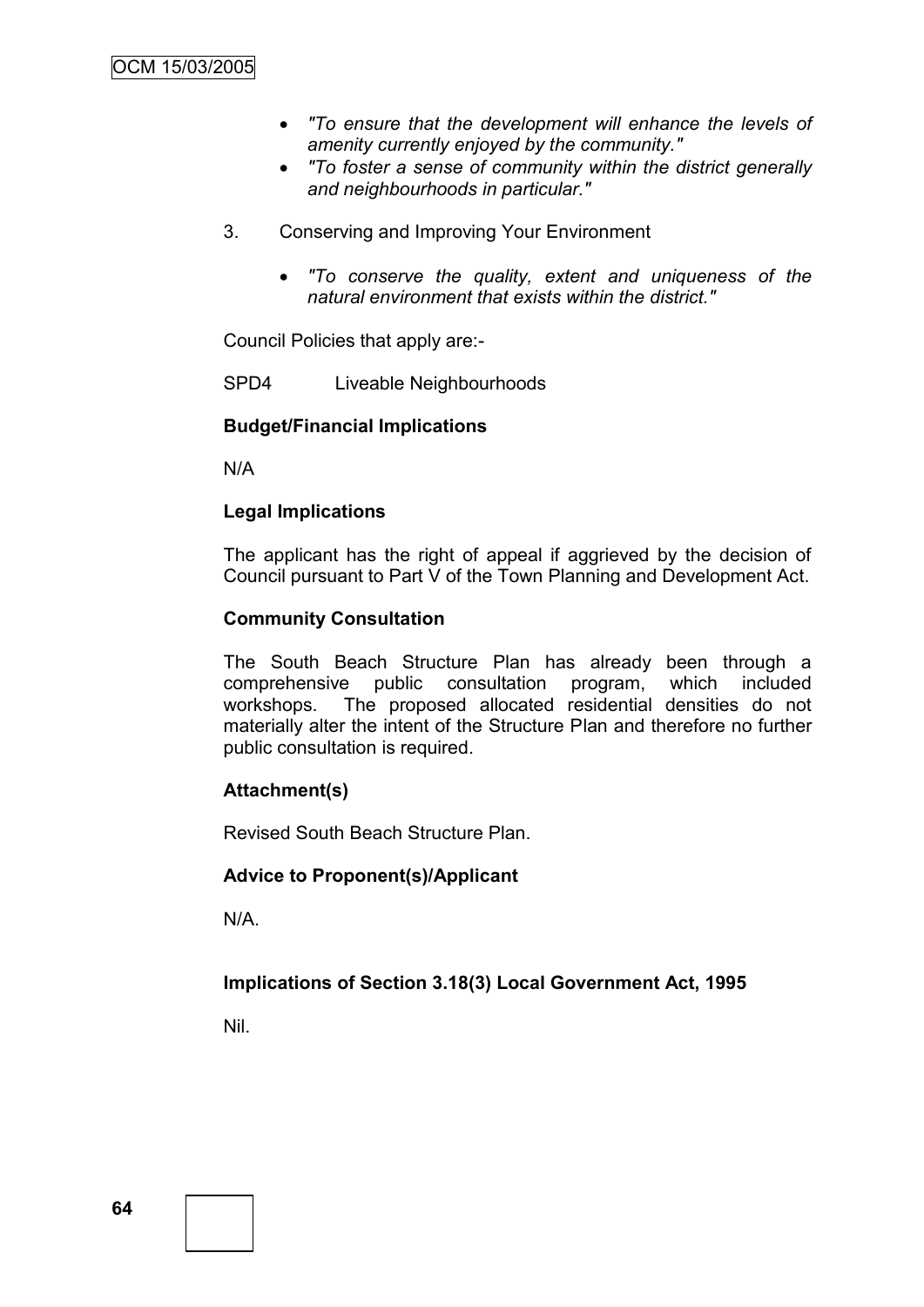- *"To ensure that the development will enhance the levels of amenity currently enjoyed by the community."*
- *"To foster a sense of community within the district generally and neighbourhoods in particular."*

3. Conserving and Improving Your Environment

   - *"To conserve the quality, extent and uniqueness of the natural environment that exists within the district."*

Council Policies that apply are:-

SPD4 Liveable Neighbourhoods

**Budget/Financial Implications**

N/A

**Legal Implications**

The applicant has the right of appeal if aggrieved by the decision of Council pursuant to Part V of the Town Planning and Development Act.

**Community Consultation**

The South Beach Structure Plan has already been through a comprehensive public consultation program, which included workshops. The proposed allocated residential densities do not materially alter the intent of the Structure Plan and therefore no further public consultation is required.

**Attachment(s)**

Revised South Beach Structure Plan.

**Advice to Proponent(s)/Applicant**

N/A.

**Implications of Section 3.18(3) Local Government Act, 1995**

Nil.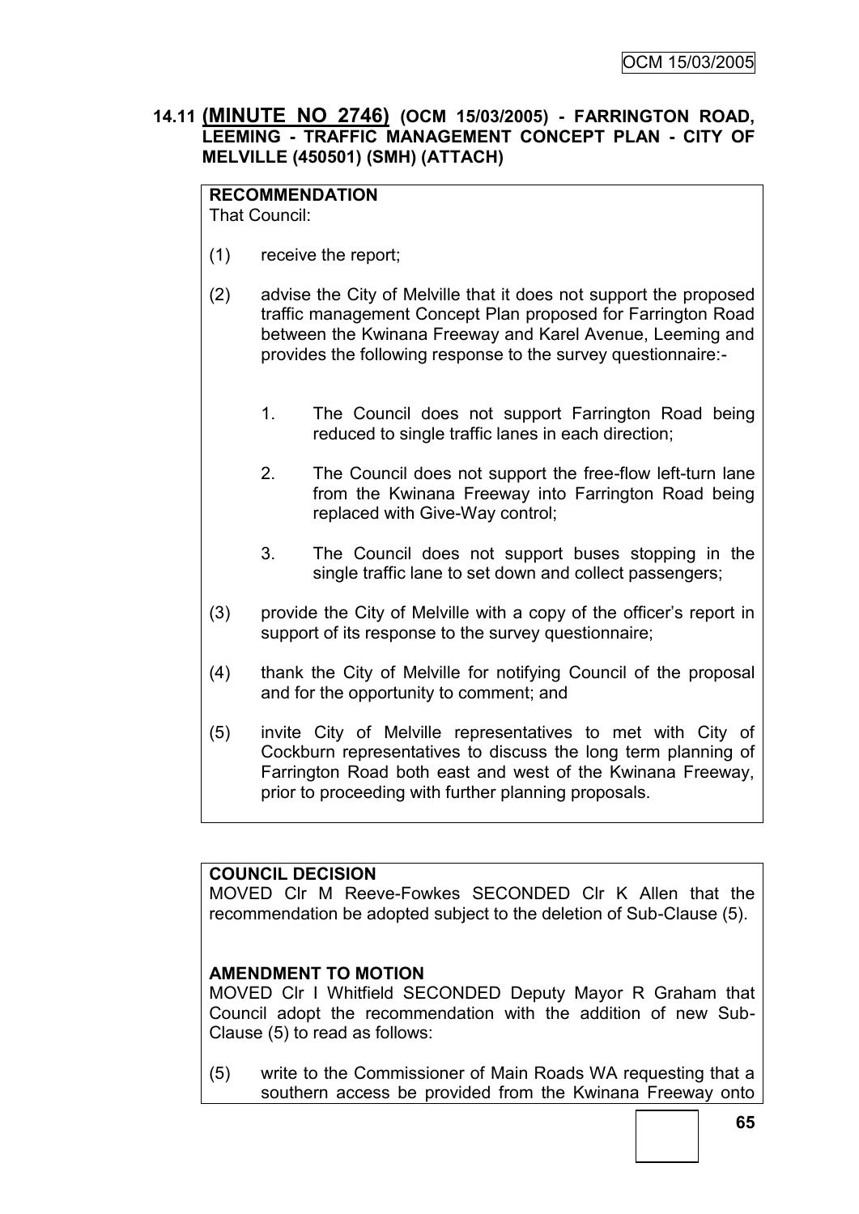## 14.11 (MINUTE NO 2746) (OCM 15/03/2005) - FARRINGTON ROAD, LEEMING - TRAFFIC MANAGEMENT CONCEPT PLAN - CITY OF MELVILLE (450501) (SMH) (ATTACH)

**RECOMMENDATION**
That Council:

(1) receive the report;

(2) advise the City of Melville that it does not support the proposed traffic management Concept Plan proposed for Farrington Road between the Kwinana Freeway and Karel Avenue, Leeming and provides the following response to the survey questionnaire:-

1. The Council does not support Farrington Road being reduced to single traffic lanes in each direction;

2. The Council does not support the free-flow left-turn lane from the Kwinana Freeway into Farrington Road being replaced with Give-Way control;

3. The Council does not support buses stopping in the single traffic lane to set down and collect passengers;

(3) provide the City of Melville with a copy of the officer's report in support of its response to the survey questionnaire;

(4) thank the City of Melville for notifying Council of the proposal and for the opportunity to comment; and

(5) invite City of Melville representatives to met with City of Cockburn representatives to discuss the long term planning of Farrington Road both east and west of the Kwinana Freeway, prior to proceeding with further planning proposals.

**COUNCIL DECISION**
MOVED Clr M Reeve-Fowkes SECONDED Clr K Allen that the recommendation be adopted subject to the deletion of Sub-Clause (5).

**AMENDMENT TO MOTION**
MOVED Clr I Whitfield SECONDED Deputy Mayor R Graham that Council adopt the recommendation with the addition of new Sub-Clause (5) to read as follows:

(5) write to the Commissioner of Main Roads WA requesting that a southern access be provided from the Kwinana Freeway onto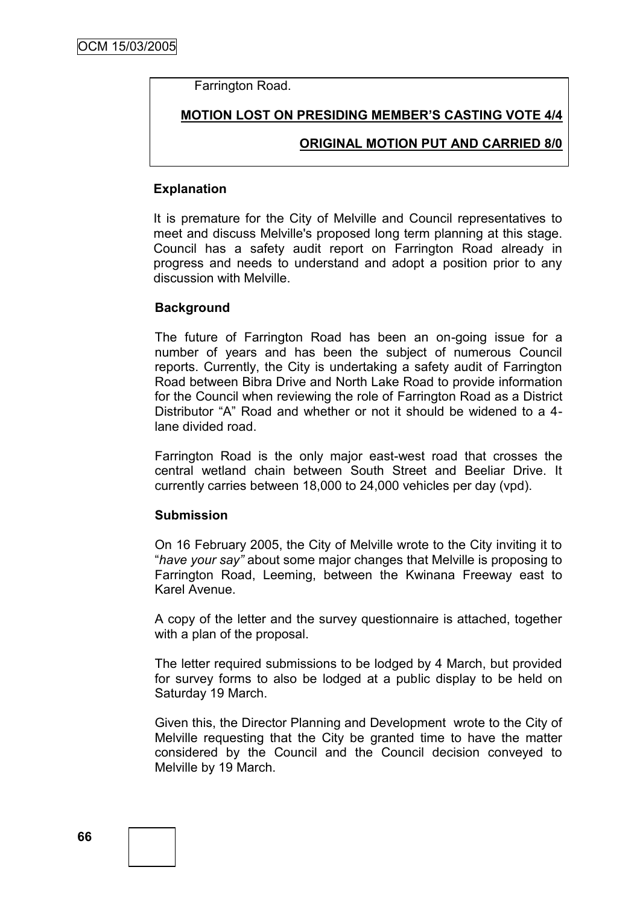Farrington Road.

**MOTION LOST ON PRESIDING MEMBER'S CASTING VOTE 4/4**

**ORIGINAL MOTION PUT AND CARRIED 8/0**

**Explanation**

It is premature for the City of Melville and Council representatives to meet and discuss Melville's proposed long term planning at this stage. Council has a safety audit report on Farrington Road already in progress and needs to understand and adopt a position prior to any discussion with Melville.

**Background**

The future of Farrington Road has been an on-going issue for a number of years and has been the subject of numerous Council reports. Currently, the City is undertaking a safety audit of Farrington Road between Bibra Drive and North Lake Road to provide information for the Council when reviewing the role of Farrington Road as a District Distributor "A" Road and whether or not it should be widened to a 4-lane divided road.

Farrington Road is the only major east-west road that crosses the central wetland chain between South Street and Beeliar Drive. It currently carries between 18,000 to 24,000 vehicles per day (vpd).

**Submission**

On 16 February 2005, the City of Melville wrote to the City inviting it to "*have your say"* about some major changes that Melville is proposing to Farrington Road, Leeming, between the Kwinana Freeway east to Karel Avenue.

A copy of the letter and the survey questionnaire is attached, together with a plan of the proposal.

The letter required submissions to be lodged by 4 March, but provided for survey forms to also be lodged at a public display to be held on Saturday 19 March.

Given this, the Director Planning and Development wrote to the City of Melville requesting that the City be granted time to have the matter considered by the Council and the Council decision conveyed to Melville by 19 March.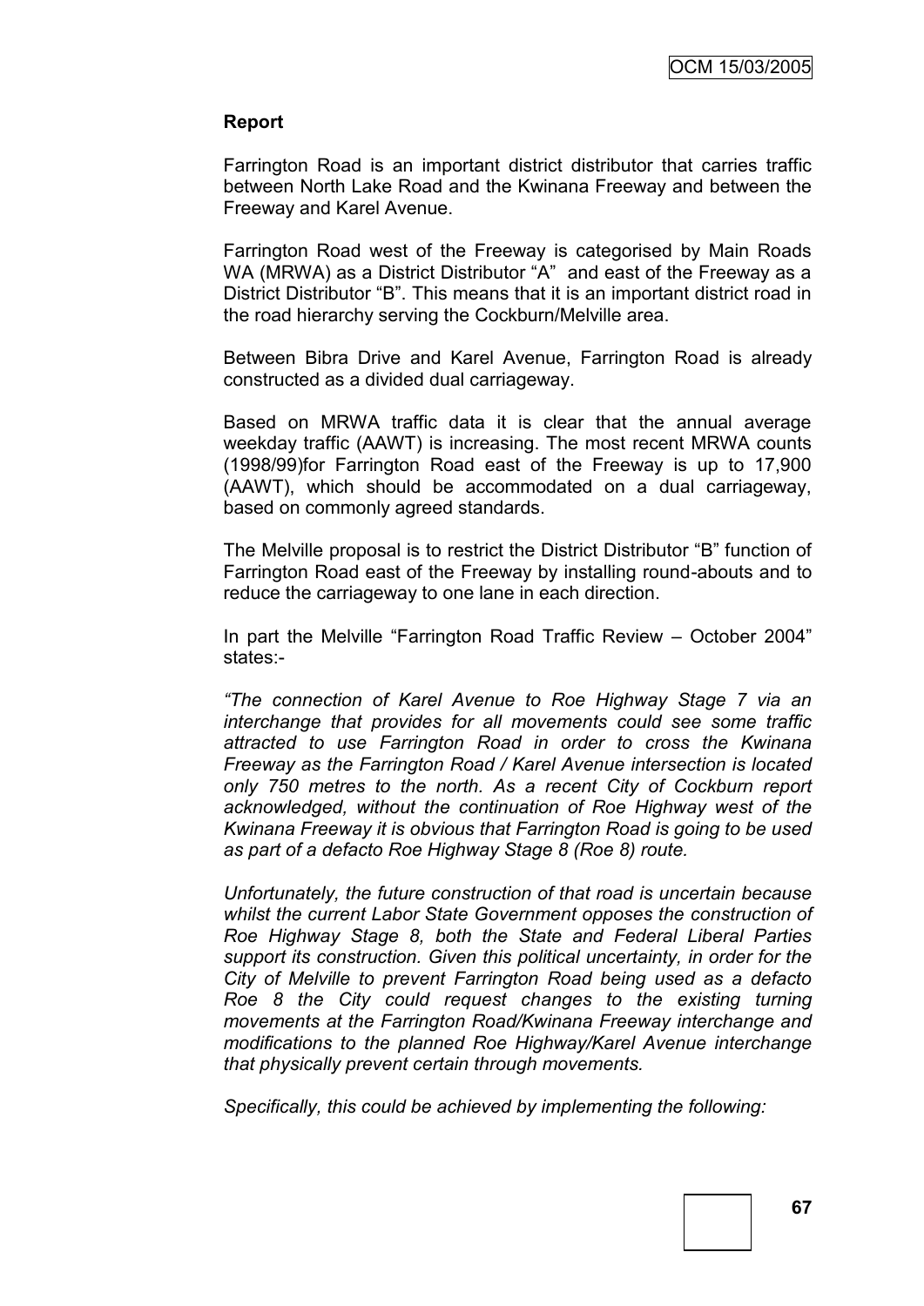**Report**

Farrington Road is an important district distributor that carries traffic between North Lake Road and the Kwinana Freeway and between the Freeway and Karel Avenue.

Farrington Road west of the Freeway is categorised by Main Roads WA (MRWA) as a District Distributor "A" and east of the Freeway as a District Distributor "B". This means that it is an important district road in the road hierarchy serving the Cockburn/Melville area.

Between Bibra Drive and Karel Avenue, Farrington Road is already constructed as a divided dual carriageway.

Based on MRWA traffic data it is clear that the annual average weekday traffic (AAWT) is increasing. The most recent MRWA counts (1998/99)for Farrington Road east of the Freeway is up to 17,900 (AAWT), which should be accommodated on a dual carriageway, based on commonly agreed standards.

The Melville proposal is to restrict the District Distributor "B" function of Farrington Road east of the Freeway by installing round-abouts and to reduce the carriageway to one lane in each direction.

In part the Melville "Farrington Road Traffic Review – October 2004" states:-

*"The connection of Karel Avenue to Roe Highway Stage 7 via an interchange that provides for all movements could see some traffic attracted to use Farrington Road in order to cross the Kwinana Freeway as the Farrington Road / Karel Avenue intersection is located only 750 metres to the north. As a recent City of Cockburn report acknowledged, without the continuation of Roe Highway west of the Kwinana Freeway it is obvious that Farrington Road is going to be used as part of a defacto Roe Highway Stage 8 (Roe 8) route.*

*Unfortunately, the future construction of that road is uncertain because whilst the current Labor State Government opposes the construction of Roe Highway Stage 8, both the State and Federal Liberal Parties support its construction. Given this political uncertainty, in order for the City of Melville to prevent Farrington Road being used as a defacto Roe 8 the City could request changes to the existing turning movements at the Farrington Road/Kwinana Freeway interchange and modifications to the planned Roe Highway/Karel Avenue interchange that physically prevent certain through movements.*

*Specifically, this could be achieved by implementing the following:*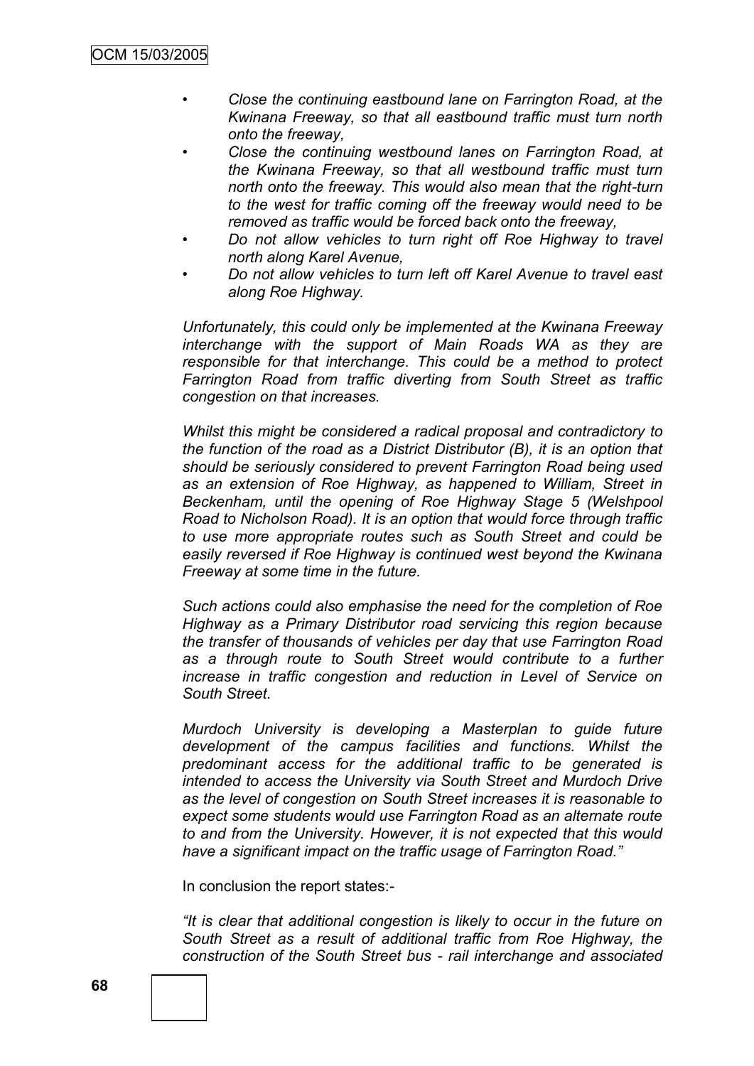- *Close the continuing eastbound lane on Farrington Road, at the Kwinana Freeway, so that all eastbound traffic must turn north onto the freeway,*
- *Close the continuing westbound lanes on Farrington Road, at the Kwinana Freeway, so that all westbound traffic must turn north onto the freeway. This would also mean that the right-turn to the west for traffic coming off the freeway would need to be removed as traffic would be forced back onto the freeway,*
- *Do not allow vehicles to turn right off Roe Highway to travel north along Karel Avenue,*
- *Do not allow vehicles to turn left off Karel Avenue to travel east along Roe Highway.*

*Unfortunately, this could only be implemented at the Kwinana Freeway interchange with the support of Main Roads WA as they are responsible for that interchange. This could be a method to protect Farrington Road from traffic diverting from South Street as traffic congestion on that increases.*

*Whilst this might be considered a radical proposal and contradictory to the function of the road as a District Distributor (B), it is an option that should be seriously considered to prevent Farrington Road being used as an extension of Roe Highway, as happened to William, Street in Beckenham, until the opening of Roe Highway Stage 5 (Welshpool Road to Nicholson Road). It is an option that would force through traffic to use more appropriate routes such as South Street and could be easily reversed if Roe Highway is continued west beyond the Kwinana Freeway at some time in the future.*

*Such actions could also emphasise the need for the completion of Roe Highway as a Primary Distributor road servicing this region because the transfer of thousands of vehicles per day that use Farrington Road as a through route to South Street would contribute to a further increase in traffic congestion and reduction in Level of Service on South Street.*

*Murdoch University is developing a Masterplan to guide future development of the campus facilities and functions. Whilst the predominant access for the additional traffic to be generated is intended to access the University via South Street and Murdoch Drive as the level of congestion on South Street increases it is reasonable to expect some students would use Farrington Road as an alternate route to and from the University. However, it is not expected that this would have a significant impact on the traffic usage of Farrington Road."*

In conclusion the report states:-

*"It is clear that additional congestion is likely to occur in the future on South Street as a result of additional traffic from Roe Highway, the construction of the South Street bus - rail interchange and associated*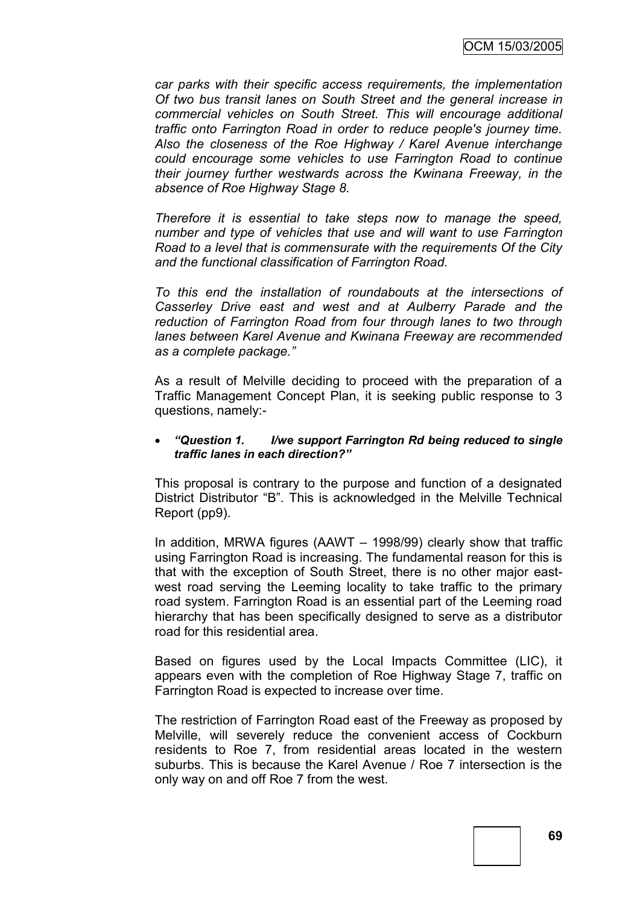*car parks with their specific access requirements, the implementation Of two bus transit lanes on South Street and the general increase in commercial vehicles on South Street. This will encourage additional traffic onto Farrington Road in order to reduce people's journey time. Also the closeness of the Roe Highway / Karel Avenue interchange could encourage some vehicles to use Farrington Road to continue their journey further westwards across the Kwinana Freeway, in the absence of Roe Highway Stage 8.*

*Therefore it is essential to take steps now to manage the speed, number and type of vehicles that use and will want to use Farrington Road to a level that is commensurate with the requirements Of the City and the functional classification of Farrington Road.*

*To this end the installation of roundabouts at the intersections of Casserley Drive east and west and at Aulberry Parade and the reduction of Farrington Road from four through lanes to two through lanes between Karel Avenue and Kwinana Freeway are recommended as a complete package."*

As a result of Melville deciding to proceed with the preparation of a Traffic Management Concept Plan, it is seeking public response to 3 questions, namely:-

- ***"Question 1. I/we support Farrington Rd being reduced to single traffic lanes in each direction?"***

This proposal is contrary to the purpose and function of a designated District Distributor "B". This is acknowledged in the Melville Technical Report (pp9).

In addition, MRWA figures (AAWT – 1998/99) clearly show that traffic using Farrington Road is increasing. The fundamental reason for this is that with the exception of South Street, there is no other major east-west road serving the Leeming locality to take traffic to the primary road system. Farrington Road is an essential part of the Leeming road hierarchy that has been specifically designed to serve as a distributor road for this residential area.

Based on figures used by the Local Impacts Committee (LIC), it appears even with the completion of Roe Highway Stage 7, traffic on Farrington Road is expected to increase over time.

The restriction of Farrington Road east of the Freeway as proposed by Melville, will severely reduce the convenient access of Cockburn residents to Roe 7, from residential areas located in the western suburbs. This is because the Karel Avenue / Roe 7 intersection is the only way on and off Roe 7 from the west.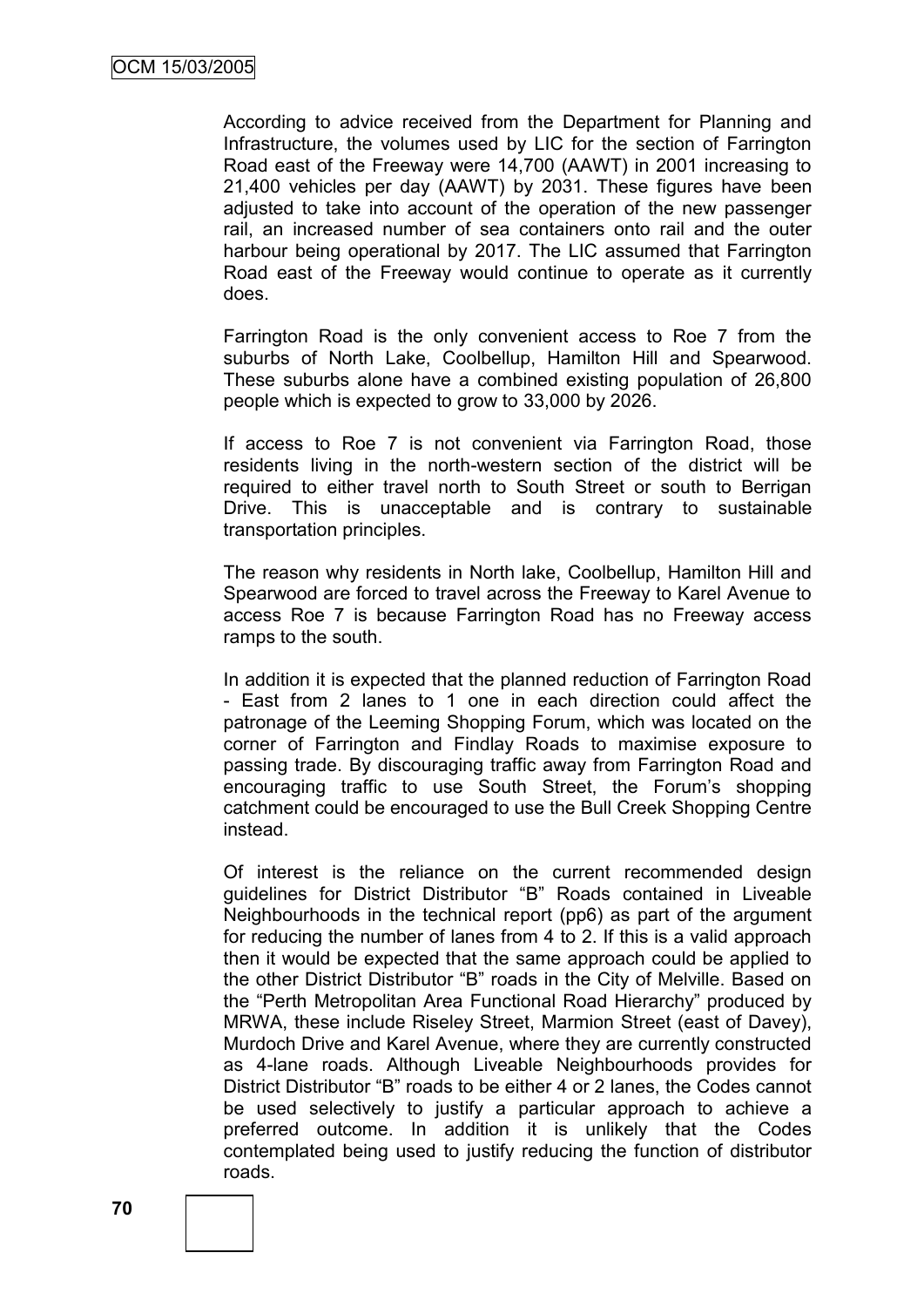According to advice received from the Department for Planning and Infrastructure, the volumes used by LIC for the section of Farrington Road east of the Freeway were 14,700 (AAWT) in 2001 increasing to 21,400 vehicles per day (AAWT) by 2031. These figures have been adjusted to take into account of the operation of the new passenger rail, an increased number of sea containers onto rail and the outer harbour being operational by 2017. The LIC assumed that Farrington Road east of the Freeway would continue to operate as it currently does.

Farrington Road is the only convenient access to Roe 7 from the suburbs of North Lake, Coolbellup, Hamilton Hill and Spearwood. These suburbs alone have a combined existing population of 26,800 people which is expected to grow to 33,000 by 2026.

If access to Roe 7 is not convenient via Farrington Road, those residents living in the north-western section of the district will be required to either travel north to South Street or south to Berrigan Drive. This is unacceptable and is contrary to sustainable transportation principles.

The reason why residents in North lake, Coolbellup, Hamilton Hill and Spearwood are forced to travel across the Freeway to Karel Avenue to access Roe 7 is because Farrington Road has no Freeway access ramps to the south.

In addition it is expected that the planned reduction of Farrington Road - East from 2 lanes to 1 one in each direction could affect the patronage of the Leeming Shopping Forum, which was located on the corner of Farrington and Findlay Roads to maximise exposure to passing trade. By discouraging traffic away from Farrington Road and encouraging traffic to use South Street, the Forum's shopping catchment could be encouraged to use the Bull Creek Shopping Centre instead.

Of interest is the reliance on the current recommended design guidelines for District Distributor "B" Roads contained in Liveable Neighbourhoods in the technical report (pp6) as part of the argument for reducing the number of lanes from 4 to 2. If this is a valid approach then it would be expected that the same approach could be applied to the other District Distributor "B" roads in the City of Melville. Based on the "Perth Metropolitan Area Functional Road Hierarchy" produced by MRWA, these include Riseley Street, Marmion Street (east of Davey), Murdoch Drive and Karel Avenue, where they are currently constructed as 4-lane roads. Although Liveable Neighbourhoods provides for District Distributor "B" roads to be either 4 or 2 lanes, the Codes cannot be used selectively to justify a particular approach to achieve a preferred outcome. In addition it is unlikely that the Codes contemplated being used to justify reducing the function of distributor roads.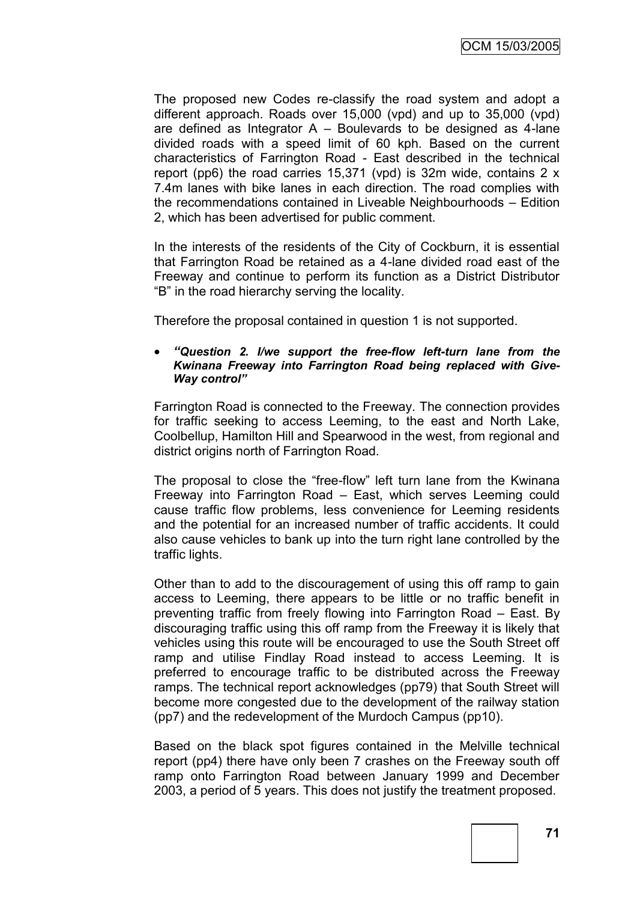The proposed new Codes re-classify the road system and adopt a different approach. Roads over 15,000 (vpd) and up to 35,000 (vpd) are defined as Integrator A – Boulevards to be designed as 4-lane divided roads with a speed limit of 60 kph. Based on the current characteristics of Farrington Road - East described in the technical report (pp6) the road carries 15,371 (vpd) is 32m wide, contains 2 x 7.4m lanes with bike lanes in each direction. The road complies with the recommendations contained in Liveable Neighbourhoods – Edition 2, which has been advertised for public comment.

In the interests of the residents of the City of Cockburn, it is essential that Farrington Road be retained as a 4-lane divided road east of the Freeway and continue to perform its function as a District Distributor "B" in the road hierarchy serving the locality.

Therefore the proposal contained in question 1 is not supported.

- ***"Question 2. I/we support the free-flow left-turn lane from the Kwinana Freeway into Farrington Road being replaced with Give-Way control"***

Farrington Road is connected to the Freeway. The connection provides for traffic seeking to access Leeming, to the east and North Lake, Coolbellup, Hamilton Hill and Spearwood in the west, from regional and district origins north of Farrington Road.

The proposal to close the "free-flow" left turn lane from the Kwinana Freeway into Farrington Road – East, which serves Leeming could cause traffic flow problems, less convenience for Leeming residents and the potential for an increased number of traffic accidents. It could also cause vehicles to bank up into the turn right lane controlled by the traffic lights.

Other than to add to the discouragement of using this off ramp to gain access to Leeming, there appears to be little or no traffic benefit in preventing traffic from freely flowing into Farrington Road – East. By discouraging traffic using this off ramp from the Freeway it is likely that vehicles using this route will be encouraged to use the South Street off ramp and utilise Findlay Road instead to access Leeming. It is preferred to encourage traffic to be distributed across the Freeway ramps. The technical report acknowledges (pp79) that South Street will become more congested due to the development of the railway station (pp7) and the redevelopment of the Murdoch Campus (pp10).

Based on the black spot figures contained in the Melville technical report (pp4) there have only been 7 crashes on the Freeway south off ramp onto Farrington Road between January 1999 and December 2003, a period of 5 years. This does not justify the treatment proposed.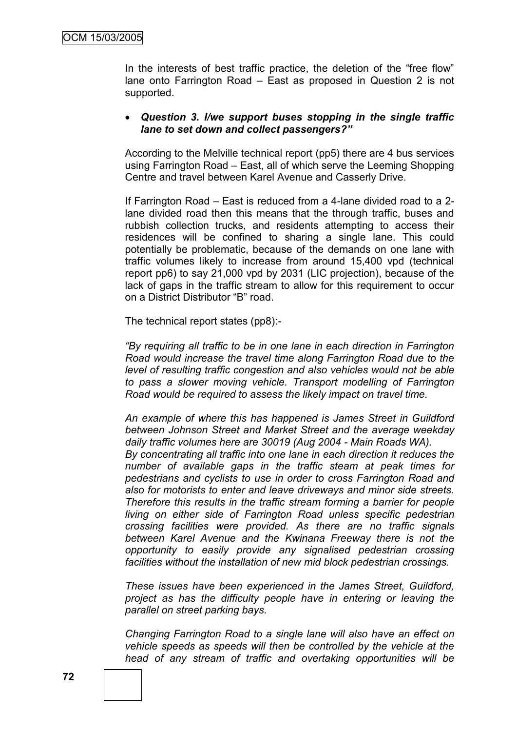In the interests of best traffic practice, the deletion of the "free flow" lane onto Farrington Road – East as proposed in Question 2 is not supported.

- ***Question 3. I/we support buses stopping in the single traffic lane to set down and collect passengers?"***

According to the Melville technical report (pp5) there are 4 bus services using Farrington Road – East, all of which serve the Leeming Shopping Centre and travel between Karel Avenue and Casserly Drive.

If Farrington Road – East is reduced from a 4-lane divided road to a 2-lane divided road then this means that the through traffic, buses and rubbish collection trucks, and residents attempting to access their residences will be confined to sharing a single lane. This could potentially be problematic, because of the demands on one lane with traffic volumes likely to increase from around 15,400 vpd (technical report pp6) to say 21,000 vpd by 2031 (LIC projection), because of the lack of gaps in the traffic stream to allow for this requirement to occur on a District Distributor "B" road.

The technical report states (pp8):-

*"By requiring all traffic to be in one lane in each direction in Farrington Road would increase the travel time along Farrington Road due to the level of resulting traffic congestion and also vehicles would not be able to pass a slower moving vehicle. Transport modelling of Farrington Road would be required to assess the likely impact on travel time.*

*An example of where this has happened is James Street in Guildford between Johnson Street and Market Street and the average weekday daily traffic volumes here are 30019 (Aug 2004 - Main Roads WA).*
*By concentrating all traffic into one lane in each direction it reduces the number of available gaps in the traffic steam at peak times for pedestrians and cyclists to use in order to cross Farrington Road and also for motorists to enter and leave driveways and minor side streets. Therefore this results in the traffic stream forming a barrier for people living on either side of Farrington Road unless specific pedestrian crossing facilities were provided. As there are no traffic signals between Karel Avenue and the Kwinana Freeway there is not the opportunity to easily provide any signalised pedestrian crossing facilities without the installation of new mid block pedestrian crossings.*

*These issues have been experienced in the James Street, Guildford, project as has the difficulty people have in entering or leaving the parallel on street parking bays.*

*Changing Farrington Road to a single lane will also have an effect on vehicle speeds as speeds will then be controlled by the vehicle at the head of any stream of traffic and overtaking opportunities will be*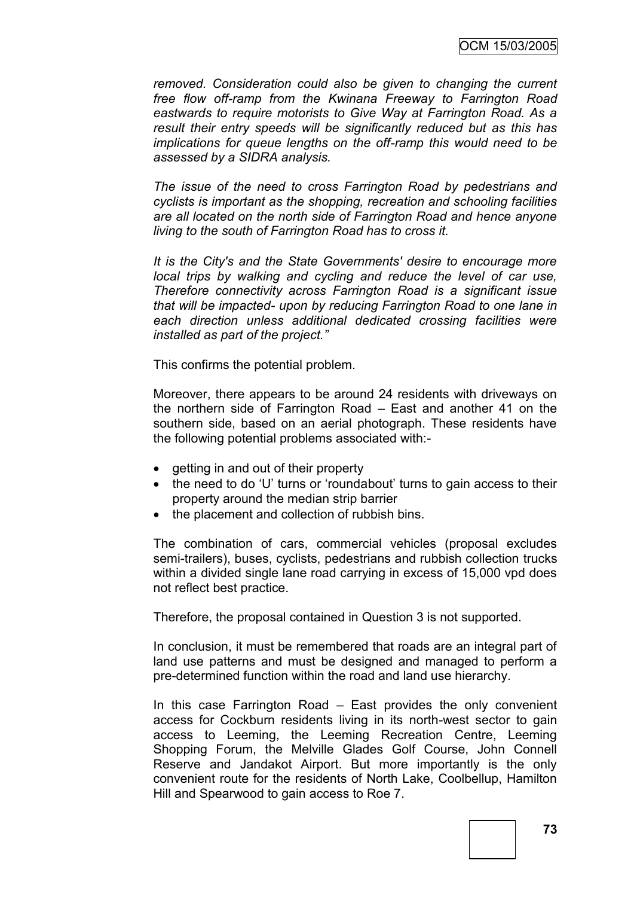*removed. Consideration could also be given to changing the current free flow off-ramp from the Kwinana Freeway to Farrington Road eastwards to require motorists to Give Way at Farrington Road. As a result their entry speeds will be significantly reduced but as this has implications for queue lengths on the off-ramp this would need to be assessed by a SIDRA analysis.*

*The issue of the need to cross Farrington Road by pedestrians and cyclists is important as the shopping, recreation and schooling facilities are all located on the north side of Farrington Road and hence anyone living to the south of Farrington Road has to cross it.*

*It is the City's and the State Governments' desire to encourage more local trips by walking and cycling and reduce the level of car use, Therefore connectivity across Farrington Road is a significant issue that will be impacted- upon by reducing Farrington Road to one lane in each direction unless additional dedicated crossing facilities were installed as part of the project."*

This confirms the potential problem.

Moreover, there appears to be around 24 residents with driveways on the northern side of Farrington Road – East and another 41 on the southern side, based on an aerial photograph. These residents have the following potential problems associated with:-

- getting in and out of their property
- the need to do 'U' turns or 'roundabout' turns to gain access to their property around the median strip barrier
- the placement and collection of rubbish bins.

The combination of cars, commercial vehicles (proposal excludes semi-trailers), buses, cyclists, pedestrians and rubbish collection trucks within a divided single lane road carrying in excess of 15,000 vpd does not reflect best practice.

Therefore, the proposal contained in Question 3 is not supported.

In conclusion, it must be remembered that roads are an integral part of land use patterns and must be designed and managed to perform a pre-determined function within the road and land use hierarchy.

In this case Farrington Road – East provides the only convenient access for Cockburn residents living in its north-west sector to gain access to Leeming, the Leeming Recreation Centre, Leeming Shopping Forum, the Melville Glades Golf Course, John Connell Reserve and Jandakot Airport. But more importantly is the only convenient route for the residents of North Lake, Coolbellup, Hamilton Hill and Spearwood to gain access to Roe 7.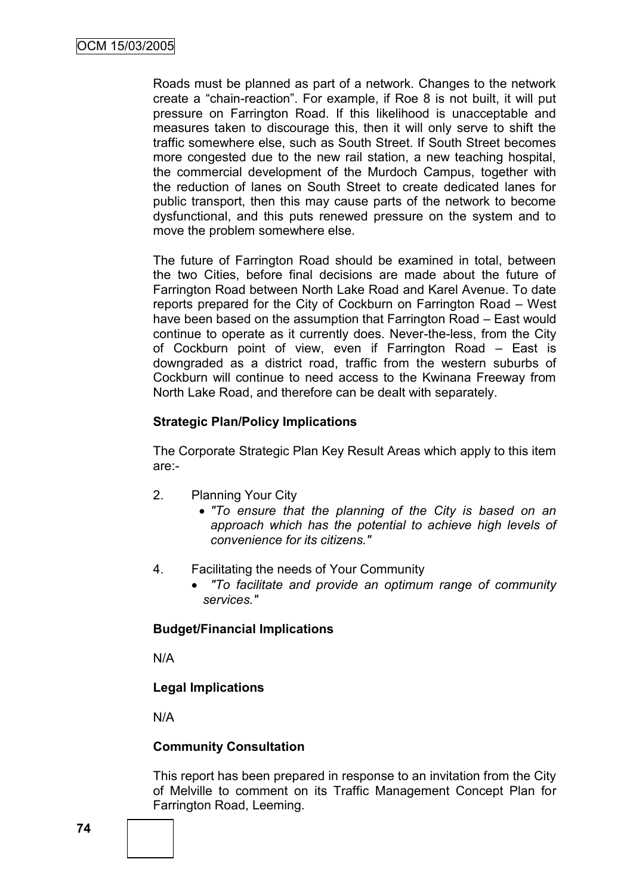Roads must be planned as part of a network. Changes to the network create a "chain-reaction". For example, if Roe 8 is not built, it will put pressure on Farrington Road. If this likelihood is unacceptable and measures taken to discourage this, then it will only serve to shift the traffic somewhere else, such as South Street. If South Street becomes more congested due to the new rail station, a new teaching hospital, the commercial development of the Murdoch Campus, together with the reduction of lanes on South Street to create dedicated lanes for public transport, then this may cause parts of the network to become dysfunctional, and this puts renewed pressure on the system and to move the problem somewhere else.

The future of Farrington Road should be examined in total, between the two Cities, before final decisions are made about the future of Farrington Road between North Lake Road and Karel Avenue. To date reports prepared for the City of Cockburn on Farrington Road – West have been based on the assumption that Farrington Road – East would continue to operate as it currently does. Never-the-less, from the City of Cockburn point of view, even if Farrington Road – East is downgraded as a district road, traffic from the western suburbs of Cockburn will continue to need access to the Kwinana Freeway from North Lake Road, and therefore can be dealt with separately.

**Strategic Plan/Policy Implications**

The Corporate Strategic Plan Key Result Areas which apply to this item are:-

2. Planning Your City
   - *"To ensure that the planning of the City is based on an approach which has the potential to achieve high levels of convenience for its citizens."*

4. Facilitating the needs of Your Community
   - *"To facilitate and provide an optimum range of community services."*

**Budget/Financial Implications**

N/A

**Legal Implications**

N/A

**Community Consultation**

This report has been prepared in response to an invitation from the City of Melville to comment on its Traffic Management Concept Plan for Farrington Road, Leeming.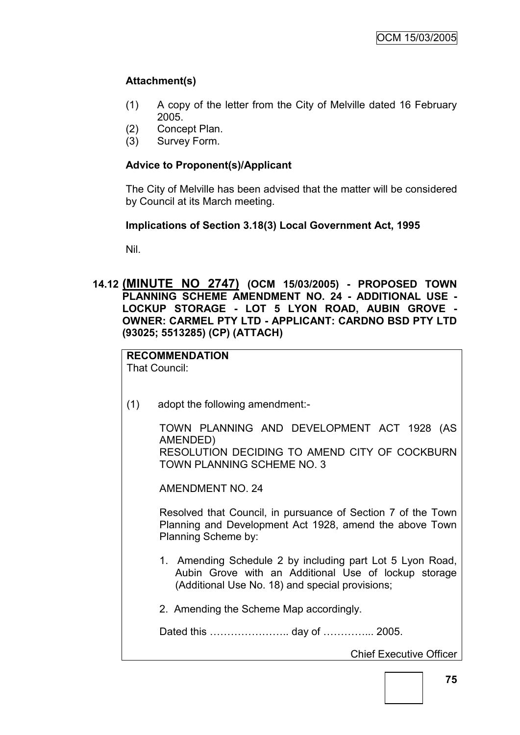### Attachment(s)

(1) A copy of the letter from the City of Melville dated 16 February 2005.
(2) Concept Plan.
(3) Survey Form.

### Advice to Proponent(s)/Applicant

The City of Melville has been advised that the matter will be considered by Council at its March meeting.

### Implications of Section 3.18(3) Local Government Act, 1995

Nil.

## 14.12 (MINUTE NO 2747) (OCM 15/03/2005) - PROPOSED TOWN PLANNING SCHEME AMENDMENT NO. 24 - ADDITIONAL USE - LOCKUP STORAGE - LOT 5 LYON ROAD, AUBIN GROVE - OWNER: CARMEL PTY LTD - APPLICANT: CARDNO BSD PTY LTD (93025; 5513285) (CP) (ATTACH)

**RECOMMENDATION**
That Council:

(1) adopt the following amendment:-

TOWN PLANNING AND DEVELOPMENT ACT 1928 (AS AMENDED)
RESOLUTION DECIDING TO AMEND CITY OF COCKBURN TOWN PLANNING SCHEME NO. 3

AMENDMENT NO. 24

Resolved that Council, in pursuance of Section 7 of the Town Planning and Development Act 1928, amend the above Town Planning Scheme by:

1. Amending Schedule 2 by including part Lot 5 Lyon Road, Aubin Grove with an Additional Use of lockup storage (Additional Use No. 18) and special provisions;

2. Amending the Scheme Map accordingly.

Dated this ………………….. day of ………….. 2005.

Chief Executive Officer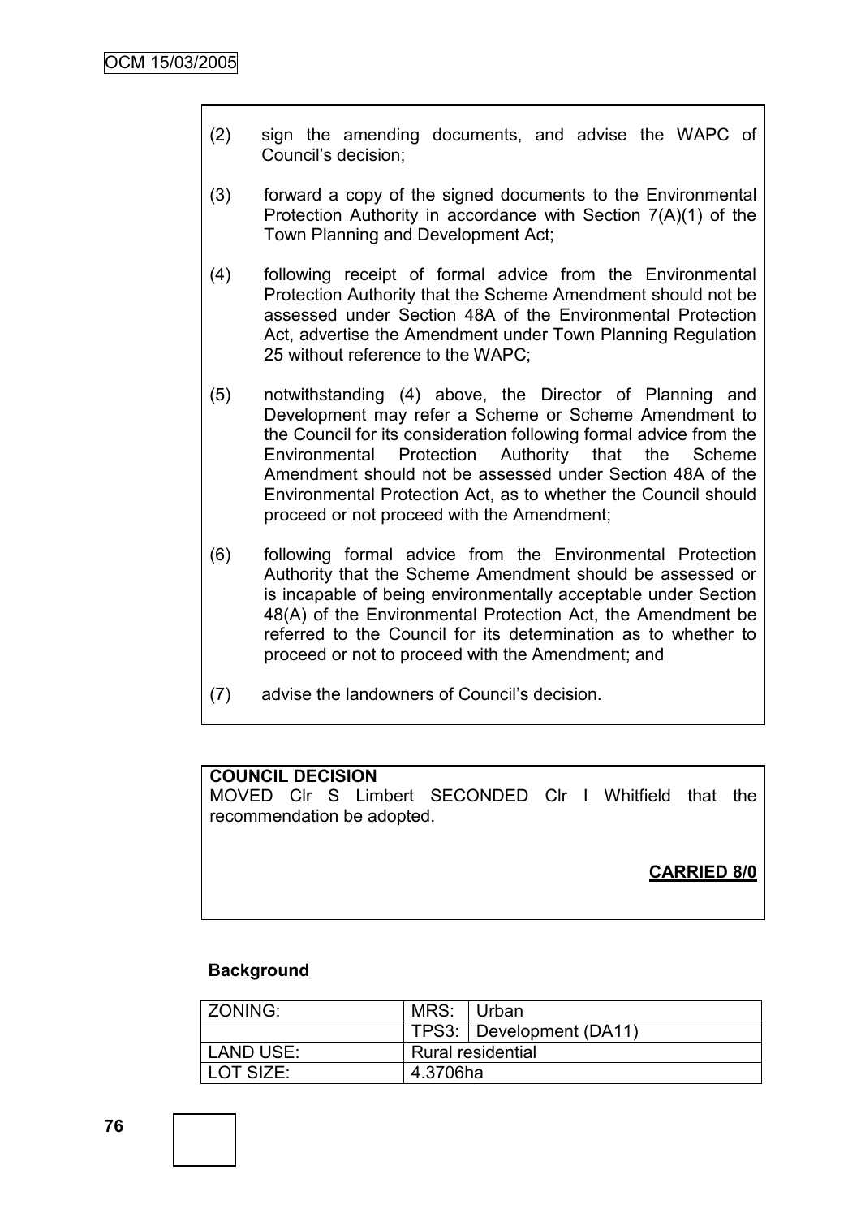(2) sign the amending documents, and advise the WAPC of Council's decision;

(3) forward a copy of the signed documents to the Environmental Protection Authority in accordance with Section 7(A)(1) of the Town Planning and Development Act;

(4) following receipt of formal advice from the Environmental Protection Authority that the Scheme Amendment should not be assessed under Section 48A of the Environmental Protection Act, advertise the Amendment under Town Planning Regulation 25 without reference to the WAPC;

(5) notwithstanding (4) above, the Director of Planning and Development may refer a Scheme or Scheme Amendment to the Council for its consideration following formal advice from the Environmental Protection Authority that the Scheme Amendment should not be assessed under Section 48A of the Environmental Protection Act, as to whether the Council should proceed or not proceed with the Amendment;

(6) following formal advice from the Environmental Protection Authority that the Scheme Amendment should be assessed or is incapable of being environmentally acceptable under Section 48(A) of the Environmental Protection Act, the Amendment be referred to the Council for its determination as to whether to proceed or not to proceed with the Amendment; and

(7) advise the landowners of Council's decision.

**COUNCIL DECISION**

MOVED Clr S Limbert SECONDED Clr I Whitfield that the recommendation be adopted.

**CARRIED 8/0**

**Background**

| ZONING: | MRS: | Urban |
|---|---|---|
| | TPS3: | Development (DA11) |
| LAND USE: | Rural residential | |
| LOT SIZE: | 4.3706ha | |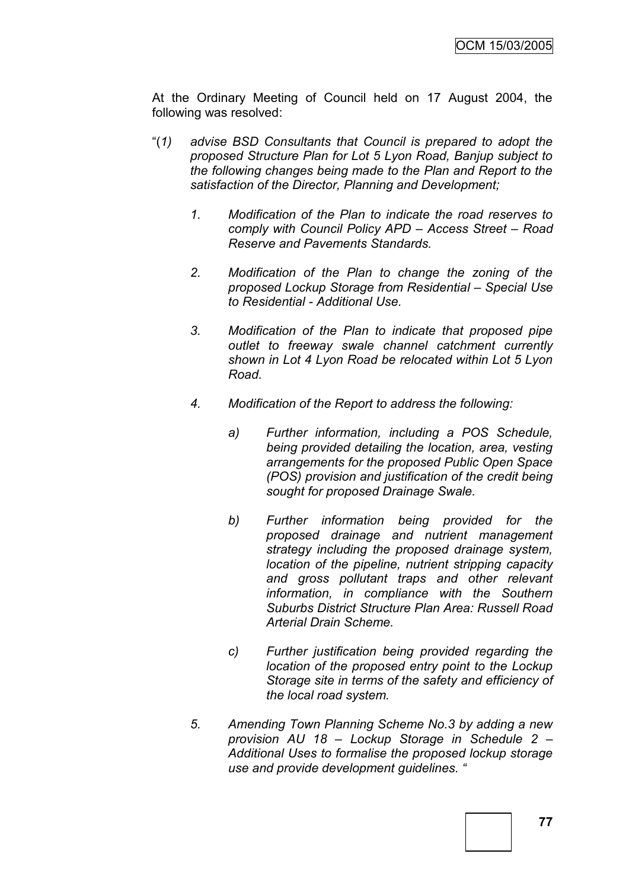At the Ordinary Meeting of Council held on 17 August 2004, the following was resolved:

"(*1) advise BSD Consultants that Council is prepared to adopt the proposed Structure Plan for Lot 5 Lyon Road, Banjup subject to the following changes being made to the Plan and Report to the satisfaction of the Director, Planning and Development;*

1. *Modification of the Plan to indicate the road reserves to comply with Council Policy APD – Access Street – Road Reserve and Pavements Standards.*

2. *Modification of the Plan to change the zoning of the proposed Lockup Storage from Residential – Special Use to Residential - Additional Use.*

3. *Modification of the Plan to indicate that proposed pipe outlet to freeway swale channel catchment currently shown in Lot 4 Lyon Road be relocated within Lot 5 Lyon Road.*

4. *Modification of the Report to address the following:*

   a) *Further information, including a POS Schedule, being provided detailing the location, area, vesting arrangements for the proposed Public Open Space (POS) provision and justification of the credit being sought for proposed Drainage Swale.*

   b) *Further information being provided for the proposed drainage and nutrient management strategy including the proposed drainage system, location of the pipeline, nutrient stripping capacity and gross pollutant traps and other relevant information, in compliance with the Southern Suburbs District Structure Plan Area: Russell Road Arterial Drain Scheme.*

   c) *Further justification being provided regarding the location of the proposed entry point to the Lockup Storage site in terms of the safety and efficiency of the local road system.*

5. *Amending Town Planning Scheme No.3 by adding a new provision AU 18 – Lockup Storage in Schedule 2 – Additional Uses to formalise the proposed lockup storage use and provide development guidelines.* "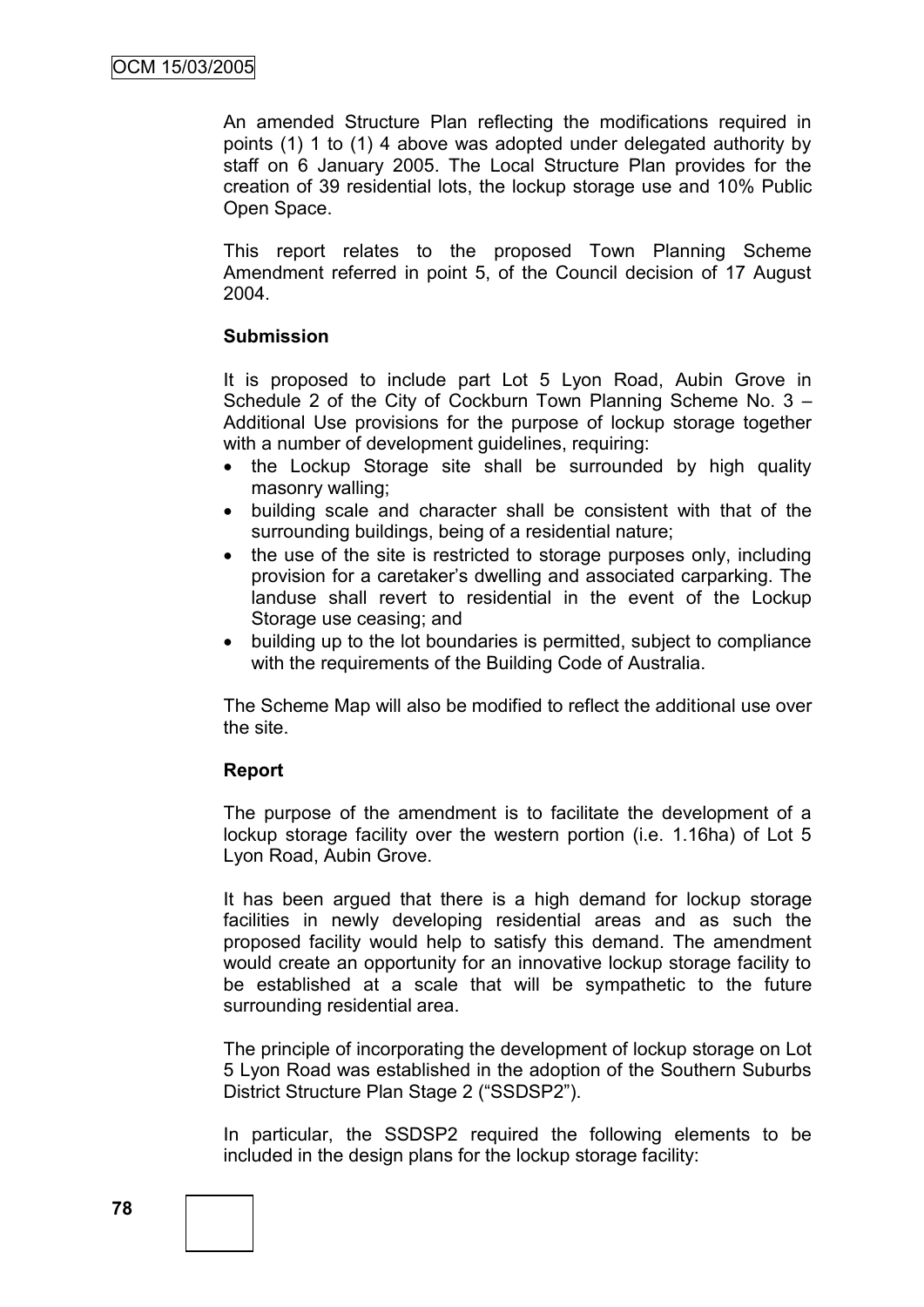An amended Structure Plan reflecting the modifications required in points (1) 1 to (1) 4 above was adopted under delegated authority by staff on 6 January 2005. The Local Structure Plan provides for the creation of 39 residential lots, the lockup storage use and 10% Public Open Space.

This report relates to the proposed Town Planning Scheme Amendment referred in point 5, of the Council decision of 17 August 2004.

**Submission**

It is proposed to include part Lot 5 Lyon Road, Aubin Grove in Schedule 2 of the City of Cockburn Town Planning Scheme No. 3 – Additional Use provisions for the purpose of lockup storage together with a number of development guidelines, requiring:

- the Lockup Storage site shall be surrounded by high quality masonry walling;
- building scale and character shall be consistent with that of the surrounding buildings, being of a residential nature;
- the use of the site is restricted to storage purposes only, including provision for a caretaker's dwelling and associated carparking. The landuse shall revert to residential in the event of the Lockup Storage use ceasing; and
- building up to the lot boundaries is permitted, subject to compliance with the requirements of the Building Code of Australia.

The Scheme Map will also be modified to reflect the additional use over the site.

**Report**

The purpose of the amendment is to facilitate the development of a lockup storage facility over the western portion (i.e. 1.16ha) of Lot 5 Lyon Road, Aubin Grove.

It has been argued that there is a high demand for lockup storage facilities in newly developing residential areas and as such the proposed facility would help to satisfy this demand. The amendment would create an opportunity for an innovative lockup storage facility to be established at a scale that will be sympathetic to the future surrounding residential area.

The principle of incorporating the development of lockup storage on Lot 5 Lyon Road was established in the adoption of the Southern Suburbs District Structure Plan Stage 2 ("SSDSP2").

In particular, the SSDSP2 required the following elements to be included in the design plans for the lockup storage facility: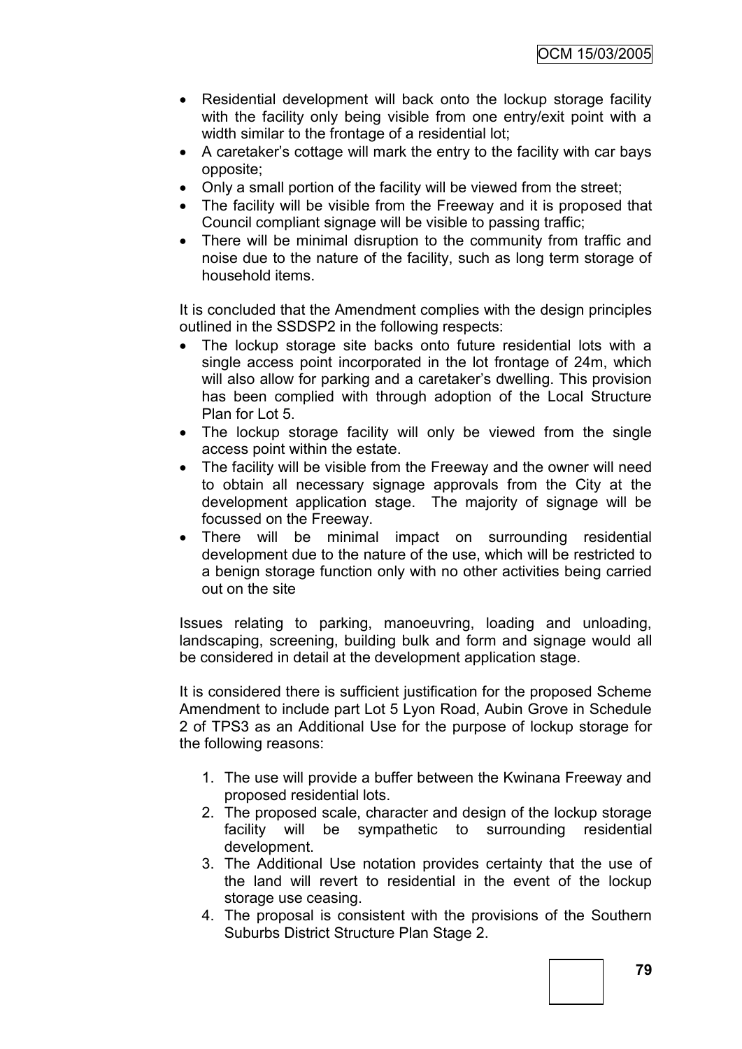- Residential development will back onto the lockup storage facility with the facility only being visible from one entry/exit point with a width similar to the frontage of a residential lot;
- A caretaker's cottage will mark the entry to the facility with car bays opposite;
- Only a small portion of the facility will be viewed from the street;
- The facility will be visible from the Freeway and it is proposed that Council compliant signage will be visible to passing traffic;
- There will be minimal disruption to the community from traffic and noise due to the nature of the facility, such as long term storage of household items.

It is concluded that the Amendment complies with the design principles outlined in the SSDSP2 in the following respects:

- The lockup storage site backs onto future residential lots with a single access point incorporated in the lot frontage of 24m, which will also allow for parking and a caretaker's dwelling. This provision has been complied with through adoption of the Local Structure Plan for Lot 5.
- The lockup storage facility will only be viewed from the single access point within the estate.
- The facility will be visible from the Freeway and the owner will need to obtain all necessary signage approvals from the City at the development application stage. The majority of signage will be focussed on the Freeway.
- There will be minimal impact on surrounding residential development due to the nature of the use, which will be restricted to a benign storage function only with no other activities being carried out on the site

Issues relating to parking, manoeuvring, loading and unloading, landscaping, screening, building bulk and form and signage would all be considered in detail at the development application stage.

It is considered there is sufficient justification for the proposed Scheme Amendment to include part Lot 5 Lyon Road, Aubin Grove in Schedule 2 of TPS3 as an Additional Use for the purpose of lockup storage for the following reasons:

1. The use will provide a buffer between the Kwinana Freeway and proposed residential lots.
2. The proposed scale, character and design of the lockup storage facility will be sympathetic to surrounding residential development.
3. The Additional Use notation provides certainty that the use of the land will revert to residential in the event of the lockup storage use ceasing.
4. The proposal is consistent with the provisions of the Southern Suburbs District Structure Plan Stage 2.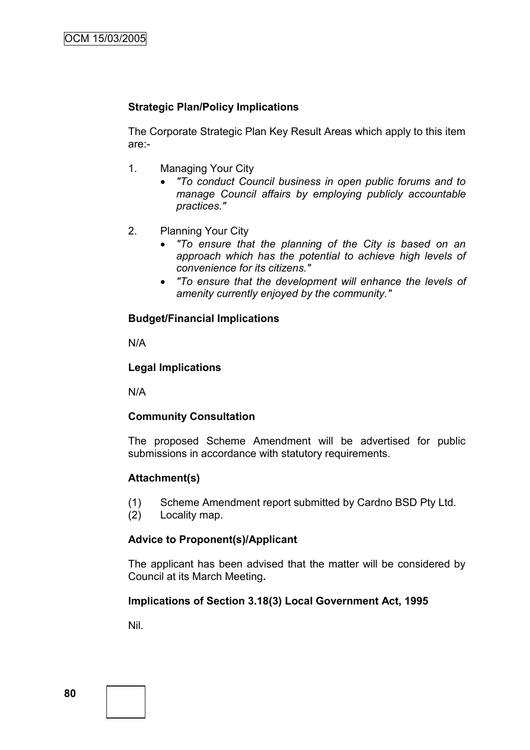**Strategic Plan/Policy Implications**

The Corporate Strategic Plan Key Result Areas which apply to this item are:-

1. Managing Your City
   - *"To conduct Council business in open public forums and to manage Council affairs by employing publicly accountable practices."*

2. Planning Your City
   - *"To ensure that the planning of the City is based on an approach which has the potential to achieve high levels of convenience for its citizens."*
   - *"To ensure that the development will enhance the levels of amenity currently enjoyed by the community."*

**Budget/Financial Implications**

N/A

**Legal Implications**

N/A

**Community Consultation**

The proposed Scheme Amendment will be advertised for public submissions in accordance with statutory requirements.

**Attachment(s)**

(1) Scheme Amendment report submitted by Cardno BSD Pty Ltd.
(2) Locality map.

**Advice to Proponent(s)/Applicant**

The applicant has been advised that the matter will be considered by Council at its March Meeting**.**

**Implications of Section 3.18(3) Local Government Act, 1995**

Nil.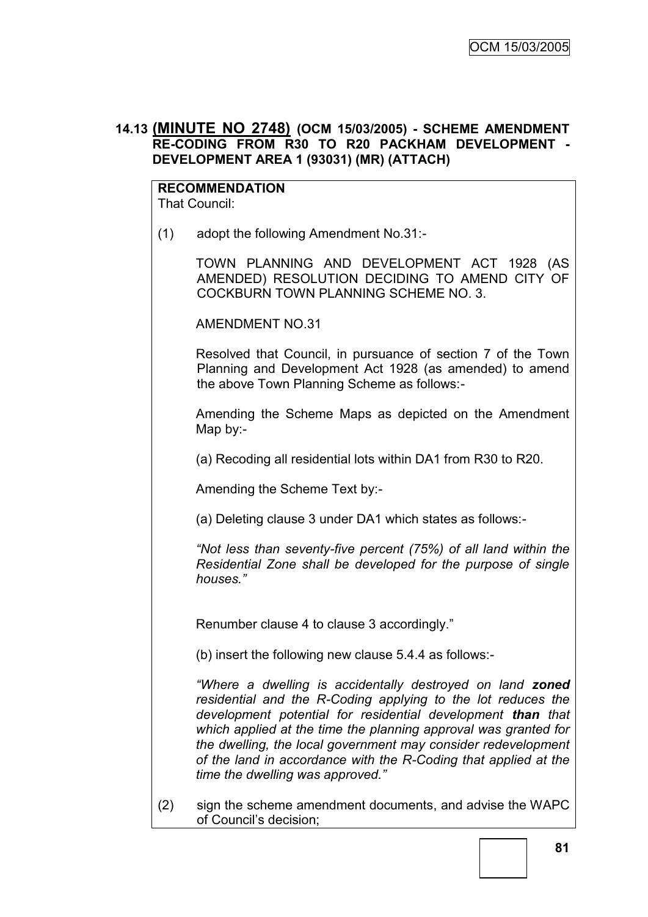## 14.13 **(MINUTE NO 2748)** (OCM 15/03/2005) - SCHEME AMENDMENT RE-CODING FROM R30 TO R20 PACKHAM DEVELOPMENT - DEVELOPMENT AREA 1 (93031) (MR) (ATTACH)

**RECOMMENDATION**
That Council:

(1) adopt the following Amendment No.31:-

TOWN PLANNING AND DEVELOPMENT ACT 1928 (AS AMENDED) RESOLUTION DECIDING TO AMEND CITY OF COCKBURN TOWN PLANNING SCHEME NO. 3.

AMENDMENT NO.31

Resolved that Council, in pursuance of section 7 of the Town Planning and Development Act 1928 (as amended) to amend the above Town Planning Scheme as follows:-

Amending the Scheme Maps as depicted on the Amendment Map by:-

(a) Recoding all residential lots within DA1 from R30 to R20.

Amending the Scheme Text by:-

(a) Deleting clause 3 under DA1 which states as follows:-

*"Not less than seventy-five percent (75%) of all land within the Residential Zone shall be developed for the purpose of single houses."*

Renumber clause 4 to clause 3 accordingly."

(b) insert the following new clause 5.4.4 as follows:-

*"Where a dwelling is accidentally destroyed on land **zoned** residential and the R-Coding applying to the lot reduces the development potential for residential development **than** that which applied at the time the planning approval was granted for the dwelling, the local government may consider redevelopment of the land in accordance with the R-Coding that applied at the time the dwelling was approved."*

(2) sign the scheme amendment documents, and advise the WAPC of Council's decision;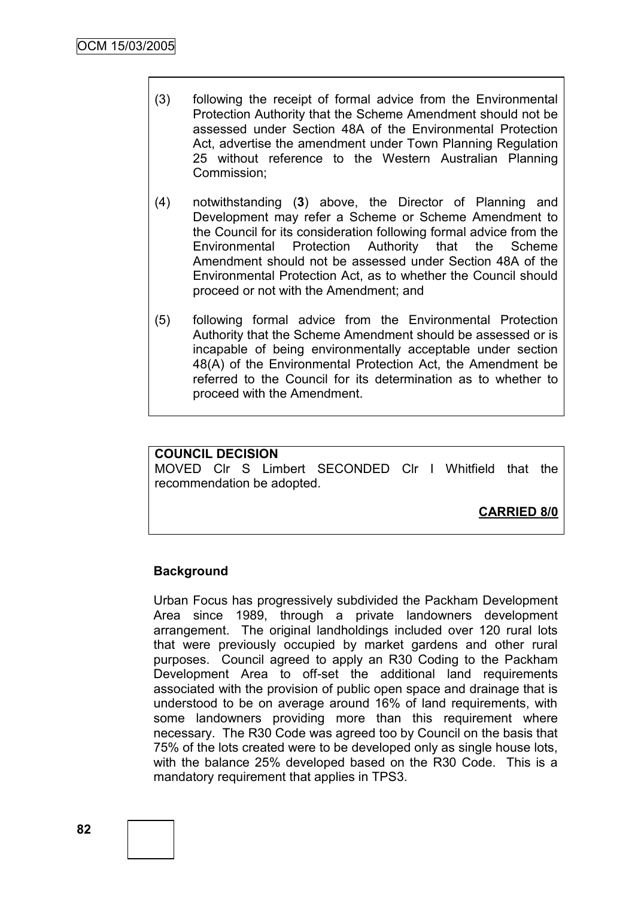(3) following the receipt of formal advice from the Environmental Protection Authority that the Scheme Amendment should not be assessed under Section 48A of the Environmental Protection Act, advertise the amendment under Town Planning Regulation 25 without reference to the Western Australian Planning Commission;

(4) notwithstanding (**3**) above, the Director of Planning and Development may refer a Scheme or Scheme Amendment to the Council for its consideration following formal advice from the Environmental Protection Authority that the Scheme Amendment should not be assessed under Section 48A of the Environmental Protection Act, as to whether the Council should proceed or not with the Amendment; and

(5) following formal advice from the Environmental Protection Authority that the Scheme Amendment should be assessed or is incapable of being environmentally acceptable under section 48(A) of the Environmental Protection Act, the Amendment be referred to the Council for its determination as to whether to proceed with the Amendment.

**COUNCIL DECISION**

MOVED Clr S Limbert SECONDED Clr I Whitfield that the recommendation be adopted.

**CARRIED 8/0**

**Background**

Urban Focus has progressively subdivided the Packham Development Area since 1989, through a private landowners development arrangement. The original landholdings included over 120 rural lots that were previously occupied by market gardens and other rural purposes. Council agreed to apply an R30 Coding to the Packham Development Area to off-set the additional land requirements associated with the provision of public open space and drainage that is understood to be on average around 16% of land requirements, with some landowners providing more than this requirement where necessary. The R30 Code was agreed too by Council on the basis that 75% of the lots created were to be developed only as single house lots, with the balance 25% developed based on the R30 Code. This is a mandatory requirement that applies in TPS3.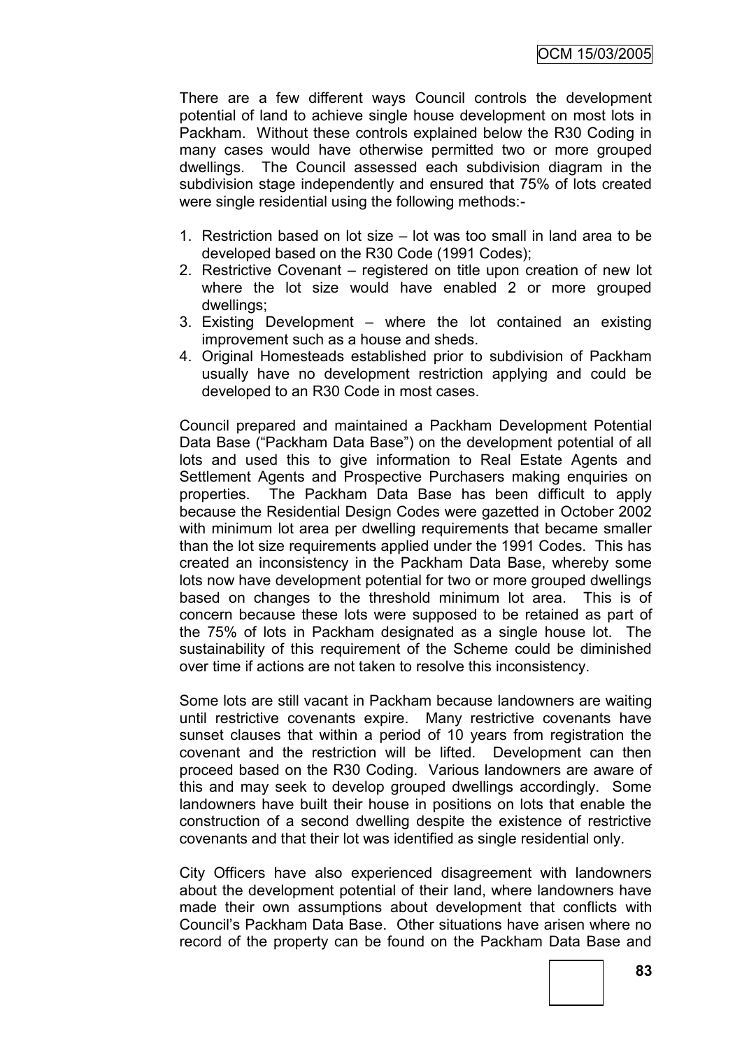There are a few different ways Council controls the development potential of land to achieve single house development on most lots in Packham. Without these controls explained below the R30 Coding in many cases would have otherwise permitted two or more grouped dwellings. The Council assessed each subdivision diagram in the subdivision stage independently and ensured that 75% of lots created were single residential using the following methods:-

1. Restriction based on lot size – lot was too small in land area to be developed based on the R30 Code (1991 Codes);
2. Restrictive Covenant – registered on title upon creation of new lot where the lot size would have enabled 2 or more grouped dwellings;
3. Existing Development – where the lot contained an existing improvement such as a house and sheds.
4. Original Homesteads established prior to subdivision of Packham usually have no development restriction applying and could be developed to an R30 Code in most cases.

Council prepared and maintained a Packham Development Potential Data Base ("Packham Data Base") on the development potential of all lots and used this to give information to Real Estate Agents and Settlement Agents and Prospective Purchasers making enquiries on properties. The Packham Data Base has been difficult to apply because the Residential Design Codes were gazetted in October 2002 with minimum lot area per dwelling requirements that became smaller than the lot size requirements applied under the 1991 Codes. This has created an inconsistency in the Packham Data Base, whereby some lots now have development potential for two or more grouped dwellings based on changes to the threshold minimum lot area. This is of concern because these lots were supposed to be retained as part of the 75% of lots in Packham designated as a single house lot. The sustainability of this requirement of the Scheme could be diminished over time if actions are not taken to resolve this inconsistency.

Some lots are still vacant in Packham because landowners are waiting until restrictive covenants expire. Many restrictive covenants have sunset clauses that within a period of 10 years from registration the covenant and the restriction will be lifted. Development can then proceed based on the R30 Coding. Various landowners are aware of this and may seek to develop grouped dwellings accordingly. Some landowners have built their house in positions on lots that enable the construction of a second dwelling despite the existence of restrictive covenants and that their lot was identified as single residential only.

City Officers have also experienced disagreement with landowners about the development potential of their land, where landowners have made their own assumptions about development that conflicts with Council's Packham Data Base. Other situations have arisen where no record of the property can be found on the Packham Data Base and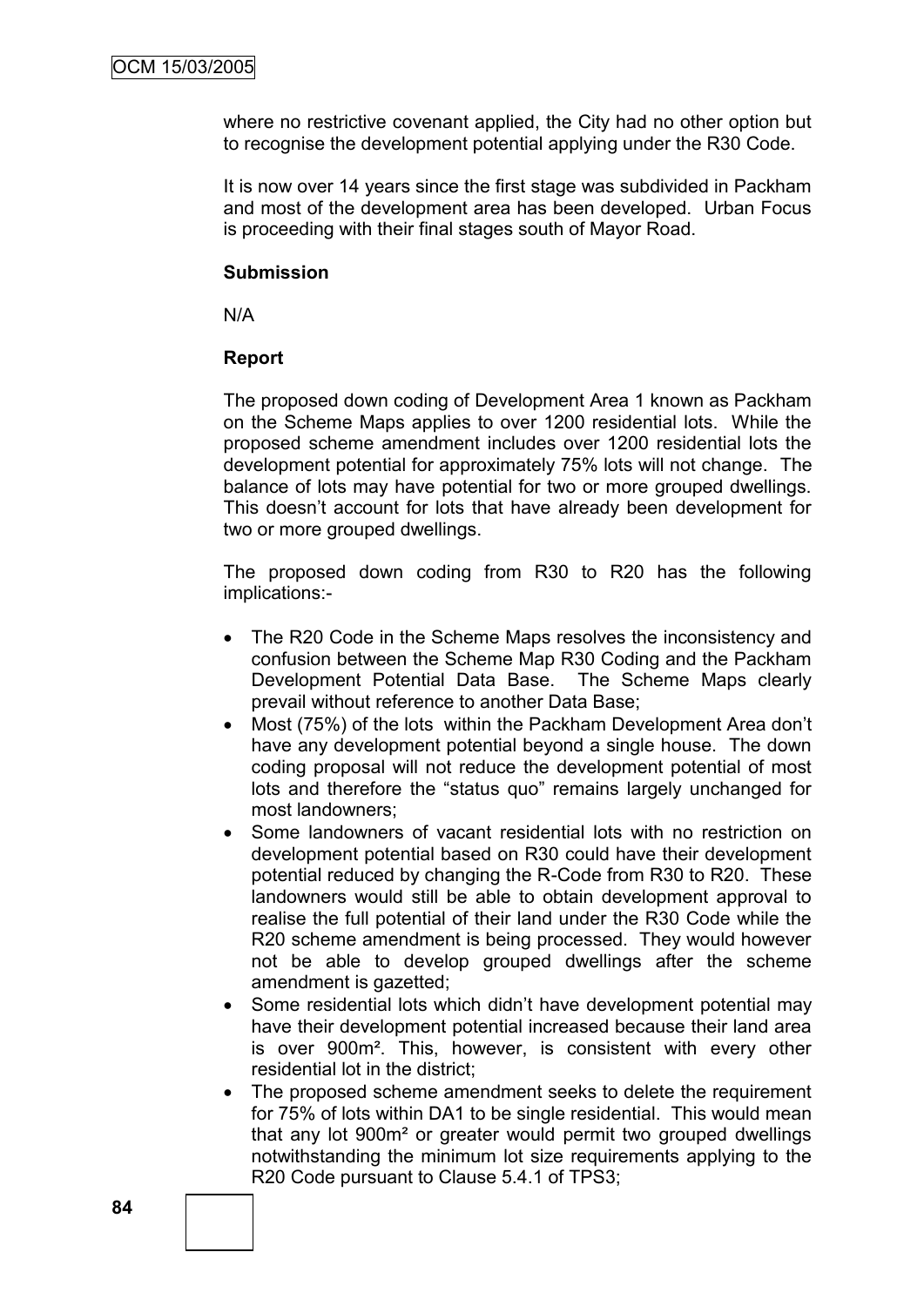where no restrictive covenant applied, the City had no other option but to recognise the development potential applying under the R30 Code.

It is now over 14 years since the first stage was subdivided in Packham and most of the development area has been developed. Urban Focus is proceeding with their final stages south of Mayor Road.

**Submission**

N/A

**Report**

The proposed down coding of Development Area 1 known as Packham on the Scheme Maps applies to over 1200 residential lots. While the proposed scheme amendment includes over 1200 residential lots the development potential for approximately 75% lots will not change. The balance of lots may have potential for two or more grouped dwellings. This doesn't account for lots that have already been development for two or more grouped dwellings.

The proposed down coding from R30 to R20 has the following implications:-

- The R20 Code in the Scheme Maps resolves the inconsistency and confusion between the Scheme Map R30 Coding and the Packham Development Potential Data Base. The Scheme Maps clearly prevail without reference to another Data Base;
- Most (75%) of the lots within the Packham Development Area don't have any development potential beyond a single house. The down coding proposal will not reduce the development potential of most lots and therefore the "status quo" remains largely unchanged for most landowners;
- Some landowners of vacant residential lots with no restriction on development potential based on R30 could have their development potential reduced by changing the R-Code from R30 to R20. These landowners would still be able to obtain development approval to realise the full potential of their land under the R30 Code while the R20 scheme amendment is being processed. They would however not be able to develop grouped dwellings after the scheme amendment is gazetted;
- Some residential lots which didn't have development potential may have their development potential increased because their land area is over 900m². This, however, is consistent with every other residential lot in the district;
- The proposed scheme amendment seeks to delete the requirement for 75% of lots within DA1 to be single residential. This would mean that any lot 900m² or greater would permit two grouped dwellings notwithstanding the minimum lot size requirements applying to the R20 Code pursuant to Clause 5.4.1 of TPS3;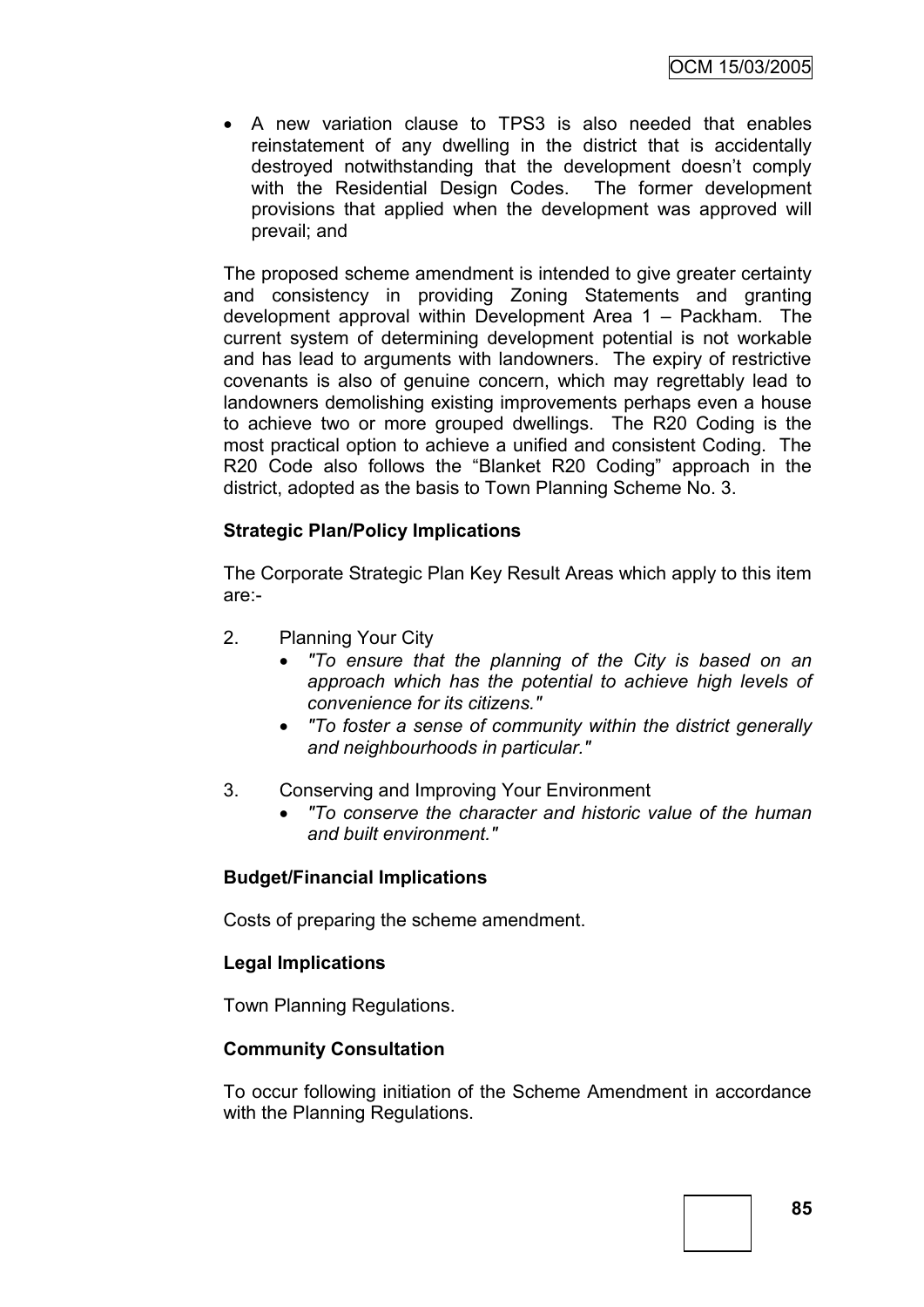- A new variation clause to TPS3 is also needed that enables reinstatement of any dwelling in the district that is accidentally destroyed notwithstanding that the development doesn't comply with the Residential Design Codes. The former development provisions that applied when the development was approved will prevail; and

The proposed scheme amendment is intended to give greater certainty and consistency in providing Zoning Statements and granting development approval within Development Area 1 – Packham. The current system of determining development potential is not workable and has lead to arguments with landowners. The expiry of restrictive covenants is also of genuine concern, which may regrettably lead to landowners demolishing existing improvements perhaps even a house to achieve two or more grouped dwellings. The R20 Coding is the most practical option to achieve a unified and consistent Coding. The R20 Code also follows the "Blanket R20 Coding" approach in the district, adopted as the basis to Town Planning Scheme No. 3.

**Strategic Plan/Policy Implications**

The Corporate Strategic Plan Key Result Areas which apply to this item are:-

2. Planning Your City
   - *"To ensure that the planning of the City is based on an approach which has the potential to achieve high levels of convenience for its citizens."*
   - *"To foster a sense of community within the district generally and neighbourhoods in particular."*

3. Conserving and Improving Your Environment
   - *"To conserve the character and historic value of the human and built environment."*

**Budget/Financial Implications**

Costs of preparing the scheme amendment.

**Legal Implications**

Town Planning Regulations.

**Community Consultation**

To occur following initiation of the Scheme Amendment in accordance with the Planning Regulations.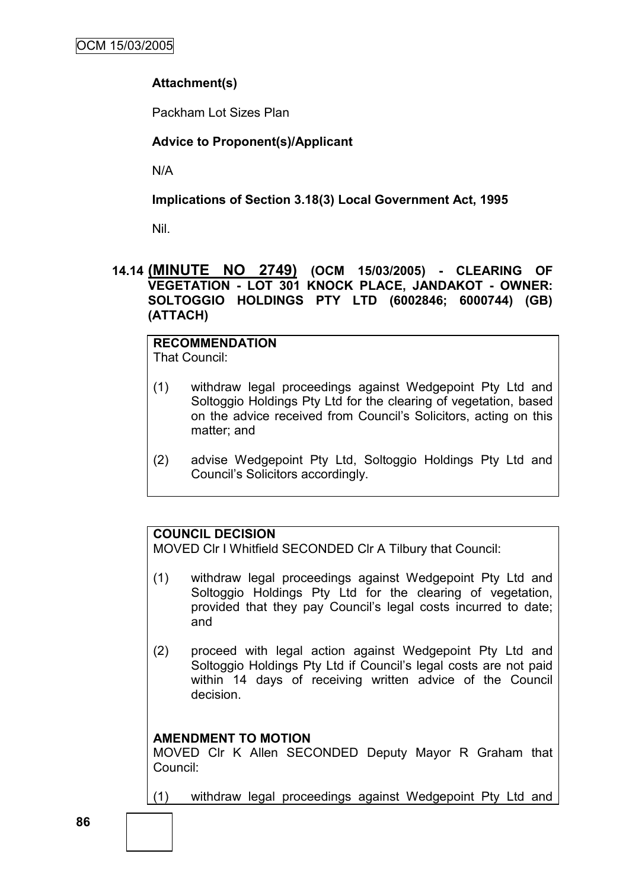**Attachment(s)**

Packham Lot Sizes Plan

**Advice to Proponent(s)/Applicant**

N/A

**Implications of Section 3.18(3) Local Government Act, 1995**

Nil.

### 14.14 (MINUTE NO 2749) (OCM 15/03/2005) - CLEARING OF VEGETATION - LOT 301 KNOCK PLACE, JANDAKOT - OWNER: SOLTOGGIO HOLDINGS PTY LTD (6002846; 6000744) (GB) (ATTACH)

**RECOMMENDATION**

That Council:

(1) withdraw legal proceedings against Wedgepoint Pty Ltd and Soltoggio Holdings Pty Ltd for the clearing of vegetation, based on the advice received from Council's Solicitors, acting on this matter; and

(2) advise Wedgepoint Pty Ltd, Soltoggio Holdings Pty Ltd and Council's Solicitors accordingly.

**COUNCIL DECISION**

MOVED Clr I Whitfield SECONDED Clr A Tilbury that Council:

(1) withdraw legal proceedings against Wedgepoint Pty Ltd and Soltoggio Holdings Pty Ltd for the clearing of vegetation, provided that they pay Council's legal costs incurred to date; and

(2) proceed with legal action against Wedgepoint Pty Ltd and Soltoggio Holdings Pty Ltd if Council's legal costs are not paid within 14 days of receiving written advice of the Council decision.

**AMENDMENT TO MOTION**

MOVED Clr K Allen SECONDED Deputy Mayor R Graham that Council:

(1) withdraw legal proceedings against Wedgepoint Pty Ltd and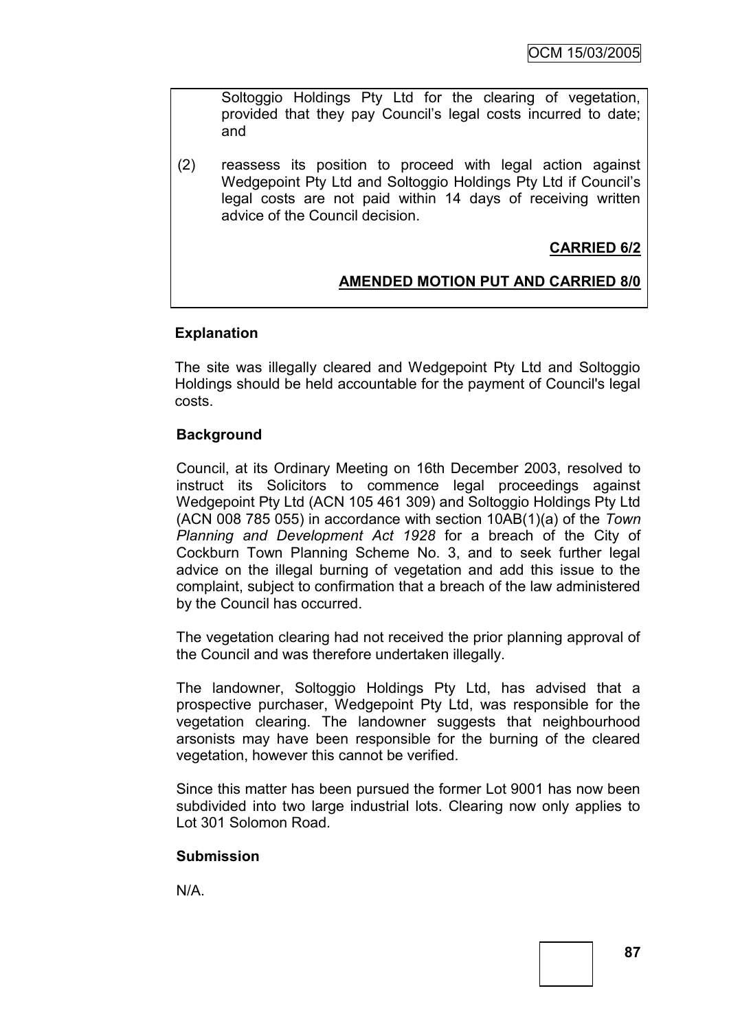Soltoggio Holdings Pty Ltd for the clearing of vegetation, provided that they pay Council's legal costs incurred to date; and

(2) reassess its position to proceed with legal action against Wedgepoint Pty Ltd and Soltoggio Holdings Pty Ltd if Council's legal costs are not paid within 14 days of receiving written advice of the Council decision.

**CARRIED 6/2**

**AMENDED MOTION PUT AND CARRIED 8/0**

**Explanation**

The site was illegally cleared and Wedgepoint Pty Ltd and Soltoggio Holdings should be held accountable for the payment of Council's legal costs.

**Background**

Council, at its Ordinary Meeting on 16th December 2003, resolved to instruct its Solicitors to commence legal proceedings against Wedgepoint Pty Ltd (ACN 105 461 309) and Soltoggio Holdings Pty Ltd (ACN 008 785 055) in accordance with section 10AB(1)(a) of the *Town Planning and Development Act 1928* for a breach of the City of Cockburn Town Planning Scheme No. 3, and to seek further legal advice on the illegal burning of vegetation and add this issue to the complaint, subject to confirmation that a breach of the law administered by the Council has occurred.

The vegetation clearing had not received the prior planning approval of the Council and was therefore undertaken illegally.

The landowner, Soltoggio Holdings Pty Ltd, has advised that a prospective purchaser, Wedgepoint Pty Ltd, was responsible for the vegetation clearing. The landowner suggests that neighbourhood arsonists may have been responsible for the burning of the cleared vegetation, however this cannot be verified.

Since this matter has been pursued the former Lot 9001 has now been subdivided into two large industrial lots. Clearing now only applies to Lot 301 Solomon Road.

**Submission**

N/A.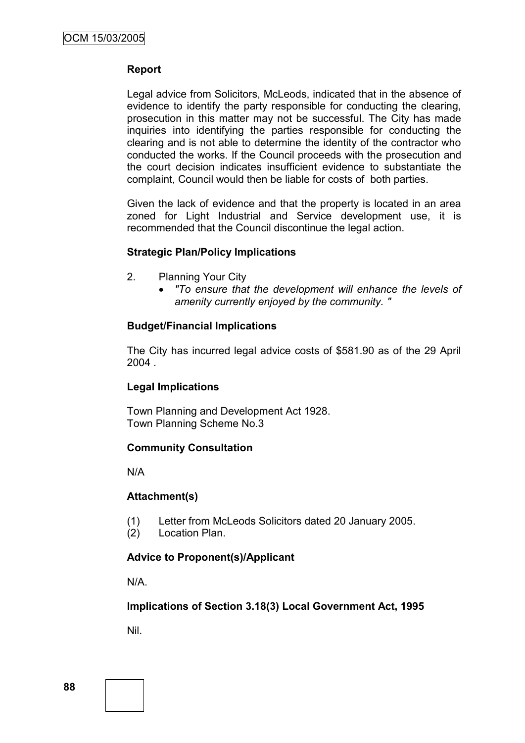**Report**

Legal advice from Solicitors, McLeods, indicated that in the absence of evidence to identify the party responsible for conducting the clearing, prosecution in this matter may not be successful. The City has made inquiries into identifying the parties responsible for conducting the clearing and is not able to determine the identity of the contractor who conducted the works. If the Council proceeds with the prosecution and the court decision indicates insufficient evidence to substantiate the complaint, Council would then be liable for costs of both parties.

Given the lack of evidence and that the property is located in an area zoned for Light Industrial and Service development use, it is recommended that the Council discontinue the legal action.

**Strategic Plan/Policy Implications**

2. Planning Your City
   - *"To ensure that the development will enhance the levels of amenity currently enjoyed by the community. "*

**Budget/Financial Implications**

The City has incurred legal advice costs of $581.90 as of the 29 April 2004 .

**Legal Implications**

Town Planning and Development Act 1928.
Town Planning Scheme No.3

**Community Consultation**

N/A

**Attachment(s)**

(1) Letter from McLeods Solicitors dated 20 January 2005.
(2) Location Plan.

**Advice to Proponent(s)/Applicant**

N/A.

**Implications of Section 3.18(3) Local Government Act, 1995**

Nil.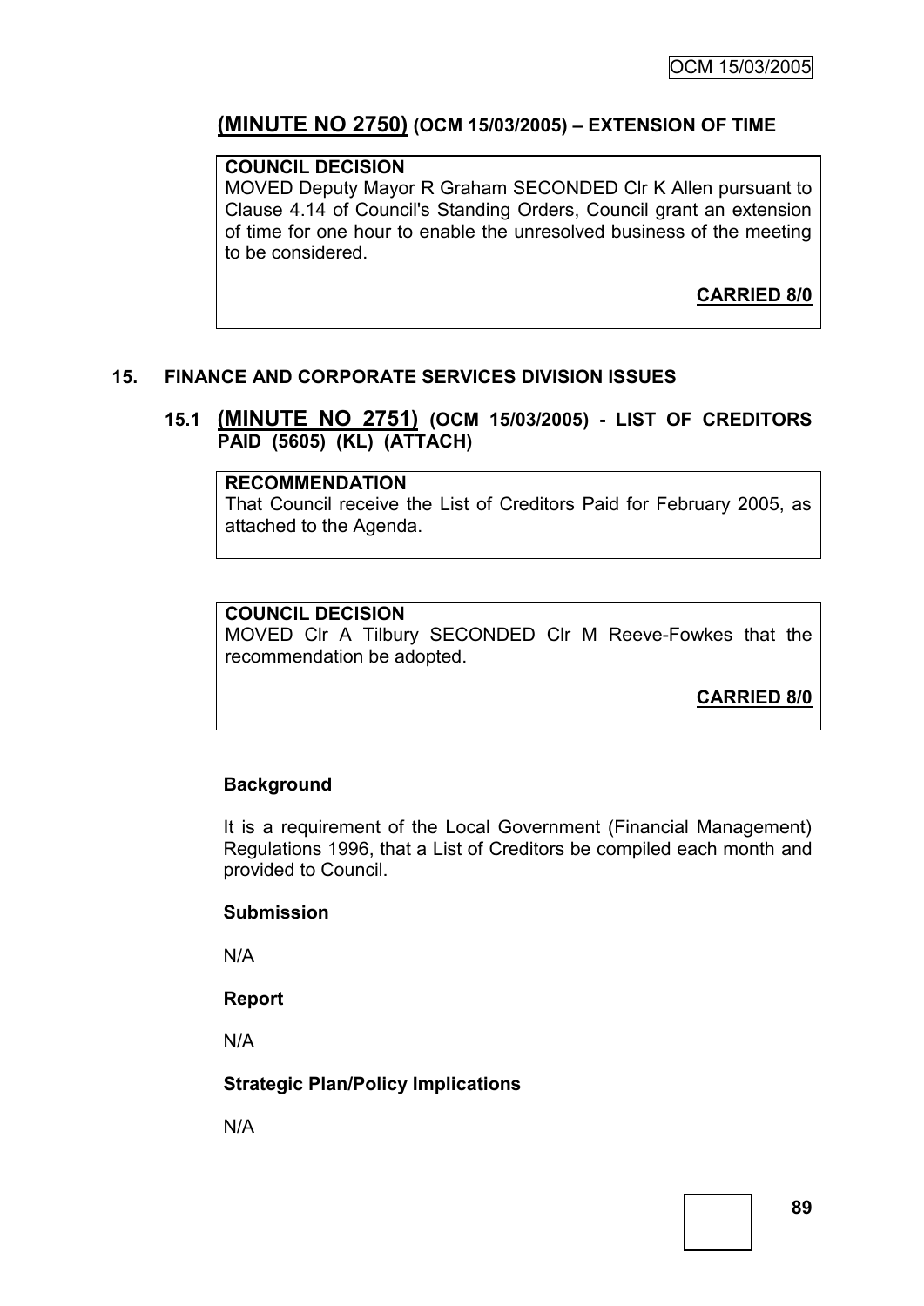## (MINUTE NO 2750) (OCM 15/03/2005) – EXTENSION OF TIME

**COUNCIL DECISION**

MOVED Deputy Mayor R Graham SECONDED Clr K Allen pursuant to Clause 4.14 of Council's Standing Orders, Council grant an extension of time for one hour to enable the unresolved business of the meeting to be considered.

**CARRIED 8/0**

## 15. FINANCE AND CORPORATE SERVICES DIVISION ISSUES

### 15.1 (MINUTE NO 2751) (OCM 15/03/2005) - LIST OF CREDITORS PAID (5605) (KL) (ATTACH)

**RECOMMENDATION**

That Council receive the List of Creditors Paid for February 2005, as attached to the Agenda.

**COUNCIL DECISION**

MOVED Clr A Tilbury SECONDED Clr M Reeve-Fowkes that the recommendation be adopted.

**CARRIED 8/0**

**Background**

It is a requirement of the Local Government (Financial Management) Regulations 1996, that a List of Creditors be compiled each month and provided to Council.

**Submission**

N/A

**Report**

N/A

**Strategic Plan/Policy Implications**

N/A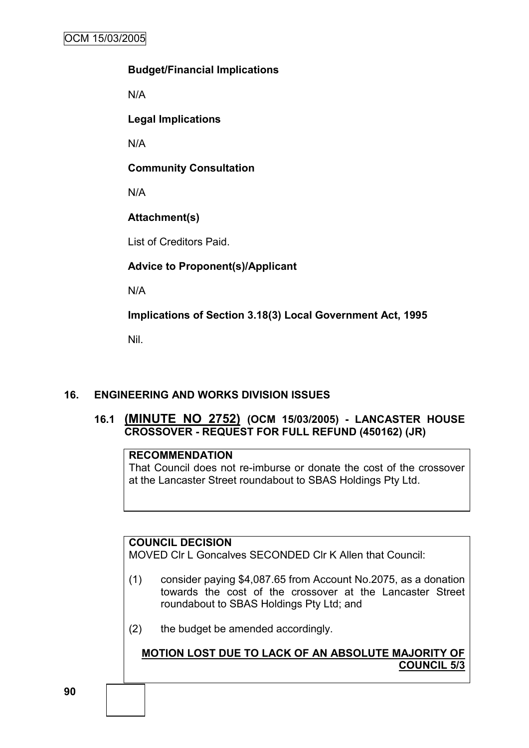**Budget/Financial Implications**

N/A

**Legal Implications**

N/A

**Community Consultation**

N/A

**Attachment(s)**

List of Creditors Paid.

**Advice to Proponent(s)/Applicant**

N/A

**Implications of Section 3.18(3) Local Government Act, 1995**

Nil.

## 16. ENGINEERING AND WORKS DIVISION ISSUES

### 16.1 (MINUTE NO 2752) (OCM 15/03/2005) - LANCASTER HOUSE CROSSOVER - REQUEST FOR FULL REFUND (450162) (JR)

**RECOMMENDATION**

That Council does not re-imburse or donate the cost of the crossover at the Lancaster Street roundabout to SBAS Holdings Pty Ltd.

**COUNCIL DECISION**

MOVED Clr L Goncalves SECONDED Clr K Allen that Council:

(1) consider paying $4,087.65 from Account No.2075, as a donation towards the cost of the crossover at the Lancaster Street roundabout to SBAS Holdings Pty Ltd; and

(2) the budget be amended accordingly.

**MOTION LOST DUE TO LACK OF AN ABSOLUTE MAJORITY OF COUNCIL 5/3**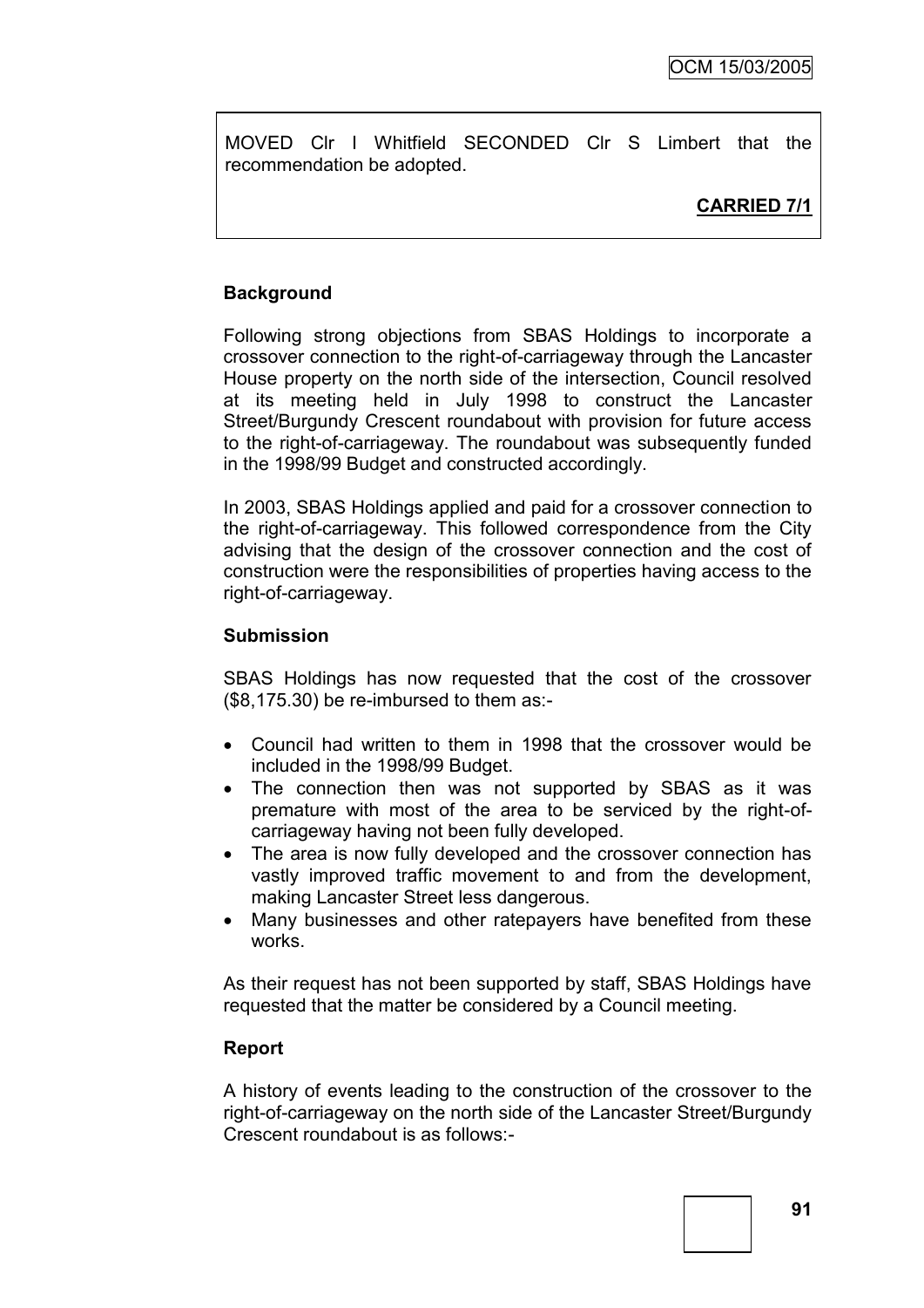MOVED Clr I Whitfield SECONDED Clr S Limbert that the recommendation be adopted.

**CARRIED 7/1**

**Background**

Following strong objections from SBAS Holdings to incorporate a crossover connection to the right-of-carriageway through the Lancaster House property on the north side of the intersection, Council resolved at its meeting held in July 1998 to construct the Lancaster Street/Burgundy Crescent roundabout with provision for future access to the right-of-carriageway. The roundabout was subsequently funded in the 1998/99 Budget and constructed accordingly.

In 2003, SBAS Holdings applied and paid for a crossover connection to the right-of-carriageway. This followed correspondence from the City advising that the design of the crossover connection and the cost of construction were the responsibilities of properties having access to the right-of-carriageway.

**Submission**

SBAS Holdings has now requested that the cost of the crossover ($8,175.30) be re-imbursed to them as:-

- Council had written to them in 1998 that the crossover would be included in the 1998/99 Budget.
- The connection then was not supported by SBAS as it was premature with most of the area to be serviced by the right-of-carriageway having not been fully developed.
- The area is now fully developed and the crossover connection has vastly improved traffic movement to and from the development, making Lancaster Street less dangerous.
- Many businesses and other ratepayers have benefited from these works.

As their request has not been supported by staff, SBAS Holdings have requested that the matter be considered by a Council meeting.

**Report**

A history of events leading to the construction of the crossover to the right-of-carriageway on the north side of the Lancaster Street/Burgundy Crescent roundabout is as follows:-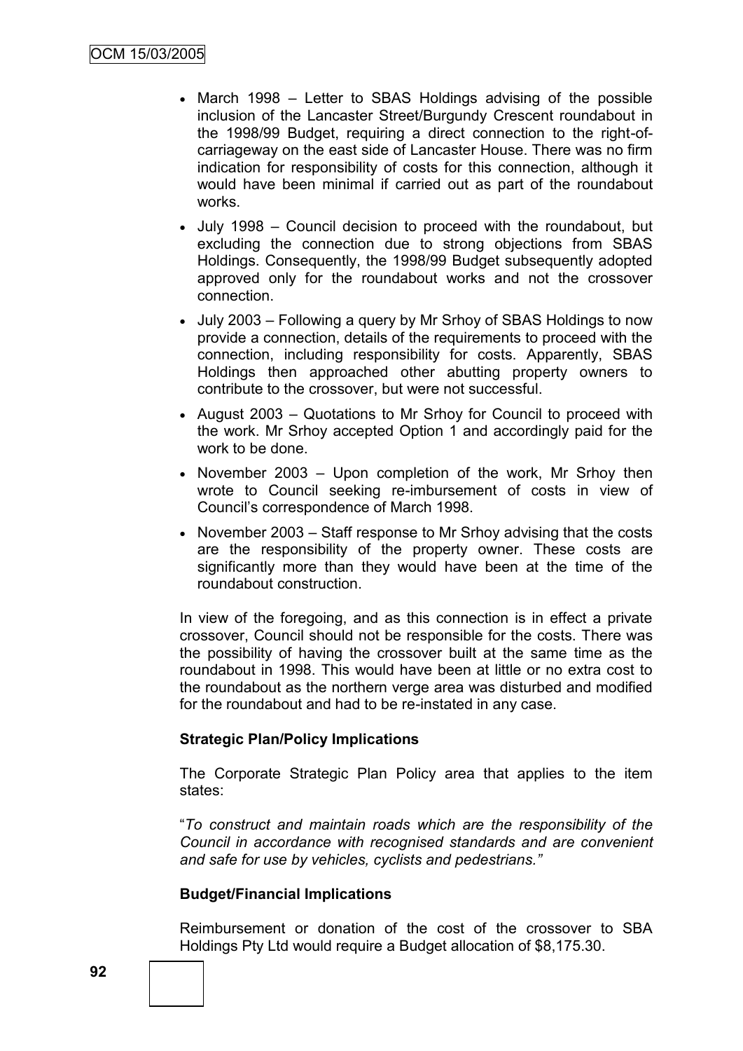- March 1998 – Letter to SBAS Holdings advising of the possible inclusion of the Lancaster Street/Burgundy Crescent roundabout in the 1998/99 Budget, requiring a direct connection to the right-of-carriageway on the east side of Lancaster House. There was no firm indication for responsibility of costs for this connection, although it would have been minimal if carried out as part of the roundabout works.
- July 1998 – Council decision to proceed with the roundabout, but excluding the connection due to strong objections from SBAS Holdings. Consequently, the 1998/99 Budget subsequently adopted approved only for the roundabout works and not the crossover connection.
- July 2003 – Following a query by Mr Srhoy of SBAS Holdings to now provide a connection, details of the requirements to proceed with the connection, including responsibility for costs. Apparently, SBAS Holdings then approached other abutting property owners to contribute to the crossover, but were not successful.
- August 2003 – Quotations to Mr Srhoy for Council to proceed with the work. Mr Srhoy accepted Option 1 and accordingly paid for the work to be done.
- November 2003 – Upon completion of the work, Mr Srhoy then wrote to Council seeking re-imbursement of costs in view of Council's correspondence of March 1998.
- November 2003 – Staff response to Mr Srhoy advising that the costs are the responsibility of the property owner. These costs are significantly more than they would have been at the time of the roundabout construction.

In view of the foregoing, and as this connection is in effect a private crossover, Council should not be responsible for the costs. There was the possibility of having the crossover built at the same time as the roundabout in 1998. This would have been at little or no extra cost to the roundabout as the northern verge area was disturbed and modified for the roundabout and had to be re-instated in any case.

**Strategic Plan/Policy Implications**

The Corporate Strategic Plan Policy area that applies to the item states:

"*To construct and maintain roads which are the responsibility of the Council in accordance with recognised standards and are convenient and safe for use by vehicles, cyclists and pedestrians."*

**Budget/Financial Implications**

Reimbursement or donation of the cost of the crossover to SBA Holdings Pty Ltd would require a Budget allocation of $8,175.30.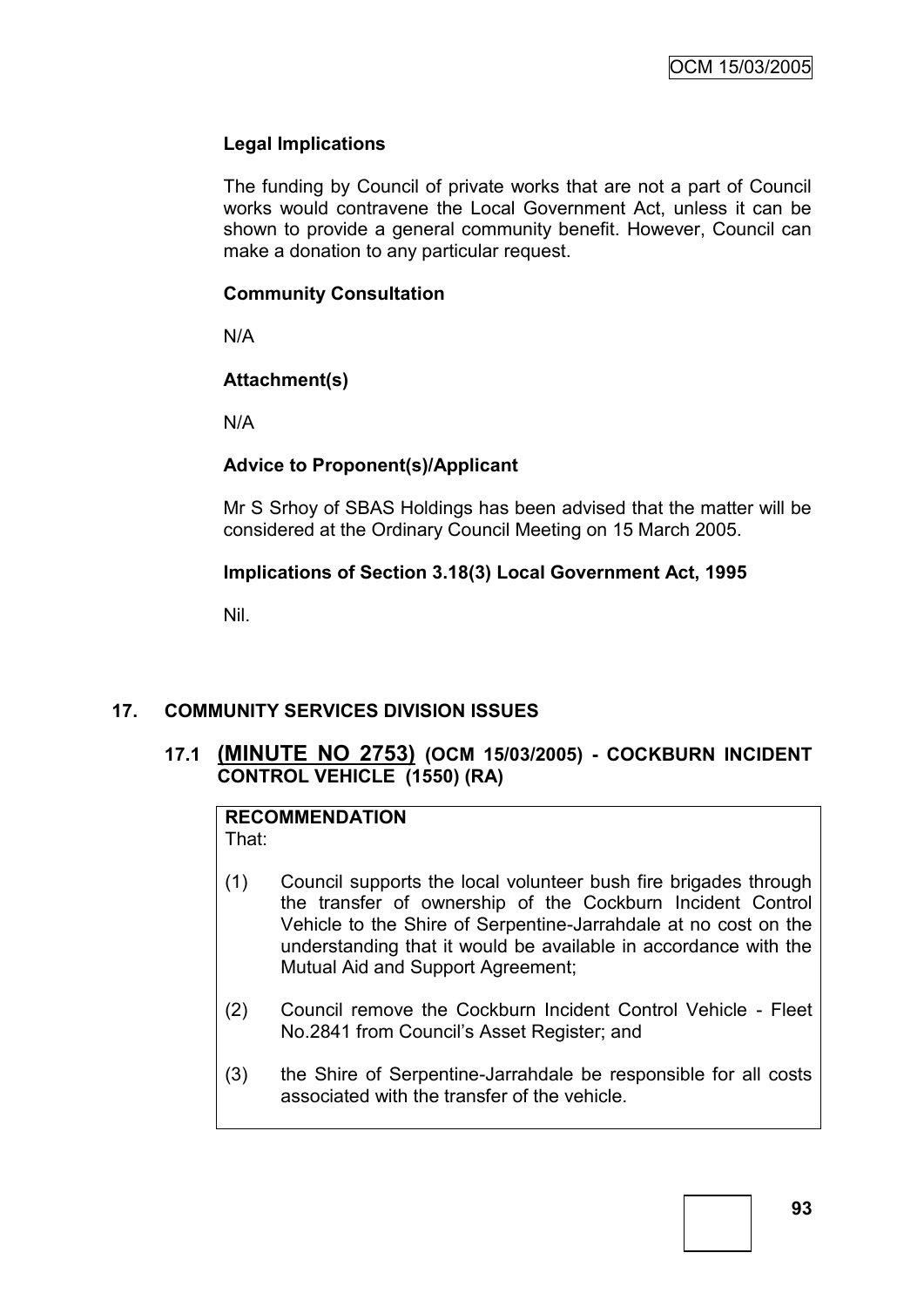**Legal Implications**

The funding by Council of private works that are not a part of Council works would contravene the Local Government Act, unless it can be shown to provide a general community benefit. However, Council can make a donation to any particular request.

**Community Consultation**

N/A

**Attachment(s)**

N/A

**Advice to Proponent(s)/Applicant**

Mr S Srhoy of SBAS Holdings has been advised that the matter will be considered at the Ordinary Council Meeting on 15 March 2005.

**Implications of Section 3.18(3) Local Government Act, 1995**

Nil.

## 17. COMMUNITY SERVICES DIVISION ISSUES

### 17.1 (MINUTE NO 2753) (OCM 15/03/2005) - COCKBURN INCIDENT CONTROL VEHICLE (1550) (RA)

**RECOMMENDATION**
That:

(1) Council supports the local volunteer bush fire brigades through the transfer of ownership of the Cockburn Incident Control Vehicle to the Shire of Serpentine-Jarrahdale at no cost on the understanding that it would be available in accordance with the Mutual Aid and Support Agreement;

(2) Council remove the Cockburn Incident Control Vehicle - Fleet No.2841 from Council's Asset Register; and

(3) the Shire of Serpentine-Jarrahdale be responsible for all costs associated with the transfer of the vehicle.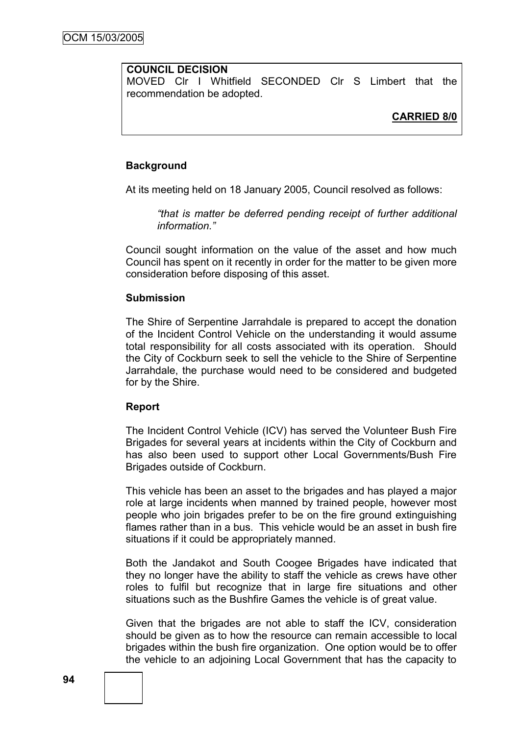**COUNCIL DECISION**

MOVED Clr I Whitfield SECONDED Clr S Limbert that the recommendation be adopted.

**CARRIED 8/0**

**Background**

At its meeting held on 18 January 2005, Council resolved as follows:

> *"that is matter be deferred pending receipt of further additional information."*

Council sought information on the value of the asset and how much Council has spent on it recently in order for the matter to be given more consideration before disposing of this asset.

**Submission**

The Shire of Serpentine Jarrahdale is prepared to accept the donation of the Incident Control Vehicle on the understanding it would assume total responsibility for all costs associated with its operation. Should the City of Cockburn seek to sell the vehicle to the Shire of Serpentine Jarrahdale, the purchase would need to be considered and budgeted for by the Shire.

**Report**

The Incident Control Vehicle (ICV) has served the Volunteer Bush Fire Brigades for several years at incidents within the City of Cockburn and has also been used to support other Local Governments/Bush Fire Brigades outside of Cockburn.

This vehicle has been an asset to the brigades and has played a major role at large incidents when manned by trained people, however most people who join brigades prefer to be on the fire ground extinguishing flames rather than in a bus. This vehicle would be an asset in bush fire situations if it could be appropriately manned.

Both the Jandakot and South Coogee Brigades have indicated that they no longer have the ability to staff the vehicle as crews have other roles to fulfil but recognize that in large fire situations and other situations such as the Bushfire Games the vehicle is of great value.

Given that the brigades are not able to staff the ICV, consideration should be given as to how the resource can remain accessible to local brigades within the bush fire organization. One option would be to offer the vehicle to an adjoining Local Government that has the capacity to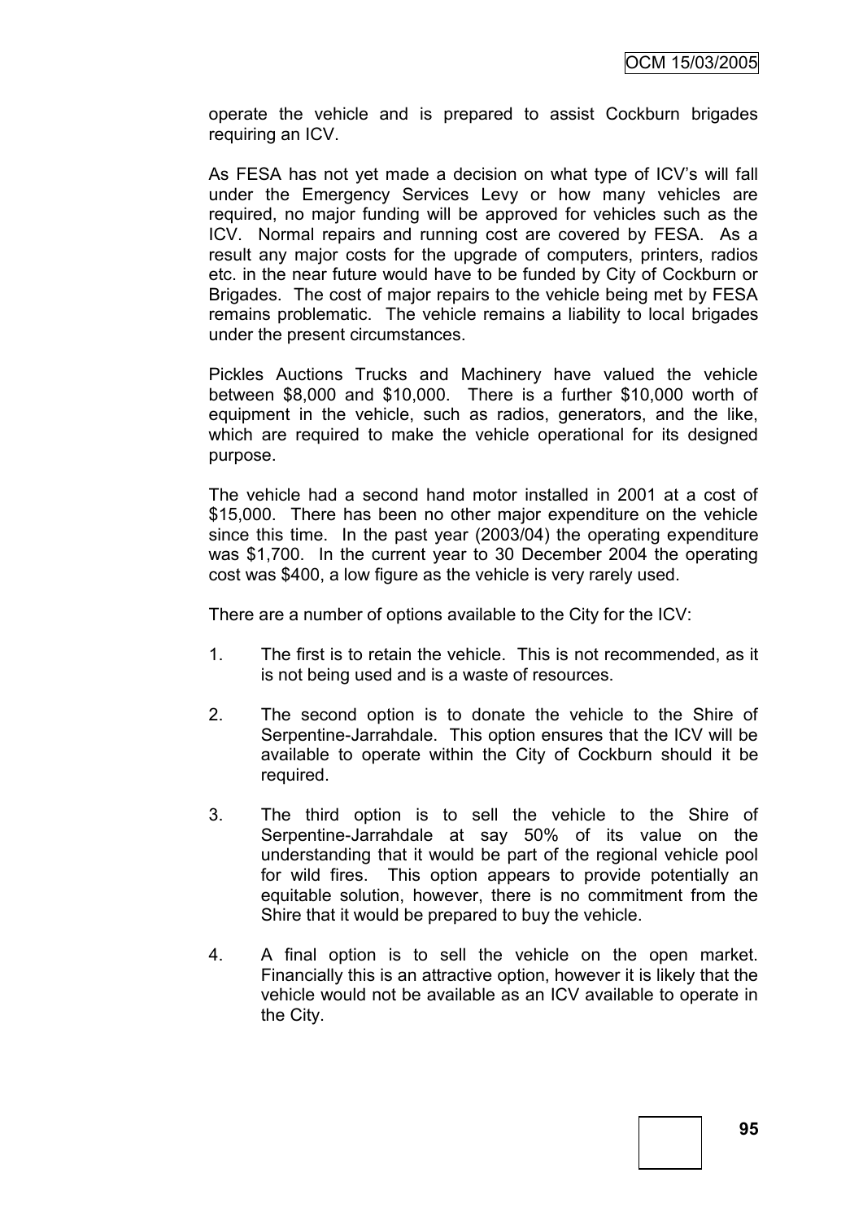operate the vehicle and is prepared to assist Cockburn brigades requiring an ICV.

As FESA has not yet made a decision on what type of ICV's will fall under the Emergency Services Levy or how many vehicles are required, no major funding will be approved for vehicles such as the ICV. Normal repairs and running cost are covered by FESA. As a result any major costs for the upgrade of computers, printers, radios etc. in the near future would have to be funded by City of Cockburn or Brigades. The cost of major repairs to the vehicle being met by FESA remains problematic. The vehicle remains a liability to local brigades under the present circumstances.

Pickles Auctions Trucks and Machinery have valued the vehicle between $8,000 and $10,000. There is a further $10,000 worth of equipment in the vehicle, such as radios, generators, and the like, which are required to make the vehicle operational for its designed purpose.

The vehicle had a second hand motor installed in 2001 at a cost of $15,000. There has been no other major expenditure on the vehicle since this time. In the past year (2003/04) the operating expenditure was $1,700. In the current year to 30 December 2004 the operating cost was $400, a low figure as the vehicle is very rarely used.

There are a number of options available to the City for the ICV:

1. The first is to retain the vehicle. This is not recommended, as it is not being used and is a waste of resources.

2. The second option is to donate the vehicle to the Shire of Serpentine-Jarrahdale. This option ensures that the ICV will be available to operate within the City of Cockburn should it be required.

3. The third option is to sell the vehicle to the Shire of Serpentine-Jarrahdale at say 50% of its value on the understanding that it would be part of the regional vehicle pool for wild fires. This option appears to provide potentially an equitable solution, however, there is no commitment from the Shire that it would be prepared to buy the vehicle.

4. A final option is to sell the vehicle on the open market. Financially this is an attractive option, however it is likely that the vehicle would not be available as an ICV available to operate in the City.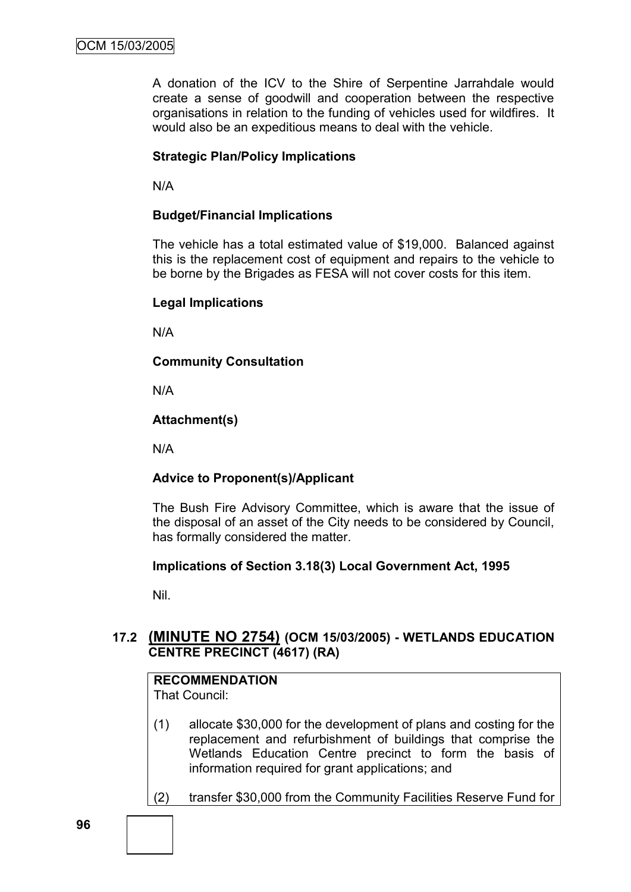A donation of the ICV to the Shire of Serpentine Jarrahdale would create a sense of goodwill and cooperation between the respective organisations in relation to the funding of vehicles used for wildfires. It would also be an expeditious means to deal with the vehicle.

**Strategic Plan/Policy Implications**

N/A

**Budget/Financial Implications**

The vehicle has a total estimated value of $19,000. Balanced against this is the replacement cost of equipment and repairs to the vehicle to be borne by the Brigades as FESA will not cover costs for this item.

**Legal Implications**

N/A

**Community Consultation**

N/A

**Attachment(s)**

N/A

**Advice to Proponent(s)/Applicant**

The Bush Fire Advisory Committee, which is aware that the issue of the disposal of an asset of the City needs to be considered by Council, has formally considered the matter.

**Implications of Section 3.18(3) Local Government Act, 1995**

Nil.

## 17.2 (MINUTE NO 2754) (OCM 15/03/2005) - WETLANDS EDUCATION CENTRE PRECINCT (4617) (RA)

**RECOMMENDATION**
That Council:

(1) allocate $30,000 for the development of plans and costing for the replacement and refurbishment of buildings that comprise the Wetlands Education Centre precinct to form the basis of information required for grant applications; and

(2) transfer $30,000 from the Community Facilities Reserve Fund for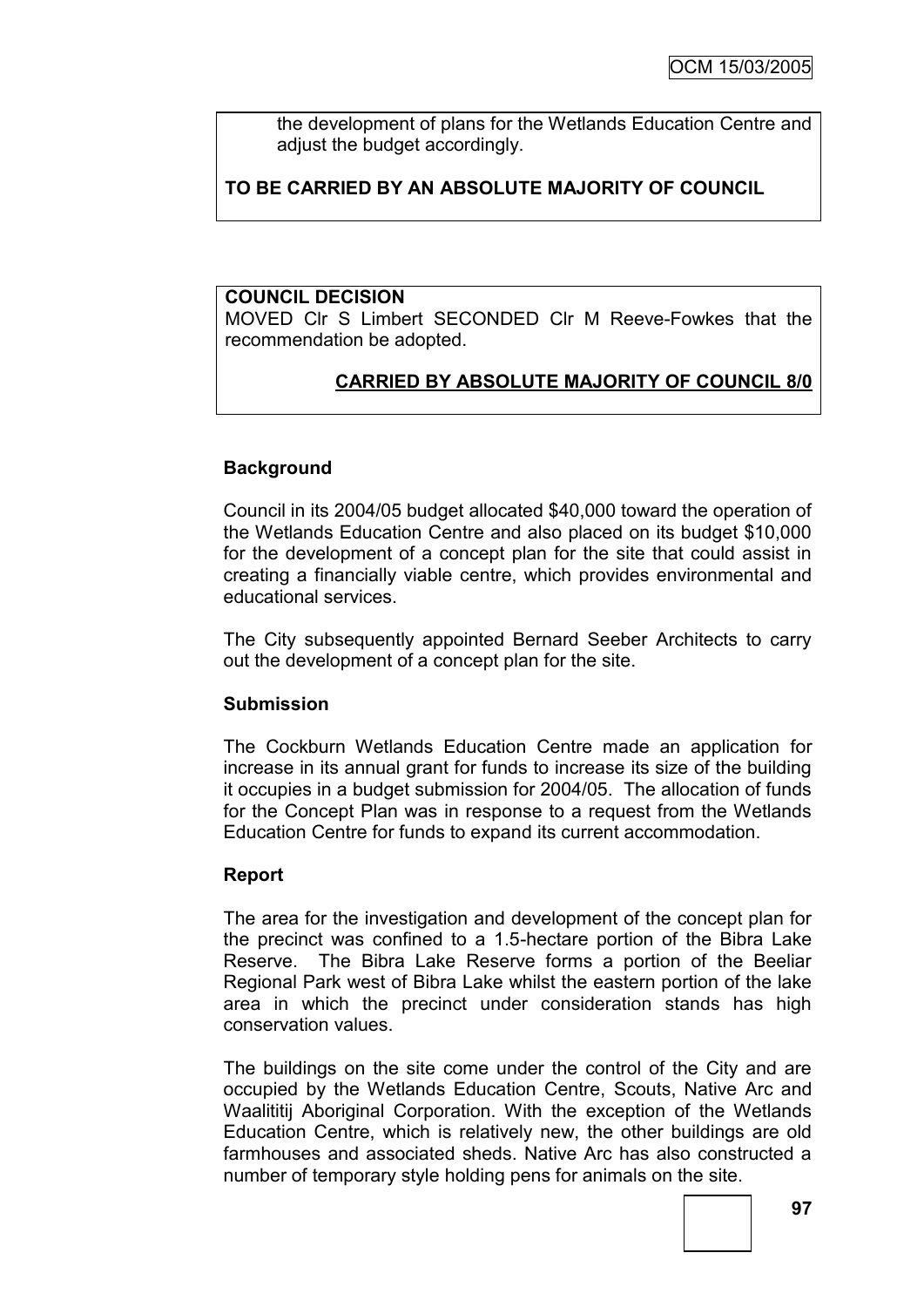the development of plans for the Wetlands Education Centre and adjust the budget accordingly.

**TO BE CARRIED BY AN ABSOLUTE MAJORITY OF COUNCIL**

**COUNCIL DECISION**

MOVED Clr S Limbert SECONDED Clr M Reeve-Fowkes that the recommendation be adopted.

**CARRIED BY ABSOLUTE MAJORITY OF COUNCIL 8/0**

**Background**

Council in its 2004/05 budget allocated $40,000 toward the operation of the Wetlands Education Centre and also placed on its budget $10,000 for the development of a concept plan for the site that could assist in creating a financially viable centre, which provides environmental and educational services.

The City subsequently appointed Bernard Seeber Architects to carry out the development of a concept plan for the site.

**Submission**

The Cockburn Wetlands Education Centre made an application for increase in its annual grant for funds to increase its size of the building it occupies in a budget submission for 2004/05. The allocation of funds for the Concept Plan was in response to a request from the Wetlands Education Centre for funds to expand its current accommodation.

**Report**

The area for the investigation and development of the concept plan for the precinct was confined to a 1.5-hectare portion of the Bibra Lake Reserve. The Bibra Lake Reserve forms a portion of the Beeliar Regional Park west of Bibra Lake whilst the eastern portion of the lake area in which the precinct under consideration stands has high conservation values.

The buildings on the site come under the control of the City and are occupied by the Wetlands Education Centre, Scouts, Native Arc and Waalititij Aboriginal Corporation. With the exception of the Wetlands Education Centre, which is relatively new, the other buildings are old farmhouses and associated sheds. Native Arc has also constructed a number of temporary style holding pens for animals on the site.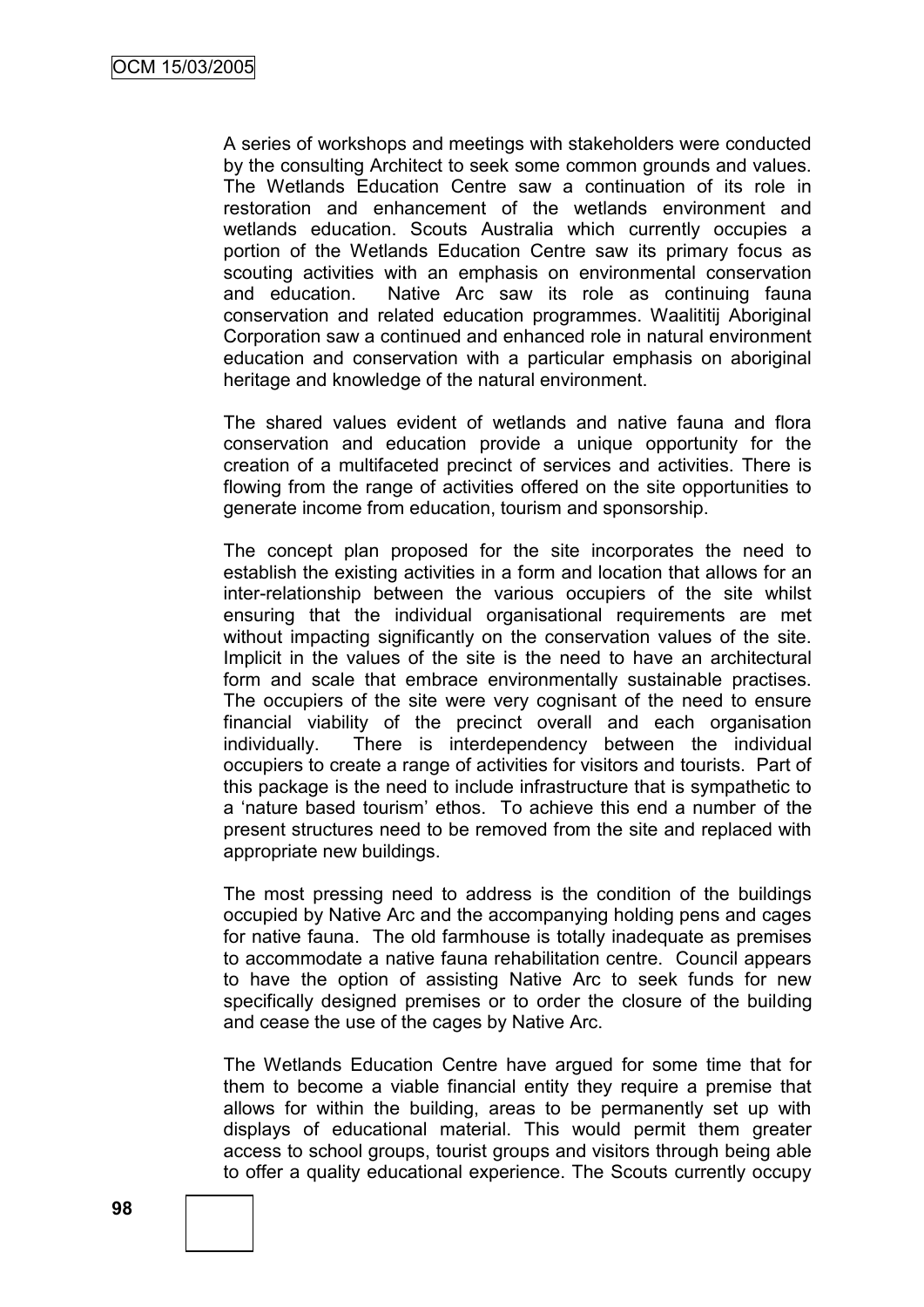A series of workshops and meetings with stakeholders were conducted by the consulting Architect to seek some common grounds and values. The Wetlands Education Centre saw a continuation of its role in restoration and enhancement of the wetlands environment and wetlands education. Scouts Australia which currently occupies a portion of the Wetlands Education Centre saw its primary focus as scouting activities with an emphasis on environmental conservation and education. Native Arc saw its role as continuing fauna conservation and related education programmes. Waalititj Aboriginal Corporation saw a continued and enhanced role in natural environment education and conservation with a particular emphasis on aboriginal heritage and knowledge of the natural environment.

The shared values evident of wetlands and native fauna and flora conservation and education provide a unique opportunity for the creation of a multifaceted precinct of services and activities. There is flowing from the range of activities offered on the site opportunities to generate income from education, tourism and sponsorship.

The concept plan proposed for the site incorporates the need to establish the existing activities in a form and location that allows for an inter-relationship between the various occupiers of the site whilst ensuring that the individual organisational requirements are met without impacting significantly on the conservation values of the site. Implicit in the values of the site is the need to have an architectural form and scale that embrace environmentally sustainable practises. The occupiers of the site were very cognisant of the need to ensure financial viability of the precinct overall and each organisation individually. There is interdependency between the individual occupiers to create a range of activities for visitors and tourists. Part of this package is the need to include infrastructure that is sympathetic to a 'nature based tourism' ethos. To achieve this end a number of the present structures need to be removed from the site and replaced with appropriate new buildings.

The most pressing need to address is the condition of the buildings occupied by Native Arc and the accompanying holding pens and cages for native fauna. The old farmhouse is totally inadequate as premises to accommodate a native fauna rehabilitation centre. Council appears to have the option of assisting Native Arc to seek funds for new specifically designed premises or to order the closure of the building and cease the use of the cages by Native Arc.

The Wetlands Education Centre have argued for some time that for them to become a viable financial entity they require a premise that allows for within the building, areas to be permanently set up with displays of educational material. This would permit them greater access to school groups, tourist groups and visitors through being able to offer a quality educational experience. The Scouts currently occupy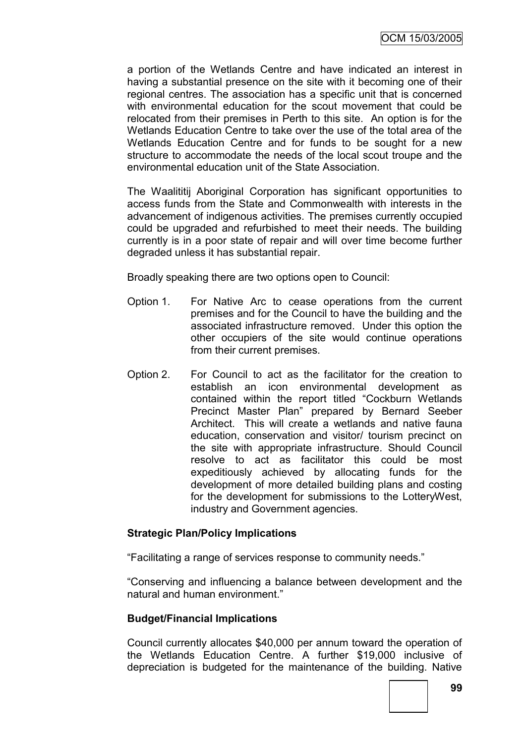a portion of the Wetlands Centre and have indicated an interest in having a substantial presence on the site with it becoming one of their regional centres. The association has a specific unit that is concerned with environmental education for the scout movement that could be relocated from their premises in Perth to this site. An option is for the Wetlands Education Centre to take over the use of the total area of the Wetlands Education Centre and for funds to be sought for a new structure to accommodate the needs of the local scout troupe and the environmental education unit of the State Association.

The Waalitij Aboriginal Corporation has significant opportunities to access funds from the State and Commonwealth with interests in the advancement of indigenous activities. The premises currently occupied could be upgraded and refurbished to meet their needs. The building currently is in a poor state of repair and will over time become further degraded unless it has substantial repair.

Broadly speaking there are two options open to Council:

- Option 1. For Native Arc to cease operations from the current premises and for the Council to have the building and the associated infrastructure removed. Under this option the other occupiers of the site would continue operations from their current premises.

- Option 2. For Council to act as the facilitator for the creation to establish an icon environmental development as contained within the report titled "Cockburn Wetlands Precinct Master Plan" prepared by Bernard Seeber Architect. This will create a wetlands and native fauna education, conservation and visitor/ tourism precinct on the site with appropriate infrastructure. Should Council resolve to act as facilitator this could be most expeditiously achieved by allocating funds for the development of more detailed building plans and costing for the development for submissions to the LotteryWest, industry and Government agencies.

**Strategic Plan/Policy Implications**

"Facilitating a range of services response to community needs."

"Conserving and influencing a balance between development and the natural and human environment."

**Budget/Financial Implications**

Council currently allocates $40,000 per annum toward the operation of the Wetlands Education Centre. A further $19,000 inclusive of depreciation is budgeted for the maintenance of the building. Native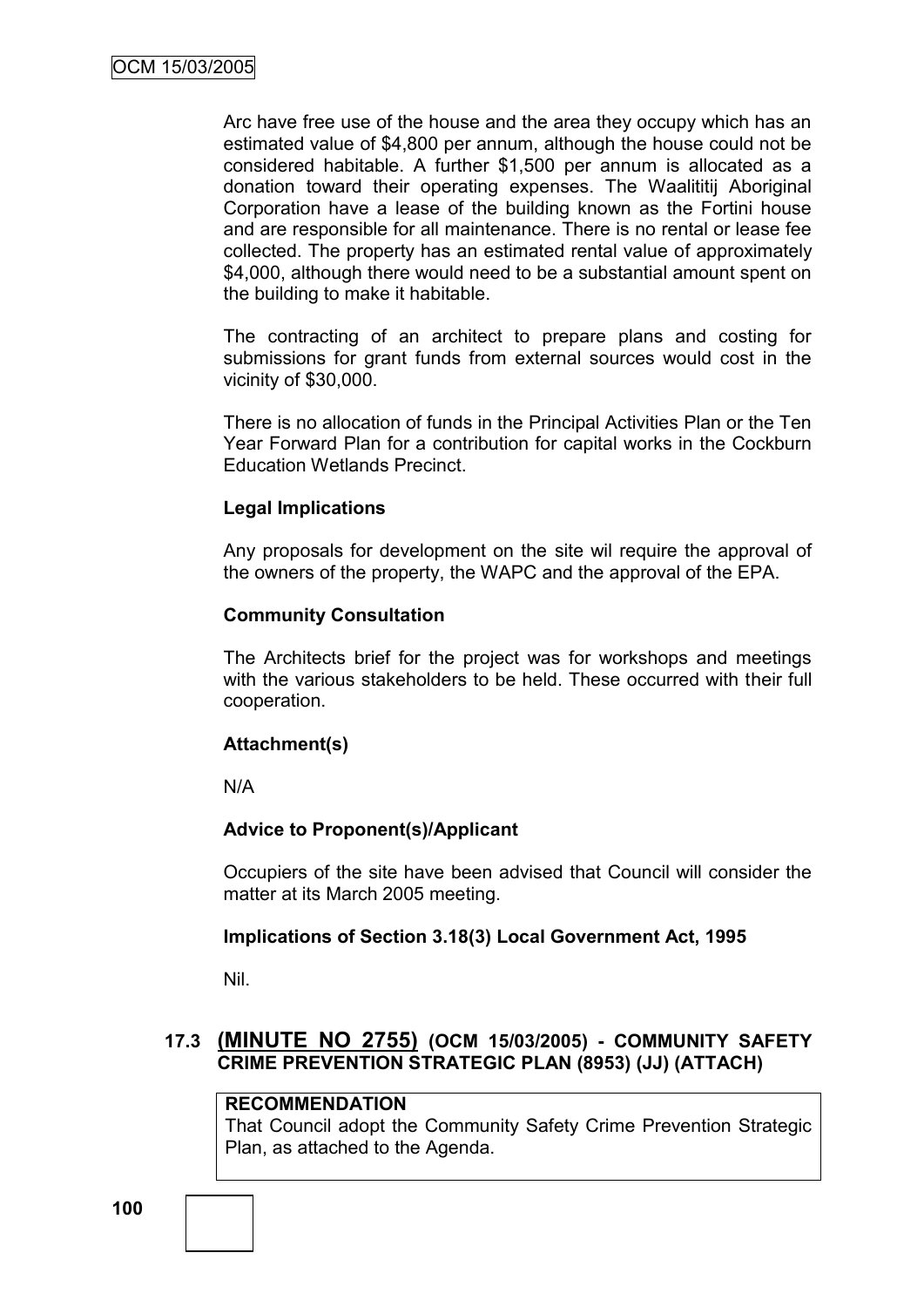Arc have free use of the house and the area they occupy which has an estimated value of $4,800 per annum, although the house could not be considered habitable. A further $1,500 per annum is allocated as a donation toward their operating expenses. The Waalititij Aboriginal Corporation have a lease of the building known as the Fortini house and are responsible for all maintenance. There is no rental or lease fee collected. The property has an estimated rental value of approximately $4,000, although there would need to be a substantial amount spent on the building to make it habitable.

The contracting of an architect to prepare plans and costing for submissions for grant funds from external sources would cost in the vicinity of $30,000.

There is no allocation of funds in the Principal Activities Plan or the Ten Year Forward Plan for a contribution for capital works in the Cockburn Education Wetlands Precinct.

**Legal Implications**

Any proposals for development on the site wil require the approval of the owners of the property, the WAPC and the approval of the EPA.

**Community Consultation**

The Architects brief for the project was for workshops and meetings with the various stakeholders to be held. These occurred with their full cooperation.

**Attachment(s)**

N/A

**Advice to Proponent(s)/Applicant**

Occupiers of the site have been advised that Council will consider the matter at its March 2005 meeting.

**Implications of Section 3.18(3) Local Government Act, 1995**

Nil.

## 17.3 (MINUTE NO 2755) (OCM 15/03/2005) - COMMUNITY SAFETY CRIME PREVENTION STRATEGIC PLAN (8953) (JJ) (ATTACH)

**RECOMMENDATION**
That Council adopt the Community Safety Crime Prevention Strategic Plan, as attached to the Agenda.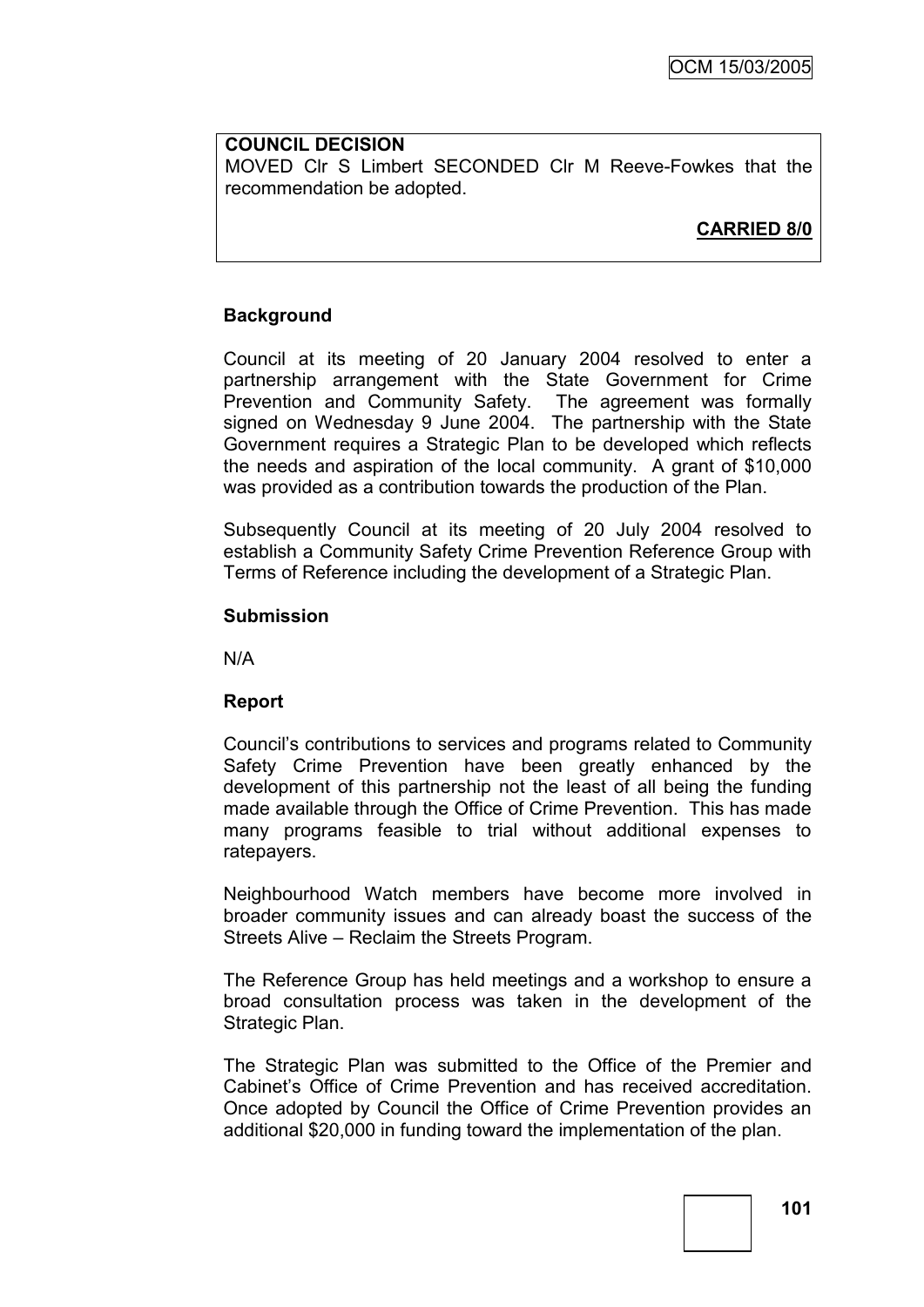**COUNCIL DECISION**

MOVED Clr S Limbert SECONDED Clr M Reeve-Fowkes that the recommendation be adopted.

**CARRIED 8/0**

**Background**

Council at its meeting of 20 January 2004 resolved to enter a partnership arrangement with the State Government for Crime Prevention and Community Safety. The agreement was formally signed on Wednesday 9 June 2004. The partnership with the State Government requires a Strategic Plan to be developed which reflects the needs and aspiration of the local community. A grant of $10,000 was provided as a contribution towards the production of the Plan.

Subsequently Council at its meeting of 20 July 2004 resolved to establish a Community Safety Crime Prevention Reference Group with Terms of Reference including the development of a Strategic Plan.

**Submission**

N/A

**Report**

Council's contributions to services and programs related to Community Safety Crime Prevention have been greatly enhanced by the development of this partnership not the least of all being the funding made available through the Office of Crime Prevention. This has made many programs feasible to trial without additional expenses to ratepayers.

Neighbourhood Watch members have become more involved in broader community issues and can already boast the success of the Streets Alive – Reclaim the Streets Program.

The Reference Group has held meetings and a workshop to ensure a broad consultation process was taken in the development of the Strategic Plan.

The Strategic Plan was submitted to the Office of the Premier and Cabinet's Office of Crime Prevention and has received accreditation. Once adopted by Council the Office of Crime Prevention provides an additional $20,000 in funding toward the implementation of the plan.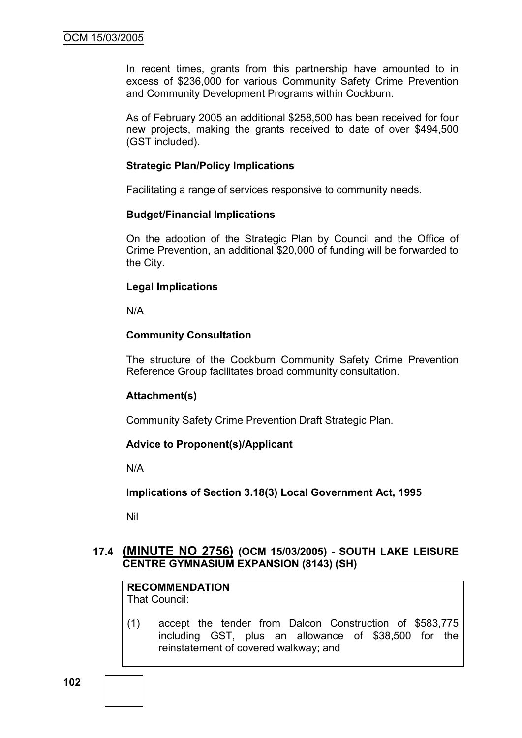In recent times, grants from this partnership have amounted to in excess of $236,000 for various Community Safety Crime Prevention and Community Development Programs within Cockburn.

As of February 2005 an additional $258,500 has been received for four new projects, making the grants received to date of over $494,500 (GST included).

**Strategic Plan/Policy Implications**

Facilitating a range of services responsive to community needs.

**Budget/Financial Implications**

On the adoption of the Strategic Plan by Council and the Office of Crime Prevention, an additional $20,000 of funding will be forwarded to the City.

**Legal Implications**

N/A

**Community Consultation**

The structure of the Cockburn Community Safety Crime Prevention Reference Group facilitates broad community consultation.

**Attachment(s)**

Community Safety Crime Prevention Draft Strategic Plan.

**Advice to Proponent(s)/Applicant**

N/A

**Implications of Section 3.18(3) Local Government Act, 1995**

Nil

## 17.4 (MINUTE NO 2756) (OCM 15/03/2005) - SOUTH LAKE LEISURE CENTRE GYMNASIUM EXPANSION (8143) (SH)

**RECOMMENDATION**
That Council:

(1) accept the tender from Dalcon Construction of $583,775 including GST, plus an allowance of $38,500 for the reinstatement of covered walkway; and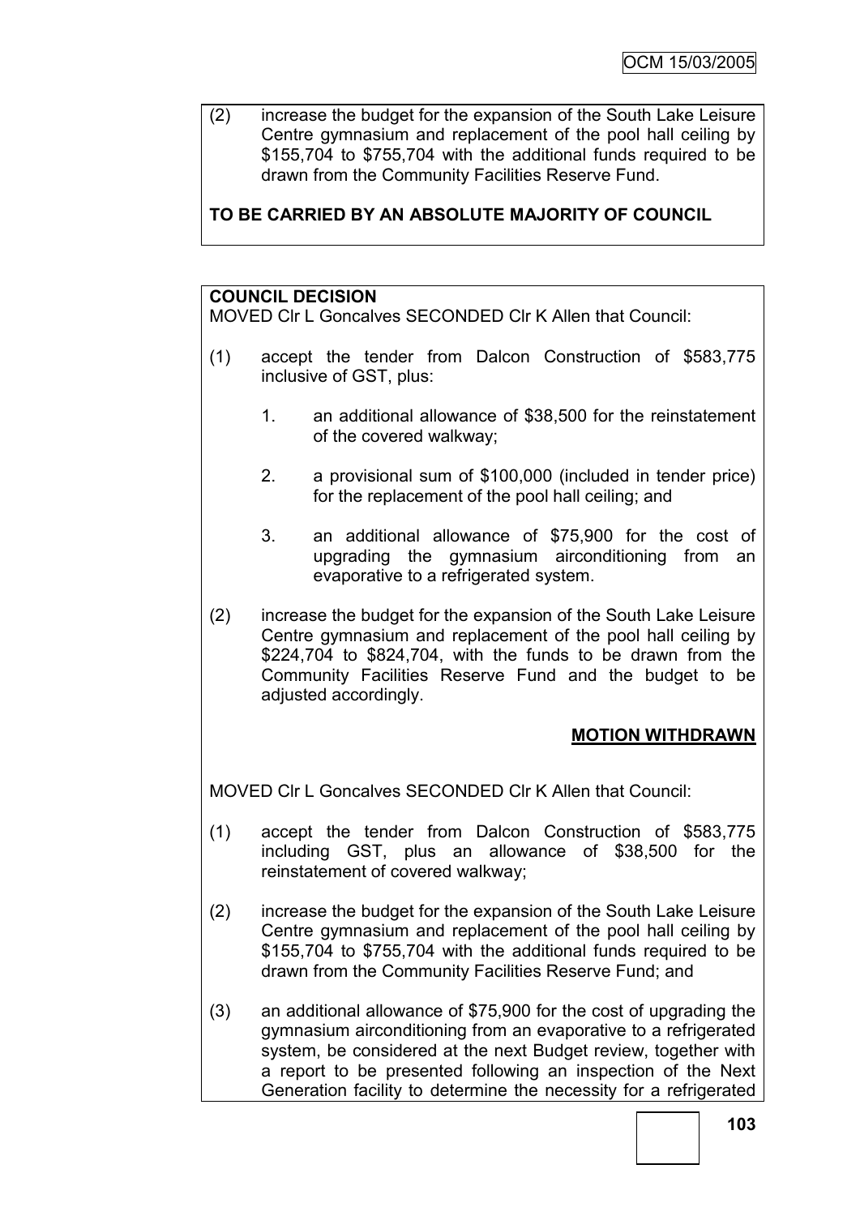(2) increase the budget for the expansion of the South Lake Leisure Centre gymnasium and replacement of the pool hall ceiling by $155,704 to $755,704 with the additional funds required to be drawn from the Community Facilities Reserve Fund.

**TO BE CARRIED BY AN ABSOLUTE MAJORITY OF COUNCIL**

**COUNCIL DECISION**

MOVED Clr L Goncalves SECONDED Clr K Allen that Council:

(1) accept the tender from Dalcon Construction of $583,775 inclusive of GST, plus:

1. an additional allowance of $38,500 for the reinstatement of the covered walkway;
2. a provisional sum of $100,000 (included in tender price) for the replacement of the pool hall ceiling; and
3. an additional allowance of $75,900 for the cost of upgrading the gymnasium airconditioning from an evaporative to a refrigerated system.

(2) increase the budget for the expansion of the South Lake Leisure Centre gymnasium and replacement of the pool hall ceiling by $224,704 to $824,704, with the funds to be drawn from the Community Facilities Reserve Fund and the budget to be adjusted accordingly.

**MOTION WITHDRAWN**

MOVED Clr L Goncalves SECONDED Clr K Allen that Council:

(1) accept the tender from Dalcon Construction of $583,775 including GST, plus an allowance of $38,500 for the reinstatement of covered walkway;

(2) increase the budget for the expansion of the South Lake Leisure Centre gymnasium and replacement of the pool hall ceiling by $155,704 to $755,704 with the additional funds required to be drawn from the Community Facilities Reserve Fund; and

(3) an additional allowance of $75,900 for the cost of upgrading the gymnasium airconditioning from an evaporative to a refrigerated system, be considered at the next Budget review, together with a report to be presented following an inspection of the Next Generation facility to determine the necessity for a refrigerated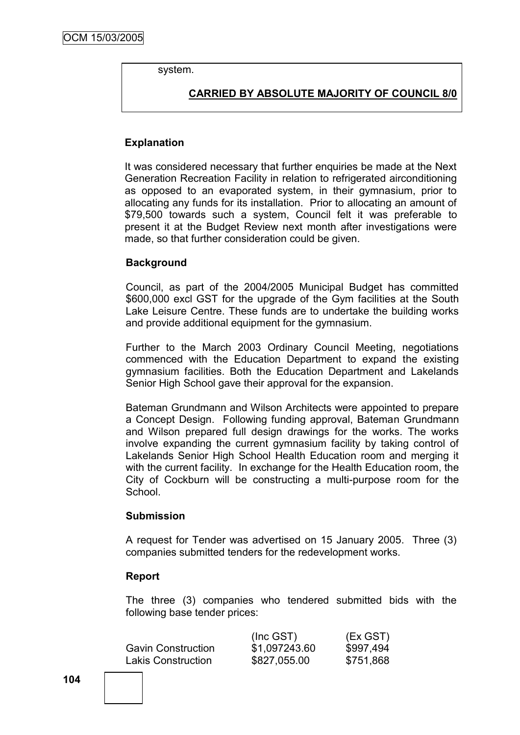system.

**CARRIED BY ABSOLUTE MAJORITY OF COUNCIL 8/0**

**Explanation**

It was considered necessary that further enquiries be made at the Next Generation Recreation Facility in relation to refrigerated airconditioning as opposed to an evaporated system, in their gymnasium, prior to allocating any funds for its installation. Prior to allocating an amount of $79,500 towards such a system, Council felt it was preferable to present it at the Budget Review next month after investigations were made, so that further consideration could be given.

**Background**

Council, as part of the 2004/2005 Municipal Budget has committed $600,000 excl GST for the upgrade of the Gym facilities at the South Lake Leisure Centre. These funds are to undertake the building works and provide additional equipment for the gymnasium.

Further to the March 2003 Ordinary Council Meeting, negotiations commenced with the Education Department to expand the existing gymnasium facilities. Both the Education Department and Lakelands Senior High School gave their approval for the expansion.

Bateman Grundmann and Wilson Architects were appointed to prepare a Concept Design. Following funding approval, Bateman Grundmann and Wilson prepared full design drawings for the works. The works involve expanding the current gymnasium facility by taking control of Lakelands Senior High School Health Education room and merging it with the current facility. In exchange for the Health Education room, the City of Cockburn will be constructing a multi-purpose room for the School.

**Submission**

A request for Tender was advertised on 15 January 2005. Three (3) companies submitted tenders for the redevelopment works.

**Report**

The three (3) companies who tendered submitted bids with the following base tender prices:

| | (Inc GST) | (Ex GST) |
|---|---|---|
| Gavin Construction | $1,097243.60 | $997,494 |
| Lakis Construction | $827,055.00 | $751,868 |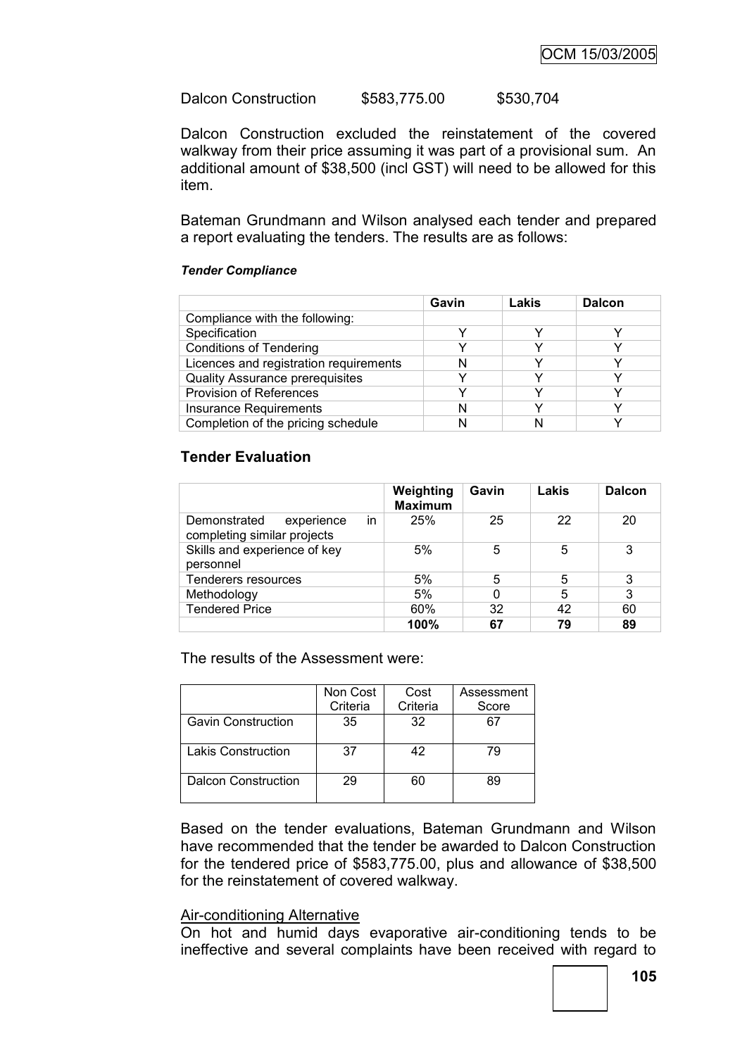Dalcon Construction $583,775.00 $530,704

Dalcon Construction excluded the reinstatement of the covered walkway from their price assuming it was part of a provisional sum. An additional amount of $38,500 (incl GST) will need to be allowed for this item.

Bateman Grundmann and Wilson analysed each tender and prepared a report evaluating the tenders. The results are as follows:

***Tender Compliance***

| | Gavin | Lakis | Dalcon |
|---|---|---|---|
| Compliance with the following: | | | |
| Specification | Y | Y | Y |
| Conditions of Tendering | Y | Y | Y |
| Licences and registration requirements | N | Y | Y |
| Quality Assurance prerequisites | Y | Y | Y |
| Provision of References | Y | Y | Y |
| Insurance Requirements | N | Y | Y |
| Completion of the pricing schedule | N | N | Y |

## Tender Evaluation

| | Weighting Maximum | Gavin | Lakis | Dalcon |
|---|---|---|---|---|
| Demonstrated experience in completing similar projects | 25% | 25 | 22 | 20 |
| Skills and experience of key personnel | 5% | 5 | 5 | 3 |
| Tenderers resources | 5% | 5 | 5 | 3 |
| Methodology | 5% | 0 | 5 | 3 |
| Tendered Price | 60% | 32 | 42 | 60 |
| | **100%** | **67** | **79** | **89** |

The results of the Assessment were:

| | Non Cost Criteria | Cost Criteria | Assessment Score |
|---|---|---|---|
| Gavin Construction | 35 | 32 | 67 |
| Lakis Construction | 37 | 42 | 79 |
| Dalcon Construction | 29 | 60 | 89 |

Based on the tender evaluations, Bateman Grundmann and Wilson have recommended that the tender be awarded to Dalcon Construction for the tendered price of $583,775.00, plus and allowance of $38,500 for the reinstatement of covered walkway.

Air-conditioning Alternative

On hot and humid days evaporative air-conditioning tends to be ineffective and several complaints have been received with regard to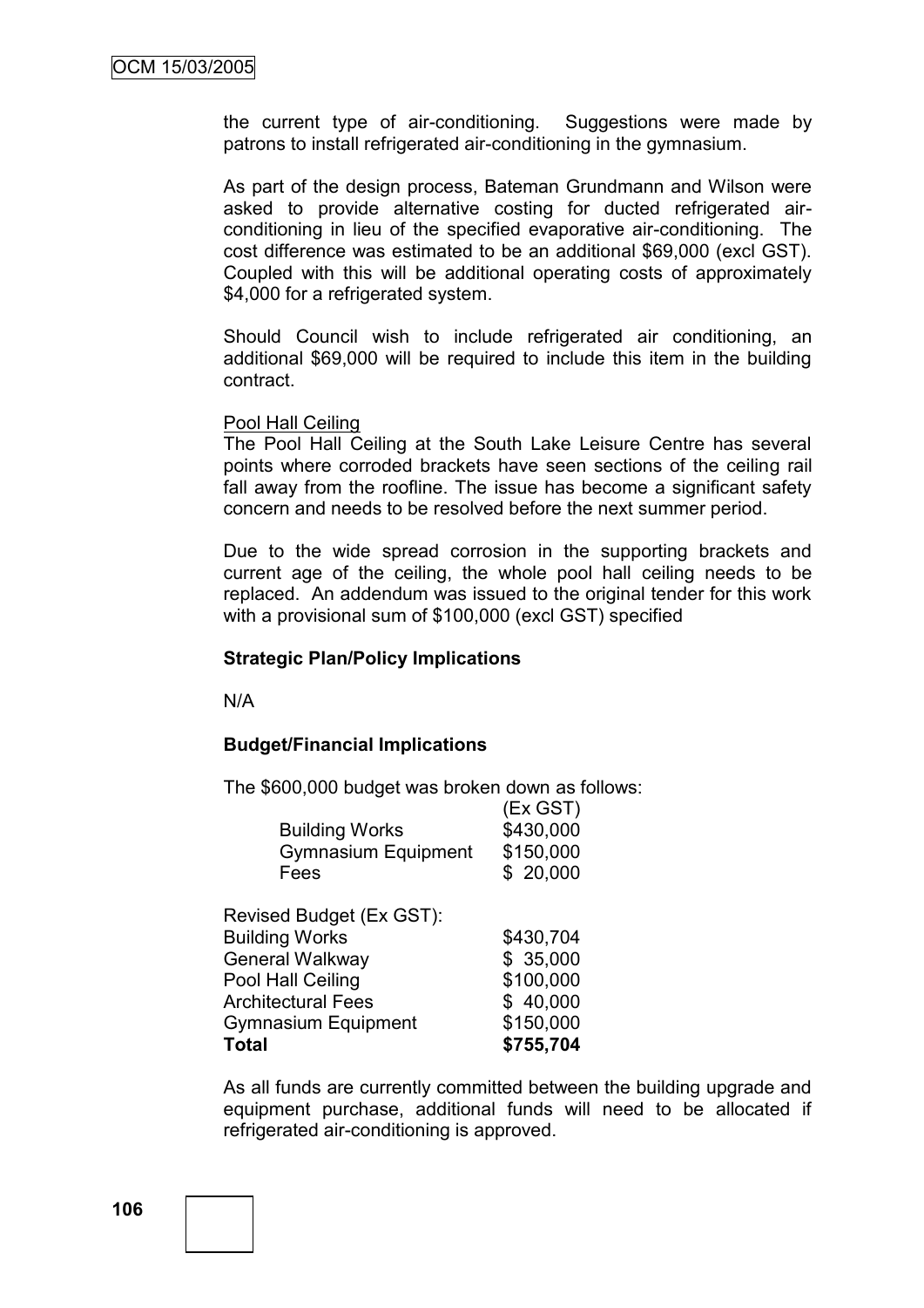the current type of air-conditioning. Suggestions were made by patrons to install refrigerated air-conditioning in the gymnasium.

As part of the design process, Bateman Grundmann and Wilson were asked to provide alternative costing for ducted refrigerated air-conditioning in lieu of the specified evaporative air-conditioning. The cost difference was estimated to be an additional $69,000 (excl GST). Coupled with this will be additional operating costs of approximately $4,000 for a refrigerated system.

Should Council wish to include refrigerated air conditioning, an additional $69,000 will be required to include this item in the building contract.

Pool Hall Ceiling

The Pool Hall Ceiling at the South Lake Leisure Centre has several points where corroded brackets have seen sections of the ceiling rail fall away from the roofline. The issue has become a significant safety concern and needs to be resolved before the next summer period.

Due to the wide spread corrosion in the supporting brackets and current age of the ceiling, the whole pool hall ceiling needs to be replaced. An addendum was issued to the original tender for this work with a provisional sum of $100,000 (excl GST) specified

**Strategic Plan/Policy Implications**

N/A

**Budget/Financial Implications**

The $600,000 budget was broken down as follows:

| | (Ex GST) |
|---|---|
| Building Works | $430,000 |
| Gymnasium Equipment | $150,000 |
| Fees | $ 20,000 |

| Revised Budget (Ex GST): | |
|---|---|
| Building Works | $430,704 |
| General Walkway | $ 35,000 |
| Pool Hall Ceiling | $100,000 |
| Architectural Fees | $ 40,000 |
| Gymnasium Equipment | $150,000 |
| **Total** | **$755,704** |

As all funds are currently committed between the building upgrade and equipment purchase, additional funds will need to be allocated if refrigerated air-conditioning is approved.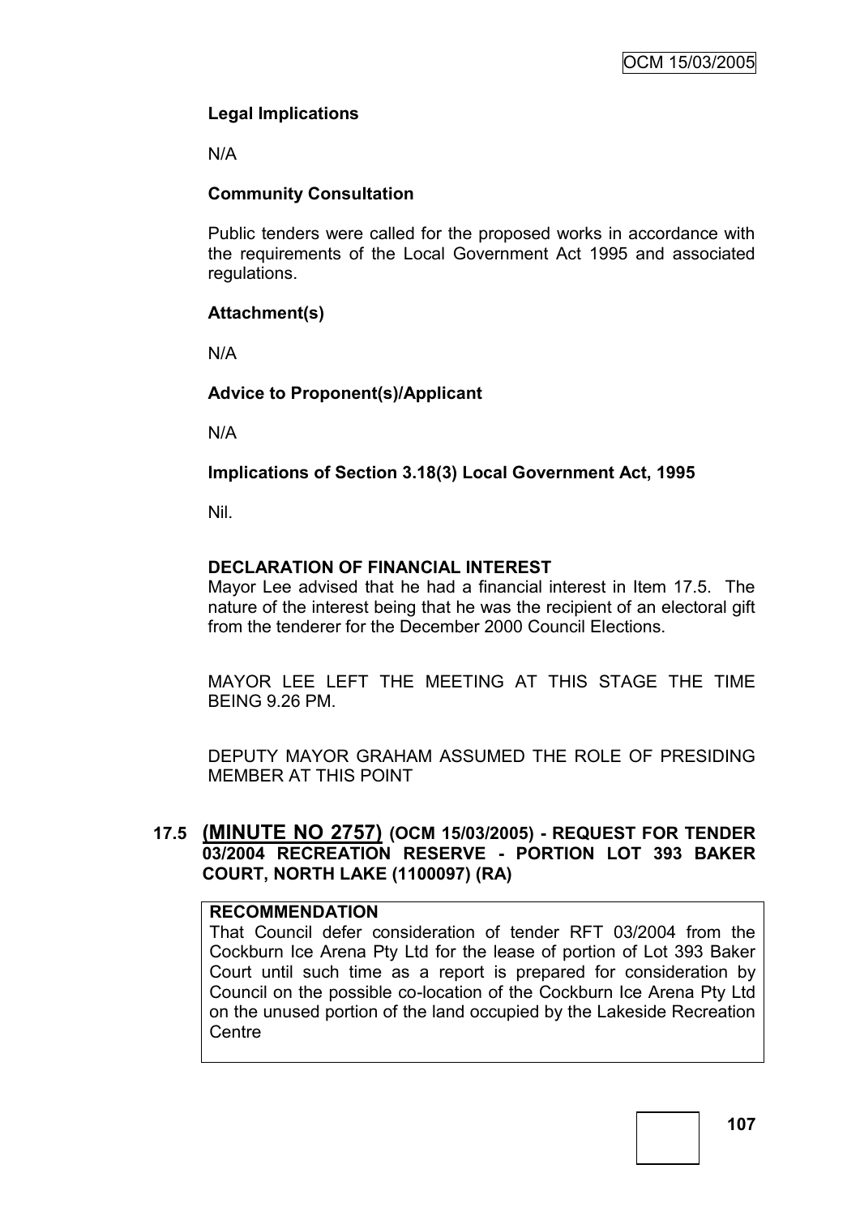**Legal Implications**

N/A

**Community Consultation**

Public tenders were called for the proposed works in accordance with the requirements of the Local Government Act 1995 and associated regulations.

**Attachment(s)**

N/A

**Advice to Proponent(s)/Applicant**

N/A

**Implications of Section 3.18(3) Local Government Act, 1995**

Nil.

**DECLARATION OF FINANCIAL INTEREST**

Mayor Lee advised that he had a financial interest in Item 17.5. The nature of the interest being that he was the recipient of an electoral gift from the tenderer for the December 2000 Council Elections.

MAYOR LEE LEFT THE MEETING AT THIS STAGE THE TIME BEING 9.26 PM.

DEPUTY MAYOR GRAHAM ASSUMED THE ROLE OF PRESIDING MEMBER AT THIS POINT

## 17.5 (MINUTE NO 2757) (OCM 15/03/2005) - REQUEST FOR TENDER 03/2004 RECREATION RESERVE - PORTION LOT 393 BAKER COURT, NORTH LAKE (1100097) (RA)

| **RECOMMENDATION** |
| --- |
| That Council defer consideration of tender RFT 03/2004 from the Cockburn Ice Arena Pty Ltd for the lease of portion of Lot 393 Baker Court until such time as a report is prepared for consideration by Council on the possible co-location of the Cockburn Ice Arena Pty Ltd on the unused portion of the land occupied by the Lakeside Recreation Centre |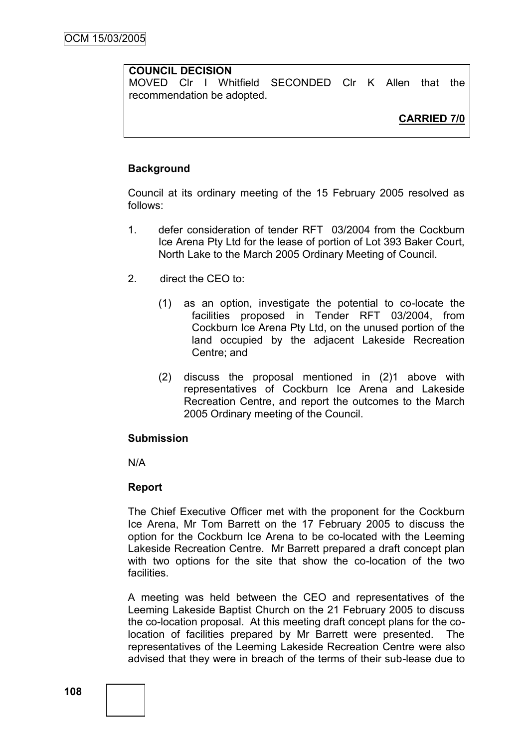**COUNCIL DECISION**
MOVED Clr I Whitfield SECONDED Clr K Allen that the recommendation be adopted.

**CARRIED 7/0**

**Background**

Council at its ordinary meeting of the 15 February 2005 resolved as follows:

1. defer consideration of tender RFT 03/2004 from the Cockburn Ice Arena Pty Ltd for the lease of portion of Lot 393 Baker Court, North Lake to the March 2005 Ordinary Meeting of Council.

2. direct the CEO to:

   (1) as an option, investigate the potential to co-locate the facilities proposed in Tender RFT 03/2004, from Cockburn Ice Arena Pty Ltd, on the unused portion of the land occupied by the adjacent Lakeside Recreation Centre; and

   (2) discuss the proposal mentioned in (2)1 above with representatives of Cockburn Ice Arena and Lakeside Recreation Centre, and report the outcomes to the March 2005 Ordinary meeting of the Council.

**Submission**

N/A

**Report**

The Chief Executive Officer met with the proponent for the Cockburn Ice Arena, Mr Tom Barrett on the 17 February 2005 to discuss the option for the Cockburn Ice Arena to be co-located with the Leeming Lakeside Recreation Centre. Mr Barrett prepared a draft concept plan with two options for the site that show the co-location of the two facilities.

A meeting was held between the CEO and representatives of the Leeming Lakeside Baptist Church on the 21 February 2005 to discuss the co-location proposal. At this meeting draft concept plans for the co-location of facilities prepared by Mr Barrett were presented. The representatives of the Leeming Lakeside Recreation Centre were also advised that they were in breach of the terms of their sub-lease due to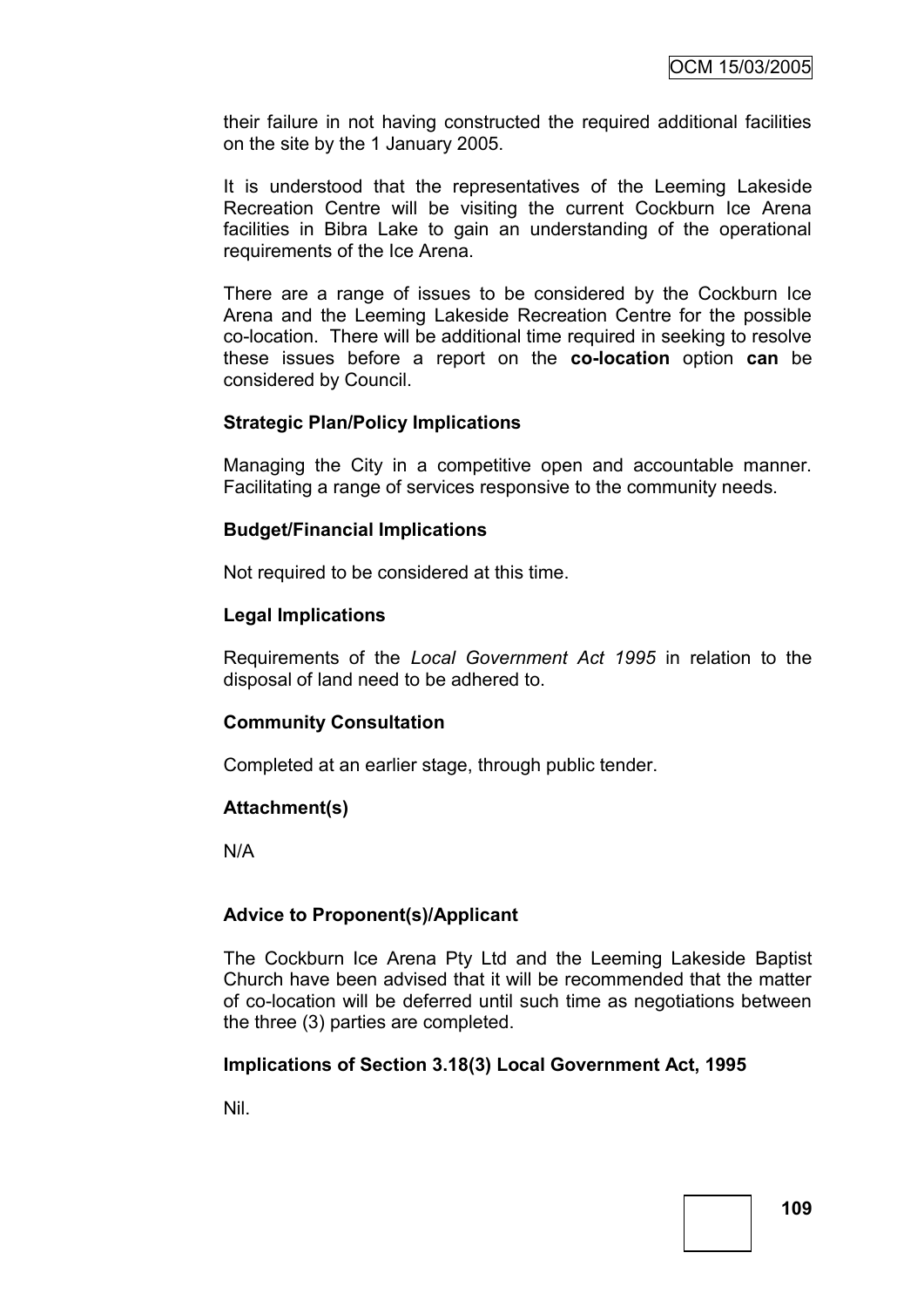their failure in not having constructed the required additional facilities on the site by the 1 January 2005.

It is understood that the representatives of the Leeming Lakeside Recreation Centre will be visiting the current Cockburn Ice Arena facilities in Bibra Lake to gain an understanding of the operational requirements of the Ice Arena.

There are a range of issues to be considered by the Cockburn Ice Arena and the Leeming Lakeside Recreation Centre for the possible co-location. There will be additional time required in seeking to resolve these issues before a report on the **co-location** option **can** be considered by Council.

**Strategic Plan/Policy Implications**

Managing the City in a competitive open and accountable manner. Facilitating a range of services responsive to the community needs.

**Budget/Financial Implications**

Not required to be considered at this time.

**Legal Implications**

Requirements of the *Local Government Act 1995* in relation to the disposal of land need to be adhered to.

**Community Consultation**

Completed at an earlier stage, through public tender.

**Attachment(s)**

N/A

**Advice to Proponent(s)/Applicant**

The Cockburn Ice Arena Pty Ltd and the Leeming Lakeside Baptist Church have been advised that it will be recommended that the matter of co-location will be deferred until such time as negotiations between the three (3) parties are completed.

**Implications of Section 3.18(3) Local Government Act, 1995**

Nil.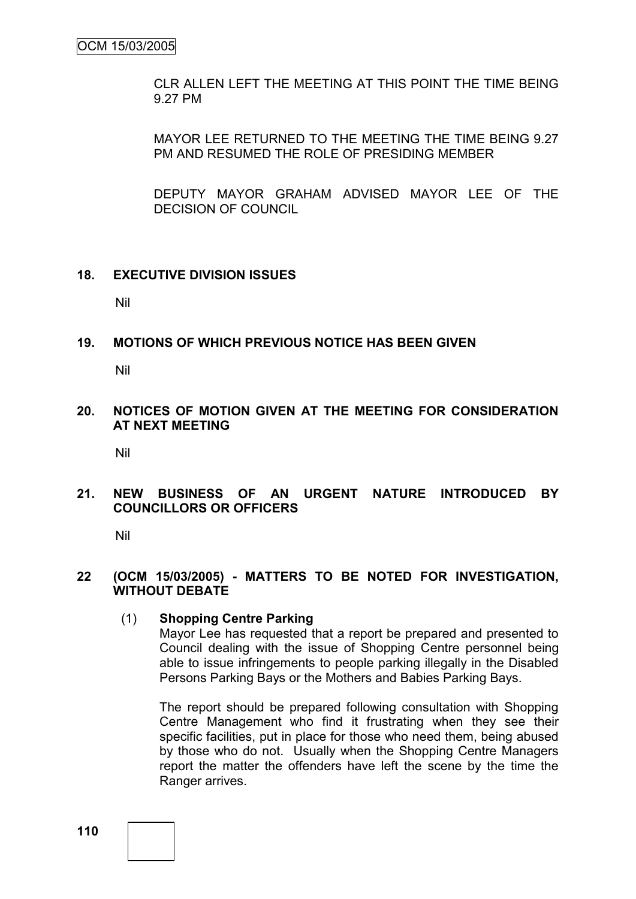CLR ALLEN LEFT THE MEETING AT THIS POINT THE TIME BEING 9.27 PM

MAYOR LEE RETURNED TO THE MEETING THE TIME BEING 9.27 PM AND RESUMED THE ROLE OF PRESIDING MEMBER

DEPUTY MAYOR GRAHAM ADVISED MAYOR LEE OF THE DECISION OF COUNCIL

## 18. EXECUTIVE DIVISION ISSUES

Nil

## 19. MOTIONS OF WHICH PREVIOUS NOTICE HAS BEEN GIVEN

Nil

## 20. NOTICES OF MOTION GIVEN AT THE MEETING FOR CONSIDERATION AT NEXT MEETING

Nil

## 21. NEW BUSINESS OF AN URGENT NATURE INTRODUCED BY COUNCILLORS OR OFFICERS

Nil

## 22 (OCM 15/03/2005) - MATTERS TO BE NOTED FOR INVESTIGATION, WITHOUT DEBATE

(1) **Shopping Centre Parking**

Mayor Lee has requested that a report be prepared and presented to Council dealing with the issue of Shopping Centre personnel being able to issue infringements to people parking illegally in the Disabled Persons Parking Bays or the Mothers and Babies Parking Bays.

The report should be prepared following consultation with Shopping Centre Management who find it frustrating when they see their specific facilities, put in place for those who need them, being abused by those who do not. Usually when the Shopping Centre Managers report the matter the offenders have left the scene by the time the Ranger arrives.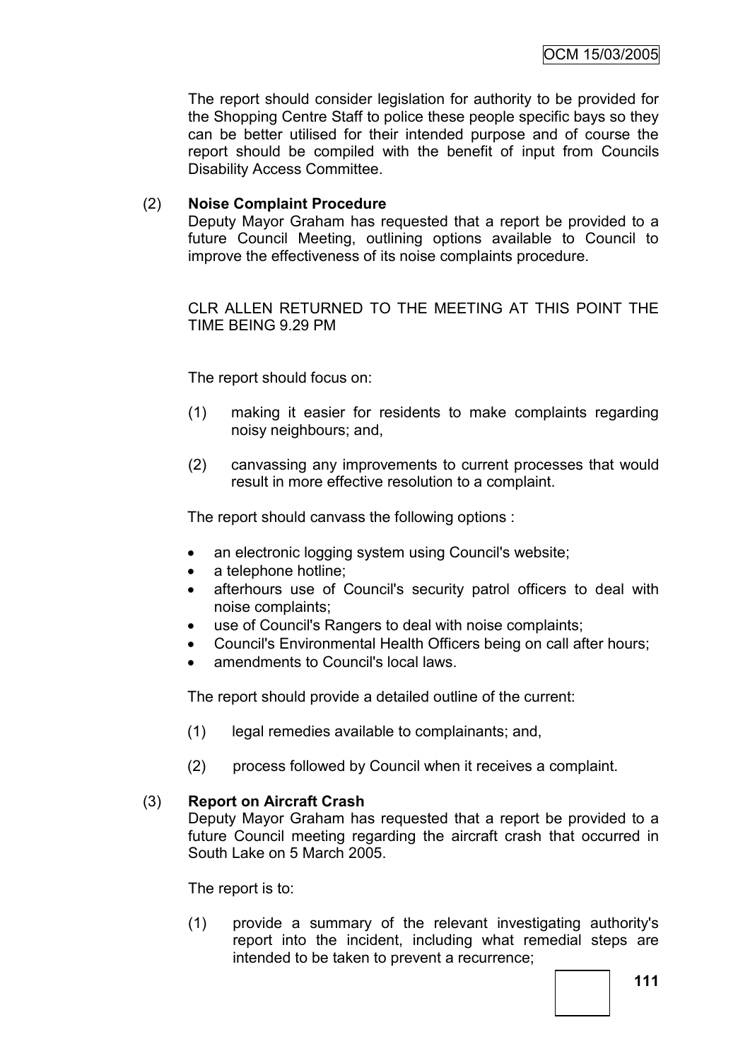The report should consider legislation for authority to be provided for the Shopping Centre Staff to police these people specific bays so they can be better utilised for their intended purpose and of course the report should be compiled with the benefit of input from Councils Disability Access Committee.

(2) **Noise Complaint Procedure**

Deputy Mayor Graham has requested that a report be provided to a future Council Meeting, outlining options available to Council to improve the effectiveness of its noise complaints procedure.

CLR ALLEN RETURNED TO THE MEETING AT THIS POINT THE TIME BEING 9.29 PM

The report should focus on:

(1) making it easier for residents to make complaints regarding noisy neighbours; and,

(2) canvassing any improvements to current processes that would result in more effective resolution to a complaint.

The report should canvass the following options :

- an electronic logging system using Council's website;
- a telephone hotline;
- afterhours use of Council's security patrol officers to deal with noise complaints;
- use of Council's Rangers to deal with noise complaints;
- Council's Environmental Health Officers being on call after hours;
- amendments to Council's local laws.

The report should provide a detailed outline of the current:

(1) legal remedies available to complainants; and,

(2) process followed by Council when it receives a complaint.

(3) **Report on Aircraft Crash**

Deputy Mayor Graham has requested that a report be provided to a future Council meeting regarding the aircraft crash that occurred in South Lake on 5 March 2005.

The report is to:

(1) provide a summary of the relevant investigating authority's report into the incident, including what remedial steps are intended to be taken to prevent a recurrence;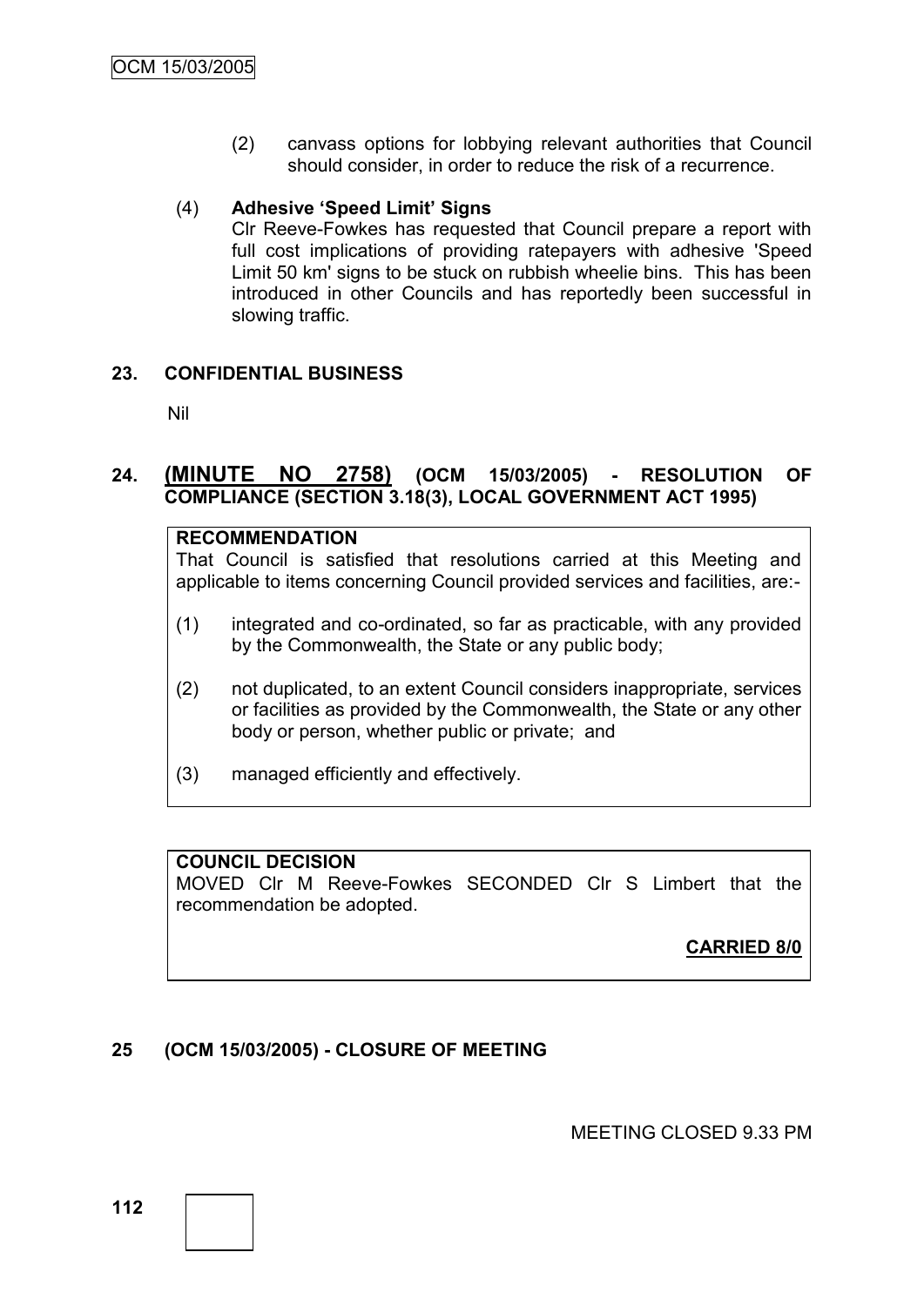(2) canvass options for lobbying relevant authorities that Council should consider, in order to reduce the risk of a recurrence.

(4) **Adhesive 'Speed Limit' Signs**

Clr Reeve-Fowkes has requested that Council prepare a report with full cost implications of providing ratepayers with adhesive 'Speed Limit 50 km' signs to be stuck on rubbish wheelie bins. This has been introduced in other Councils and has reportedly been successful in slowing traffic.

## 23. CONFIDENTIAL BUSINESS

Nil

## 24. (MINUTE NO 2758) (OCM 15/03/2005) - RESOLUTION OF COMPLIANCE (SECTION 3.18(3), LOCAL GOVERNMENT ACT 1995)

**RECOMMENDATION**

That Council is satisfied that resolutions carried at this Meeting and applicable to items concerning Council provided services and facilities, are:-

(1) integrated and co-ordinated, so far as practicable, with any provided by the Commonwealth, the State or any public body;

(2) not duplicated, to an extent Council considers inappropriate, services or facilities as provided by the Commonwealth, the State or any other body or person, whether public or private; and

(3) managed efficiently and effectively.

**COUNCIL DECISION**

MOVED Clr M Reeve-Fowkes SECONDED Clr S Limbert that the recommendation be adopted.

**CARRIED 8/0**

## 25 (OCM 15/03/2005) - CLOSURE OF MEETING

MEETING CLOSED 9.33 PM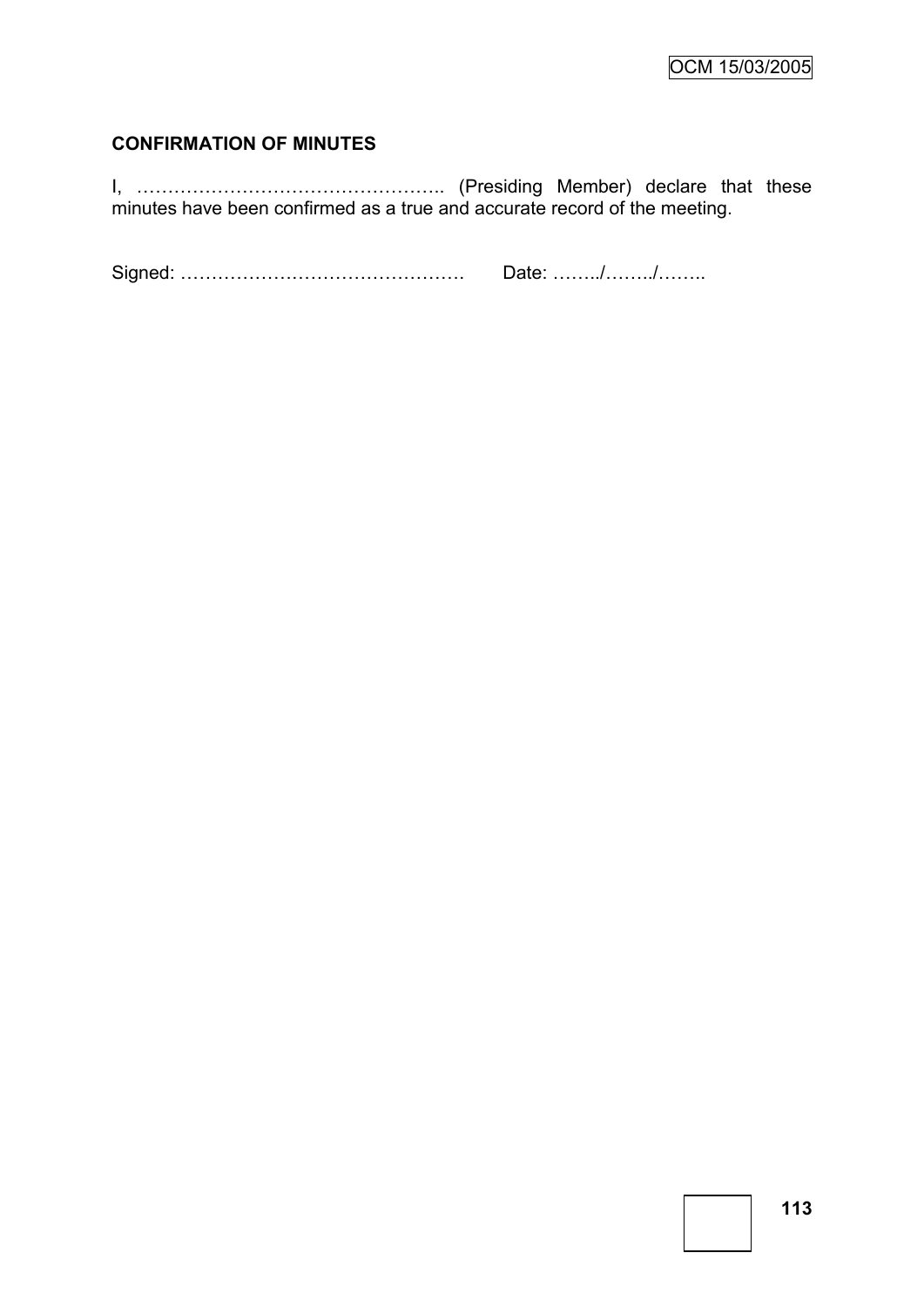**CONFIRMATION OF MINUTES**

I, ………………………………………….. (Presiding Member) declare that these minutes have been confirmed as a true and accurate record of the meeting.

Signed: ……………………………………….      Date: ……../……../……..